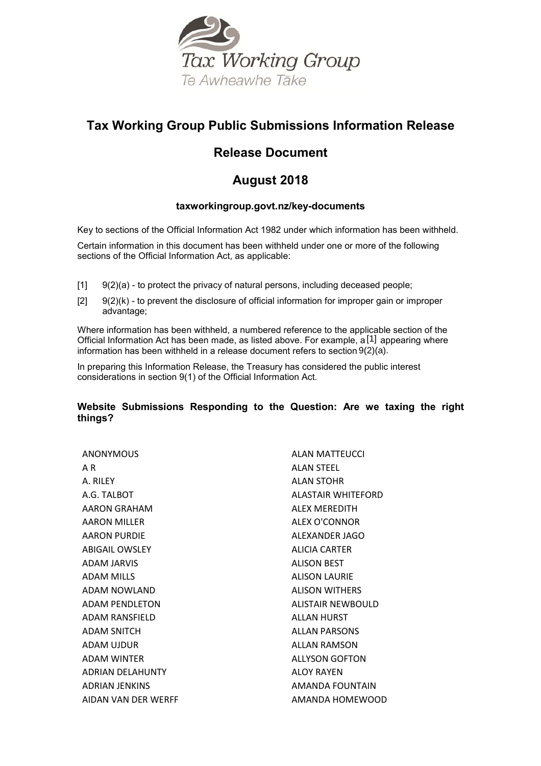Tax Working Group

Te Awheawhe Tāke

# Tax Working Group Public Submissions Information Release

## Release Document

## August 2018

**taxworkingroup.govt.nz/key-documents**

Key to sections of the Official Information Act 1982 under which information has been withheld.

Certain information in this document has been withheld under one or more of the following sections of the Official Information Act, as applicable:

[1] 9(2)(a) - to protect the privacy of natural persons, including deceased people;

[2] 9(2)(k) - to prevent the disclosure of official information for improper gain or improper advantage;

Where information has been withheld, a numbered reference to the applicable section of the Official Information Act has been made, as listed above. For example, a [1] appearing where information has been withheld in a release document refers to section 9(2)(a).

In preparing this Information Release, the Treasury has considered the public interest considerations in section 9(1) of the Official Information Act.

### Website Submissions Responding to the Question: Are we taxing the right things?

ANONYMOUS
A R
A. RILEY
A.G. TALBOT
AARON GRAHAM
AARON MILLER
AARON PURDIE
ABIGAIL OWSLEY
ADAM JARVIS
ADAM MILLS
ADAM NOWLAND
ADAM PENDLETON
ADAM RANSFIELD
ADAM SNITCH
ADAM UJDUR
ADAM WINTER
ADRIAN DELAHUNTY
ADRIAN JENKINS
AIDAN VAN DER WERFF
ALAN MATTEUCCI
ALAN STEEL
ALAN STOHR
ALASTAIR WHITEFORD
ALEX MEREDITH
ALEX O'CONNOR
ALEXANDER JAGO
ALICIA CARTER
ALISON BEST
ALISON LAURIE
ALISON WITHERS
ALISTAIR NEWBOULD
ALLAN HURST
ALLAN PARSONS
ALLAN RAMSON
ALLYSON GOFTON
ALOY RAYEN
AMANDA FOUNTAIN
AMANDA HOMEWOOD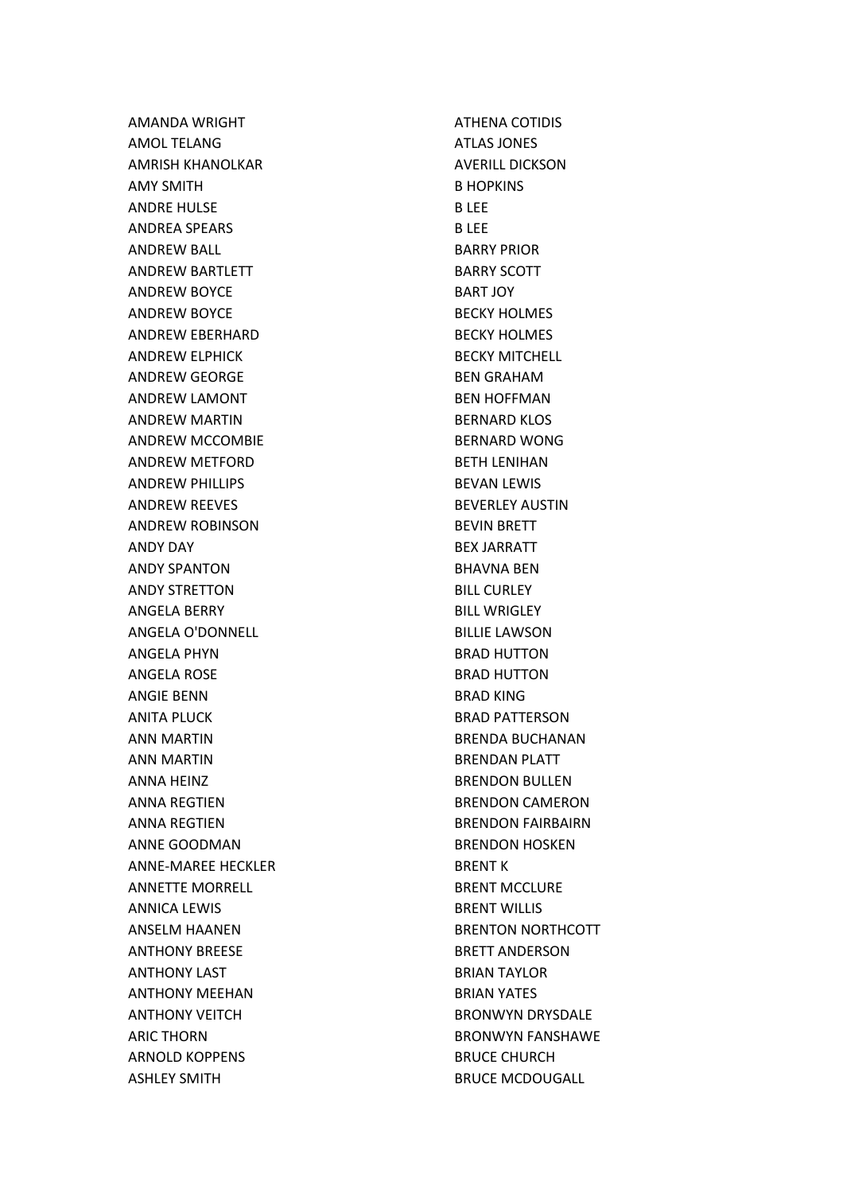AMANDA WRIGHT
AMOL TELANG
AMRISH KHANOLKAR
AMY SMITH
ANDRE HULSE
ANDREA SPEARS
ANDREW BALL
ANDREW BARTLETT
ANDREW BOYCE
ANDREW BOYCE
ANDREW EBERHARD
ANDREW ELPHICK
ANDREW GEORGE
ANDREW LAMONT
ANDREW MARTIN
ANDREW MCCOMBIE
ANDREW METFORD
ANDREW PHILLIPS
ANDREW REEVES
ANDREW ROBINSON
ANDY DAY
ANDY SPANTON
ANDY STRETTON
ANGELA BERRY
ANGELA O'DONNELL
ANGELA PHYN
ANGELA ROSE
ANGIE BENN
ANITA PLUCK
ANN MARTIN
ANN MARTIN
ANNA HEINZ
ANNA REGTIEN
ANNA REGTIEN
ANNE GOODMAN
ANNE-MAREE HECKLER
ANNETTE MORRELL
ANNICA LEWIS
ANSELM HAANEN
ANTHONY BREESE
ANTHONY LAST
ANTHONY MEEHAN
ANTHONY VEITCH
ARIC THORN
ARNOLD KOPPENS
ASHLEY SMITH
ATHENA COTIDIS
ATLAS JONES
AVERILL DICKSON
B HOPKINS
B LEE
B LEE
BARRY PRIOR
BARRY SCOTT
BART JOY
BECKY HOLMES
BECKY HOLMES
BECKY MITCHELL
BEN GRAHAM
BEN HOFFMAN
BERNARD KLOS
BERNARD WONG
BETH LENIHAN
BEVAN LEWIS
BEVERLEY AUSTIN
BEVIN BRETT
BEX JARRATT
BHAVNA BEN
BILL CURLEY
BILL WRIGLEY
BILLIE LAWSON
BRAD HUTTON
BRAD HUTTON
BRAD KING
BRAD PATTERSON
BRENDA BUCHANAN
BRENDAN PLATT
BRENDON BULLEN
BRENDON CAMERON
BRENDON FAIRBAIRN
BRENDON HOSKEN
BRENT K
BRENT MCCLURE
BRENT WILLIS
BRENTON NORTHCOTT
BRETT ANDERSON
BRIAN TAYLOR
BRIAN YATES
BRONWYN DRYSDALE
BRONWYN FANSHAWE
BRUCE CHURCH
BRUCE MCDOUGALL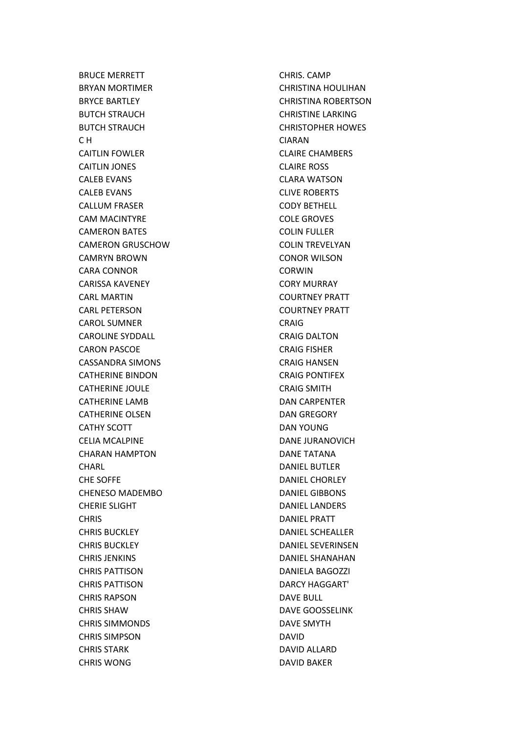BRUCE MERRETT
BRYAN MORTIMER
BRYCE BARTLEY
BUTCH STRAUCH
BUTCH STRAUCH
C H
CAITLIN FOWLER
CAITLIN JONES
CALEB EVANS
CALEB EVANS
CALLUM FRASER
CAM MACINTYRE
CAMERON BATES
CAMERON GRUSCHOW
CAMRYN BROWN
CARA CONNOR
CARISSA KAVENEY
CARL MARTIN
CARL PETERSON
CAROL SUMNER
CAROLINE SYDDALL
CARON PASCOE
CASSANDRA SIMONS
CATHERINE BINDON
CATHERINE JOULE
CATHERINE LAMB
CATHERINE OLSEN
CATHY SCOTT
CELIA MCALPINE
CHARAN HAMPTON
CHARL
CHE SOFFE
CHENESO MADEMBO
CHERIE SLIGHT
CHRIS
CHRIS BUCKLEY
CHRIS BUCKLEY
CHRIS JENKINS
CHRIS PATTISON
CHRIS PATTISON
CHRIS RAPSON
CHRIS SHAW
CHRIS SIMMONDS
CHRIS SIMPSON
CHRIS STARK
CHRIS WONG
CHRIS. CAMP
CHRISTINA HOULIHAN
CHRISTINA ROBERTSON
CHRISTINE LARKING
CHRISTOPHER HOWES
CIARAN
CLAIRE CHAMBERS
CLAIRE ROSS
CLARA WATSON
CLIVE ROBERTS
CODY BETHELL
COLE GROVES
COLIN FULLER
COLIN TREVELYAN
CONOR WILSON
CORWIN
CORY MURRAY
COURTNEY PRATT
COURTNEY PRATT
CRAIG
CRAIG DALTON
CRAIG FISHER
CRAIG HANSEN
CRAIG PONTIFEX
CRAIG SMITH
DAN CARPENTER
DAN GREGORY
DAN YOUNG
DANE JURANOVICH
DANE TATANA
DANIEL BUTLER
DANIEL CHORLEY
DANIEL GIBBONS
DANIEL LANDERS
DANIEL PRATT
DANIEL SCHEALLER
DANIEL SEVERINSEN
DANIEL SHANAHAN
DANIELA BAGOZZI
DARCY HAGGART'
DAVE BULL
DAVE GOOSSELINK
DAVE SMYTH
DAVID
DAVID ALLARD
DAVID BAKER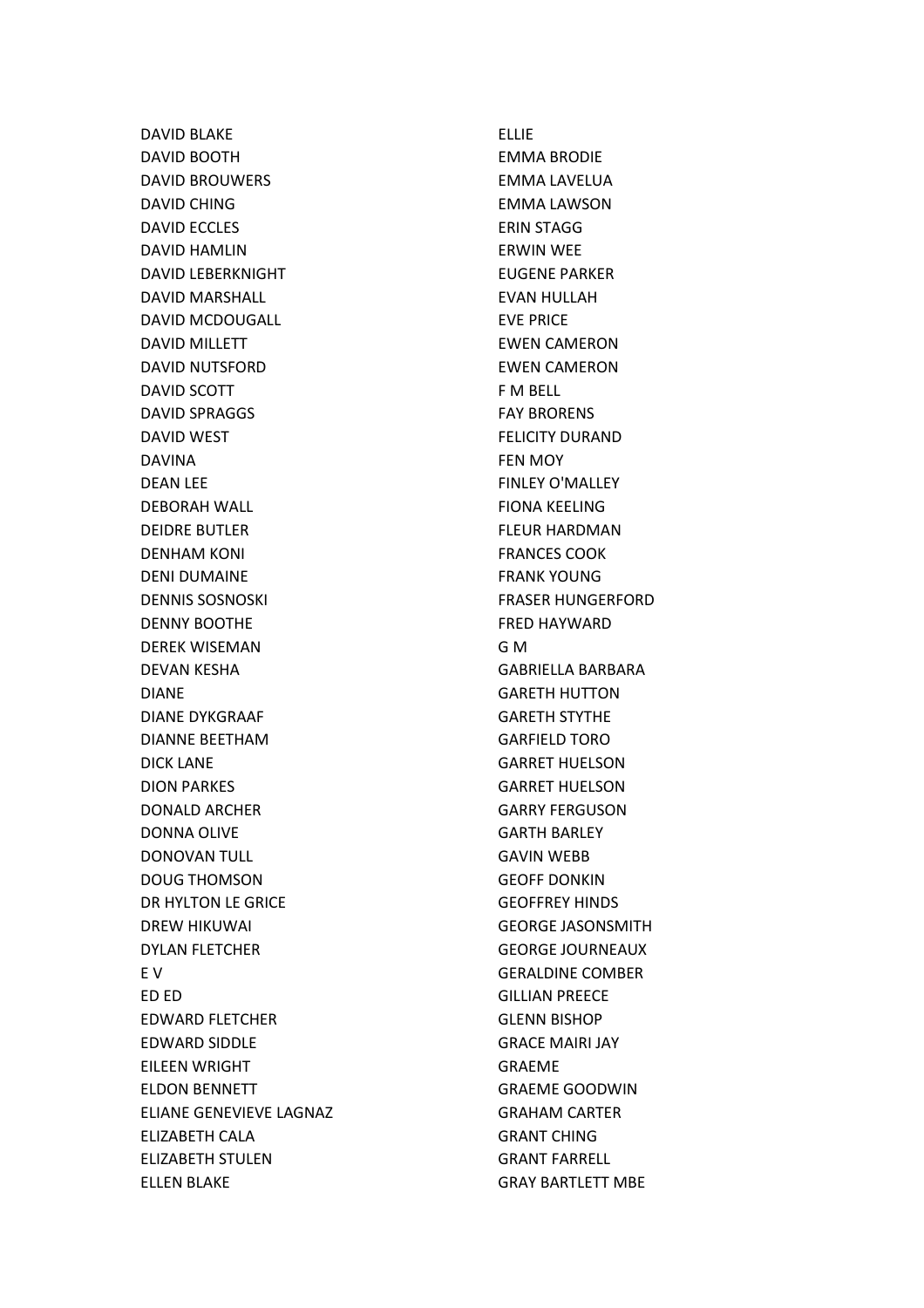DAVID BLAKE
DAVID BOOTH
DAVID BROUWERS
DAVID CHING
DAVID ECCLES
DAVID HAMLIN
DAVID LEBERKNIGHT
DAVID MARSHALL
DAVID MCDOUGALL
DAVID MILLETT
DAVID NUTSFORD
DAVID SCOTT
DAVID SPRAGGS
DAVID WEST
DAVINA
DEAN LEE
DEBORAH WALL
DEIDRE BUTLER
DENHAM KONI
DENI DUMAINE
DENNIS SOSNOSKI
DENNY BOOTHE
DEREK WISEMAN
DEVAN KESHA
DIANE
DIANE DYKGRAAF
DIANNE BEETHAM
DICK LANE
DION PARKES
DONALD ARCHER
DONNA OLIVE
DONOVAN TULL
DOUG THOMSON
DR HYLTON LE GRICE
DREW HIKUWAI
DYLAN FLETCHER
E V
ED ED
EDWARD FLETCHER
EDWARD SIDDLE
EILEEN WRIGHT
ELDON BENNETT
ELIANE GENEVIEVE LAGNAZ
ELIZABETH CALA
ELIZABETH STULEN
ELLEN BLAKE
ELLIE
EMMA BRODIE
EMMA LAVELUA
EMMA LAWSON
ERIN STAGG
ERWIN WEE
EUGENE PARKER
EVAN HULLAH
EVE PRICE
EWEN CAMERON
EWEN CAMERON
F M BELL
FAY BRORENS
FELICITY DURAND
FEN MOY
FINLEY O'MALLEY
FIONA KEELING
FLEUR HARDMAN
FRANCES COOK
FRANK YOUNG
FRASER HUNGERFORD
FRED HAYWARD
G M
GABRIELLA BARBARA
GARETH HUTTON
GARETH STYTHE
GARFIELD TORO
GARRET HUELSON
GARRET HUELSON
GARRY FERGUSON
GARTH BARLEY
GAVIN WEBB
GEOFF DONKIN
GEOFFREY HINDS
GEORGE JASONSMITH
GEORGE JOURNEAUX
GERALDINE COMBER
GILLIAN PREECE
GLENN BISHOP
GRACE MAIRI JAY
GRAEME
GRAEME GOODWIN
GRAHAM CARTER
GRANT CHING
GRANT FARRELL
GRAY BARTLETT MBE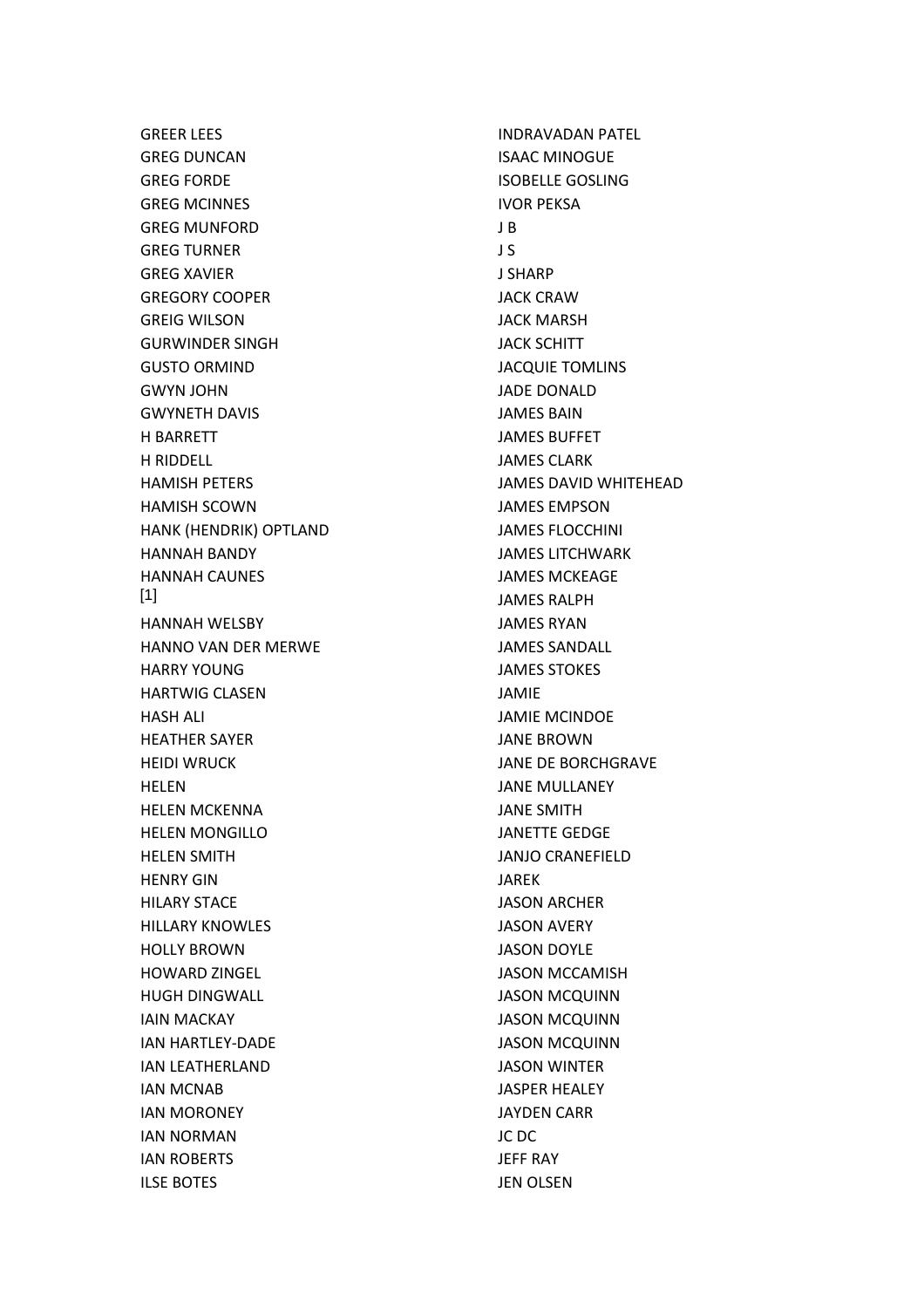GREER LEES
GREG DUNCAN
GREG FORDE
GREG MCINNES
GREG MUNFORD
GREG TURNER
GREG XAVIER
GREGORY COOPER
GREIG WILSON
GURWINDER SINGH
GUSTO ORMIND
GWYN JOHN
GWYNETH DAVIS
H BARRETT
H RIDDELL
HAMISH PETERS
HAMISH SCOWN
HANK (HENDRIK) OPTLAND
HANNAH BANDY
HANNAH CAUNES [1]
HANNAH WELSBY
HANNO VAN DER MERWE
HARRY YOUNG
HARTWIG CLASEN
HASH ALI
HEATHER SAYER
HEIDI WRUCK
HELEN
HELEN MCKENNA
HELEN MONGILLO
HELEN SMITH
HENRY GIN
HILARY STACE
HILLARY KNOWLES
HOLLY BROWN
HOWARD ZINGEL
HUGH DINGWALL
IAIN MACKAY
IAN HARTLEY-DADE
IAN LEATHERLAND
IAN MCNAB
IAN MORONEY
IAN NORMAN
IAN ROBERTS
ILSE BOTES
INDRAVADAN PATEL
ISAAC MINOGUE
ISOBELLE GOSLING
IVOR PEKSA
J B
J S
J SHARP
JACK CRAW
JACK MARSH
JACK SCHITT
JACQUIE TOMLINS
JADE DONALD
JAMES BAIN
JAMES BUFFET
JAMES CLARK
JAMES DAVID WHITEHEAD
JAMES EMPSON
JAMES FLOCCHINI
JAMES LITCHWARK
JAMES MCKEAGE
JAMES RALPH
JAMES RYAN
JAMES SANDALL
JAMES STOKES
JAMIE
JAMIE MCINDOE
JANE BROWN
JANE DE BORCHGRAVE
JANE MULLANEY
JANE SMITH
JANETTE GEDGE
JANJO CRANEFIELD
JAREK
JASON ARCHER
JASON AVERY
JASON DOYLE
JASON MCCAMISH
JASON MCQUINN
JASON MCQUINN
JASON MCQUINN
JASON WINTER
JASPER HEALEY
JAYDEN CARR
JC DC
JEFF RAY
JEN OLSEN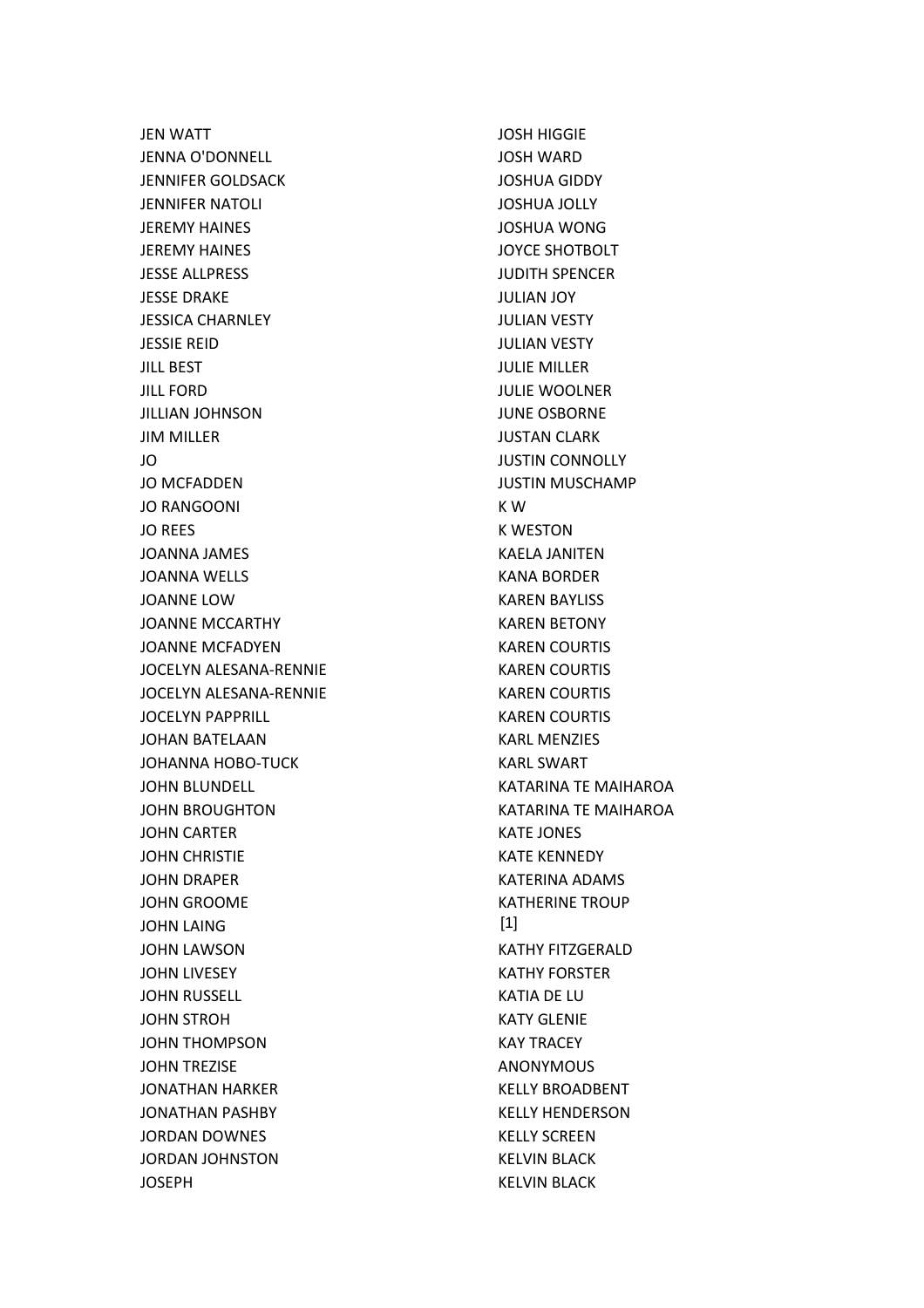JEN WATT
JENNA O'DONNELL
JENNIFER GOLDSACK
JENNIFER NATOLI
JEREMY HAINES
JEREMY HAINES
JESSE ALLPRESS
JESSE DRAKE
JESSICA CHARNLEY
JESSIE REID
JILL BEST
JILL FORD
JILLIAN JOHNSON
JIM MILLER
JO
JO MCFADDEN
JO RANGOONI
JO REES
JOANNA JAMES
JOANNA WELLS
JOANNE LOW
JOANNE MCCARTHY
JOANNE MCFADYEN
JOCELYN ALESANA-RENNIE
JOCELYN ALESANA-RENNIE
JOCELYN PAPPRILL
JOHAN BATELAAN
JOHANNA HOBO-TUCK
JOHN BLUNDELL
JOHN BROUGHTON
JOHN CARTER
JOHN CHRISTIE
JOHN DRAPER
JOHN GROOME
JOHN LAING
JOHN LAWSON
JOHN LIVESEY
JOHN RUSSELL
JOHN STROH
JOHN THOMPSON
JOHN TREZISE
JONATHAN HARKER
JONATHAN PASHBY
JORDAN DOWNES
JORDAN JOHNSTON
JOSEPH
JOSH HIGGIE
JOSH WARD
JOSHUA GIDDY
JOSHUA JOLLY
JOSHUA WONG
JOYCE SHOTBOLT
JUDITH SPENCER
JULIAN JOY
JULIAN VESTY
JULIAN VESTY
JULIE MILLER
JULIE WOOLNER
JUNE OSBORNE
JUSTAN CLARK
JUSTIN CONNOLLY
JUSTIN MUSCHAMP
K W
K WESTON
KAELA JANITEN
KANA BORDER
KAREN BAYLISS
KAREN BETONY
KAREN COURTIS
KAREN COURTIS
KAREN COURTIS
KAREN COURTIS
KARL MENZIES
KARL SWART
KATARINA TE MAIHAROA
KATARINA TE MAIHAROA
KATE JONES
KATE KENNEDY
KATERINA ADAMS
KATHERINE TROUP [1]
KATHY FITZGERALD
KATHY FORSTER
KATIA DE LU
KATY GLENIE
KAY TRACEY
ANONYMOUS
KELLY BROADBENT
KELLY HENDERSON
KELLY SCREEN
KELVIN BLACK
KELVIN BLACK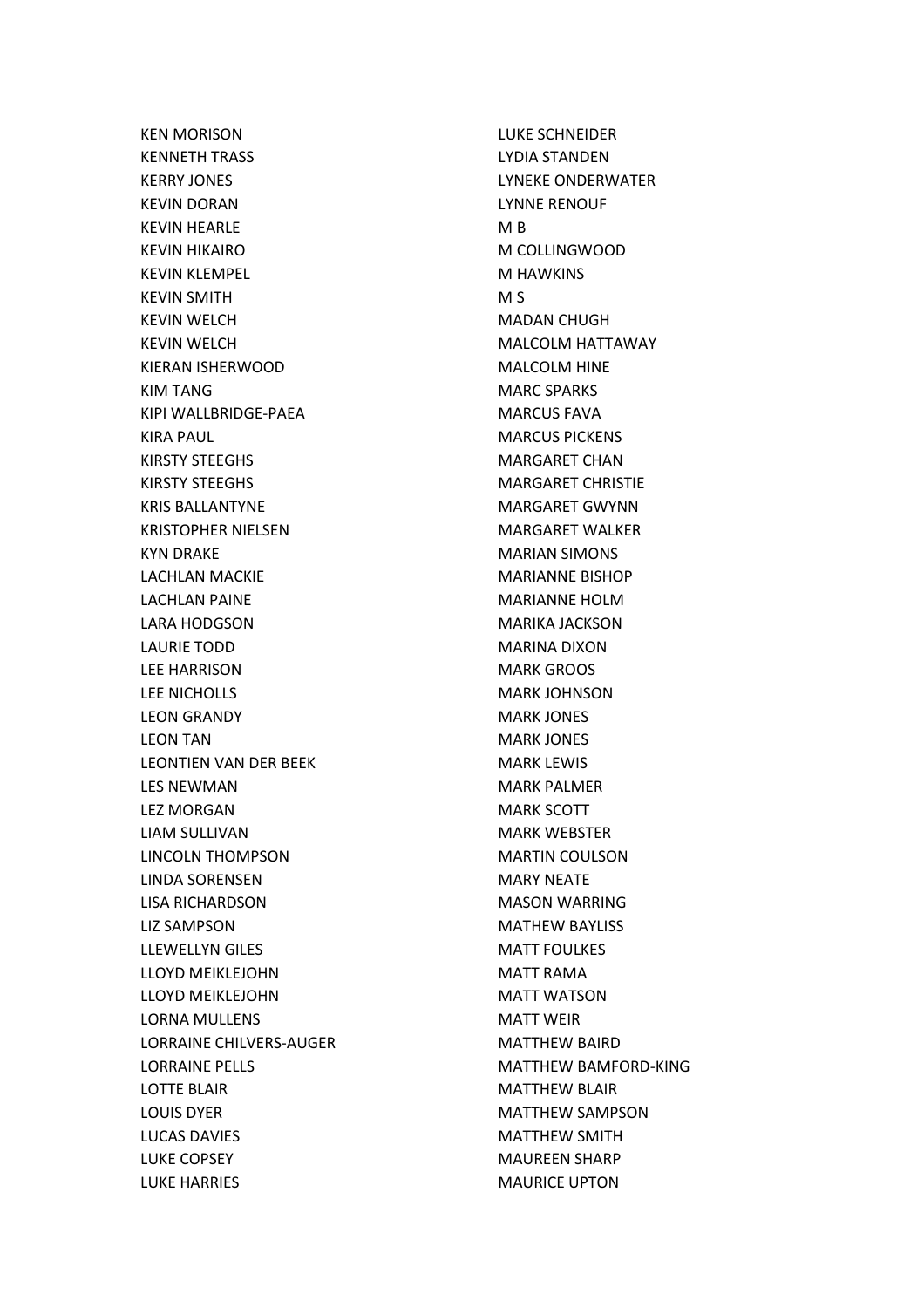KEN MORISON
KENNETH TRASS
KERRY JONES
KEVIN DORAN
KEVIN HEARLE
KEVIN HIKAIRO
KEVIN KLEMPEL
KEVIN SMITH
KEVIN WELCH
KEVIN WELCH
KIERAN ISHERWOOD
KIM TANG
KIPI WALLBRIDGE-PAEA
KIRA PAUL
KIRSTY STEEGHS
KIRSTY STEEGHS
KRIS BALLANTYNE
KRISTOPHER NIELSEN
KYN DRAKE
LACHLAN MACKIE
LACHLAN PAINE
LARA HODGSON
LAURIE TODD
LEE HARRISON
LEE NICHOLLS
LEON GRANDY
LEON TAN
LEONTIEN VAN DER BEEK
LES NEWMAN
LEZ MORGAN
LIAM SULLIVAN
LINCOLN THOMPSON
LINDA SORENSEN
LISA RICHARDSON
LIZ SAMPSON
LLEWELLYN GILES
LLOYD MEIKLEJOHN
LLOYD MEIKLEJOHN
LORNA MULLENS
LORRAINE CHILVERS-AUGER
LORRAINE PELLS
LOTTE BLAIR
LOUIS DYER
LUCAS DAVIES
LUKE COPSEY
LUKE HARRIES
LUKE SCHNEIDER
LYDIA STANDEN
LYNEKE ONDERWATER
LYNNE RENOUF
M B
M COLLINGWOOD
M HAWKINS
M S
MADAN CHUGH
MALCOLM HATTAWAY
MALCOLM HINE
MARC SPARKS
MARCUS FAVA
MARCUS PICKENS
MARGARET CHAN
MARGARET CHRISTIE
MARGARET GWYNN
MARGARET WALKER
MARIAN SIMONS
MARIANNE BISHOP
MARIANNE HOLM
MARIKA JACKSON
MARINA DIXON
MARK GROOS
MARK JOHNSON
MARK JONES
MARK JONES
MARK LEWIS
MARK PALMER
MARK SCOTT
MARK WEBSTER
MARTIN COULSON
MARY NEATE
MASON WARRING
MATHEW BAYLISS
MATT FOULKES
MATT RAMA
MATT WATSON
MATT WEIR
MATTHEW BAIRD
MATTHEW BAMFORD-KING
MATTHEW BLAIR
MATTHEW SAMPSON
MATTHEW SMITH
MAUREEN SHARP
MAURICE UPTON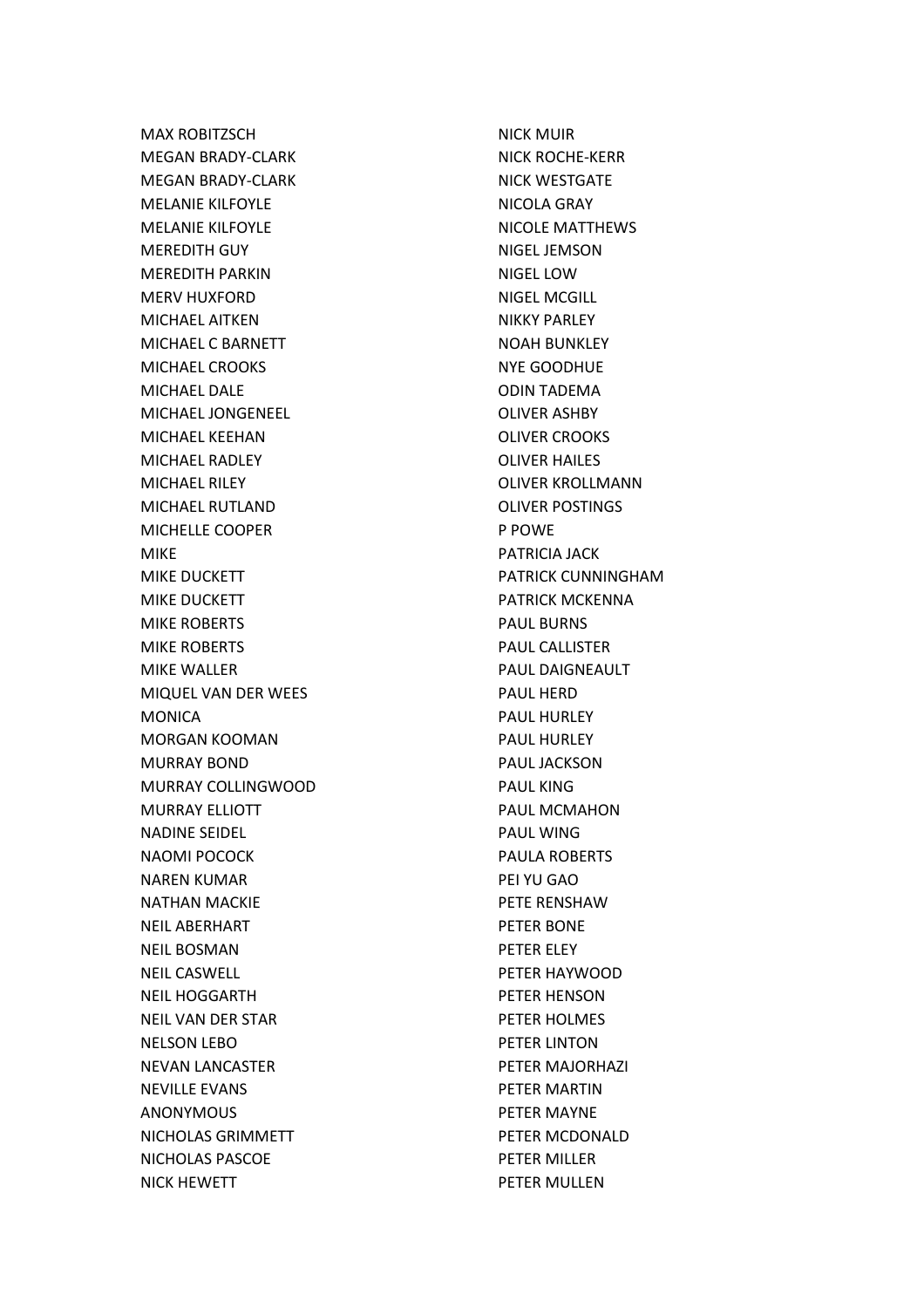MAX ROBITZSCH
MEGAN BRADY-CLARK
MEGAN BRADY-CLARK
MELANIE KILFOYLE
MELANIE KILFOYLE
MEREDITH GUY
MEREDITH PARKIN
MERV HUXFORD
MICHAEL AITKEN
MICHAEL C BARNETT
MICHAEL CROOKS
MICHAEL DALE
MICHAEL JONGENEEL
MICHAEL KEEHAN
MICHAEL RADLEY
MICHAEL RILEY
MICHAEL RUTLAND
MICHELLE COOPER
MIKE
MIKE DUCKETT
MIKE DUCKETT
MIKE ROBERTS
MIKE ROBERTS
MIKE WALLER
MIQUEL VAN DER WEES
MONICA
MORGAN KOOMAN
MURRAY BOND
MURRAY COLLINGWOOD
MURRAY ELLIOTT
NADINE SEIDEL
NAOMI POCOCK
NAREN KUMAR
NATHAN MACKIE
NEIL ABERHART
NEIL BOSMAN
NEIL CASWELL
NEIL HOGGARTH
NEIL VAN DER STAR
NELSON LEBO
NEVAN LANCASTER
NEVILLE EVANS
ANONYMOUS
NICHOLAS GRIMMETT
NICHOLAS PASCOE
NICK HEWETT
NICK MUIR
NICK ROCHE-KERR
NICK WESTGATE
NICOLA GRAY
NICOLE MATTHEWS
NIGEL JEMSON
NIGEL LOW
NIGEL MCGILL
NIKKY PARLEY
NOAH BUNKLEY
NYE GOODHUE
ODIN TADEMA
OLIVER ASHBY
OLIVER CROOKS
OLIVER HAILES
OLIVER KROLLMANN
OLIVER POSTINGS
P POWE
PATRICIA JACK
PATRICK CUNNINGHAM
PATRICK MCKENNA
PAUL BURNS
PAUL CALLISTER
PAUL DAIGNEAULT
PAUL HERD
PAUL HURLEY
PAUL HURLEY
PAUL JACKSON
PAUL KING
PAUL MCMAHON
PAUL WING
PAULA ROBERTS
PEI YU GAO
PETE RENSHAW
PETER BONE
PETER ELEY
PETER HAYWOOD
PETER HENSON
PETER HOLMES
PETER LINTON
PETER MAJORHAZI
PETER MARTIN
PETER MAYNE
PETER MCDONALD
PETER MILLER
PETER MULLEN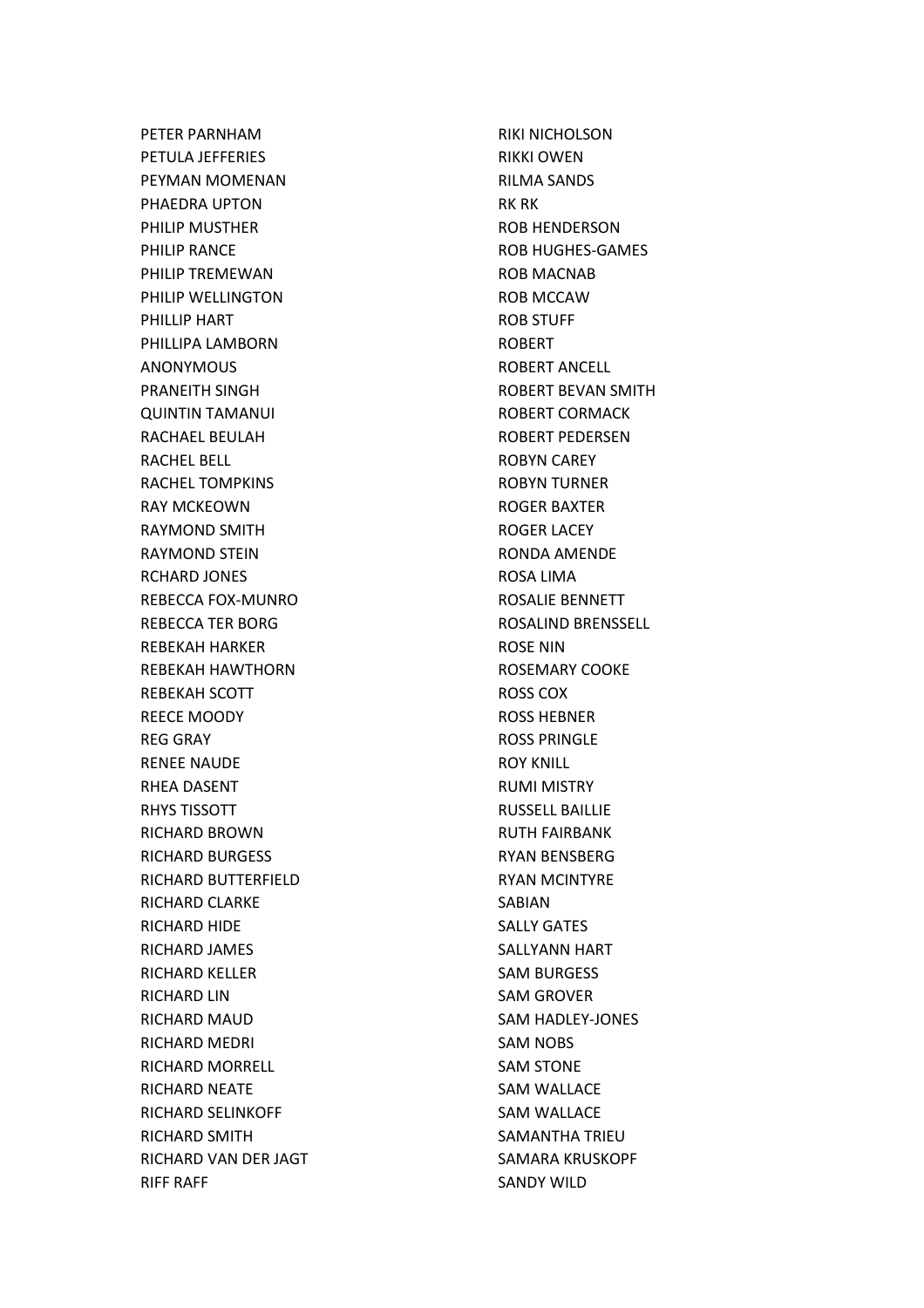PETER PARNHAM
PETULA JEFFERIES
PEYMAN MOMENAN
PHAEDRA UPTON
PHILIP MUSTHER
PHILIP RANCE
PHILIP TREMEWAN
PHILIP WELLINGTON
PHILLIP HART
PHILLIPA LAMBORN
ANONYMOUS
PRANEITH SINGH
QUINTIN TAMANUI
RACHAEL BEULAH
RACHEL BELL
RACHEL TOMPKINS
RAY MCKEOWN
RAYMOND SMITH
RAYMOND STEIN
RCHARD JONES
REBECCA FOX-MUNRO
REBECCA TER BORG
REBEKAH HARKER
REBEKAH HAWTHORN
REBEKAH SCOTT
REECE MOODY
REG GRAY
RENEE NAUDE
RHEA DASENT
RHYS TISSOTT
RICHARD BROWN
RICHARD BURGESS
RICHARD BUTTERFIELD
RICHARD CLARKE
RICHARD HIDE
RICHARD JAMES
RICHARD KELLER
RICHARD LIN
RICHARD MAUD
RICHARD MEDRI
RICHARD MORRELL
RICHARD NEATE
RICHARD SELINKOFF
RICHARD SMITH
RICHARD VAN DER JAGT
RIFF RAFF
RIKI NICHOLSON
RIKKI OWEN
RILMA SANDS
RK RK
ROB HENDERSON
ROB HUGHES-GAMES
ROB MACNAB
ROB MCCAW
ROB STUFF
ROBERT
ROBERT ANCELL
ROBERT BEVAN SMITH
ROBERT CORMACK
ROBERT PEDERSEN
ROBYN CAREY
ROBYN TURNER
ROGER BAXTER
ROGER LACEY
RONDA AMENDE
ROSA LIMA
ROSALIE BENNETT
ROSALIND BRENSSELL
ROSE NIN
ROSEMARY COOKE
ROSS COX
ROSS HEBNER
ROSS PRINGLE
ROY KNILL
RUMI MISTRY
RUSSELL BAILLIE
RUTH FAIRBANK
RYAN BENSBERG
RYAN MCINTYRE
SABIAN
SALLY GATES
SALLYANN HART
SAM BURGESS
SAM GROVER
SAM HADLEY-JONES
SAM NOBS
SAM STONE
SAM WALLACE
SAM WALLACE
SAMANTHA TRIEU
SAMARA KRUSKOPF
SANDY WILD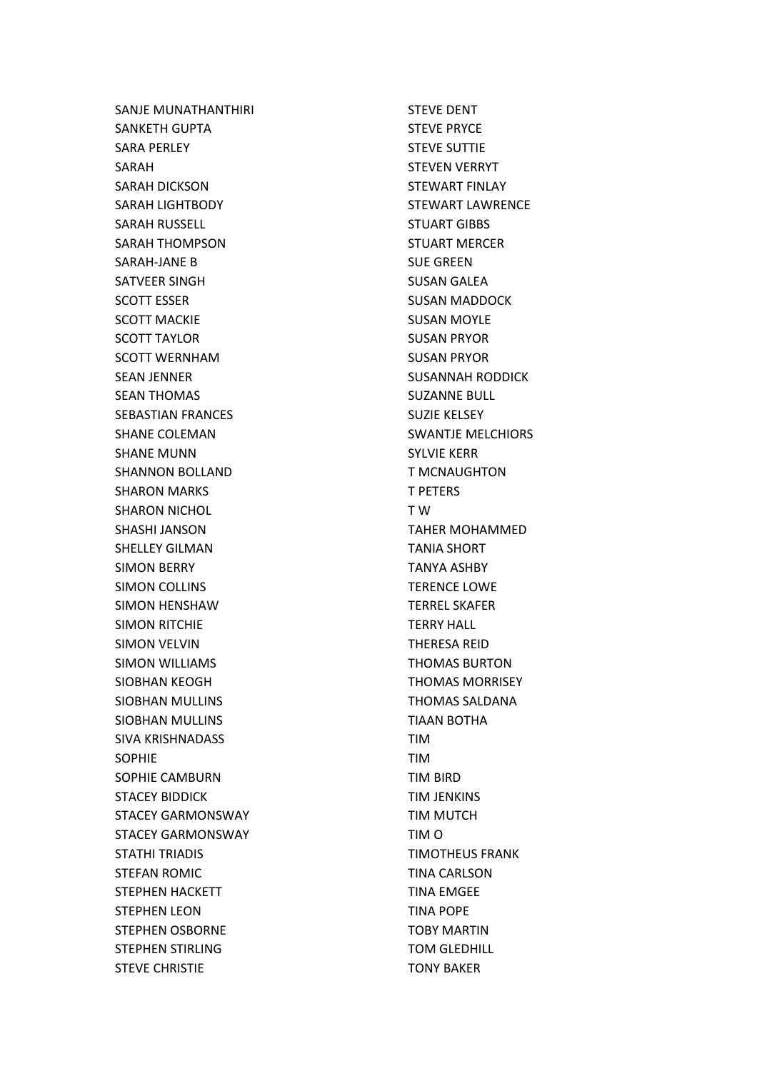SANJE MUNATHANTHIRI
SANKETH GUPTA
SARA PERLEY
SARAH
SARAH DICKSON
SARAH LIGHTBODY
SARAH RUSSELL
SARAH THOMPSON
SARAH-JANE B
SATVEER SINGH
SCOTT ESSER
SCOTT MACKIE
SCOTT TAYLOR
SCOTT WERNHAM
SEAN JENNER
SEAN THOMAS
SEBASTIAN FRANCES
SHANE COLEMAN
SHANE MUNN
SHANNON BOLLAND
SHARON MARKS
SHARON NICHOL
SHASHI JANSON
SHELLEY GILMAN
SIMON BERRY
SIMON COLLINS
SIMON HENSHAW
SIMON RITCHIE
SIMON VELVIN
SIMON WILLIAMS
SIOBHAN KEOGH
SIOBHAN MULLINS
SIOBHAN MULLINS
SIVA KRISHNADASS
SOPHIE
SOPHIE CAMBURN
STACEY BIDDICK
STACEY GARMONSWAY
STACEY GARMONSWAY
STATHI TRIADIS
STEFAN ROMIC
STEPHEN HACKETT
STEPHEN LEON
STEPHEN OSBORNE
STEPHEN STIRLING
STEVE CHRISTIE
STEVE DENT
STEVE PRYCE
STEVE SUTTIE
STEVEN VERRYT
STEWART FINLAY
STEWART LAWRENCE
STUART GIBBS
STUART MERCER
SUE GREEN
SUSAN GALEA
SUSAN MADDOCK
SUSAN MOYLE
SUSAN PRYOR
SUSAN PRYOR
SUSANNAH RODDICK
SUZANNE BULL
SUZIE KELSEY
SWANTJE MELCHIORS
SYLVIE KERR
T MCNAUGHTON
T PETERS
T W
TAHER MOHAMMED
TANIA SHORT
TANYA ASHBY
TERENCE LOWE
TERREL SKAFER
TERRY HALL
THERESA REID
THOMAS BURTON
THOMAS MORRISEY
THOMAS SALDANA
TIAAN BOTHA
TIM
TIM
TIM BIRD
TIM JENKINS
TIM MUTCH
TIM O
TIMOTHEUS FRANK
TINA CARLSON
TINA EMGEE
TINA POPE
TOBY MARTIN
TOM GLEDHILL
TONY BAKER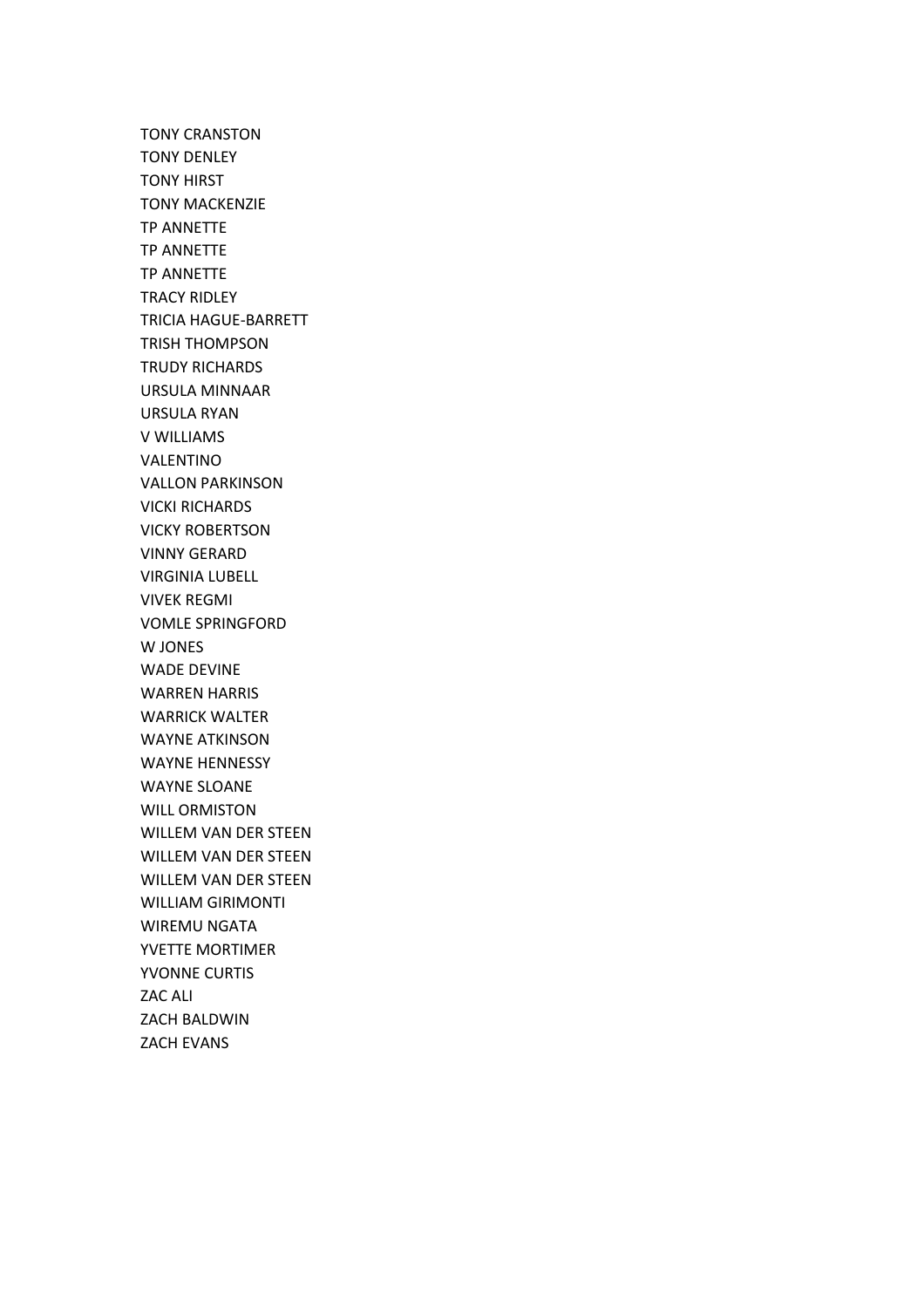TONY CRANSTON
TONY DENLEY
TONY HIRST
TONY MACKENZIE
TP ANNETTE
TP ANNETTE
TP ANNETTE
TRACY RIDLEY
TRICIA HAGUE-BARRETT
TRISH THOMPSON
TRUDY RICHARDS
URSULA MINNAAR
URSULA RYAN
V WILLIAMS
VALENTINO
VALLON PARKINSON
VICKI RICHARDS
VICKY ROBERTSON
VINNY GERARD
VIRGINIA LUBELL
VIVEK REGMI
VOMLE SPRINGFORD
W JONES
WADE DEVINE
WARREN HARRIS
WARRICK WALTER
WAYNE ATKINSON
WAYNE HENNESSY
WAYNE SLOANE
WILL ORMISTON
WILLEM VAN DER STEEN
WILLEM VAN DER STEEN
WILLEM VAN DER STEEN
WILLIAM GIRIMONTI
WIREMU NGATA
YVETTE MORTIMER
YVONNE CURTIS
ZAC ALI
ZACH BALDWIN
ZACH EVANS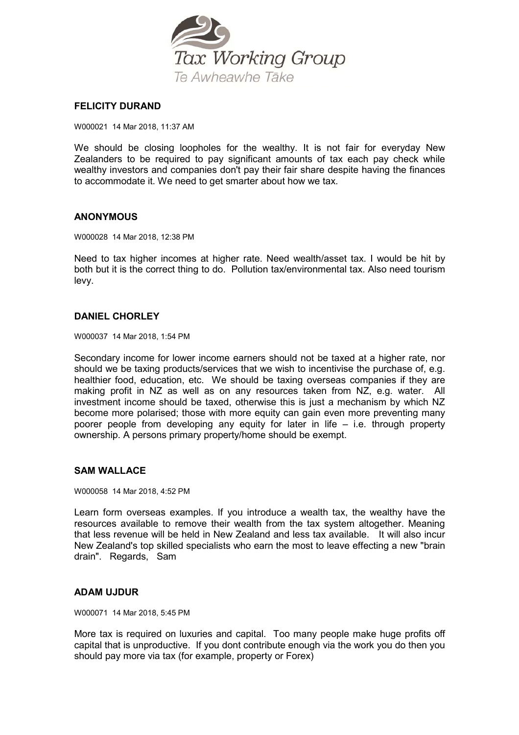## FELICITY DURAND

W000021 14 Mar 2018, 11:37 AM

We should be closing loopholes for the wealthy. It is not fair for everyday New Zealanders to be required to pay significant amounts of tax each pay check while wealthy investors and companies don't pay their fair share despite having the finances to accommodate it. We need to get smarter about how we tax.

## ANONYMOUS

W000028 14 Mar 2018, 12:38 PM

Need to tax higher incomes at higher rate. Need wealth/asset tax. I would be hit by both but it is the correct thing to do. Pollution tax/environmental tax. Also need tourism levy.

## DANIEL CHORLEY

W000037 14 Mar 2018, 1:54 PM

Secondary income for lower income earners should not be taxed at a higher rate, nor should we be taxing products/services that we wish to incentivise the purchase of, e.g. healthier food, education, etc. We should be taxing overseas companies if they are making profit in NZ as well as on any resources taken from NZ, e.g. water. All investment income should be taxed, otherwise this is just a mechanism by which NZ become more polarised; those with more equity can gain even more preventing many poorer people from developing any equity for later in life – i.e. through property ownership. A persons primary property/home should be exempt.

## SAM WALLACE

W000058 14 Mar 2018, 4:52 PM

Learn form overseas examples. If you introduce a wealth tax, the wealthy have the resources available to remove their wealth from the tax system altogether. Meaning that less revenue will be held in New Zealand and less tax available. It will also incur New Zealand's top skilled specialists who earn the most to leave effecting a new "brain drain". Regards, Sam

## ADAM UJDUR

W000071 14 Mar 2018, 5:45 PM

More tax is required on luxuries and capital. Too many people make huge profits off capital that is unproductive. If you dont contribute enough via the work you do then you should pay more via tax (for example, property or Forex)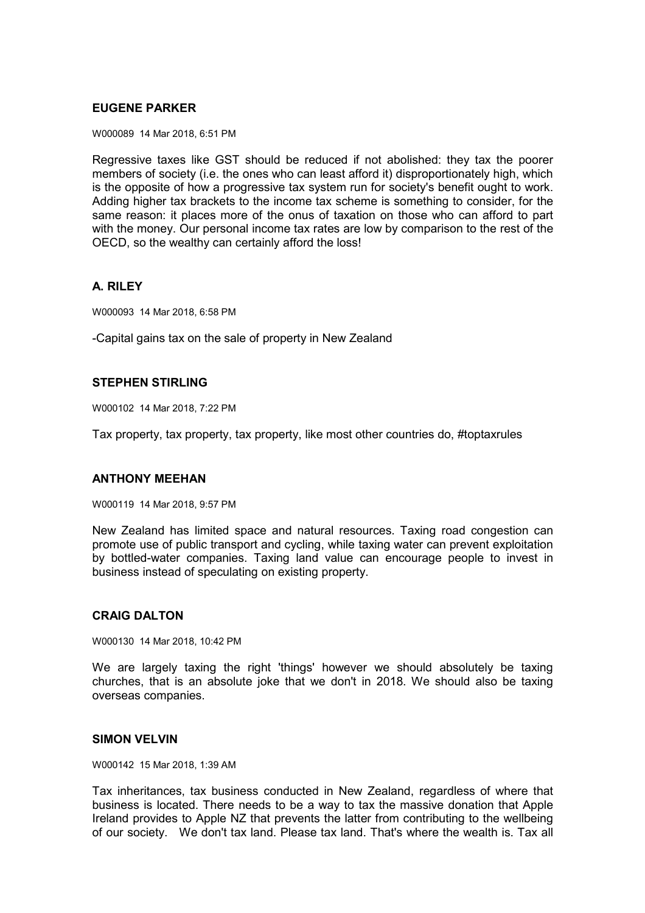**EUGENE PARKER**

W000089 14 Mar 2018, 6:51 PM

Regressive taxes like GST should be reduced if not abolished: they tax the poorer members of society (i.e. the ones who can least afford it) disproportionately high, which is the opposite of how a progressive tax system run for society's benefit ought to work. Adding higher tax brackets to the income tax scheme is something to consider, for the same reason: it places more of the onus of taxation on those who can afford to part with the money. Our personal income tax rates are low by comparison to the rest of the OECD, so the wealthy can certainly afford the loss!

**A. RILEY**

W000093 14 Mar 2018, 6:58 PM

-Capital gains tax on the sale of property in New Zealand

**STEPHEN STIRLING**

W000102 14 Mar 2018, 7:22 PM

Tax property, tax property, tax property, like most other countries do, #toptaxrules

**ANTHONY MEEHAN**

W000119 14 Mar 2018, 9:57 PM

New Zealand has limited space and natural resources. Taxing road congestion can promote use of public transport and cycling, while taxing water can prevent exploitation by bottled-water companies. Taxing land value can encourage people to invest in business instead of speculating on existing property.

**CRAIG DALTON**

W000130 14 Mar 2018, 10:42 PM

We are largely taxing the right 'things' however we should absolutely be taxing churches, that is an absolute joke that we don't in 2018. We should also be taxing overseas companies.

**SIMON VELVIN**

W000142 15 Mar 2018, 1:39 AM

Tax inheritances, tax business conducted in New Zealand, regardless of where that business is located. There needs to be a way to tax the massive donation that Apple Ireland provides to Apple NZ that prevents the latter from contributing to the wellbeing of our society. We don't tax land. Please tax land. That's where the wealth is. Tax all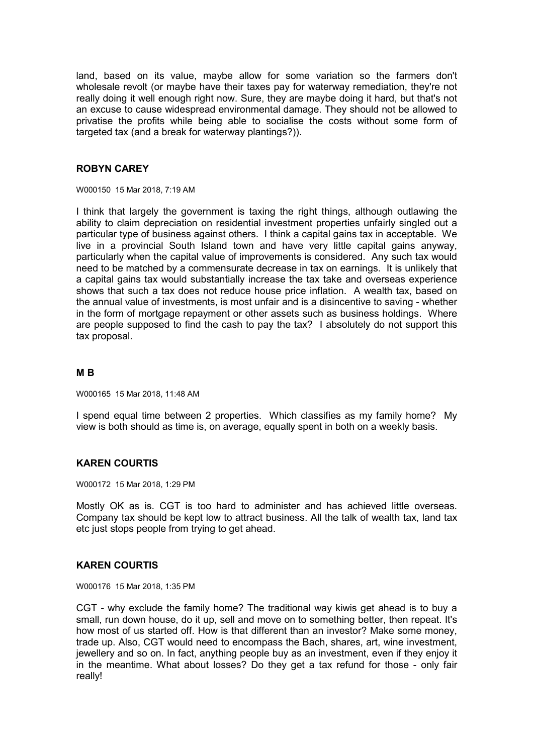land, based on its value, maybe allow for some variation so the farmers don't wholesale revolt (or maybe have their taxes pay for waterway remediation, they're not really doing it well enough right now. Sure, they are maybe doing it hard, but that's not an excuse to cause widespread environmental damage. They should not be allowed to privatise the profits while being able to socialise the costs without some form of targeted tax (and a break for waterway plantings?)).

### ROBYN CAREY

W000150 15 Mar 2018, 7:19 AM

I think that largely the government is taxing the right things, although outlawing the ability to claim depreciation on residential investment properties unfairly singled out a particular type of business against others. I think a capital gains tax in acceptable. We live in a provincial South Island town and have very little capital gains anyway, particularly when the capital value of improvements is considered. Any such tax would need to be matched by a commensurate decrease in tax on earnings. It is unlikely that a capital gains tax would substantially increase the tax take and overseas experience shows that such a tax does not reduce house price inflation. A wealth tax, based on the annual value of investments, is most unfair and is a disincentive to saving - whether in the form of mortgage repayment or other assets such as business holdings. Where are people supposed to find the cash to pay the tax? I absolutely do not support this tax proposal.

### M B

W000165 15 Mar 2018, 11:48 AM

I spend equal time between 2 properties. Which classifies as my family home? My view is both should as time is, on average, equally spent in both on a weekly basis.

### KAREN COURTIS

W000172 15 Mar 2018, 1:29 PM

Mostly OK as is. CGT is too hard to administer and has achieved little overseas. Company tax should be kept low to attract business. All the talk of wealth tax, land tax etc just stops people from trying to get ahead.

### KAREN COURTIS

W000176 15 Mar 2018, 1:35 PM

CGT - why exclude the family home? The traditional way kiwis get ahead is to buy a small, run down house, do it up, sell and move on to something better, then repeat. It's how most of us started off. How is that different than an investor? Make some money, trade up. Also, CGT would need to encompass the Bach, shares, art, wine investment, jewellery and so on. In fact, anything people buy as an investment, even if they enjoy it in the meantime. What about losses? Do they get a tax refund for those - only fair really!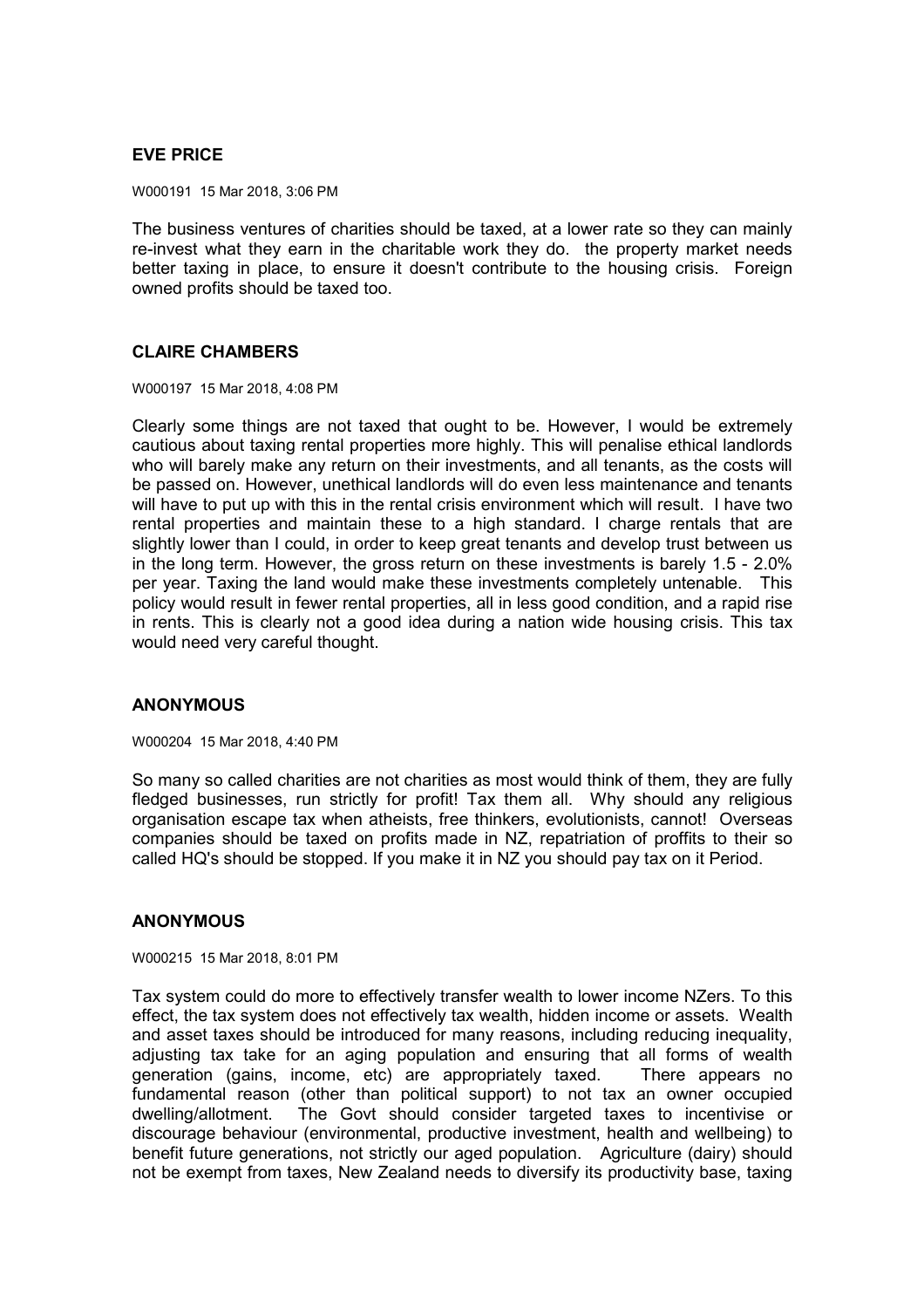**EVE PRICE**

W000191 15 Mar 2018, 3:06 PM

The business ventures of charities should be taxed, at a lower rate so they can mainly re-invest what they earn in the charitable work they do. the property market needs better taxing in place, to ensure it doesn't contribute to the housing crisis. Foreign owned profits should be taxed too.

**CLAIRE CHAMBERS**

W000197 15 Mar 2018, 4:08 PM

Clearly some things are not taxed that ought to be. However, I would be extremely cautious about taxing rental properties more highly. This will penalise ethical landlords who will barely make any return on their investments, and all tenants, as the costs will be passed on. However, unethical landlords will do even less maintenance and tenants will have to put up with this in the rental crisis environment which will result. I have two rental properties and maintain these to a high standard. I charge rentals that are slightly lower than I could, in order to keep great tenants and develop trust between us in the long term. However, the gross return on these investments is barely 1.5 - 2.0% per year. Taxing the land would make these investments completely untenable. This policy would result in fewer rental properties, all in less good condition, and a rapid rise in rents. This is clearly not a good idea during a nation wide housing crisis. This tax would need very careful thought.

**ANONYMOUS**

W000204 15 Mar 2018, 4:40 PM

So many so called charities are not charities as most would think of them, they are fully fledged businesses, run strictly for profit! Tax them all. Why should any religious organisation escape tax when atheists, free thinkers, evolutionists, cannot! Overseas companies should be taxed on profits made in NZ, repatriation of proffits to their so called HQ's should be stopped. If you make it in NZ you should pay tax on it Period.

**ANONYMOUS**

W000215 15 Mar 2018, 8:01 PM

Tax system could do more to effectively transfer wealth to lower income NZers. To this effect, the tax system does not effectively tax wealth, hidden income or assets. Wealth and asset taxes should be introduced for many reasons, including reducing inequality, adjusting tax take for an aging population and ensuring that all forms of wealth generation (gains, income, etc) are appropriately taxed. There appears no fundamental reason (other than political support) to not tax an owner occupied dwelling/allotment. The Govt should consider targeted taxes to incentivise or discourage behaviour (environmental, productive investment, health and wellbeing) to benefit future generations, not strictly our aged population. Agriculture (dairy) should not be exempt from taxes, New Zealand needs to diversify its productivity base, taxing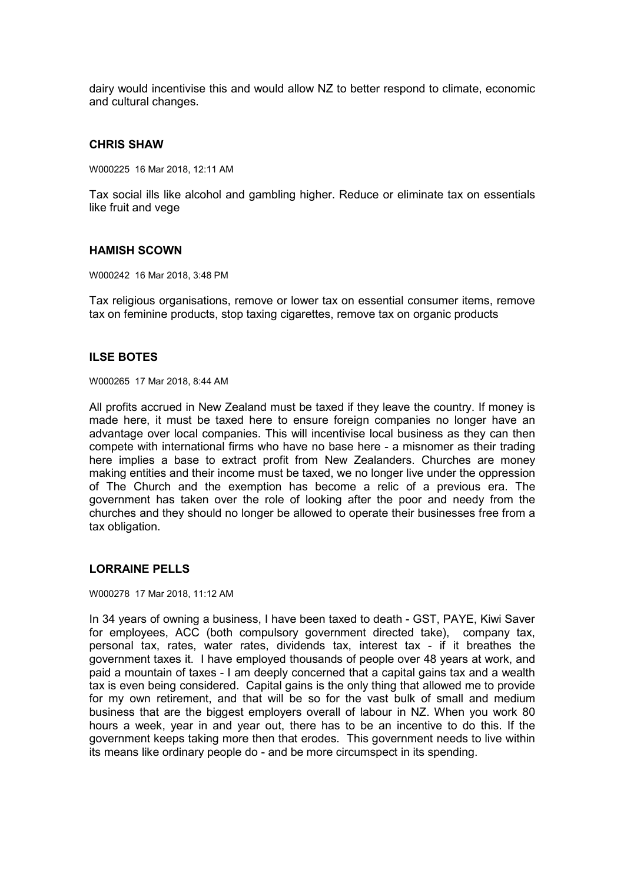dairy would incentivise this and would allow NZ to better respond to climate, economic and cultural changes.

### CHRIS SHAW

W000225 16 Mar 2018, 12:11 AM

Tax social ills like alcohol and gambling higher. Reduce or eliminate tax on essentials like fruit and vege

### HAMISH SCOWN

W000242 16 Mar 2018, 3:48 PM

Tax religious organisations, remove or lower tax on essential consumer items, remove tax on feminine products, stop taxing cigarettes, remove tax on organic products

### ILSE BOTES

W000265 17 Mar 2018, 8:44 AM

All profits accrued in New Zealand must be taxed if they leave the country. If money is made here, it must be taxed here to ensure foreign companies no longer have an advantage over local companies. This will incentivise local business as they can then compete with international firms who have no base here - a misnomer as their trading here implies a base to extract profit from New Zealanders. Churches are money making entities and their income must be taxed, we no longer live under the oppression of The Church and the exemption has become a relic of a previous era. The government has taken over the role of looking after the poor and needy from the churches and they should no longer be allowed to operate their businesses free from a tax obligation.

### LORRAINE PELLS

W000278 17 Mar 2018, 11:12 AM

In 34 years of owning a business, I have been taxed to death - GST, PAYE, Kiwi Saver for employees, ACC (both compulsory government directed take), company tax, personal tax, rates, water rates, dividends tax, interest tax - if it breathes the government taxes it. I have employed thousands of people over 48 years at work, and paid a mountain of taxes - I am deeply concerned that a capital gains tax and a wealth tax is even being considered. Capital gains is the only thing that allowed me to provide for my own retirement, and that will be so for the vast bulk of small and medium business that are the biggest employers overall of labour in NZ. When you work 80 hours a week, year in and year out, there has to be an incentive to do this. If the government keeps taking more then that erodes. This government needs to live within its means like ordinary people do - and be more circumspect in its spending.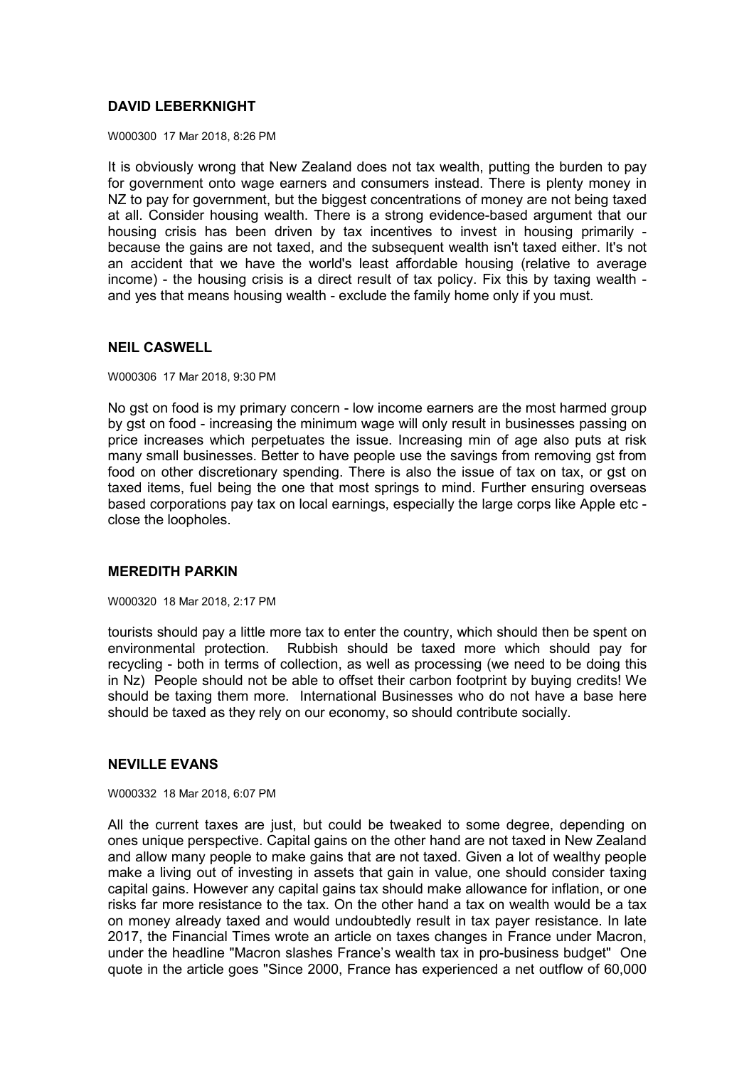### DAVID LEBERKNIGHT

W000300 17 Mar 2018, 8:26 PM

It is obviously wrong that New Zealand does not tax wealth, putting the burden to pay for government onto wage earners and consumers instead. There is plenty money in NZ to pay for government, but the biggest concentrations of money are not being taxed at all. Consider housing wealth. There is a strong evidence-based argument that our housing crisis has been driven by tax incentives to invest in housing primarily - because the gains are not taxed, and the subsequent wealth isn't taxed either. It's not an accident that we have the world's least affordable housing (relative to average income) - the housing crisis is a direct result of tax policy. Fix this by taxing wealth - and yes that means housing wealth - exclude the family home only if you must.

### NEIL CASWELL

W000306 17 Mar 2018, 9:30 PM

No gst on food is my primary concern - low income earners are the most harmed group by gst on food - increasing the minimum wage will only result in businesses passing on price increases which perpetuates the issue. Increasing min of age also puts at risk many small businesses. Better to have people use the savings from removing gst from food on other discretionary spending. There is also the issue of tax on tax, or gst on taxed items, fuel being the one that most springs to mind. Further ensuring overseas based corporations pay tax on local earnings, especially the large corps like Apple etc - close the loopholes.

### MEREDITH PARKIN

W000320 18 Mar 2018, 2:17 PM

tourists should pay a little more tax to enter the country, which should then be spent on environmental protection. Rubbish should be taxed more which should pay for recycling - both in terms of collection, as well as processing (we need to be doing this in Nz) People should not be able to offset their carbon footprint by buying credits! We should be taxing them more. International Businesses who do not have a base here should be taxed as they rely on our economy, so should contribute socially.

### NEVILLE EVANS

W000332 18 Mar 2018, 6:07 PM

All the current taxes are just, but could be tweaked to some degree, depending on ones unique perspective. Capital gains on the other hand are not taxed in New Zealand and allow many people to make gains that are not taxed. Given a lot of wealthy people make a living out of investing in assets that gain in value, one should consider taxing capital gains. However any capital gains tax should make allowance for inflation, or one risks far more resistance to the tax. On the other hand a tax on wealth would be a tax on money already taxed and would undoubtedly result in tax payer resistance. In late 2017, the Financial Times wrote an article on taxes changes in France under Macron, under the headline "Macron slashes France's wealth tax in pro-business budget" One quote in the article goes "Since 2000, France has experienced a net outflow of 60,000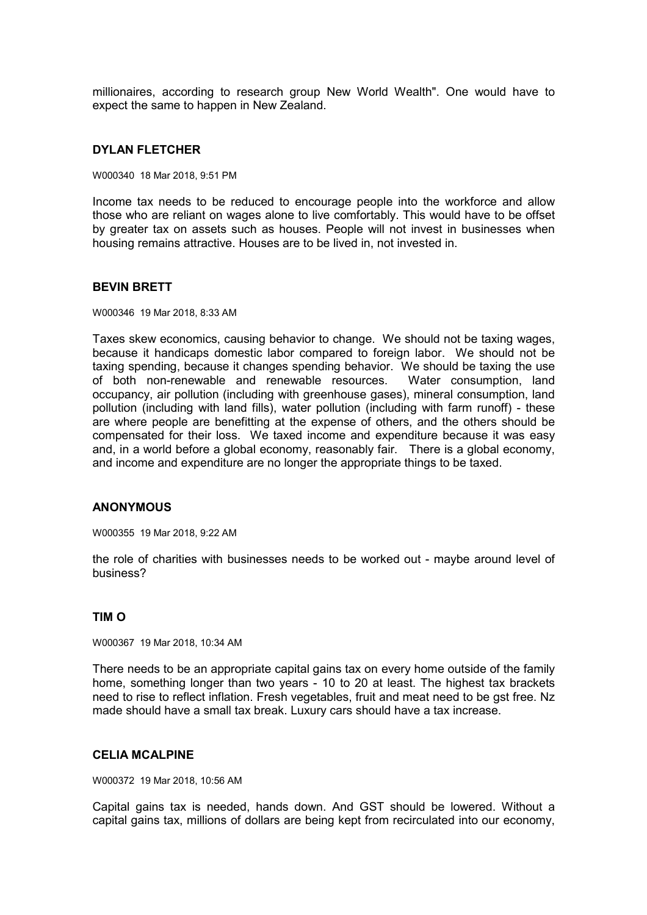millionaires, according to research group New World Wealth". One would have to expect the same to happen in New Zealand.

### DYLAN FLETCHER

W000340 18 Mar 2018, 9:51 PM

Income tax needs to be reduced to encourage people into the workforce and allow those who are reliant on wages alone to live comfortably. This would have to be offset by greater tax on assets such as houses. People will not invest in businesses when housing remains attractive. Houses are to be lived in, not invested in.

### BEVIN BRETT

W000346 19 Mar 2018, 8:33 AM

Taxes skew economics, causing behavior to change. We should not be taxing wages, because it handicaps domestic labor compared to foreign labor. We should not be taxing spending, because it changes spending behavior. We should be taxing the use of both non-renewable and renewable resources. Water consumption, land occupancy, air pollution (including with greenhouse gases), mineral consumption, land pollution (including with land fills), water pollution (including with farm runoff) - these are where people are benefitting at the expense of others, and the others should be compensated for their loss. We taxed income and expenditure because it was easy and, in a world before a global economy, reasonably fair. There is a global economy, and income and expenditure are no longer the appropriate things to be taxed.

### ANONYMOUS

W000355 19 Mar 2018, 9:22 AM

the role of charities with businesses needs to be worked out - maybe around level of business?

### TIM O

W000367 19 Mar 2018, 10:34 AM

There needs to be an appropriate capital gains tax on every home outside of the family home, something longer than two years - 10 to 20 at least. The highest tax brackets need to rise to reflect inflation. Fresh vegetables, fruit and meat need to be gst free. Nz made should have a small tax break. Luxury cars should have a tax increase.

### CELIA MCALPINE

W000372 19 Mar 2018, 10:56 AM

Capital gains tax is needed, hands down. And GST should be lowered. Without a capital gains tax, millions of dollars are being kept from recirculated into our economy,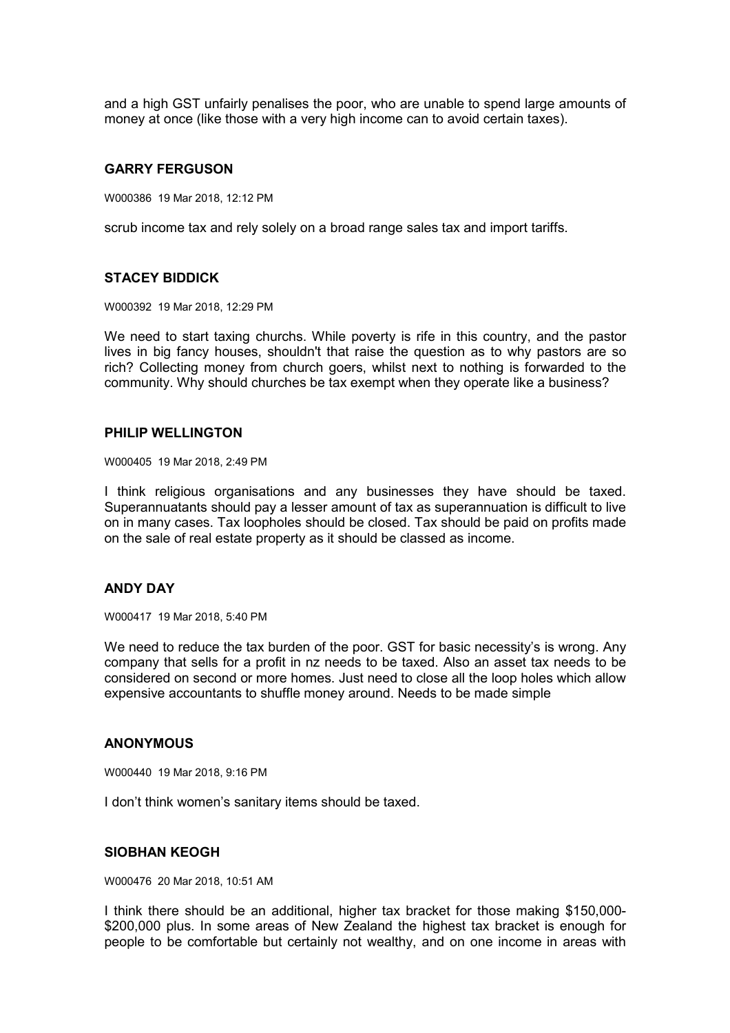and a high GST unfairly penalises the poor, who are unable to spend large amounts of money at once (like those with a very high income can to avoid certain taxes).

### GARRY FERGUSON

W000386 19 Mar 2018, 12:12 PM

scrub income tax and rely solely on a broad range sales tax and import tariffs.

### STACEY BIDDICK

W000392 19 Mar 2018, 12:29 PM

We need to start taxing churchs. While poverty is rife in this country, and the pastor lives in big fancy houses, shouldn't that raise the question as to why pastors are so rich? Collecting money from church goers, whilst next to nothing is forwarded to the community. Why should churches be tax exempt when they operate like a business?

### PHILIP WELLINGTON

W000405 19 Mar 2018, 2:49 PM

I think religious organisations and any businesses they have should be taxed. Superannuatants should pay a lesser amount of tax as superannuation is difficult to live on in many cases. Tax loopholes should be closed. Tax should be paid on profits made on the sale of real estate property as it should be classed as income.

### ANDY DAY

W000417 19 Mar 2018, 5:40 PM

We need to reduce the tax burden of the poor. GST for basic necessity's is wrong. Any company that sells for a profit in nz needs to be taxed. Also an asset tax needs to be considered on second or more homes. Just need to close all the loop holes which allow expensive accountants to shuffle money around. Needs to be made simple

### ANONYMOUS

W000440 19 Mar 2018, 9:16 PM

I don't think women's sanitary items should be taxed.

### SIOBHAN KEOGH

W000476 20 Mar 2018, 10:51 AM

I think there should be an additional, higher tax bracket for those making $150,000-$200,000 plus. In some areas of New Zealand the highest tax bracket is enough for people to be comfortable but certainly not wealthy, and on one income in areas with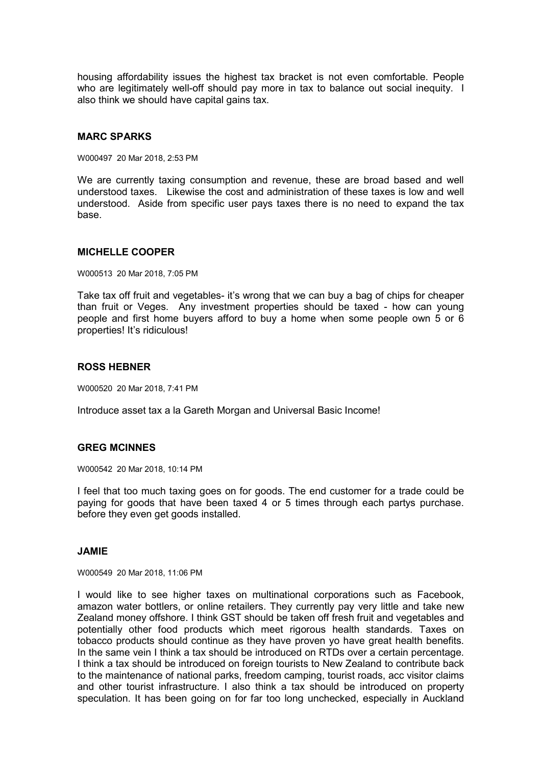housing affordability issues the highest tax bracket is not even comfortable. People who are legitimately well-off should pay more in tax to balance out social inequity. I also think we should have capital gains tax.

### MARC SPARKS

W000497 20 Mar 2018, 2:53 PM

We are currently taxing consumption and revenue, these are broad based and well understood taxes. Likewise the cost and administration of these taxes is low and well understood. Aside from specific user pays taxes there is no need to expand the tax base.

### MICHELLE COOPER

W000513 20 Mar 2018, 7:05 PM

Take tax off fruit and vegetables- it's wrong that we can buy a bag of chips for cheaper than fruit or Veges. Any investment properties should be taxed - how can young people and first home buyers afford to buy a home when some people own 5 or 6 properties! It's ridiculous!

### ROSS HEBNER

W000520 20 Mar 2018, 7:41 PM

Introduce asset tax a la Gareth Morgan and Universal Basic Income!

### GREG MCINNES

W000542 20 Mar 2018, 10:14 PM

I feel that too much taxing goes on for goods. The end customer for a trade could be paying for goods that have been taxed 4 or 5 times through each partys purchase. before they even get goods installed.

### JAMIE

W000549 20 Mar 2018, 11:06 PM

I would like to see higher taxes on multinational corporations such as Facebook, amazon water bottlers, or online retailers. They currently pay very little and take new Zealand money offshore. I think GST should be taken off fresh fruit and vegetables and potentially other food products which meet rigorous health standards. Taxes on tobacco products should continue as they have proven yo have great health benefits. In the same vein I think a tax should be introduced on RTDs over a certain percentage. I think a tax should be introduced on foreign tourists to New Zealand to contribute back to the maintenance of national parks, freedom camping, tourist roads, acc visitor claims and other tourist infrastructure. I also think a tax should be introduced on property speculation. It has been going on for far too long unchecked, especially in Auckland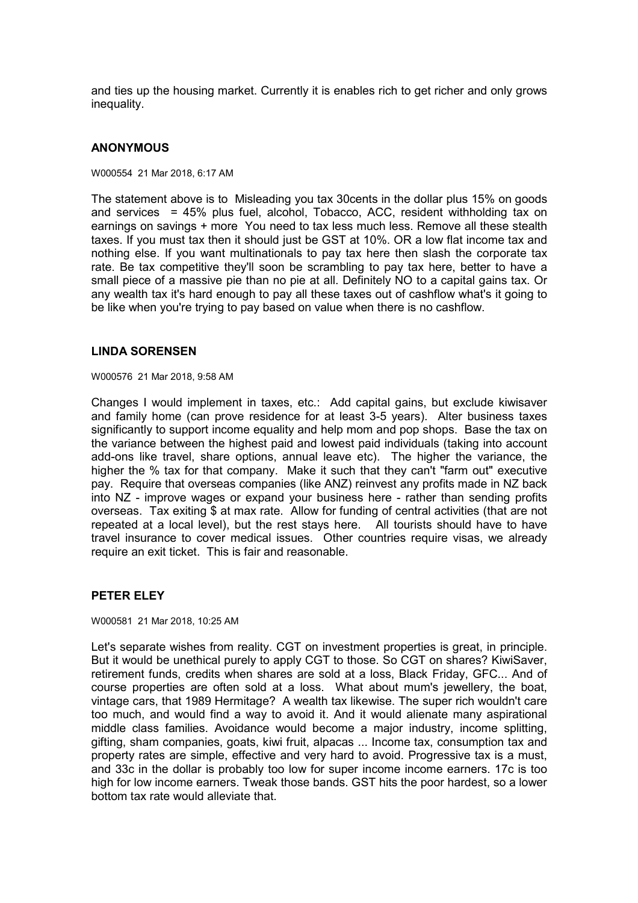and ties up the housing market. Currently it is enables rich to get richer and only grows inequality.

### ANONYMOUS

W000554 21 Mar 2018, 6:17 AM

The statement above is to Misleading you tax 30cents in the dollar plus 15% on goods and services = 45% plus fuel, alcohol, Tobacco, ACC, resident withholding tax on earnings on savings + more You need to tax less much less. Remove all these stealth taxes. If you must tax then it should just be GST at 10%. OR a low flat income tax and nothing else. If you want multinationals to pay tax here then slash the corporate tax rate. Be tax competitive they'll soon be scrambling to pay tax here, better to have a small piece of a massive pie than no pie at all. Definitely NO to a capital gains tax. Or any wealth tax it's hard enough to pay all these taxes out of cashflow what's it going to be like when you're trying to pay based on value when there is no cashflow.

### LINDA SORENSEN

W000576 21 Mar 2018, 9:58 AM

Changes I would implement in taxes, etc.: Add capital gains, but exclude kiwisaver and family home (can prove residence for at least 3-5 years). Alter business taxes significantly to support income equality and help mom and pop shops. Base the tax on the variance between the highest paid and lowest paid individuals (taking into account add-ons like travel, share options, annual leave etc). The higher the variance, the higher the % tax for that company. Make it such that they can't "farm out" executive pay. Require that overseas companies (like ANZ) reinvest any profits made in NZ back into NZ - improve wages or expand your business here - rather than sending profits overseas. Tax exiting $ at max rate. Allow for funding of central activities (that are not repeated at a local level), but the rest stays here. All tourists should have to have travel insurance to cover medical issues. Other countries require visas, we already require an exit ticket. This is fair and reasonable.

### PETER ELEY

W000581 21 Mar 2018, 10:25 AM

Let's separate wishes from reality. CGT on investment properties is great, in principle. But it would be unethical purely to apply CGT to those. So CGT on shares? KiwiSaver, retirement funds, credits when shares are sold at a loss, Black Friday, GFC... And of course properties are often sold at a loss. What about mum's jewellery, the boat, vintage cars, that 1989 Hermitage? A wealth tax likewise. The super rich wouldn't care too much, and would find a way to avoid it. And it would alienate many aspirational middle class families. Avoidance would become a major industry, income splitting, gifting, sham companies, goats, kiwi fruit, alpacas ... Income tax, consumption tax and property rates are simple, effective and very hard to avoid. Progressive tax is a must, and 33c in the dollar is probably too low for super income income earners. 17c is too high for low income earners. Tweak those bands. GST hits the poor hardest, so a lower bottom tax rate would alleviate that.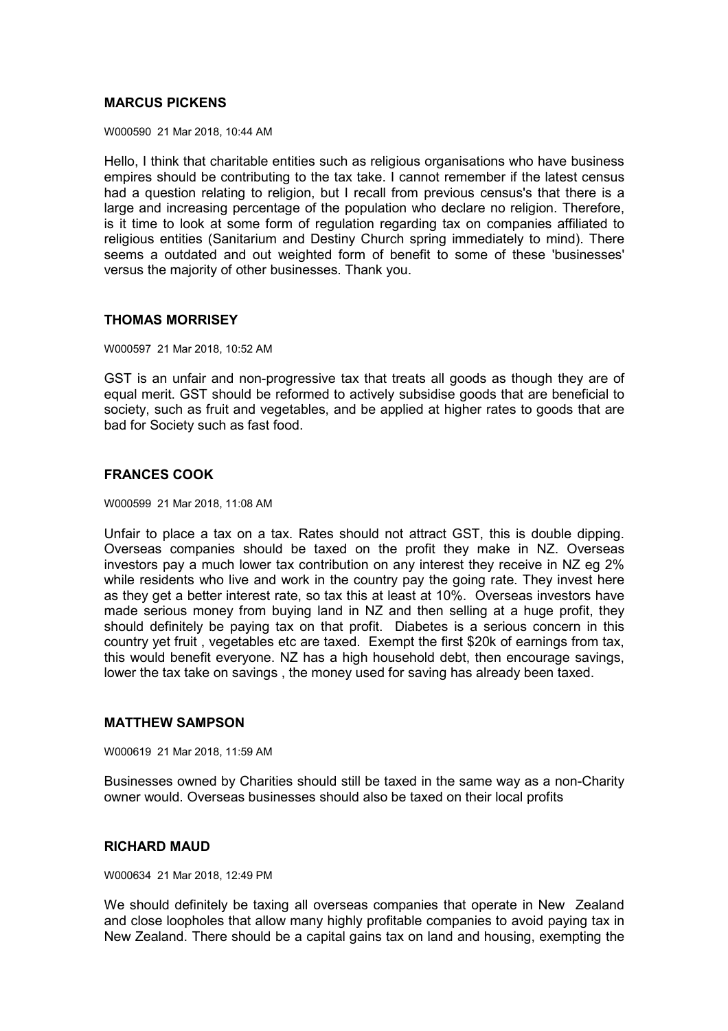**MARCUS PICKENS**

W000590 21 Mar 2018, 10:44 AM

Hello, I think that charitable entities such as religious organisations who have business empires should be contributing to the tax take. I cannot remember if the latest census had a question relating to religion, but I recall from previous census's that there is a large and increasing percentage of the population who declare no religion. Therefore, is it time to look at some form of regulation regarding tax on companies affiliated to religious entities (Sanitarium and Destiny Church spring immediately to mind). There seems a outdated and out weighted form of benefit to some of these 'businesses' versus the majority of other businesses. Thank you.

**THOMAS MORRISEY**

W000597 21 Mar 2018, 10:52 AM

GST is an unfair and non-progressive tax that treats all goods as though they are of equal merit. GST should be reformed to actively subsidise goods that are beneficial to society, such as fruit and vegetables, and be applied at higher rates to goods that are bad for Society such as fast food.

**FRANCES COOK**

W000599 21 Mar 2018, 11:08 AM

Unfair to place a tax on a tax. Rates should not attract GST, this is double dipping. Overseas companies should be taxed on the profit they make in NZ. Overseas investors pay a much lower tax contribution on any interest they receive in NZ eg 2% while residents who live and work in the country pay the going rate. They invest here as they get a better interest rate, so tax this at least at 10%. Overseas investors have made serious money from buying land in NZ and then selling at a huge profit, they should definitely be paying tax on that profit. Diabetes is a serious concern in this country yet fruit , vegetables etc are taxed. Exempt the first $20k of earnings from tax, this would benefit everyone. NZ has a high household debt, then encourage savings, lower the tax take on savings , the money used for saving has already been taxed.

**MATTHEW SAMPSON**

W000619 21 Mar 2018, 11:59 AM

Businesses owned by Charities should still be taxed in the same way as a non-Charity owner would. Overseas businesses should also be taxed on their local profits

**RICHARD MAUD**

W000634 21 Mar 2018, 12:49 PM

We should definitely be taxing all overseas companies that operate in New Zealand and close loopholes that allow many highly profitable companies to avoid paying tax in New Zealand. There should be a capital gains tax on land and housing, exempting the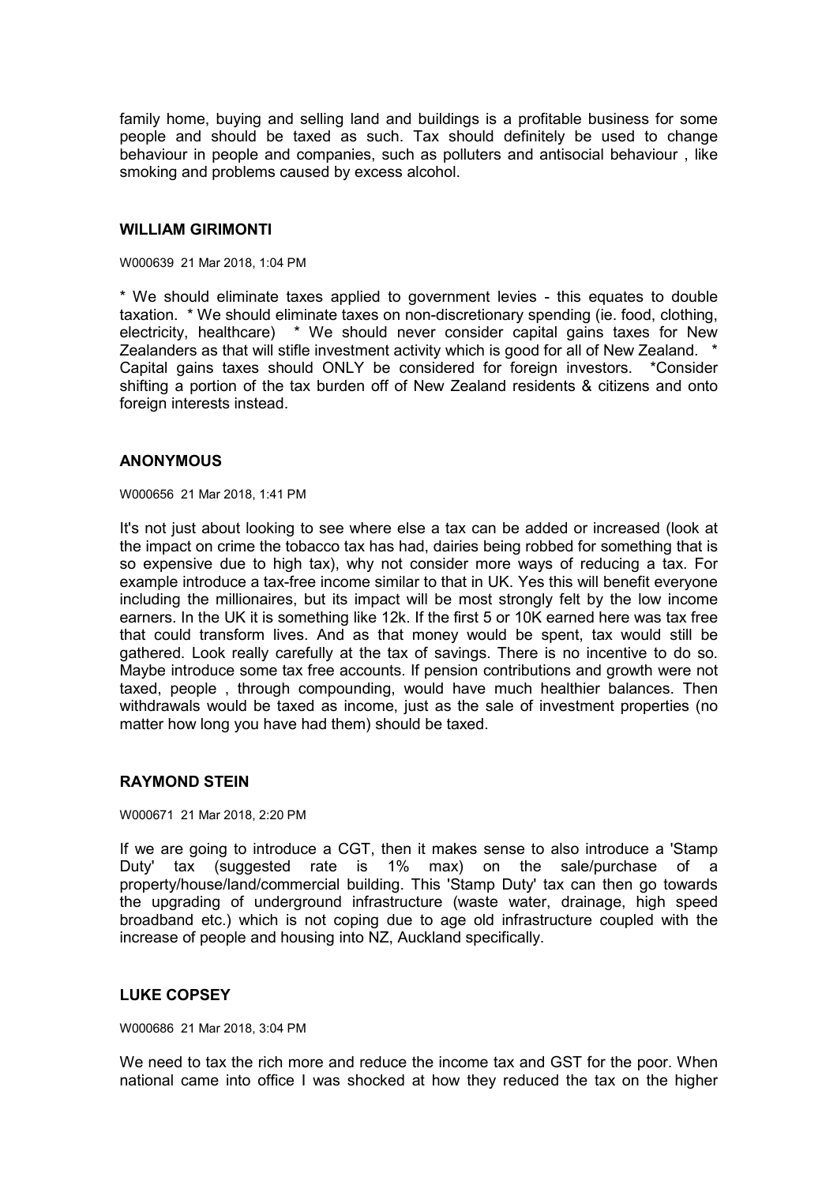family home, buying and selling land and buildings is a profitable business for some people and should be taxed as such. Tax should definitely be used to change behaviour in people and companies, such as polluters and antisocial behaviour , like smoking and problems caused by excess alcohol.

### WILLIAM GIRIMONTI

W000639 21 Mar 2018, 1:04 PM

* We should eliminate taxes applied to government levies - this equates to double taxation. * We should eliminate taxes on non-discretionary spending (ie. food, clothing, electricity, healthcare) * We should never consider capital gains taxes for New Zealanders as that will stifle investment activity which is good for all of New Zealand. * Capital gains taxes should ONLY be considered for foreign investors. *Consider shifting a portion of the tax burden off of New Zealand residents & citizens and onto foreign interests instead.

### ANONYMOUS

W000656 21 Mar 2018, 1:41 PM

It's not just about looking to see where else a tax can be added or increased (look at the impact on crime the tobacco tax has had, dairies being robbed for something that is so expensive due to high tax), why not consider more ways of reducing a tax. For example introduce a tax-free income similar to that in UK. Yes this will benefit everyone including the millionaires, but its impact will be most strongly felt by the low income earners. In the UK it is something like 12k. If the first 5 or 10K earned here was tax free that could transform lives. And as that money would be spent, tax would still be gathered. Look really carefully at the tax of savings. There is no incentive to do so. Maybe introduce some tax free accounts. If pension contributions and growth were not taxed, people , through compounding, would have much healthier balances. Then withdrawals would be taxed as income, just as the sale of investment properties (no matter how long you have had them) should be taxed.

### RAYMOND STEIN

W000671 21 Mar 2018, 2:20 PM

If we are going to introduce a CGT, then it makes sense to also introduce a 'Stamp Duty' tax (suggested rate is 1% max) on the sale/purchase of a property/house/land/commercial building. This 'Stamp Duty' tax can then go towards the upgrading of underground infrastructure (waste water, drainage, high speed broadband etc.) which is not coping due to age old infrastructure coupled with the increase of people and housing into NZ, Auckland specifically.

### LUKE COPSEY

W000686 21 Mar 2018, 3:04 PM

We need to tax the rich more and reduce the income tax and GST for the poor. When national came into office I was shocked at how they reduced the tax on the higher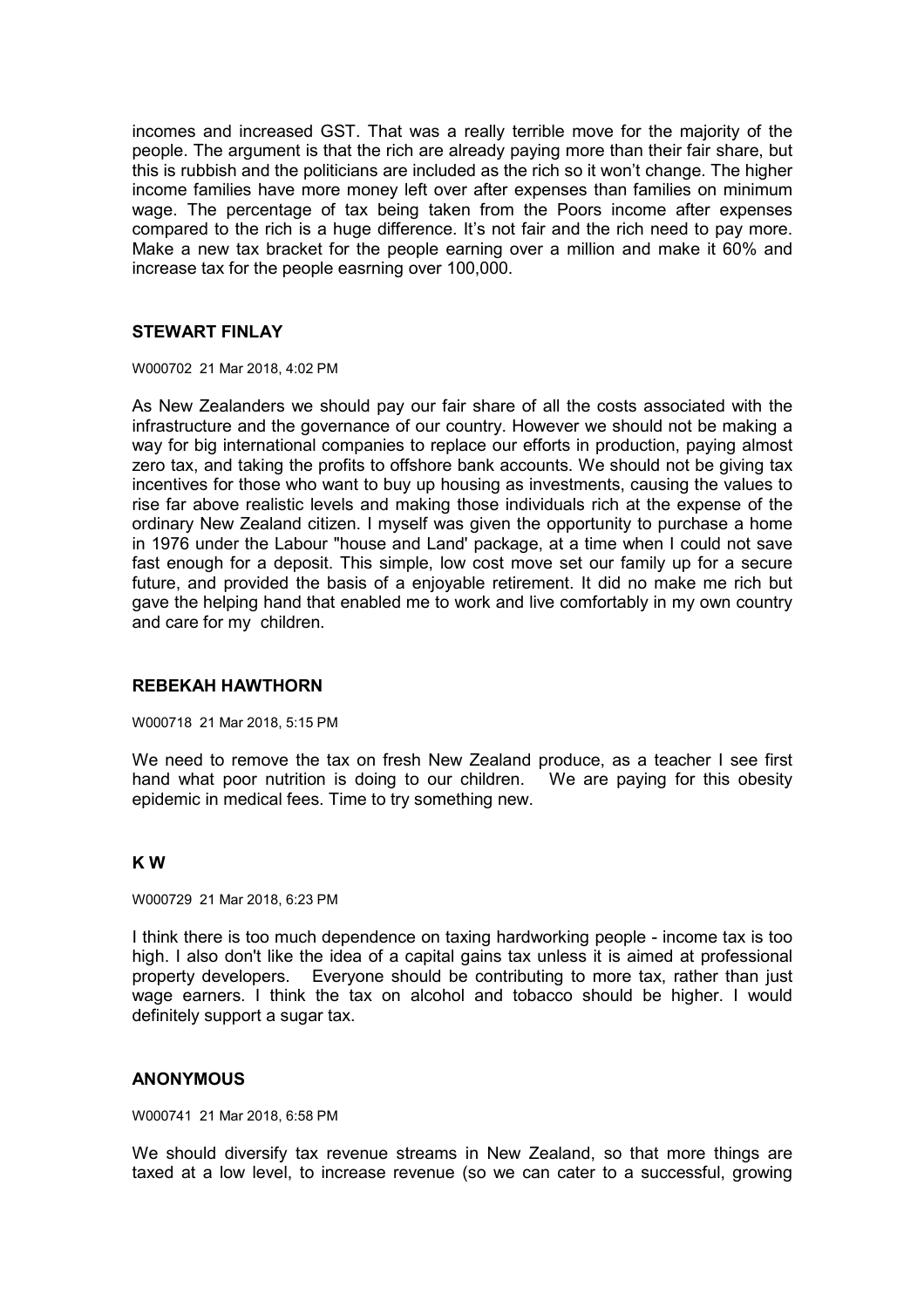incomes and increased GST. That was a really terrible move for the majority of the people. The argument is that the rich are already paying more than their fair share, but this is rubbish and the politicians are included as the rich so it won't change. The higher income families have more money left over after expenses than families on minimum wage. The percentage of tax being taken from the Poors income after expenses compared to the rich is a huge difference. It's not fair and the rich need to pay more. Make a new tax bracket for the people earning over a million and make it 60% and increase tax for the people easrning over 100,000.

### STEWART FINLAY

W000702 21 Mar 2018, 4:02 PM

As New Zealanders we should pay our fair share of all the costs associated with the infrastructure and the governance of our country. However we should not be making a way for big international companies to replace our efforts in production, paying almost zero tax, and taking the profits to offshore bank accounts. We should not be giving tax incentives for those who want to buy up housing as investments, causing the values to rise far above realistic levels and making those individuals rich at the expense of the ordinary New Zealand citizen. I myself was given the opportunity to purchase a home in 1976 under the Labour "house and Land' package, at a time when I could not save fast enough for a deposit. This simple, low cost move set our family up for a secure future, and provided the basis of a enjoyable retirement. It did no make me rich but gave the helping hand that enabled me to work and live comfortably in my own country and care for my children.

### REBEKAH HAWTHORN

W000718 21 Mar 2018, 5:15 PM

We need to remove the tax on fresh New Zealand produce, as a teacher I see first hand what poor nutrition is doing to our children. We are paying for this obesity epidemic in medical fees. Time to try something new.

### K W

W000729 21 Mar 2018, 6:23 PM

I think there is too much dependence on taxing hardworking people - income tax is too high. I also don't like the idea of a capital gains tax unless it is aimed at professional property developers. Everyone should be contributing to more tax, rather than just wage earners. I think the tax on alcohol and tobacco should be higher. I would definitely support a sugar tax.

### ANONYMOUS

W000741 21 Mar 2018, 6:58 PM

We should diversify tax revenue streams in New Zealand, so that more things are taxed at a low level, to increase revenue (so we can cater to a successful, growing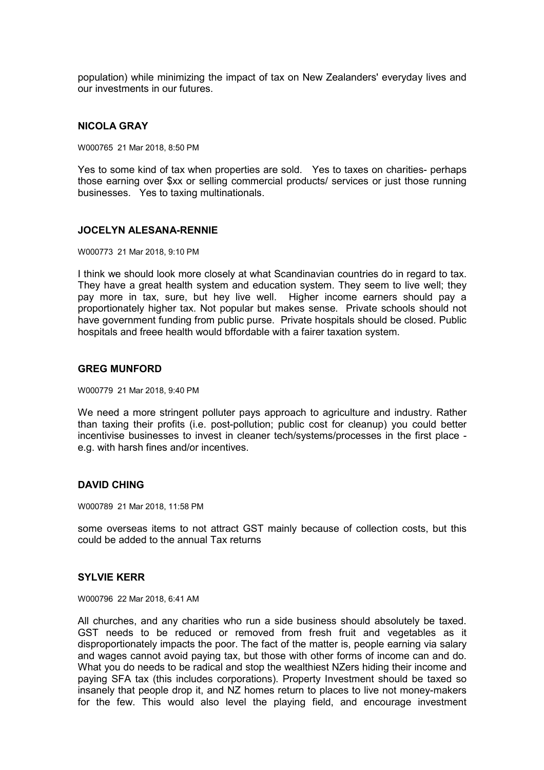population) while minimizing the impact of tax on New Zealanders' everyday lives and our investments in our futures.

### NICOLA GRAY

W000765 21 Mar 2018, 8:50 PM

Yes to some kind of tax when properties are sold. Yes to taxes on charities- perhaps those earning over $xx or selling commercial products/ services or just those running businesses. Yes to taxing multinationals.

### JOCELYN ALESANA-RENNIE

W000773 21 Mar 2018, 9:10 PM

I think we should look more closely at what Scandinavian countries do in regard to tax. They have a great health system and education system. They seem to live well; they pay more in tax, sure, but hey live well. Higher income earners should pay a proportionately higher tax. Not popular but makes sense. Private schools should not have government funding from public purse. Private hospitals should be closed. Public hospitals and freee health would bffordable with a fairer taxation system.

### GREG MUNFORD

W000779 21 Mar 2018, 9:40 PM

We need a more stringent polluter pays approach to agriculture and industry. Rather than taxing their profits (i.e. post-pollution; public cost for cleanup) you could better incentivise businesses to invest in cleaner tech/systems/processes in the first place - e.g. with harsh fines and/or incentives.

### DAVID CHING

W000789 21 Mar 2018, 11:58 PM

some overseas items to not attract GST mainly because of collection costs, but this could be added to the annual Tax returns

### SYLVIE KERR

W000796 22 Mar 2018, 6:41 AM

All churches, and any charities who run a side business should absolutely be taxed. GST needs to be reduced or removed from fresh fruit and vegetables as it disproportionately impacts the poor. The fact of the matter is, people earning via salary and wages cannot avoid paying tax, but those with other forms of income can and do. What you do needs to be radical and stop the wealthiest NZers hiding their income and paying SFA tax (this includes corporations). Property Investment should be taxed so insanely that people drop it, and NZ homes return to places to live not money-makers for the few. This would also level the playing field, and encourage investment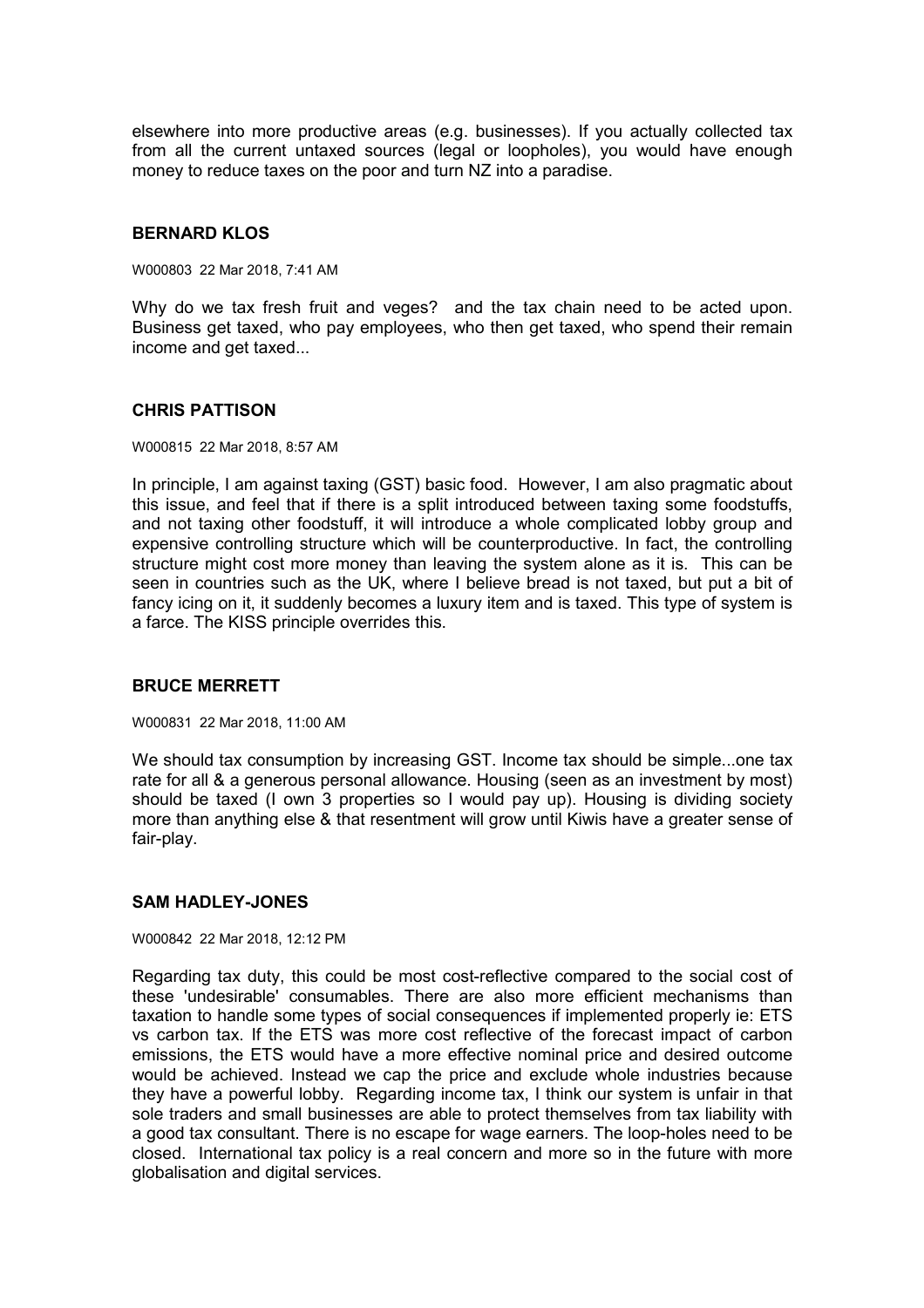elsewhere into more productive areas (e.g. businesses). If you actually collected tax from all the current untaxed sources (legal or loopholes), you would have enough money to reduce taxes on the poor and turn NZ into a paradise.

### BERNARD KLOS

W000803 22 Mar 2018, 7:41 AM

Why do we tax fresh fruit and veges? and the tax chain need to be acted upon. Business get taxed, who pay employees, who then get taxed, who spend their remain income and get taxed...

### CHRIS PATTISON

W000815 22 Mar 2018, 8:57 AM

In principle, I am against taxing (GST) basic food. However, I am also pragmatic about this issue, and feel that if there is a split introduced between taxing some foodstuffs, and not taxing other foodstuff, it will introduce a whole complicated lobby group and expensive controlling structure which will be counterproductive. In fact, the controlling structure might cost more money than leaving the system alone as it is. This can be seen in countries such as the UK, where I believe bread is not taxed, but put a bit of fancy icing on it, it suddenly becomes a luxury item and is taxed. This type of system is a farce. The KISS principle overrides this.

### BRUCE MERRETT

W000831 22 Mar 2018, 11:00 AM

We should tax consumption by increasing GST. Income tax should be simple...one tax rate for all & a generous personal allowance. Housing (seen as an investment by most) should be taxed (I own 3 properties so I would pay up). Housing is dividing society more than anything else & that resentment will grow until Kiwis have a greater sense of fair-play.

### SAM HADLEY-JONES

W000842 22 Mar 2018, 12:12 PM

Regarding tax duty, this could be most cost-reflective compared to the social cost of these 'undesirable' consumables. There are also more efficient mechanisms than taxation to handle some types of social consequences if implemented properly ie: ETS vs carbon tax. If the ETS was more cost reflective of the forecast impact of carbon emissions, the ETS would have a more effective nominal price and desired outcome would be achieved. Instead we cap the price and exclude whole industries because they have a powerful lobby. Regarding income tax, I think our system is unfair in that sole traders and small businesses are able to protect themselves from tax liability with a good tax consultant. There is no escape for wage earners. The loop-holes need to be closed. International tax policy is a real concern and more so in the future with more globalisation and digital services.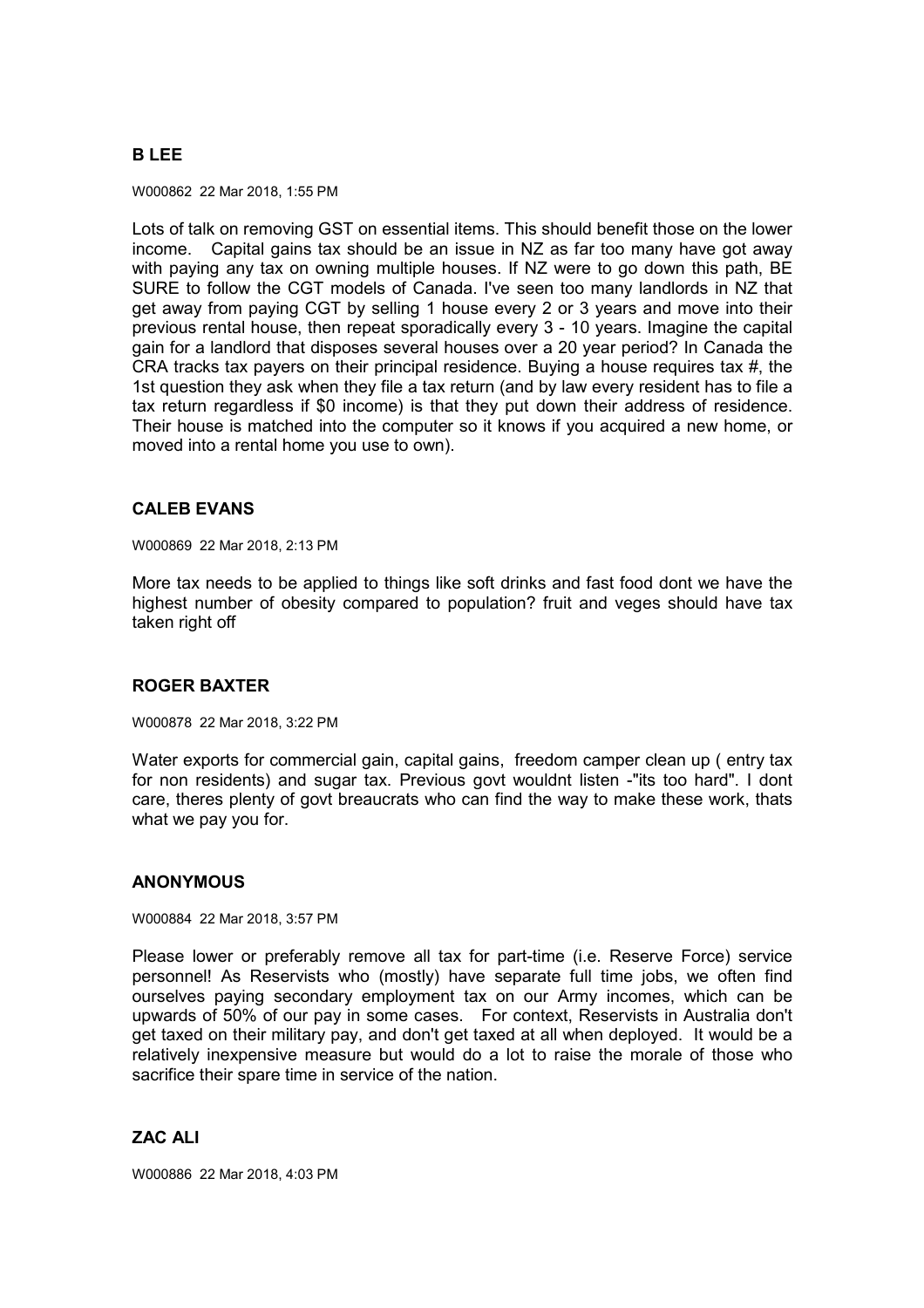## B LEE

W000862 22 Mar 2018, 1:55 PM

Lots of talk on removing GST on essential items. This should benefit those on the lower income. Capital gains tax should be an issue in NZ as far too many have got away with paying any tax on owning multiple houses. If NZ were to go down this path, BE SURE to follow the CGT models of Canada. I've seen too many landlords in NZ that get away from paying CGT by selling 1 house every 2 or 3 years and move into their previous rental house, then repeat sporadically every 3 - 10 years. Imagine the capital gain for a landlord that disposes several houses over a 20 year period? In Canada the CRA tracks tax payers on their principal residence. Buying a house requires tax #, the 1st question they ask when they file a tax return (and by law every resident has to file a tax return regardless if $0 income) is that they put down their address of residence. Their house is matched into the computer so it knows if you acquired a new home, or moved into a rental home you use to own).

## CALEB EVANS

W000869 22 Mar 2018, 2:13 PM

More tax needs to be applied to things like soft drinks and fast food dont we have the highest number of obesity compared to population? fruit and veges should have tax taken right off

## ROGER BAXTER

W000878 22 Mar 2018, 3:22 PM

Water exports for commercial gain, capital gains, freedom camper clean up ( entry tax for non residents) and sugar tax. Previous govt wouldnt listen -"its too hard". I dont care, theres plenty of govt breaucrats who can find the way to make these work, thats what we pay you for.

## ANONYMOUS

W000884 22 Mar 2018, 3:57 PM

Please lower or preferably remove all tax for part-time (i.e. Reserve Force) service personnel! As Reservists who (mostly) have separate full time jobs, we often find ourselves paying secondary employment tax on our Army incomes, which can be upwards of 50% of our pay in some cases. For context, Reservists in Australia don't get taxed on their military pay, and don't get taxed at all when deployed. It would be a relatively inexpensive measure but would do a lot to raise the morale of those who sacrifice their spare time in service of the nation.

## ZAC ALI

W000886 22 Mar 2018, 4:03 PM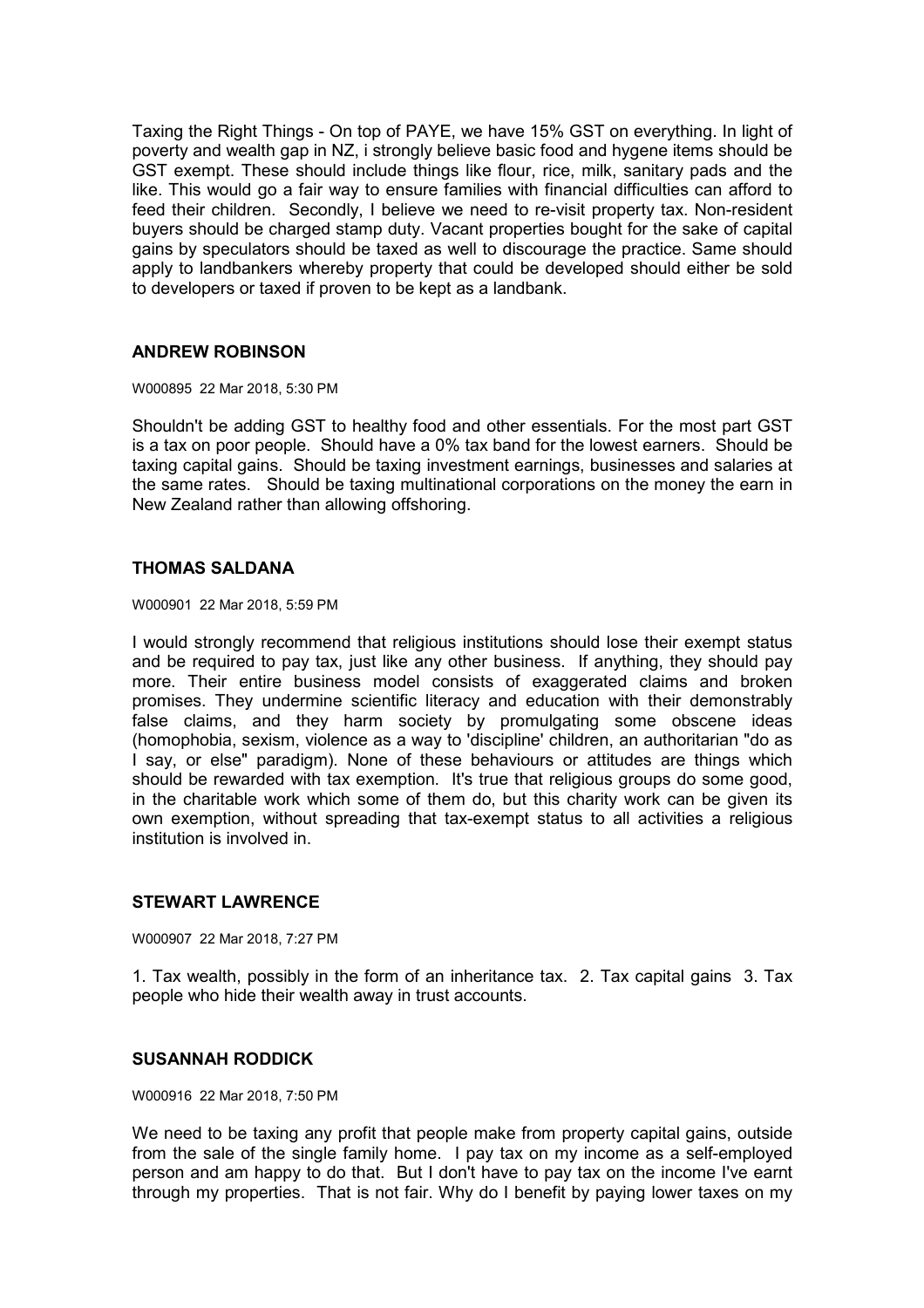Taxing the Right Things - On top of PAYE, we have 15% GST on everything. In light of poverty and wealth gap in NZ, i strongly believe basic food and hygene items should be GST exempt. These should include things like flour, rice, milk, sanitary pads and the like. This would go a fair way to ensure families with financial difficulties can afford to feed their children. Secondly, I believe we need to re-visit property tax. Non-resident buyers should be charged stamp duty. Vacant properties bought for the sake of capital gains by speculators should be taxed as well to discourage the practice. Same should apply to landbankers whereby property that could be developed should either be sold to developers or taxed if proven to be kept as a landbank.

### ANDREW ROBINSON

W000895 22 Mar 2018, 5:30 PM

Shouldn't be adding GST to healthy food and other essentials. For the most part GST is a tax on poor people. Should have a 0% tax band for the lowest earners. Should be taxing capital gains. Should be taxing investment earnings, businesses and salaries at the same rates. Should be taxing multinational corporations on the money the earn in New Zealand rather than allowing offshoring.

### THOMAS SALDANA

W000901 22 Mar 2018, 5:59 PM

I would strongly recommend that religious institutions should lose their exempt status and be required to pay tax, just like any other business. If anything, they should pay more. Their entire business model consists of exaggerated claims and broken promises. They undermine scientific literacy and education with their demonstrably false claims, and they harm society by promulgating some obscene ideas (homophobia, sexism, violence as a way to 'discipline' children, an authoritarian "do as I say, or else" paradigm). None of these behaviours or attitudes are things which should be rewarded with tax exemption. It's true that religious groups do some good, in the charitable work which some of them do, but this charity work can be given its own exemption, without spreading that tax-exempt status to all activities a religious institution is involved in.

### STEWART LAWRENCE

W000907 22 Mar 2018, 7:27 PM

1. Tax wealth, possibly in the form of an inheritance tax. 2. Tax capital gains 3. Tax people who hide their wealth away in trust accounts.

### SUSANNAH RODDICK

W000916 22 Mar 2018, 7:50 PM

We need to be taxing any profit that people make from property capital gains, outside from the sale of the single family home. I pay tax on my income as a self-employed person and am happy to do that. But I don't have to pay tax on the income I've earnt through my properties. That is not fair. Why do I benefit by paying lower taxes on my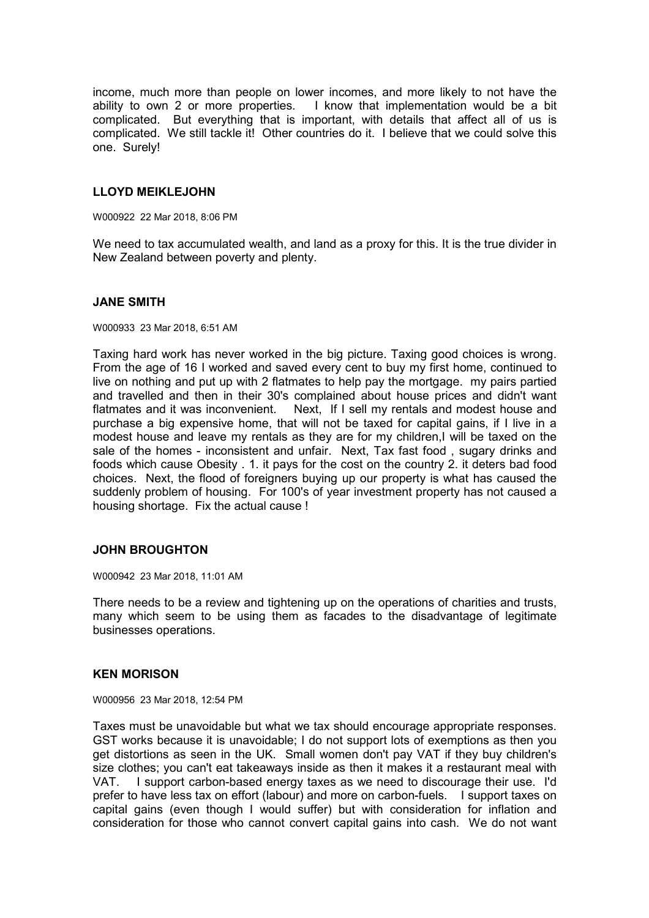income, much more than people on lower incomes, and more likely to not have the ability to own 2 or more properties. I know that implementation would be a bit complicated. But everything that is important, with details that affect all of us is complicated. We still tackle it! Other countries do it. I believe that we could solve this one. Surely!

### LLOYD MEIKLEJOHN

W000922 22 Mar 2018, 8:06 PM

We need to tax accumulated wealth, and land as a proxy for this. It is the true divider in New Zealand between poverty and plenty.

### JANE SMITH

W000933 23 Mar 2018, 6:51 AM

Taxing hard work has never worked in the big picture. Taxing good choices is wrong. From the age of 16 I worked and saved every cent to buy my first home, continued to live on nothing and put up with 2 flatmates to help pay the mortgage. my pairs partied and travelled and then in their 30's complained about house prices and didn't want flatmates and it was inconvenient. Next, If I sell my rentals and modest house and purchase a big expensive home, that will not be taxed for capital gains, if I live in a modest house and leave my rentals as they are for my children,I will be taxed on the sale of the homes - inconsistent and unfair. Next, Tax fast food , sugary drinks and foods which cause Obesity . 1. it pays for the cost on the country 2. it deters bad food choices. Next, the flood of foreigners buying up our property is what has caused the suddenly problem of housing. For 100's of year investment property has not caused a housing shortage. Fix the actual cause !

### JOHN BROUGHTON

W000942 23 Mar 2018, 11:01 AM

There needs to be a review and tightening up on the operations of charities and trusts, many which seem to be using them as facades to the disadvantage of legitimate businesses operations.

### KEN MORISON

W000956 23 Mar 2018, 12:54 PM

Taxes must be unavoidable but what we tax should encourage appropriate responses. GST works because it is unavoidable; I do not support lots of exemptions as then you get distortions as seen in the UK. Small women don't pay VAT if they buy children's size clothes; you can't eat takeaways inside as then it makes it a restaurant meal with VAT. I support carbon-based energy taxes as we need to discourage their use. I'd prefer to have less tax on effort (labour) and more on carbon-fuels. I support taxes on capital gains (even though I would suffer) but with consideration for inflation and consideration for those who cannot convert capital gains into cash. We do not want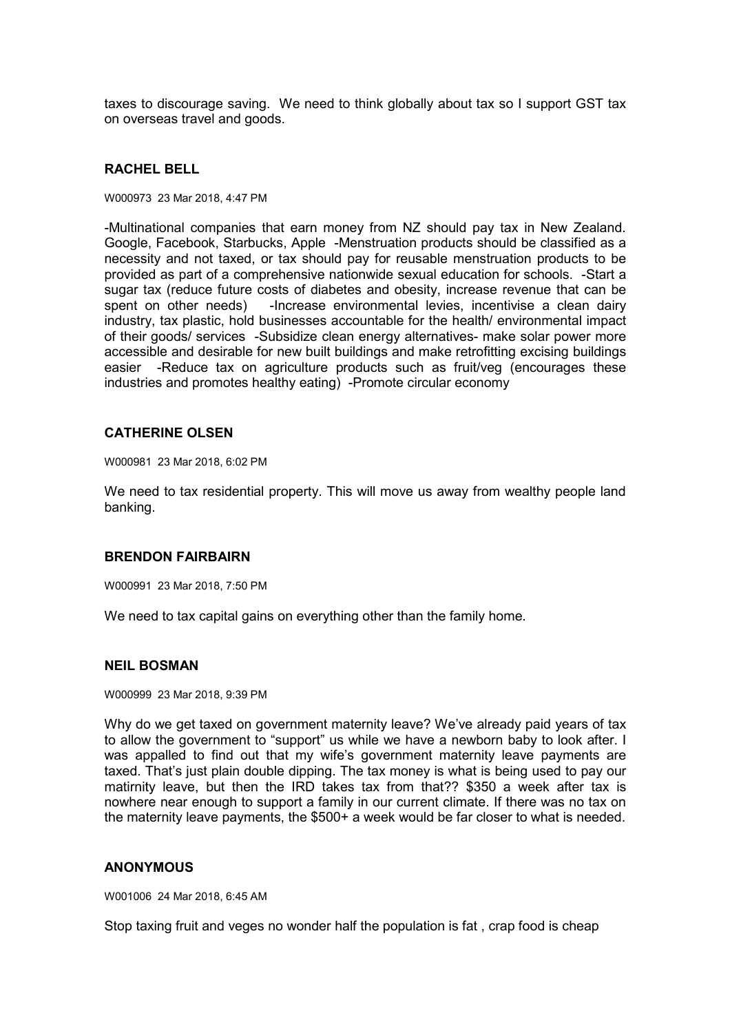taxes to discourage saving. We need to think globally about tax so I support GST tax on overseas travel and goods.

**RACHEL BELL**

W000973 23 Mar 2018, 4:47 PM

-Multinational companies that earn money from NZ should pay tax in New Zealand. Google, Facebook, Starbucks, Apple -Menstruation products should be classified as a necessity and not taxed, or tax should pay for reusable menstruation products to be provided as part of a comprehensive nationwide sexual education for schools. -Start a sugar tax (reduce future costs of diabetes and obesity, increase revenue that can be spent on other needs) -Increase environmental levies, incentivise a clean dairy industry, tax plastic, hold businesses accountable for the health/ environmental impact of their goods/ services -Subsidize clean energy alternatives- make solar power more accessible and desirable for new built buildings and make retrofitting excising buildings easier -Reduce tax on agriculture products such as fruit/veg (encourages these industries and promotes healthy eating) -Promote circular economy

**CATHERINE OLSEN**

W000981 23 Mar 2018, 6:02 PM

We need to tax residential property. This will move us away from wealthy people land banking.

**BRENDON FAIRBAIRN**

W000991 23 Mar 2018, 7:50 PM

We need to tax capital gains on everything other than the family home.

**NEIL BOSMAN**

W000999 23 Mar 2018, 9:39 PM

Why do we get taxed on government maternity leave? We've already paid years of tax to allow the government to "support" us while we have a newborn baby to look after. I was appalled to find out that my wife's government maternity leave payments are taxed. That's just plain double dipping. The tax money is what is being used to pay our matirnity leave, but then the IRD takes tax from that?? $350 a week after tax is nowhere near enough to support a family in our current climate. If there was no tax on the maternity leave payments, the $500+ a week would be far closer to what is needed.

**ANONYMOUS**

W001006 24 Mar 2018, 6:45 AM

Stop taxing fruit and veges no wonder half the population is fat , crap food is cheap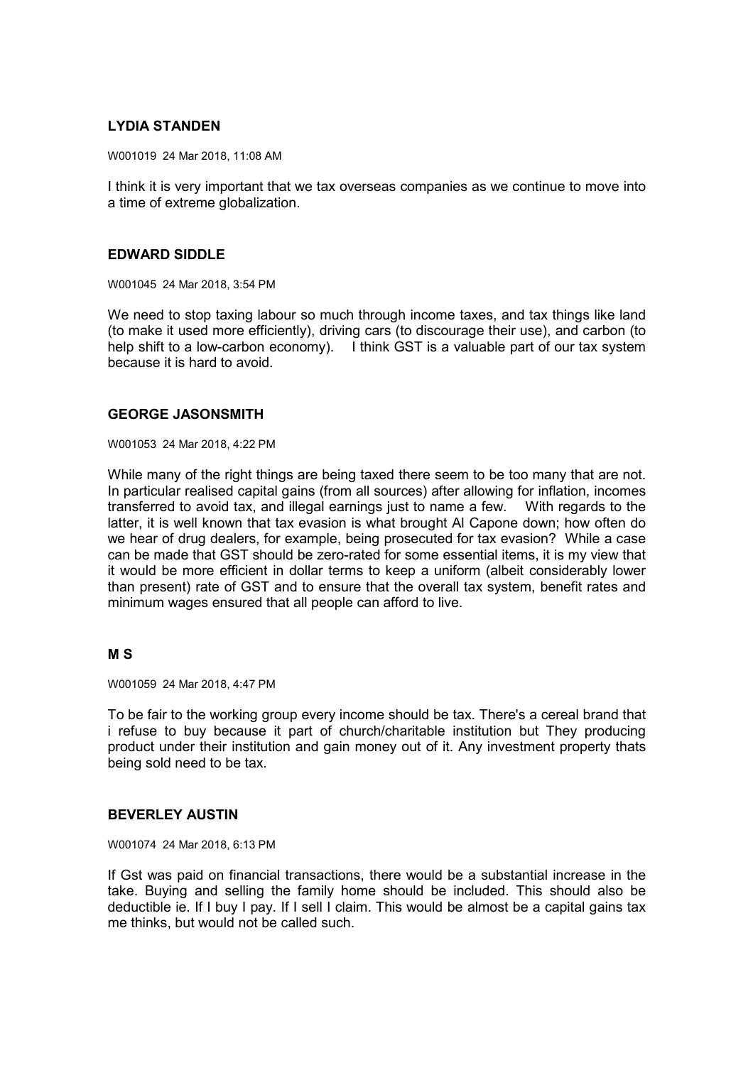### LYDIA STANDEN

W001019 24 Mar 2018, 11:08 AM

I think it is very important that we tax overseas companies as we continue to move into a time of extreme globalization.

### EDWARD SIDDLE

W001045 24 Mar 2018, 3:54 PM

We need to stop taxing labour so much through income taxes, and tax things like land (to make it used more efficiently), driving cars (to discourage their use), and carbon (to help shift to a low-carbon economy). I think GST is a valuable part of our tax system because it is hard to avoid.

### GEORGE JASONSMITH

W001053 24 Mar 2018, 4:22 PM

While many of the right things are being taxed there seem to be too many that are not. In particular realised capital gains (from all sources) after allowing for inflation, incomes transferred to avoid tax, and illegal earnings just to name a few. With regards to the latter, it is well known that tax evasion is what brought Al Capone down; how often do we hear of drug dealers, for example, being prosecuted for tax evasion? While a case can be made that GST should be zero-rated for some essential items, it is my view that it would be more efficient in dollar terms to keep a uniform (albeit considerably lower than present) rate of GST and to ensure that the overall tax system, benefit rates and minimum wages ensured that all people can afford to live.

### M S

W001059 24 Mar 2018, 4:47 PM

To be fair to the working group every income should be tax. There's a cereal brand that i refuse to buy because it part of church/charitable institution but They producing product under their institution and gain money out of it. Any investment property thats being sold need to be tax.

### BEVERLEY AUSTIN

W001074 24 Mar 2018, 6:13 PM

If Gst was paid on financial transactions, there would be a substantial increase in the take. Buying and selling the family home should be included. This should also be deductible ie. If I buy I pay. If I sell I claim. This would be almost be a capital gains tax me thinks, but would not be called such.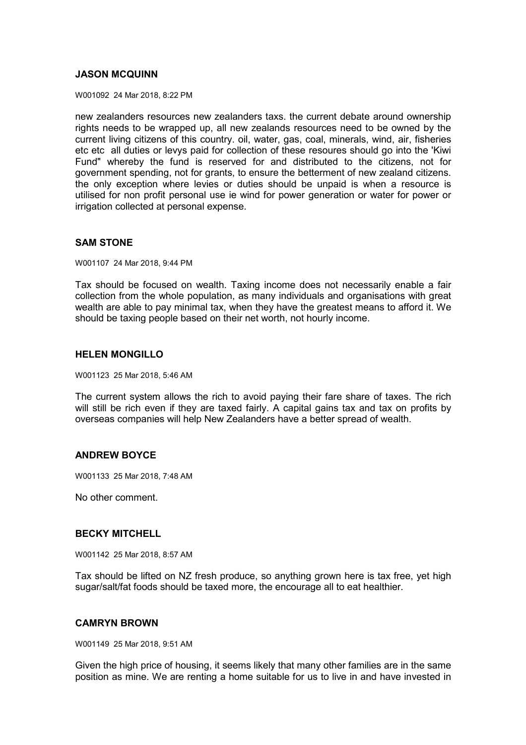**JASON MCQUINN**

W001092 24 Mar 2018, 8:22 PM

new zealanders resources new zealanders taxs. the current debate around ownership rights needs to be wrapped up, all new zealands resources need to be owned by the current living citizens of this country. oil, water, gas, coal, minerals, wind, air, fisheries etc etc all duties or levys paid for collection of these resoures should go into the 'Kiwi Fund" whereby the fund is reserved for and distributed to the citizens, not for government spending, not for grants, to ensure the betterment of new zealand citizens. the only exception where levies or duties should be unpaid is when a resource is utilised for non profit personal use ie wind for power generation or water for power or irrigation collected at personal expense.

**SAM STONE**

W001107 24 Mar 2018, 9:44 PM

Tax should be focused on wealth. Taxing income does not necessarily enable a fair collection from the whole population, as many individuals and organisations with great wealth are able to pay minimal tax, when they have the greatest means to afford it. We should be taxing people based on their net worth, not hourly income.

**HELEN MONGILLO**

W001123 25 Mar 2018, 5:46 AM

The current system allows the rich to avoid paying their fare share of taxes. The rich will still be rich even if they are taxed fairly. A capital gains tax and tax on profits by overseas companies will help New Zealanders have a better spread of wealth.

**ANDREW BOYCE**

W001133 25 Mar 2018, 7:48 AM

No other comment.

**BECKY MITCHELL**

W001142 25 Mar 2018, 8:57 AM

Tax should be lifted on NZ fresh produce, so anything grown here is tax free, yet high sugar/salt/fat foods should be taxed more, the encourage all to eat healthier.

**CAMRYN BROWN**

W001149 25 Mar 2018, 9:51 AM

Given the high price of housing, it seems likely that many other families are in the same position as mine. We are renting a home suitable for us to live in and have invested in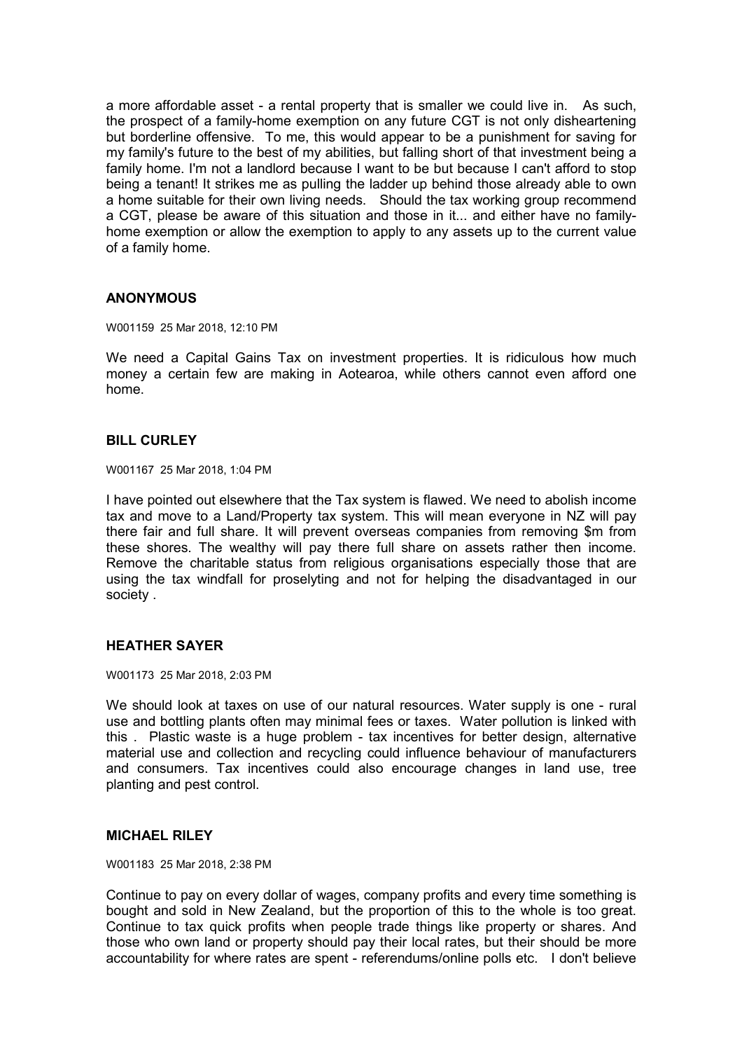a more affordable asset - a rental property that is smaller we could live in. As such, the prospect of a family-home exemption on any future CGT is not only disheartening but borderline offensive. To me, this would appear to be a punishment for saving for my family's future to the best of my abilities, but falling short of that investment being a family home. I'm not a landlord because I want to be but because I can't afford to stop being a tenant! It strikes me as pulling the ladder up behind those already able to own a home suitable for their own living needs. Should the tax working group recommend a CGT, please be aware of this situation and those in it... and either have no family-home exemption or allow the exemption to apply to any assets up to the current value of a family home.

### ANONYMOUS

W001159 25 Mar 2018, 12:10 PM

We need a Capital Gains Tax on investment properties. It is ridiculous how much money a certain few are making in Aotearoa, while others cannot even afford one home.

### BILL CURLEY

W001167 25 Mar 2018, 1:04 PM

I have pointed out elsewhere that the Tax system is flawed. We need to abolish income tax and move to a Land/Property tax system. This will mean everyone in NZ will pay there fair and full share. It will prevent overseas companies from removing $m from these shores. The wealthy will pay there full share on assets rather then income. Remove the charitable status from religious organisations especially those that are using the tax windfall for proselyting and not for helping the disadvantaged in our society .

### HEATHER SAYER

W001173 25 Mar 2018, 2:03 PM

We should look at taxes on use of our natural resources. Water supply is one - rural use and bottling plants often may minimal fees or taxes. Water pollution is linked with this . Plastic waste is a huge problem - tax incentives for better design, alternative material use and collection and recycling could influence behaviour of manufacturers and consumers. Tax incentives could also encourage changes in land use, tree planting and pest control.

### MICHAEL RILEY

W001183 25 Mar 2018, 2:38 PM

Continue to pay on every dollar of wages, company profits and every time something is bought and sold in New Zealand, but the proportion of this to the whole is too great. Continue to tax quick profits when people trade things like property or shares. And those who own land or property should pay their local rates, but their should be more accountability for where rates are spent - referendums/online polls etc. I don't believe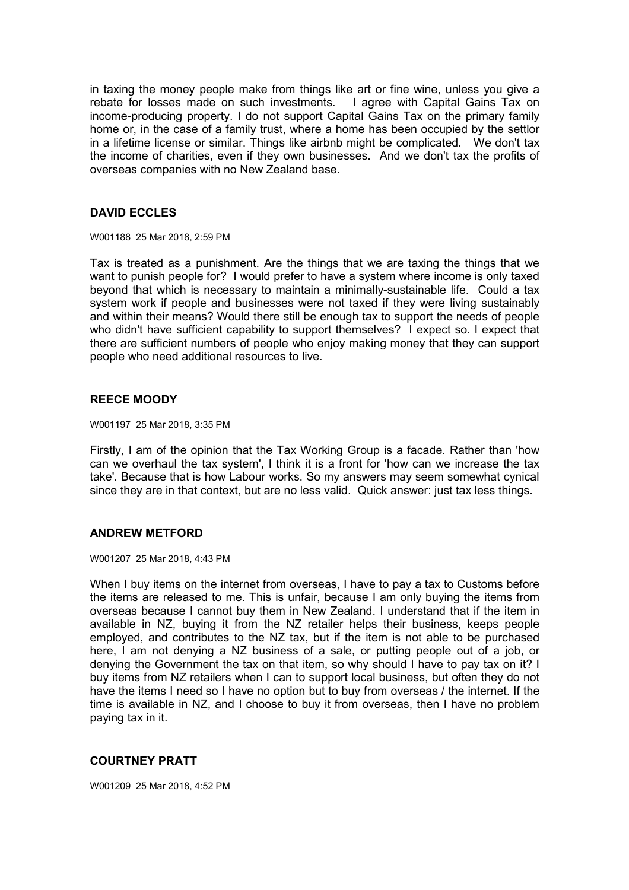in taxing the money people make from things like art or fine wine, unless you give a rebate for losses made on such investments. I agree with Capital Gains Tax on income-producing property. I do not support Capital Gains Tax on the primary family home or, in the case of a family trust, where a home has been occupied by the settlor in a lifetime license or similar. Things like airbnb might be complicated. We don't tax the income of charities, even if they own businesses. And we don't tax the profits of overseas companies with no New Zealand base.

### DAVID ECCLES

W001188 25 Mar 2018, 2:59 PM

Tax is treated as a punishment. Are the things that we are taxing the things that we want to punish people for? I would prefer to have a system where income is only taxed beyond that which is necessary to maintain a minimally-sustainable life. Could a tax system work if people and businesses were not taxed if they were living sustainably and within their means? Would there still be enough tax to support the needs of people who didn't have sufficient capability to support themselves? I expect so. I expect that there are sufficient numbers of people who enjoy making money that they can support people who need additional resources to live.

### REECE MOODY

W001197 25 Mar 2018, 3:35 PM

Firstly, I am of the opinion that the Tax Working Group is a facade. Rather than 'how can we overhaul the tax system', I think it is a front for 'how can we increase the tax take'. Because that is how Labour works. So my answers may seem somewhat cynical since they are in that context, but are no less valid. Quick answer: just tax less things.

### ANDREW METFORD

W001207 25 Mar 2018, 4:43 PM

When I buy items on the internet from overseas, I have to pay a tax to Customs before the items are released to me. This is unfair, because I am only buying the items from overseas because I cannot buy them in New Zealand. I understand that if the item in available in NZ, buying it from the NZ retailer helps their business, keeps people employed, and contributes to the NZ tax, but if the item is not able to be purchased here, I am not denying a NZ business of a sale, or putting people out of a job, or denying the Government the tax on that item, so why should I have to pay tax on it? I buy items from NZ retailers when I can to support local business, but often they do not have the items I need so I have no option but to buy from overseas / the internet. If the time is available in NZ, and I choose to buy it from overseas, then I have no problem paying tax in it.

### COURTNEY PRATT

W001209 25 Mar 2018, 4:52 PM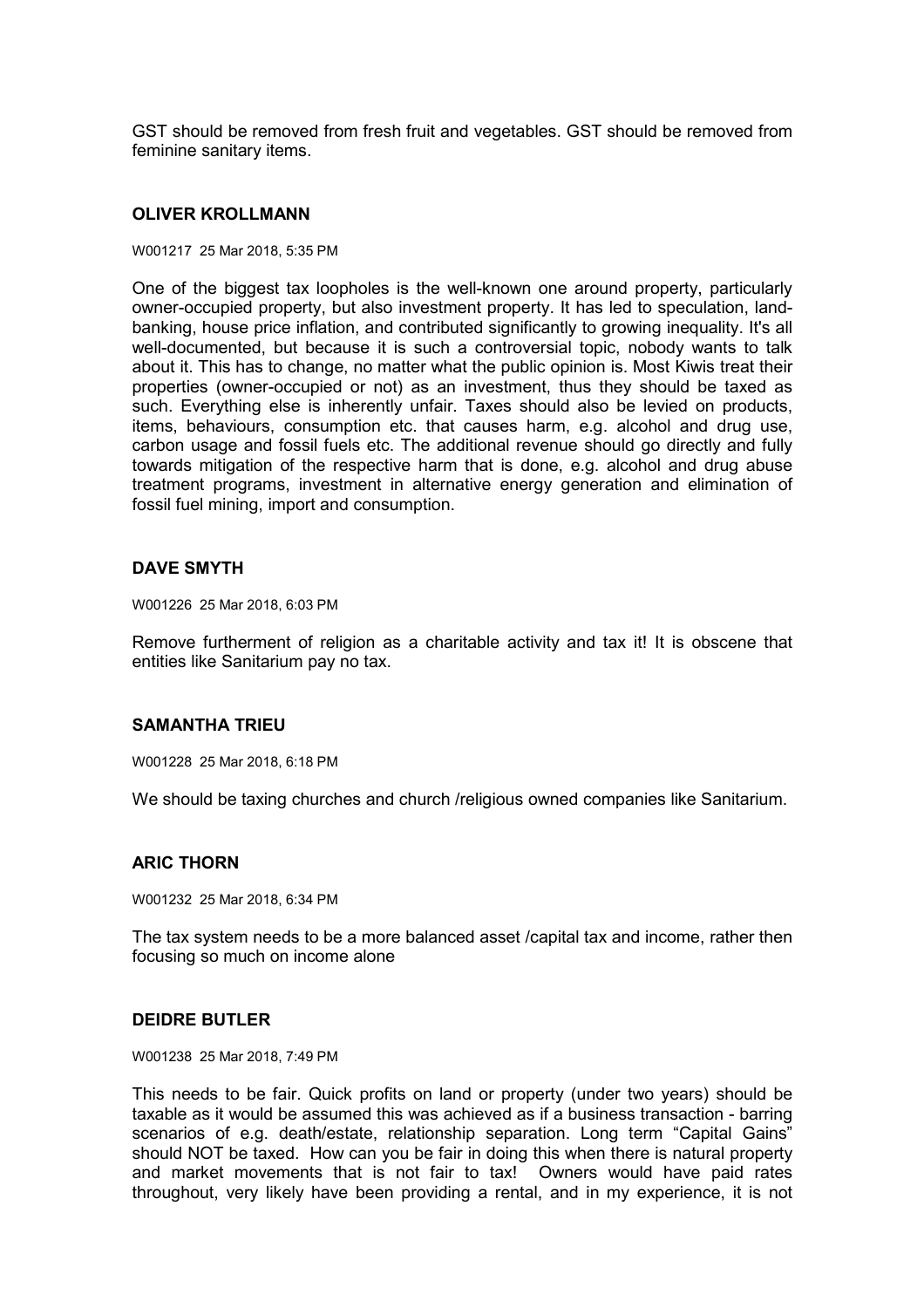GST should be removed from fresh fruit and vegetables. GST should be removed from feminine sanitary items.

### OLIVER KROLLMANN

W001217 25 Mar 2018, 5:35 PM

One of the biggest tax loopholes is the well-known one around property, particularly owner-occupied property, but also investment property. It has led to speculation, land-banking, house price inflation, and contributed significantly to growing inequality. It's all well-documented, but because it is such a controversial topic, nobody wants to talk about it. This has to change, no matter what the public opinion is. Most Kiwis treat their properties (owner-occupied or not) as an investment, thus they should be taxed as such. Everything else is inherently unfair. Taxes should also be levied on products, items, behaviours, consumption etc. that causes harm, e.g. alcohol and drug use, carbon usage and fossil fuels etc. The additional revenue should go directly and fully towards mitigation of the respective harm that is done, e.g. alcohol and drug abuse treatment programs, investment in alternative energy generation and elimination of fossil fuel mining, import and consumption.

### DAVE SMYTH

W001226 25 Mar 2018, 6:03 PM

Remove furtherment of religion as a charitable activity and tax it! It is obscene that entities like Sanitarium pay no tax.

### SAMANTHA TRIEU

W001228 25 Mar 2018, 6:18 PM

We should be taxing churches and church /religious owned companies like Sanitarium.

### ARIC THORN

W001232 25 Mar 2018, 6:34 PM

The tax system needs to be a more balanced asset /capital tax and income, rather then focusing so much on income alone

### DEIDRE BUTLER

W001238 25 Mar 2018, 7:49 PM

This needs to be fair. Quick profits on land or property (under two years) should be taxable as it would be assumed this was achieved as if a business transaction - barring scenarios of e.g. death/estate, relationship separation. Long term "Capital Gains" should NOT be taxed. How can you be fair in doing this when there is natural property and market movements that is not fair to tax! Owners would have paid rates throughout, very likely have been providing a rental, and in my experience, it is not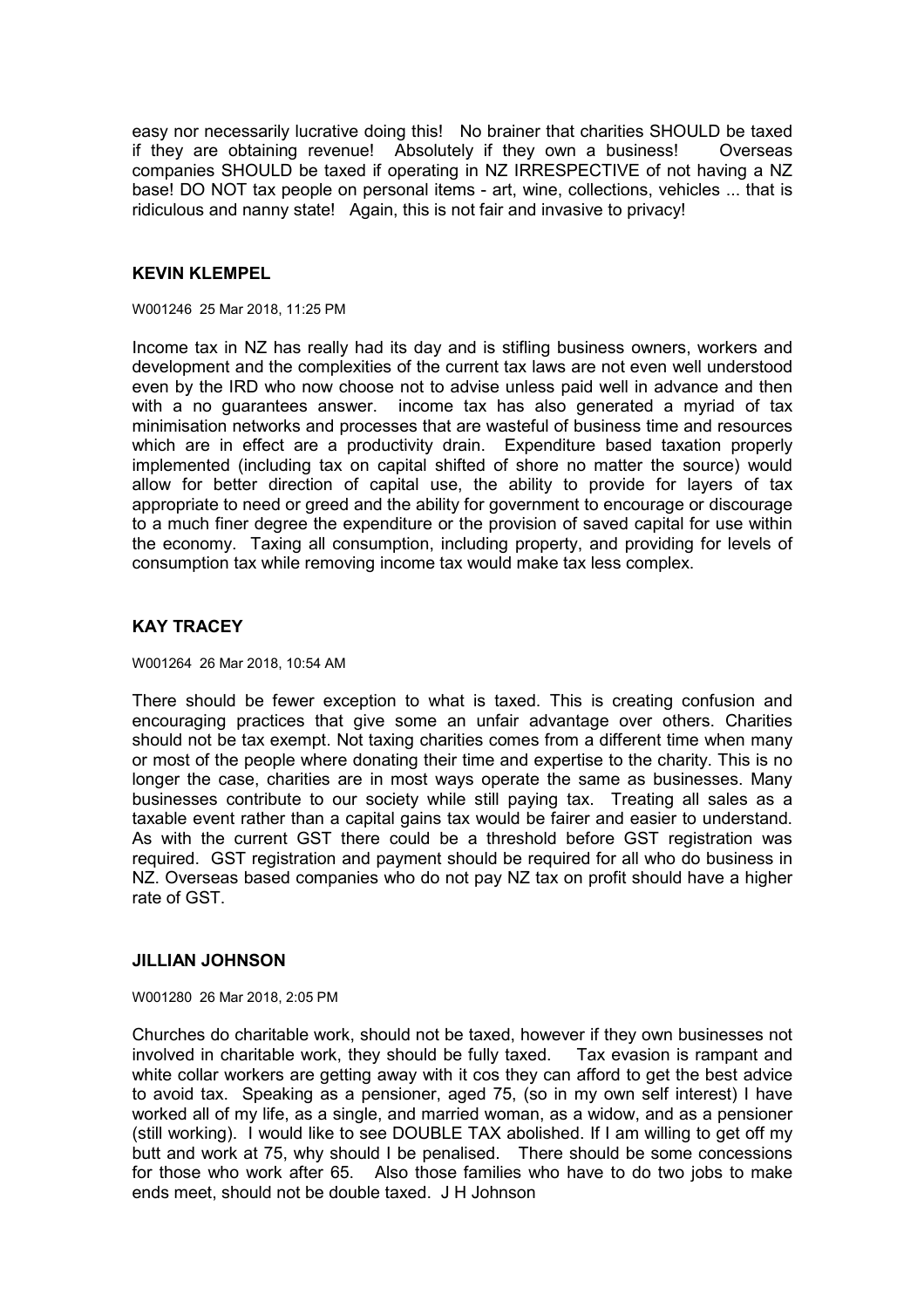easy nor necessarily lucrative doing this! No brainer that charities SHOULD be taxed if they are obtaining revenue! Absolutely if they own a business! Overseas companies SHOULD be taxed if operating in NZ IRRESPECTIVE of not having a NZ base! DO NOT tax people on personal items - art, wine, collections, vehicles ... that is ridiculous and nanny state! Again, this is not fair and invasive to privacy!

### KEVIN KLEMPEL

W001246 25 Mar 2018, 11:25 PM

Income tax in NZ has really had its day and is stifling business owners, workers and development and the complexities of the current tax laws are not even well understood even by the IRD who now choose not to advise unless paid well in advance and then with a no guarantees answer. income tax has also generated a myriad of tax minimisation networks and processes that are wasteful of business time and resources which are in effect are a productivity drain. Expenditure based taxation properly implemented (including tax on capital shifted of shore no matter the source) would allow for better direction of capital use, the ability to provide for layers of tax appropriate to need or greed and the ability for government to encourage or discourage to a much finer degree the expenditure or the provision of saved capital for use within the economy. Taxing all consumption, including property, and providing for levels of consumption tax while removing income tax would make tax less complex.

### KAY TRACEY

W001264 26 Mar 2018, 10:54 AM

There should be fewer exception to what is taxed. This is creating confusion and encouraging practices that give some an unfair advantage over others. Charities should not be tax exempt. Not taxing charities comes from a different time when many or most of the people where donating their time and expertise to the charity. This is no longer the case, charities are in most ways operate the same as businesses. Many businesses contribute to our society while still paying tax. Treating all sales as a taxable event rather than a capital gains tax would be fairer and easier to understand. As with the current GST there could be a threshold before GST registration was required. GST registration and payment should be required for all who do business in NZ. Overseas based companies who do not pay NZ tax on profit should have a higher rate of GST.

### JILLIAN JOHNSON

W001280 26 Mar 2018, 2:05 PM

Churches do charitable work, should not be taxed, however if they own businesses not involved in charitable work, they should be fully taxed. Tax evasion is rampant and white collar workers are getting away with it cos they can afford to get the best advice to avoid tax. Speaking as a pensioner, aged 75, (so in my own self interest) I have worked all of my life, as a single, and married woman, as a widow, and as a pensioner (still working). I would like to see DOUBLE TAX abolished. If I am willing to get off my butt and work at 75, why should I be penalised. There should be some concessions for those who work after 65. Also those families who have to do two jobs to make ends meet, should not be double taxed. J H Johnson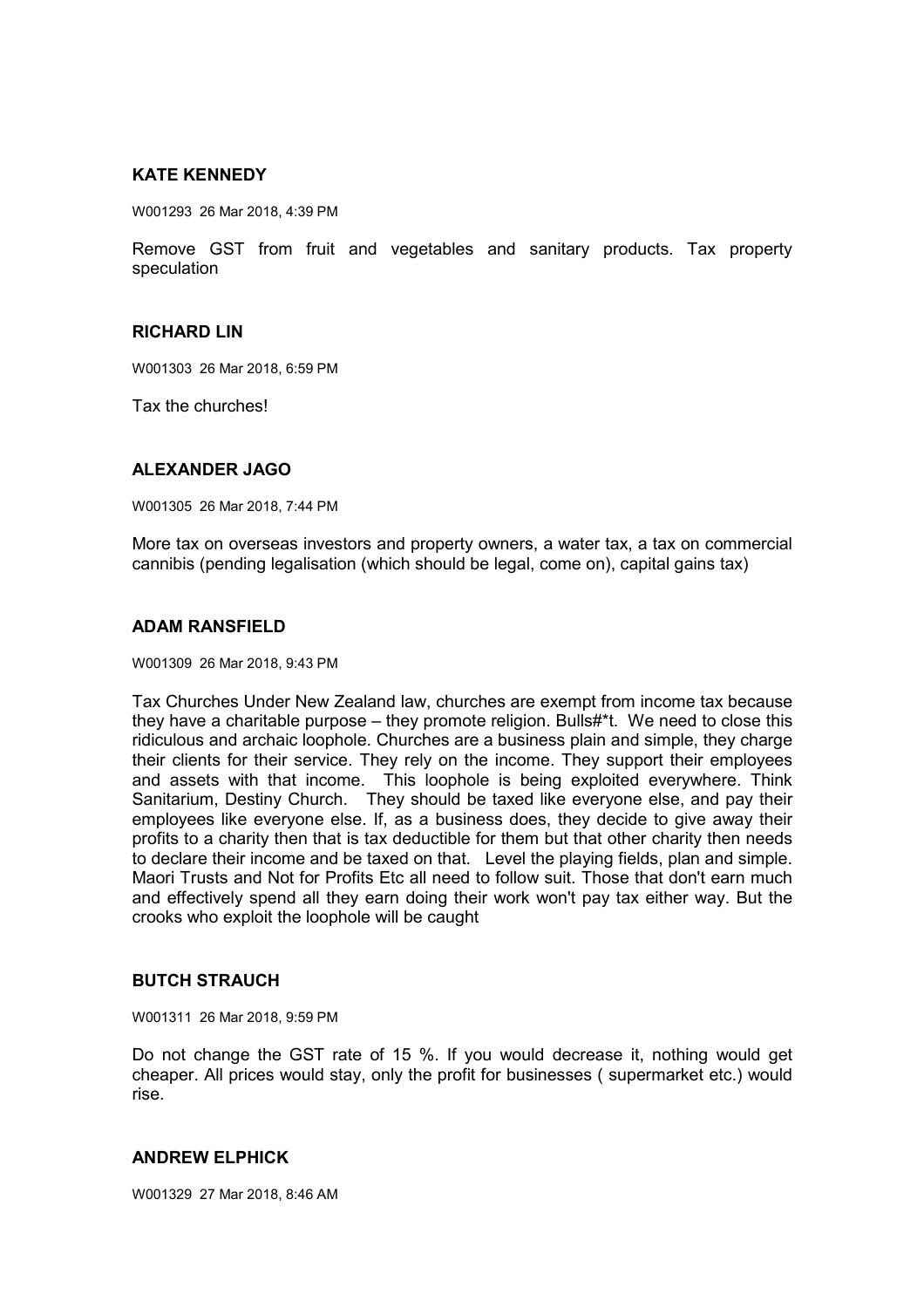**KATE KENNEDY**

W001293 26 Mar 2018, 4:39 PM

Remove GST from fruit and vegetables and sanitary products. Tax property speculation

**RICHARD LIN**

W001303 26 Mar 2018, 6:59 PM

Tax the churches!

**ALEXANDER JAGO**

W001305 26 Mar 2018, 7:44 PM

More tax on overseas investors and property owners, a water tax, a tax on commercial cannibis (pending legalisation (which should be legal, come on), capital gains tax)

**ADAM RANSFIELD**

W001309 26 Mar 2018, 9:43 PM

Tax Churches Under New Zealand law, churches are exempt from income tax because they have a charitable purpose – they promote religion. Bulls#*t. We need to close this ridiculous and archaic loophole. Churches are a business plain and simple, they charge their clients for their service. They rely on the income. They support their employees and assets with that income. This loophole is being exploited everywhere. Think Sanitarium, Destiny Church. They should be taxed like everyone else, and pay their employees like everyone else. If, as a business does, they decide to give away their profits to a charity then that is tax deductible for them but that other charity then needs to declare their income and be taxed on that. Level the playing fields, plan and simple. Maori Trusts and Not for Profits Etc all need to follow suit. Those that don't earn much and effectively spend all they earn doing their work won't pay tax either way. But the crooks who exploit the loophole will be caught

**BUTCH STRAUCH**

W001311 26 Mar 2018, 9:59 PM

Do not change the GST rate of 15 %. If you would decrease it, nothing would get cheaper. All prices would stay, only the profit for businesses ( supermarket etc.) would rise.

**ANDREW ELPHICK**

W001329 27 Mar 2018, 8:46 AM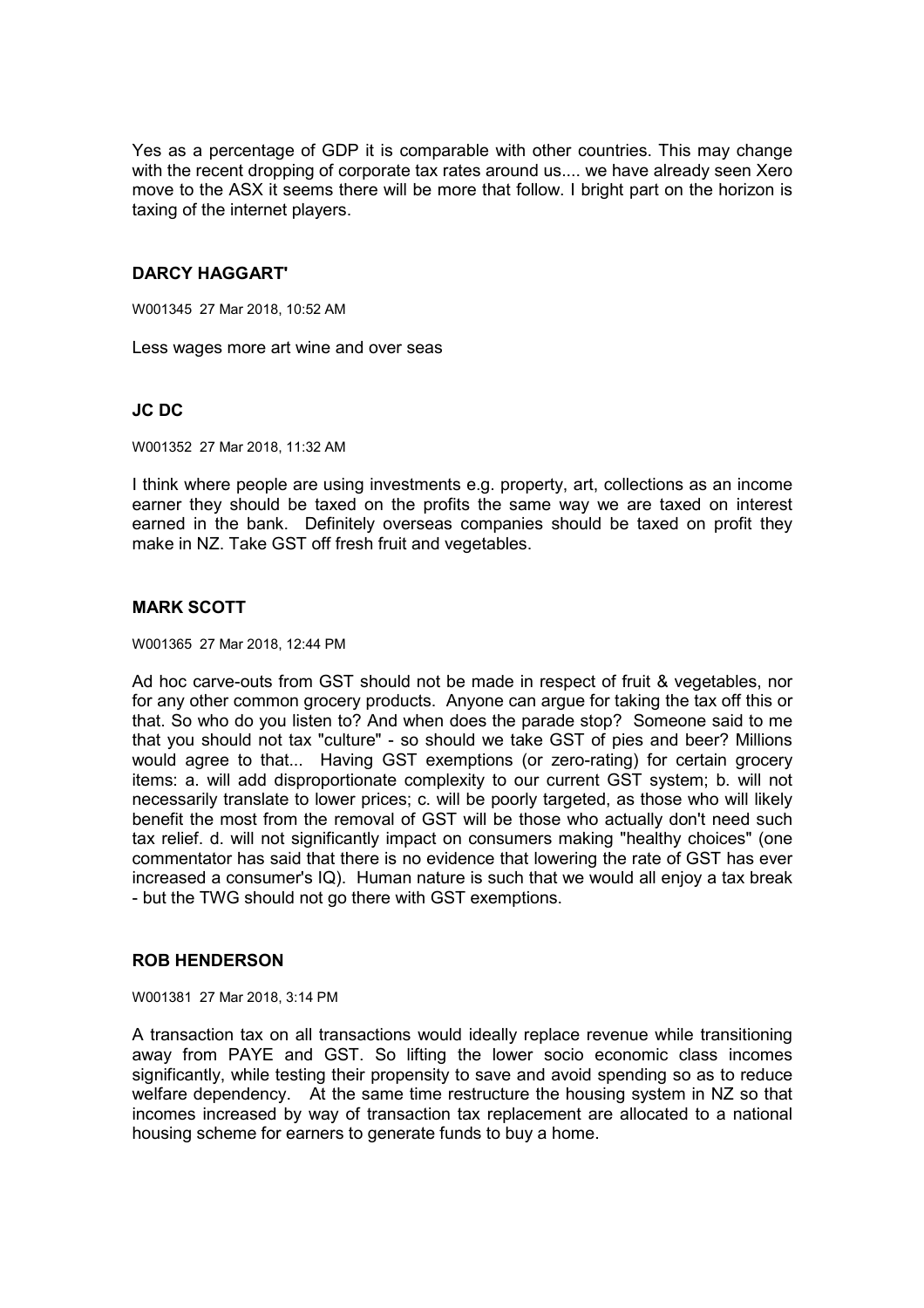Yes as a percentage of GDP it is comparable with other countries. This may change with the recent dropping of corporate tax rates around us.... we have already seen Xero move to the ASX it seems there will be more that follow. I bright part on the horizon is taxing of the internet players.

**DARCY HAGGART'**

W001345 27 Mar 2018, 10:52 AM

Less wages more art wine and over seas

**JC DC**

W001352 27 Mar 2018, 11:32 AM

I think where people are using investments e.g. property, art, collections as an income earner they should be taxed on the profits the same way we are taxed on interest earned in the bank. Definitely overseas companies should be taxed on profit they make in NZ. Take GST off fresh fruit and vegetables.

**MARK SCOTT**

W001365 27 Mar 2018, 12:44 PM

Ad hoc carve-outs from GST should not be made in respect of fruit & vegetables, nor for any other common grocery products. Anyone can argue for taking the tax off this or that. So who do you listen to? And when does the parade stop? Someone said to me that you should not tax "culture" - so should we take GST of pies and beer? Millions would agree to that... Having GST exemptions (or zero-rating) for certain grocery items: a. will add disproportionate complexity to our current GST system; b. will not necessarily translate to lower prices; c. will be poorly targeted, as those who will likely benefit the most from the removal of GST will be those who actually don't need such tax relief. d. will not significantly impact on consumers making "healthy choices" (one commentator has said that there is no evidence that lowering the rate of GST has ever increased a consumer's IQ). Human nature is such that we would all enjoy a tax break - but the TWG should not go there with GST exemptions.

**ROB HENDERSON**

W001381 27 Mar 2018, 3:14 PM

A transaction tax on all transactions would ideally replace revenue while transitioning away from PAYE and GST. So lifting the lower socio economic class incomes significantly, while testing their propensity to save and avoid spending so as to reduce welfare dependency. At the same time restructure the housing system in NZ so that incomes increased by way of transaction tax replacement are allocated to a national housing scheme for earners to generate funds to buy a home.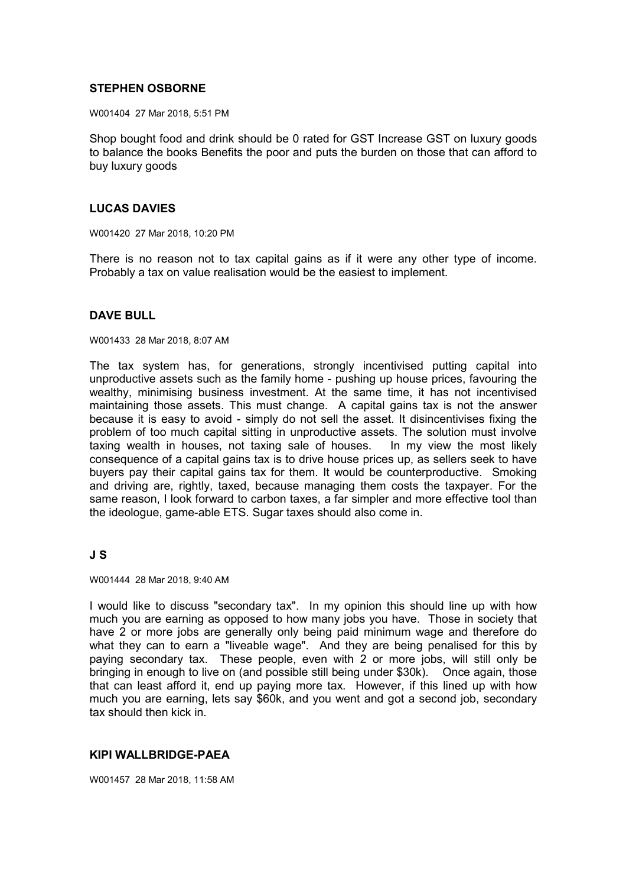### STEPHEN OSBORNE

W001404 27 Mar 2018, 5:51 PM

Shop bought food and drink should be 0 rated for GST Increase GST on luxury goods to balance the books Benefits the poor and puts the burden on those that can afford to buy luxury goods

### LUCAS DAVIES

W001420 27 Mar 2018, 10:20 PM

There is no reason not to tax capital gains as if it were any other type of income. Probably a tax on value realisation would be the easiest to implement.

### DAVE BULL

W001433 28 Mar 2018, 8:07 AM

The tax system has, for generations, strongly incentivised putting capital into unproductive assets such as the family home - pushing up house prices, favouring the wealthy, minimising business investment. At the same time, it has not incentivised maintaining those assets. This must change. A capital gains tax is not the answer because it is easy to avoid - simply do not sell the asset. It disincentivises fixing the problem of too much capital sitting in unproductive assets. The solution must involve taxing wealth in houses, not taxing sale of houses. In my view the most likely consequence of a capital gains tax is to drive house prices up, as sellers seek to have buyers pay their capital gains tax for them. It would be counterproductive. Smoking and driving are, rightly, taxed, because managing them costs the taxpayer. For the same reason, I look forward to carbon taxes, a far simpler and more effective tool than the ideologue, game-able ETS. Sugar taxes should also come in.

### J S

W001444 28 Mar 2018, 9:40 AM

I would like to discuss "secondary tax". In my opinion this should line up with how much you are earning as opposed to how many jobs you have. Those in society that have 2 or more jobs are generally only being paid minimum wage and therefore do what they can to earn a "liveable wage". And they are being penalised for this by paying secondary tax. These people, even with 2 or more jobs, will still only be bringing in enough to live on (and possible still being under $30k). Once again, those that can least afford it, end up paying more tax. However, if this lined up with how much you are earning, lets say $60k, and you went and got a second job, secondary tax should then kick in.

### KIPI WALLBRIDGE-PAEA

W001457 28 Mar 2018, 11:58 AM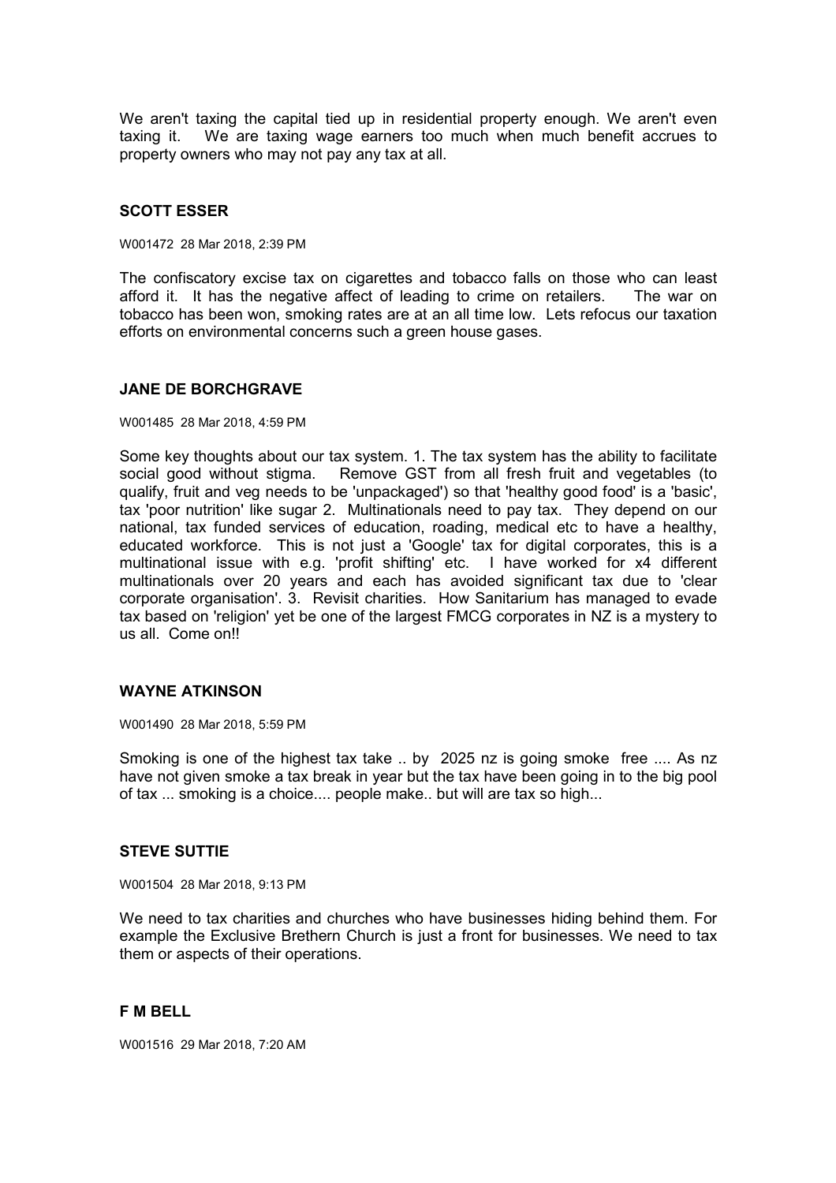We aren't taxing the capital tied up in residential property enough. We aren't even taxing it. We are taxing wage earners too much when much benefit accrues to property owners who may not pay any tax at all.

### SCOTT ESSER

W001472 28 Mar 2018, 2:39 PM

The confiscatory excise tax on cigarettes and tobacco falls on those who can least afford it. It has the negative affect of leading to crime on retailers. The war on tobacco has been won, smoking rates are at an all time low. Lets refocus our taxation efforts on environmental concerns such a green house gases.

### JANE DE BORCHGRAVE

W001485 28 Mar 2018, 4:59 PM

Some key thoughts about our tax system. 1. The tax system has the ability to facilitate social good without stigma. Remove GST from all fresh fruit and vegetables (to qualify, fruit and veg needs to be 'unpackaged') so that 'healthy good food' is a 'basic', tax 'poor nutrition' like sugar 2. Multinationals need to pay tax. They depend on our national, tax funded services of education, roading, medical etc to have a healthy, educated workforce. This is not just a 'Google' tax for digital corporates, this is a multinational issue with e.g. 'profit shifting' etc. I have worked for x4 different multinationals over 20 years and each has avoided significant tax due to 'clear corporate organisation'. 3. Revisit charities. How Sanitarium has managed to evade tax based on 'religion' yet be one of the largest FMCG corporates in NZ is a mystery to us all. Come on!!

### WAYNE ATKINSON

W001490 28 Mar 2018, 5:59 PM

Smoking is one of the highest tax take .. by 2025 nz is going smoke free .... As nz have not given smoke a tax break in year but the tax have been going in to the big pool of tax ... smoking is a choice.... people make.. but will are tax so high...

### STEVE SUTTIE

W001504 28 Mar 2018, 9:13 PM

We need to tax charities and churches who have businesses hiding behind them. For example the Exclusive Brethern Church is just a front for businesses. We need to tax them or aspects of their operations.

### F M BELL

W001516 29 Mar 2018, 7:20 AM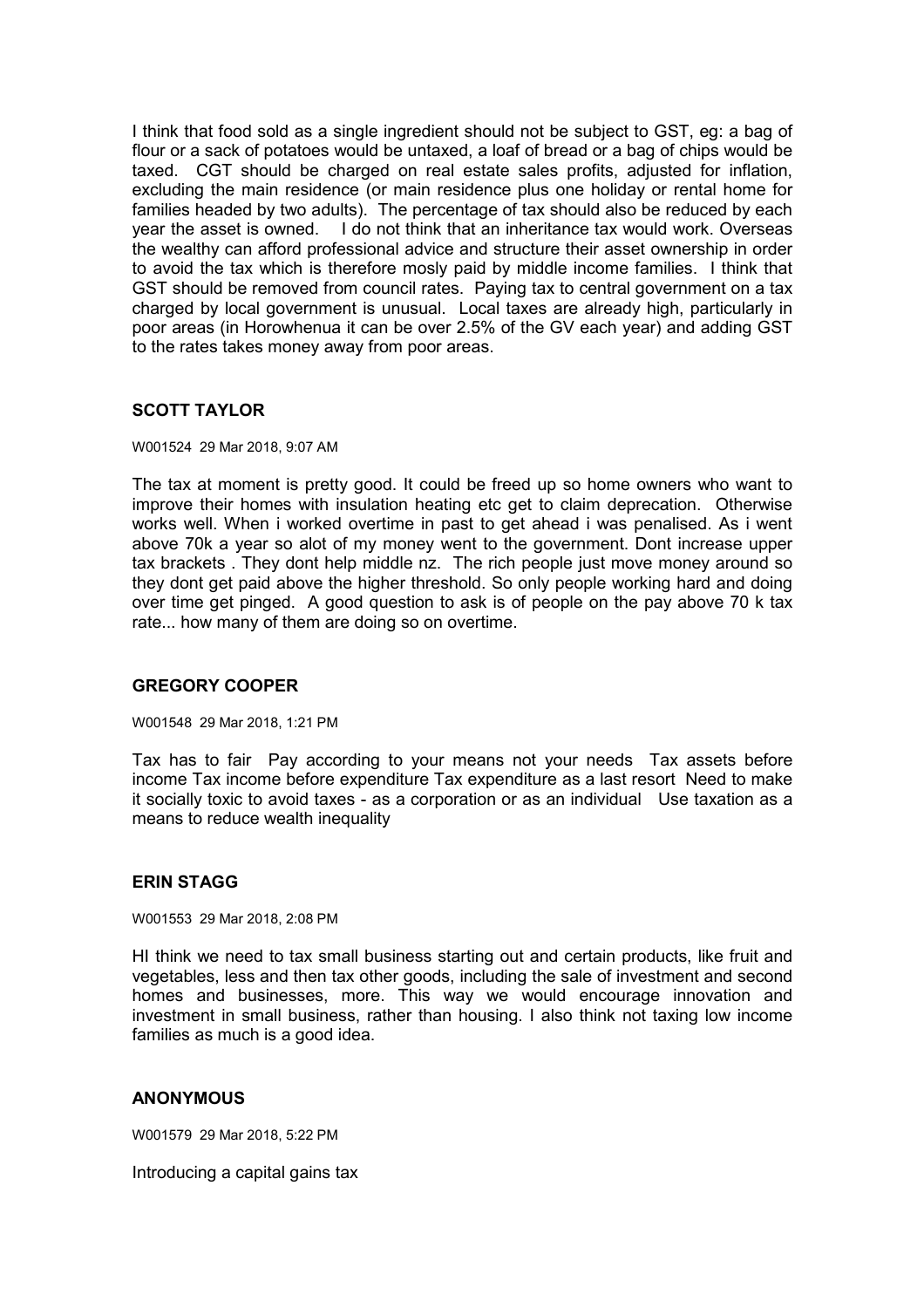I think that food sold as a single ingredient should not be subject to GST, eg: a bag of flour or a sack of potatoes would be untaxed, a loaf of bread or a bag of chips would be taxed. CGT should be charged on real estate sales profits, adjusted for inflation, excluding the main residence (or main residence plus one holiday or rental home for families headed by two adults). The percentage of tax should also be reduced by each year the asset is owned. I do not think that an inheritance tax would work. Overseas the wealthy can afford professional advice and structure their asset ownership in order to avoid the tax which is therefore mosly paid by middle income families. I think that GST should be removed from council rates. Paying tax to central government on a tax charged by local government is unusual. Local taxes are already high, particularly in poor areas (in Horowhenua it can be over 2.5% of the GV each year) and adding GST to the rates takes money away from poor areas.

### SCOTT TAYLOR

W001524 29 Mar 2018, 9:07 AM

The tax at moment is pretty good. It could be freed up so home owners who want to improve their homes with insulation heating etc get to claim deprecation. Otherwise works well. When i worked overtime in past to get ahead i was penalised. As i went above 70k a year so alot of my money went to the government. Dont increase upper tax brackets . They dont help middle nz. The rich people just move money around so they dont get paid above the higher threshold. So only people working hard and doing over time get pinged. A good question to ask is of people on the pay above 70 k tax rate... how many of them are doing so on overtime.

### GREGORY COOPER

W001548 29 Mar 2018, 1:21 PM

Tax has to fair Pay according to your means not your needs Tax assets before income Tax income before expenditure Tax expenditure as a last resort Need to make it socially toxic to avoid taxes - as a corporation or as an individual Use taxation as a means to reduce wealth inequality

### ERIN STAGG

W001553 29 Mar 2018, 2:08 PM

HI think we need to tax small business starting out and certain products, like fruit and vegetables, less and then tax other goods, including the sale of investment and second homes and businesses, more. This way we would encourage innovation and investment in small business, rather than housing. I also think not taxing low income families as much is a good idea.

### ANONYMOUS

W001579 29 Mar 2018, 5:22 PM

Introducing a capital gains tax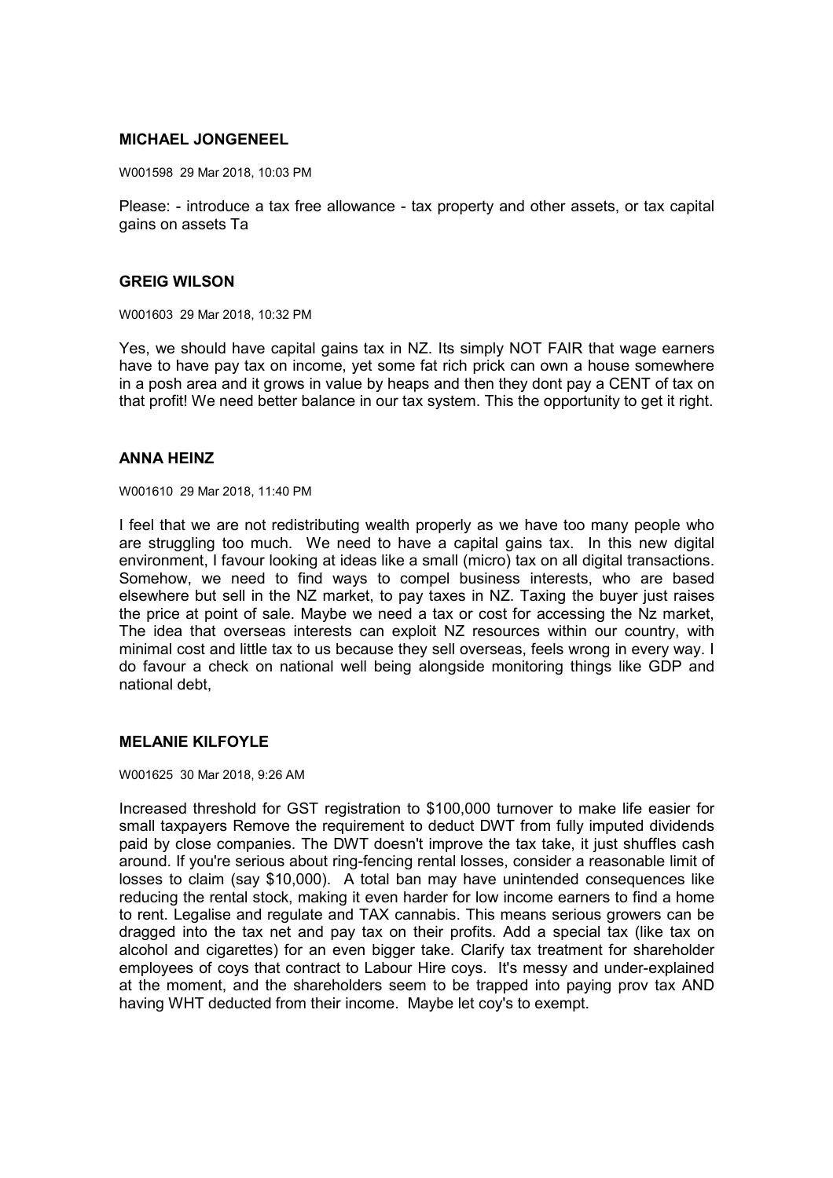**MICHAEL JONGENEEL**

W001598 29 Mar 2018, 10:03 PM

Please: - introduce a tax free allowance - tax property and other assets, or tax capital gains on assets Ta

**GREIG WILSON**

W001603 29 Mar 2018, 10:32 PM

Yes, we should have capital gains tax in NZ. Its simply NOT FAIR that wage earners have to have pay tax on income, yet some fat rich prick can own a house somewhere in a posh area and it grows in value by heaps and then they dont pay a CENT of tax on that profit! We need better balance in our tax system. This the opportunity to get it right.

**ANNA HEINZ**

W001610 29 Mar 2018, 11:40 PM

I feel that we are not redistributing wealth properly as we have too many people who are struggling too much. We need to have a capital gains tax. In this new digital environment, I favour looking at ideas like a small (micro) tax on all digital transactions. Somehow, we need to find ways to compel business interests, who are based elsewhere but sell in the NZ market, to pay taxes in NZ. Taxing the buyer just raises the price at point of sale. Maybe we need a tax or cost for accessing the Nz market, The idea that overseas interests can exploit NZ resources within our country, with minimal cost and little tax to us because they sell overseas, feels wrong in every way. I do favour a check on national well being alongside monitoring things like GDP and national debt,

**MELANIE KILFOYLE**

W001625 30 Mar 2018, 9:26 AM

Increased threshold for GST registration to $100,000 turnover to make life easier for small taxpayers Remove the requirement to deduct DWT from fully imputed dividends paid by close companies. The DWT doesn't improve the tax take, it just shuffles cash around. If you're serious about ring-fencing rental losses, consider a reasonable limit of losses to claim (say $10,000). A total ban may have unintended consequences like reducing the rental stock, making it even harder for low income earners to find a home to rent. Legalise and regulate and TAX cannabis. This means serious growers can be dragged into the tax net and pay tax on their profits. Add a special tax (like tax on alcohol and cigarettes) for an even bigger take. Clarify tax treatment for shareholder employees of coys that contract to Labour Hire coys. It's messy and under-explained at the moment, and the shareholders seem to be trapped into paying prov tax AND having WHT deducted from their income. Maybe let coy's to exempt.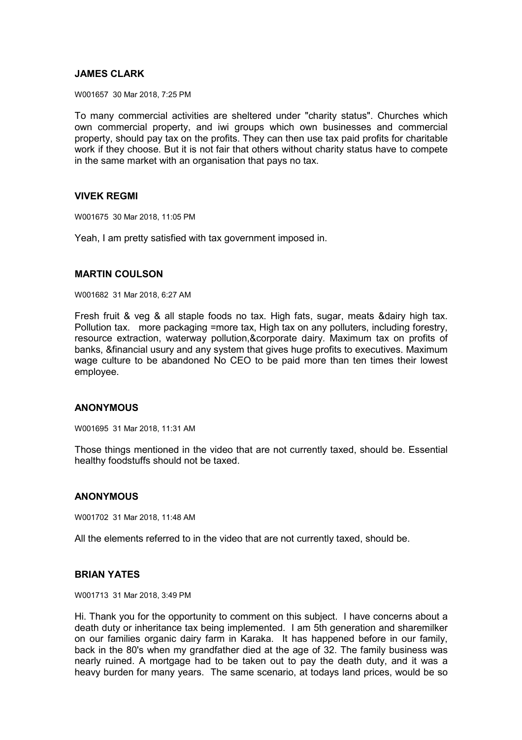**JAMES CLARK**

W001657 30 Mar 2018, 7:25 PM

To many commercial activities are sheltered under "charity status". Churches which own commercial property, and iwi groups which own businesses and commercial property, should pay tax on the profits. They can then use tax paid profits for charitable work if they choose. But it is not fair that others without charity status have to compete in the same market with an organisation that pays no tax.

**VIVEK REGMI**

W001675 30 Mar 2018, 11:05 PM

Yeah, I am pretty satisfied with tax government imposed in.

**MARTIN COULSON**

W001682 31 Mar 2018, 6:27 AM

Fresh fruit & veg & all staple foods no tax. High fats, sugar, meats &dairy high tax. Pollution tax. more packaging =more tax, High tax on any polluters, including forestry, resource extraction, waterway pollution,&corporate dairy. Maximum tax on profits of banks, &financial usury and any system that gives huge profits to executives. Maximum wage culture to be abandoned No CEO to be paid more than ten times their lowest employee.

**ANONYMOUS**

W001695 31 Mar 2018, 11:31 AM

Those things mentioned in the video that are not currently taxed, should be. Essential healthy foodstuffs should not be taxed.

**ANONYMOUS**

W001702 31 Mar 2018, 11:48 AM

All the elements referred to in the video that are not currently taxed, should be.

**BRIAN YATES**

W001713 31 Mar 2018, 3:49 PM

Hi. Thank you for the opportunity to comment on this subject. I have concerns about a death duty or inheritance tax being implemented. I am 5th generation and sharemilker on our families organic dairy farm in Karaka. It has happened before in our family, back in the 80's when my grandfather died at the age of 32. The family business was nearly ruined. A mortgage had to be taken out to pay the death duty, and it was a heavy burden for many years. The same scenario, at todays land prices, would be so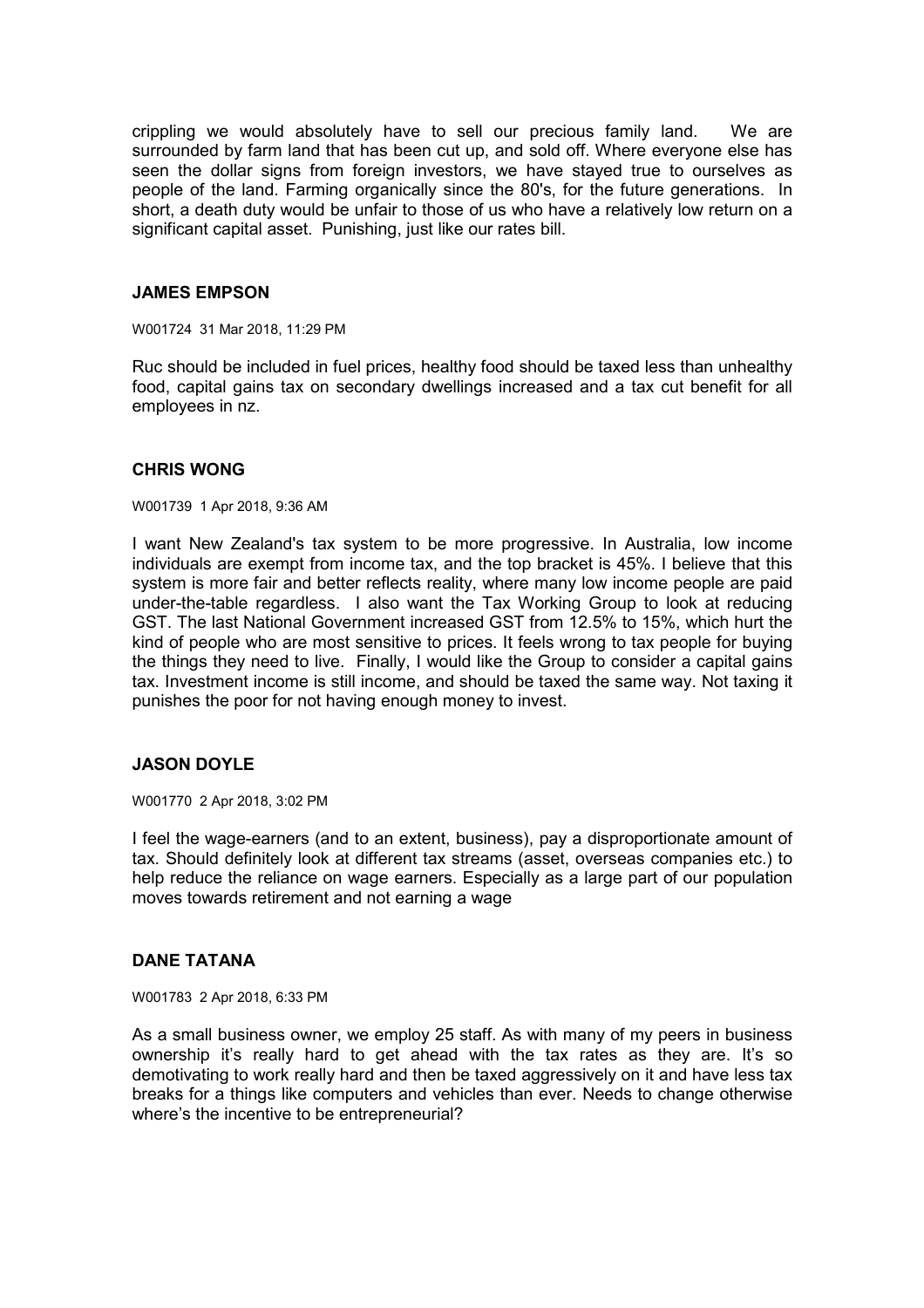crippling we would absolutely have to sell our precious family land. We are surrounded by farm land that has been cut up, and sold off. Where everyone else has seen the dollar signs from foreign investors, we have stayed true to ourselves as people of the land. Farming organically since the 80's, for the future generations. In short, a death duty would be unfair to those of us who have a relatively low return on a significant capital asset. Punishing, just like our rates bill.

### JAMES EMPSON

W001724 31 Mar 2018, 11:29 PM

Ruc should be included in fuel prices, healthy food should be taxed less than unhealthy food, capital gains tax on secondary dwellings increased and a tax cut benefit for all employees in nz.

### CHRIS WONG

W001739 1 Apr 2018, 9:36 AM

I want New Zealand's tax system to be more progressive. In Australia, low income individuals are exempt from income tax, and the top bracket is 45%. I believe that this system is more fair and better reflects reality, where many low income people are paid under-the-table regardless. I also want the Tax Working Group to look at reducing GST. The last National Government increased GST from 12.5% to 15%, which hurt the kind of people who are most sensitive to prices. It feels wrong to tax people for buying the things they need to live. Finally, I would like the Group to consider a capital gains tax. Investment income is still income, and should be taxed the same way. Not taxing it punishes the poor for not having enough money to invest.

### JASON DOYLE

W001770 2 Apr 2018, 3:02 PM

I feel the wage-earners (and to an extent, business), pay a disproportionate amount of tax. Should definitely look at different tax streams (asset, overseas companies etc.) to help reduce the reliance on wage earners. Especially as a large part of our population moves towards retirement and not earning a wage

### DANE TATANA

W001783 2 Apr 2018, 6:33 PM

As a small business owner, we employ 25 staff. As with many of my peers in business ownership it's really hard to get ahead with the tax rates as they are. It's so demotivating to work really hard and then be taxed aggressively on it and have less tax breaks for a things like computers and vehicles than ever. Needs to change otherwise where's the incentive to be entrepreneurial?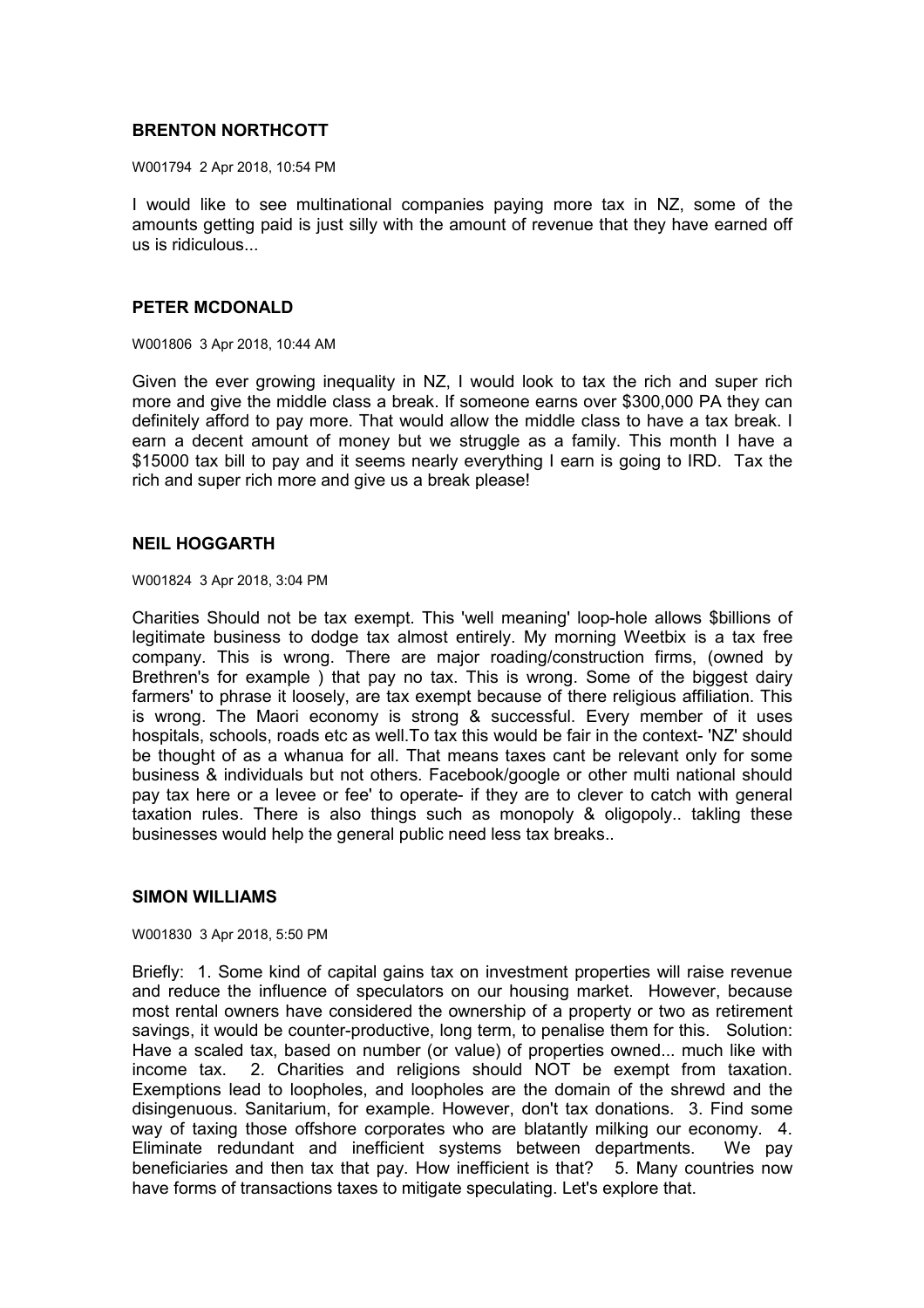### BRENTON NORTHCOTT

W001794 2 Apr 2018, 10:54 PM

I would like to see multinational companies paying more tax in NZ, some of the amounts getting paid is just silly with the amount of revenue that they have earned off us is ridiculous...

### PETER MCDONALD

W001806 3 Apr 2018, 10:44 AM

Given the ever growing inequality in NZ, I would look to tax the rich and super rich more and give the middle class a break. If someone earns over $300,000 PA they can definitely afford to pay more. That would allow the middle class to have a tax break. I earn a decent amount of money but we struggle as a family. This month I have a $15000 tax bill to pay and it seems nearly everything I earn is going to IRD. Tax the rich and super rich more and give us a break please!

### NEIL HOGGARTH

W001824 3 Apr 2018, 3:04 PM

Charities Should not be tax exempt. This 'well meaning' loop-hole allows $billions of legitimate business to dodge tax almost entirely. My morning Weetbix is a tax free company. This is wrong. There are major roading/construction firms, (owned by Brethren's for example ) that pay no tax. This is wrong. Some of the biggest dairy farmers' to phrase it loosely, are tax exempt because of there religious affiliation. This is wrong. The Maori economy is strong & successful. Every member of it uses hospitals, schools, roads etc as well.To tax this would be fair in the context- 'NZ' should be thought of as a whanua for all. That means taxes cant be relevant only for some business & individuals but not others. Facebook/google or other multi national should pay tax here or a levee or fee' to operate- if they are to clever to catch with general taxation rules. There is also things such as monopoly & oligopoly.. takling these businesses would help the general public need less tax breaks..

### SIMON WILLIAMS

W001830 3 Apr 2018, 5:50 PM

Briefly: 1. Some kind of capital gains tax on investment properties will raise revenue and reduce the influence of speculators on our housing market. However, because most rental owners have considered the ownership of a property or two as retirement savings, it would be counter-productive, long term, to penalise them for this. Solution: Have a scaled tax, based on number (or value) of properties owned... much like with income tax. 2. Charities and religions should NOT be exempt from taxation. Exemptions lead to loopholes, and loopholes are the domain of the shrewd and the disingenuous. Sanitarium, for example. However, don't tax donations. 3. Find some way of taxing those offshore corporates who are blatantly milking our economy. 4. Eliminate redundant and inefficient systems between departments. We pay beneficiaries and then tax that pay. How inefficient is that? 5. Many countries now have forms of transactions taxes to mitigate speculating. Let's explore that.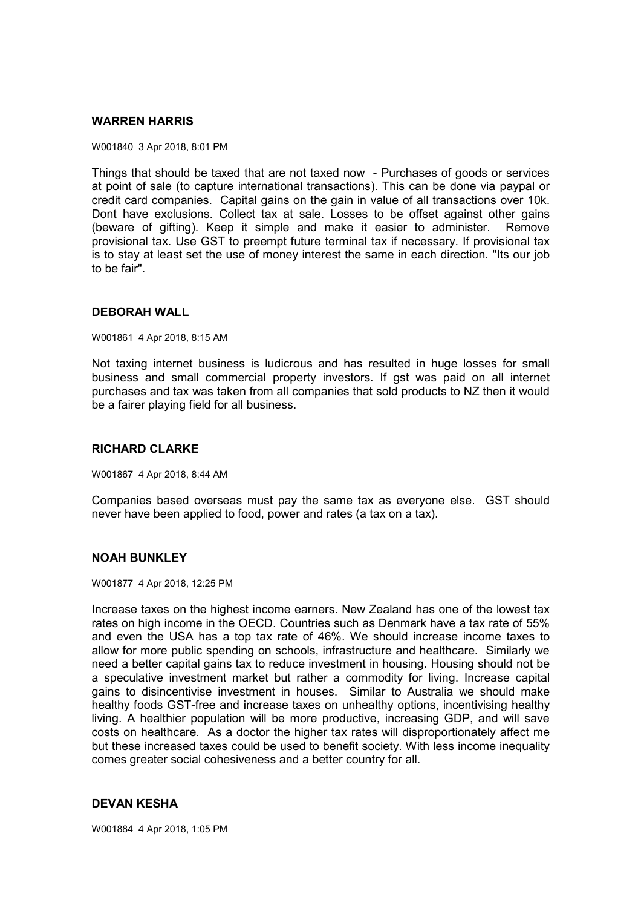**WARREN HARRIS**

W001840 3 Apr 2018, 8:01 PM

Things that should be taxed that are not taxed now - Purchases of goods or services at point of sale (to capture international transactions). This can be done via paypal or credit card companies. Capital gains on the gain in value of all transactions over 10k. Dont have exclusions. Collect tax at sale. Losses to be offset against other gains (beware of gifting). Keep it simple and make it easier to administer. Remove provisional tax. Use GST to preempt future terminal tax if necessary. If provisional tax is to stay at least set the use of money interest the same in each direction. "Its our job to be fair".

**DEBORAH WALL**

W001861 4 Apr 2018, 8:15 AM

Not taxing internet business is ludicrous and has resulted in huge losses for small business and small commercial property investors. If gst was paid on all internet purchases and tax was taken from all companies that sold products to NZ then it would be a fairer playing field for all business.

**RICHARD CLARKE**

W001867 4 Apr 2018, 8:44 AM

Companies based overseas must pay the same tax as everyone else. GST should never have been applied to food, power and rates (a tax on a tax).

**NOAH BUNKLEY**

W001877 4 Apr 2018, 12:25 PM

Increase taxes on the highest income earners. New Zealand has one of the lowest tax rates on high income in the OECD. Countries such as Denmark have a tax rate of 55% and even the USA has a top tax rate of 46%. We should increase income taxes to allow for more public spending on schools, infrastructure and healthcare. Similarly we need a better capital gains tax to reduce investment in housing. Housing should not be a speculative investment market but rather a commodity for living. Increase capital gains to disincentivise investment in houses. Similar to Australia we should make healthy foods GST-free and increase taxes on unhealthy options, incentivising healthy living. A healthier population will be more productive, increasing GDP, and will save costs on healthcare. As a doctor the higher tax rates will disproportionately affect me but these increased taxes could be used to benefit society. With less income inequality comes greater social cohesiveness and a better country for all.

**DEVAN KESHA**

W001884 4 Apr 2018, 1:05 PM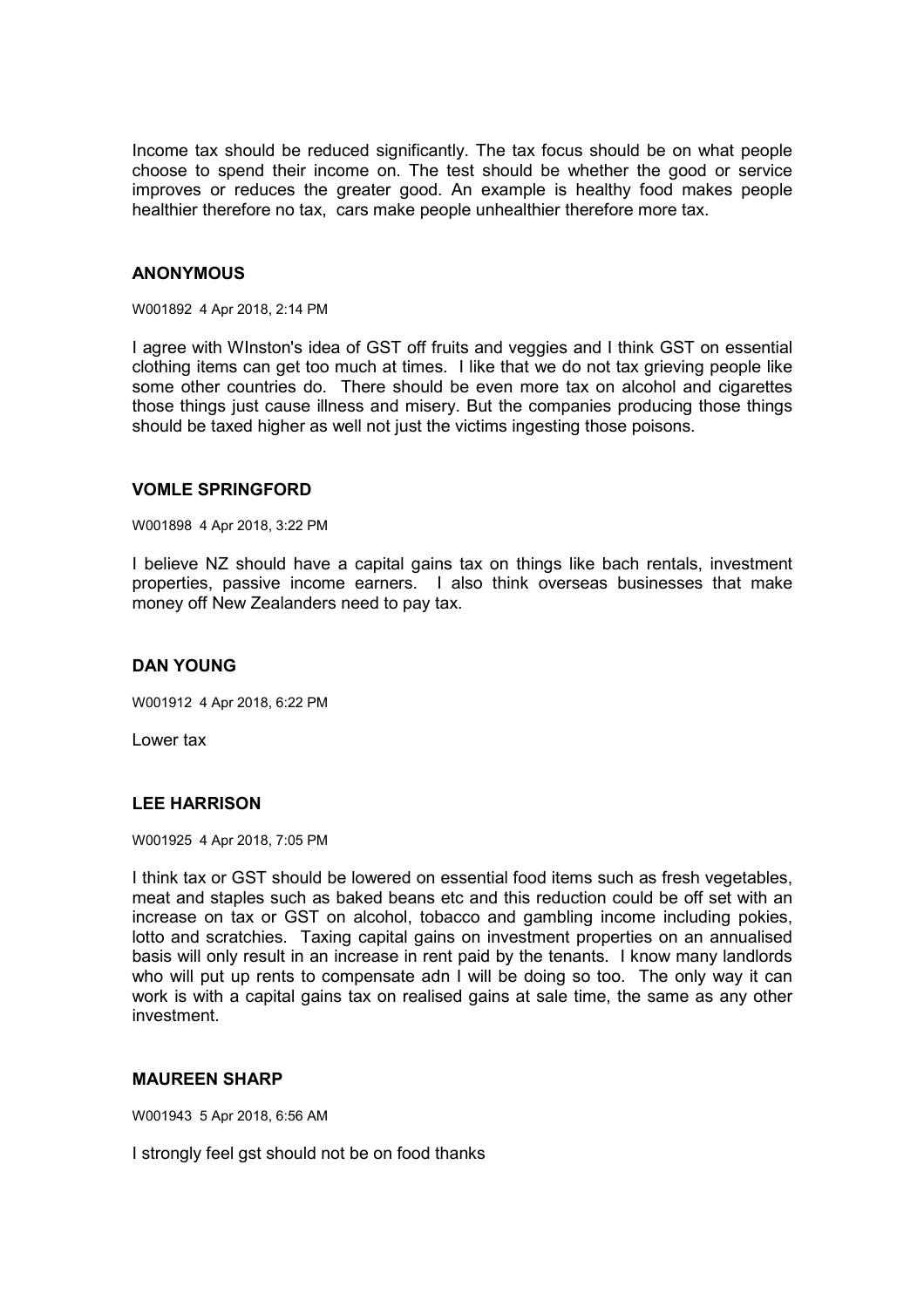Income tax should be reduced significantly. The tax focus should be on what people choose to spend their income on. The test should be whether the good or service improves or reduces the greater good. An example is healthy food makes people healthier therefore no tax, cars make people unhealthier therefore more tax.

**ANONYMOUS**

W001892 4 Apr 2018, 2:14 PM

I agree with WInston's idea of GST off fruits and veggies and I think GST on essential clothing items can get too much at times. I like that we do not tax grieving people like some other countries do. There should be even more tax on alcohol and cigarettes those things just cause illness and misery. But the companies producing those things should be taxed higher as well not just the victims ingesting those poisons.

**VOMLE SPRINGFORD**

W001898 4 Apr 2018, 3:22 PM

I believe NZ should have a capital gains tax on things like bach rentals, investment properties, passive income earners. I also think overseas businesses that make money off New Zealanders need to pay tax.

**DAN YOUNG**

W001912 4 Apr 2018, 6:22 PM

Lower tax

**LEE HARRISON**

W001925 4 Apr 2018, 7:05 PM

I think tax or GST should be lowered on essential food items such as fresh vegetables, meat and staples such as baked beans etc and this reduction could be off set with an increase on tax or GST on alcohol, tobacco and gambling income including pokies, lotto and scratchies. Taxing capital gains on investment properties on an annualised basis will only result in an increase in rent paid by the tenants. I know many landlords who will put up rents to compensate adn I will be doing so too. The only way it can work is with a capital gains tax on realised gains at sale time, the same as any other investment.

**MAUREEN SHARP**

W001943 5 Apr 2018, 6:56 AM

I strongly feel gst should not be on food thanks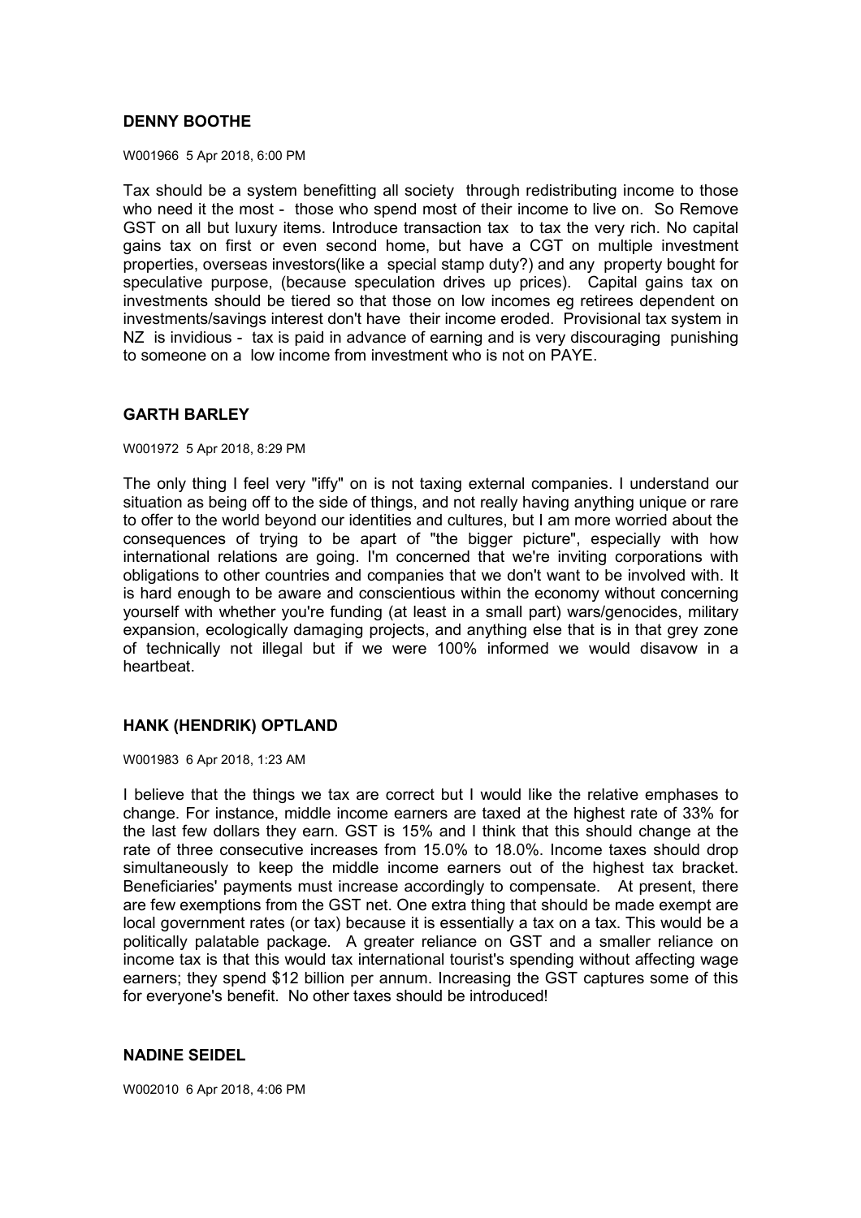## DENNY BOOTHE

W001966 5 Apr 2018, 6:00 PM

Tax should be a system benefitting all society through redistributing income to those who need it the most - those who spend most of their income to live on. So Remove GST on all but luxury items. Introduce transaction tax to tax the very rich. No capital gains tax on first or even second home, but have a CGT on multiple investment properties, overseas investors(like a special stamp duty?) and any property bought for speculative purpose, (because speculation drives up prices). Capital gains tax on investments should be tiered so that those on low incomes eg retirees dependent on investments/savings interest don't have their income eroded. Provisional tax system in NZ is invidious - tax is paid in advance of earning and is very discouraging punishing to someone on a low income from investment who is not on PAYE.

## GARTH BARLEY

W001972 5 Apr 2018, 8:29 PM

The only thing I feel very "iffy" on is not taxing external companies. I understand our situation as being off to the side of things, and not really having anything unique or rare to offer to the world beyond our identities and cultures, but I am more worried about the consequences of trying to be apart of "the bigger picture", especially with how international relations are going. I'm concerned that we're inviting corporations with obligations to other countries and companies that we don't want to be involved with. It is hard enough to be aware and conscientious within the economy without concerning yourself with whether you're funding (at least in a small part) wars/genocides, military expansion, ecologically damaging projects, and anything else that is in that grey zone of technically not illegal but if we were 100% informed we would disavow in a heartbeat.

## HANK (HENDRIK) OPTLAND

W001983 6 Apr 2018, 1:23 AM

I believe that the things we tax are correct but I would like the relative emphases to change. For instance, middle income earners are taxed at the highest rate of 33% for the last few dollars they earn. GST is 15% and I think that this should change at the rate of three consecutive increases from 15.0% to 18.0%. Income taxes should drop simultaneously to keep the middle income earners out of the highest tax bracket. Beneficiaries' payments must increase accordingly to compensate. At present, there are few exemptions from the GST net. One extra thing that should be made exempt are local government rates (or tax) because it is essentially a tax on a tax. This would be a politically palatable package. A greater reliance on GST and a smaller reliance on income tax is that this would tax international tourist's spending without affecting wage earners; they spend $12 billion per annum. Increasing the GST captures some of this for everyone's benefit. No other taxes should be introduced!

## NADINE SEIDEL

W002010 6 Apr 2018, 4:06 PM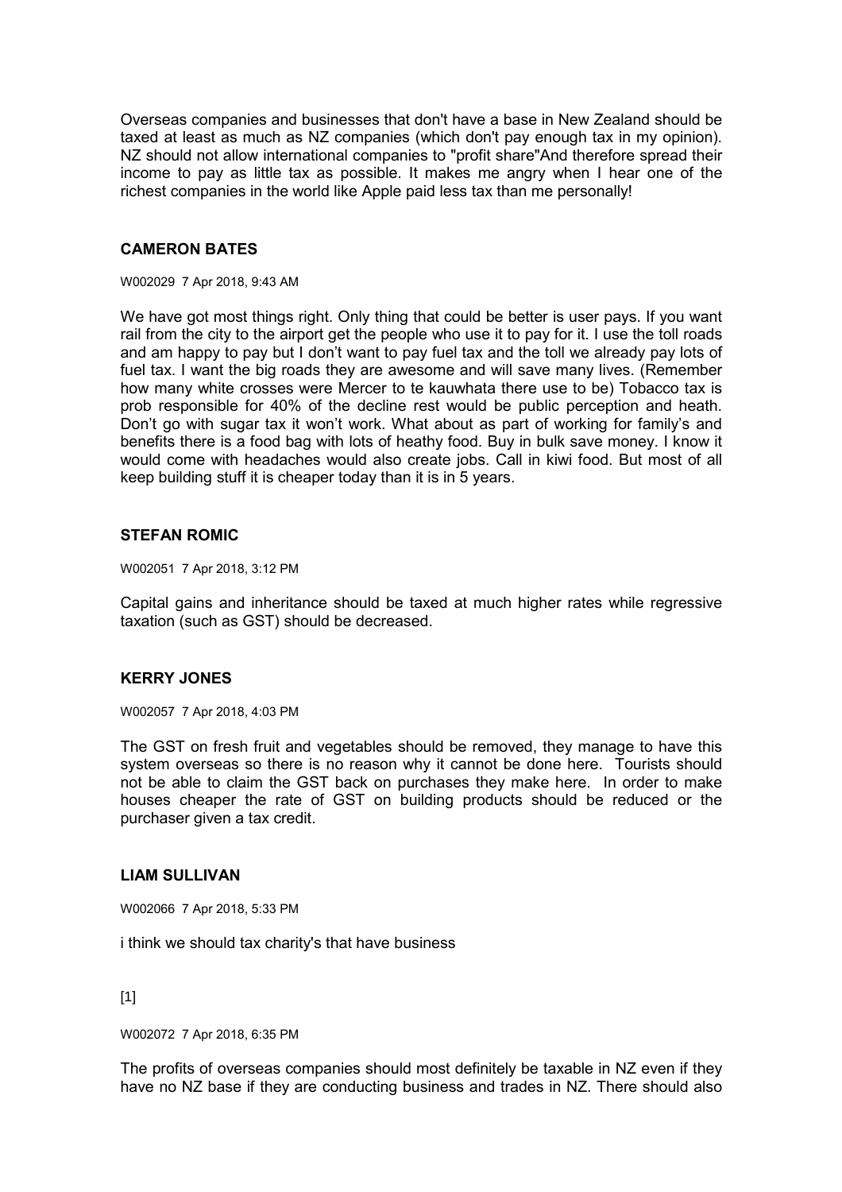Overseas companies and businesses that don't have a base in New Zealand should be taxed at least as much as NZ companies (which don't pay enough tax in my opinion). NZ should not allow international companies to "profit share"And therefore spread their income to pay as little tax as possible. It makes me angry when I hear one of the richest companies in the world like Apple paid less tax than me personally!

### CAMERON BATES

W002029 7 Apr 2018, 9:43 AM

We have got most things right. Only thing that could be better is user pays. If you want rail from the city to the airport get the people who use it to pay for it. I use the toll roads and am happy to pay but I don't want to pay fuel tax and the toll we already pay lots of fuel tax. I want the big roads they are awesome and will save many lives. (Remember how many white crosses were Mercer to te kauwhata there use to be) Tobacco tax is prob responsible for 40% of the decline rest would be public perception and heath. Don't go with sugar tax it won't work. What about as part of working for family's and benefits there is a food bag with lots of heathy food. Buy in bulk save money. I know it would come with headaches would also create jobs. Call in kiwi food. But most of all keep building stuff it is cheaper today than it is in 5 years.

### STEFAN ROMIC

W002051 7 Apr 2018, 3:12 PM

Capital gains and inheritance should be taxed at much higher rates while regressive taxation (such as GST) should be decreased.

### KERRY JONES

W002057 7 Apr 2018, 4:03 PM

The GST on fresh fruit and vegetables should be removed, they manage to have this system overseas so there is no reason why it cannot be done here. Tourists should not be able to claim the GST back on purchases they make here. In order to make houses cheaper the rate of GST on building products should be reduced or the purchaser given a tax credit.

### LIAM SULLIVAN

W002066 7 Apr 2018, 5:33 PM

i think we should tax charity's that have business

[1]

W002072 7 Apr 2018, 6:35 PM

The profits of overseas companies should most definitely be taxable in NZ even if they have no NZ base if they are conducting business and trades in NZ. There should also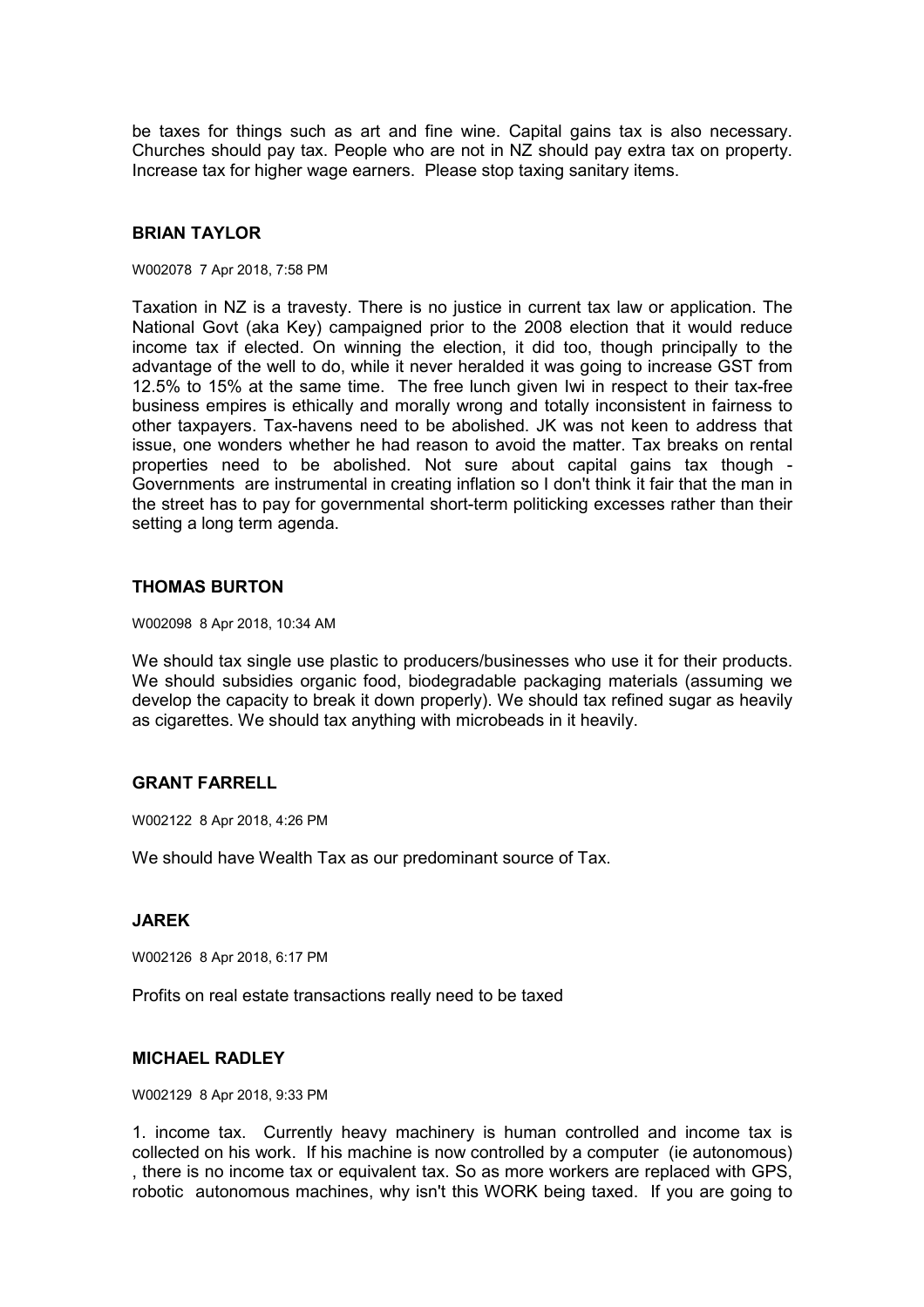be taxes for things such as art and fine wine. Capital gains tax is also necessary. Churches should pay tax. People who are not in NZ should pay extra tax on property. Increase tax for higher wage earners. Please stop taxing sanitary items.

### BRIAN TAYLOR

W002078 7 Apr 2018, 7:58 PM

Taxation in NZ is a travesty. There is no justice in current tax law or application. The National Govt (aka Key) campaigned prior to the 2008 election that it would reduce income tax if elected. On winning the election, it did too, though principally to the advantage of the well to do, while it never heralded it was going to increase GST from 12.5% to 15% at the same time. The free lunch given Iwi in respect to their tax-free business empires is ethically and morally wrong and totally inconsistent in fairness to other taxpayers. Tax-havens need to be abolished. JK was not keen to address that issue, one wonders whether he had reason to avoid the matter. Tax breaks on rental properties need to be abolished. Not sure about capital gains tax though - Governments are instrumental in creating inflation so I don't think it fair that the man in the street has to pay for governmental short-term politicking excesses rather than their setting a long term agenda.

### THOMAS BURTON

W002098 8 Apr 2018, 10:34 AM

We should tax single use plastic to producers/businesses who use it for their products. We should subsidies organic food, biodegradable packaging materials (assuming we develop the capacity to break it down properly). We should tax refined sugar as heavily as cigarettes. We should tax anything with microbeads in it heavily.

### GRANT FARRELL

W002122 8 Apr 2018, 4:26 PM

We should have Wealth Tax as our predominant source of Tax.

### JAREK

W002126 8 Apr 2018, 6:17 PM

Profits on real estate transactions really need to be taxed

### MICHAEL RADLEY

W002129 8 Apr 2018, 9:33 PM

1. income tax. Currently heavy machinery is human controlled and income tax is collected on his work. If his machine is now controlled by a computer (ie autonomous) , there is no income tax or equivalent tax. So as more workers are replaced with GPS, robotic autonomous machines, why isn't this WORK being taxed. If you are going to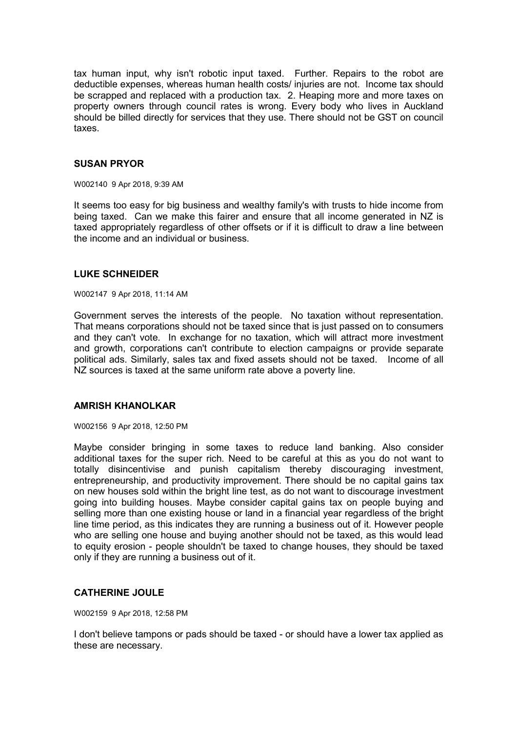tax human input, why isn't robotic input taxed. Further. Repairs to the robot are deductible expenses, whereas human health costs/ injuries are not. Income tax should be scrapped and replaced with a production tax. 2. Heaping more and more taxes on property owners through council rates is wrong. Every body who lives in Auckland should be billed directly for services that they use. There should not be GST on council taxes.

### SUSAN PRYOR

W002140 9 Apr 2018, 9:39 AM

It seems too easy for big business and wealthy family's with trusts to hide income from being taxed. Can we make this fairer and ensure that all income generated in NZ is taxed appropriately regardless of other offsets or if it is difficult to draw a line between the income and an individual or business.

### LUKE SCHNEIDER

W002147 9 Apr 2018, 11:14 AM

Government serves the interests of the people. No taxation without representation. That means corporations should not be taxed since that is just passed on to consumers and they can't vote. In exchange for no taxation, which will attract more investment and growth, corporations can't contribute to election campaigns or provide separate political ads. Similarly, sales tax and fixed assets should not be taxed. Income of all NZ sources is taxed at the same uniform rate above a poverty line.

### AMRISH KHANOLKAR

W002156 9 Apr 2018, 12:50 PM

Maybe consider bringing in some taxes to reduce land banking. Also consider additional taxes for the super rich. Need to be careful at this as you do not want to totally disincentivise and punish capitalism thereby discouraging investment, entrepreneurship, and productivity improvement. There should be no capital gains tax on new houses sold within the bright line test, as do not want to discourage investment going into building houses. Maybe consider capital gains tax on people buying and selling more than one existing house or land in a financial year regardless of the bright line time period, as this indicates they are running a business out of it. However people who are selling one house and buying another should not be taxed, as this would lead to equity erosion - people shouldn't be taxed to change houses, they should be taxed only if they are running a business out of it.

### CATHERINE JOULE

W002159 9 Apr 2018, 12:58 PM

I don't believe tampons or pads should be taxed - or should have a lower tax applied as these are necessary.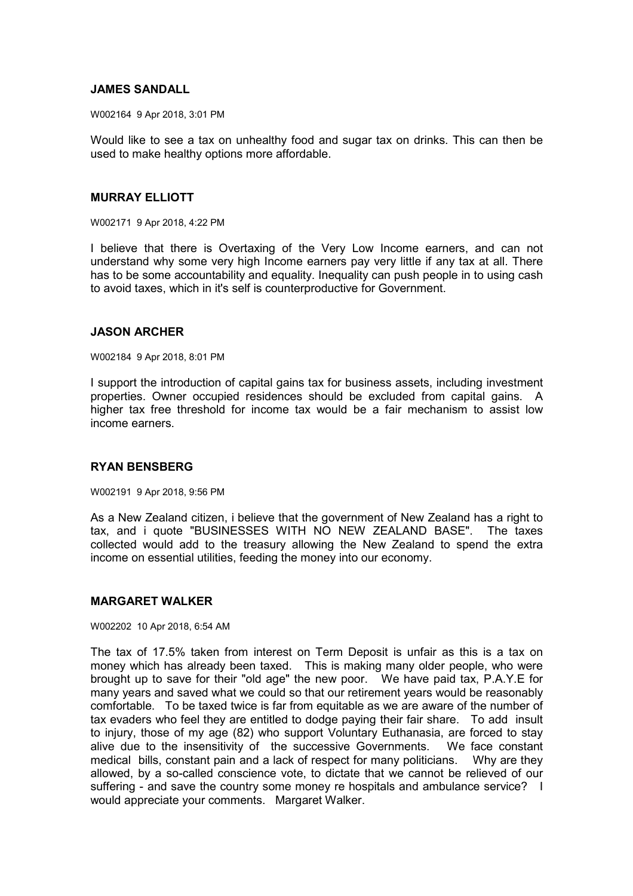**JAMES SANDALL**

W002164 9 Apr 2018, 3:01 PM

Would like to see a tax on unhealthy food and sugar tax on drinks. This can then be used to make healthy options more affordable.

**MURRAY ELLIOTT**

W002171 9 Apr 2018, 4:22 PM

I believe that there is Overtaxing of the Very Low Income earners, and can not understand why some very high Income earners pay very little if any tax at all. There has to be some accountability and equality. Inequality can push people in to using cash to avoid taxes, which in it's self is counterproductive for Government.

**JASON ARCHER**

W002184 9 Apr 2018, 8:01 PM

I support the introduction of capital gains tax for business assets, including investment properties. Owner occupied residences should be excluded from capital gains. A higher tax free threshold for income tax would be a fair mechanism to assist low income earners.

**RYAN BENSBERG**

W002191 9 Apr 2018, 9:56 PM

As a New Zealand citizen, i believe that the government of New Zealand has a right to tax, and i quote "BUSINESSES WITH NO NEW ZEALAND BASE". The taxes collected would add to the treasury allowing the New Zealand to spend the extra income on essential utilities, feeding the money into our economy.

**MARGARET WALKER**

W002202 10 Apr 2018, 6:54 AM

The tax of 17.5% taken from interest on Term Deposit is unfair as this is a tax on money which has already been taxed. This is making many older people, who were brought up to save for their "old age" the new poor. We have paid tax, P.A.Y.E for many years and saved what we could so that our retirement years would be reasonably comfortable. To be taxed twice is far from equitable as we are aware of the number of tax evaders who feel they are entitled to dodge paying their fair share. To add insult to injury, those of my age (82) who support Voluntary Euthanasia, are forced to stay alive due to the insensitivity of the successive Governments. We face constant medical bills, constant pain and a lack of respect for many politicians. Why are they allowed, by a so-called conscience vote, to dictate that we cannot be relieved of our suffering - and save the country some money re hospitals and ambulance service? I would appreciate your comments. Margaret Walker.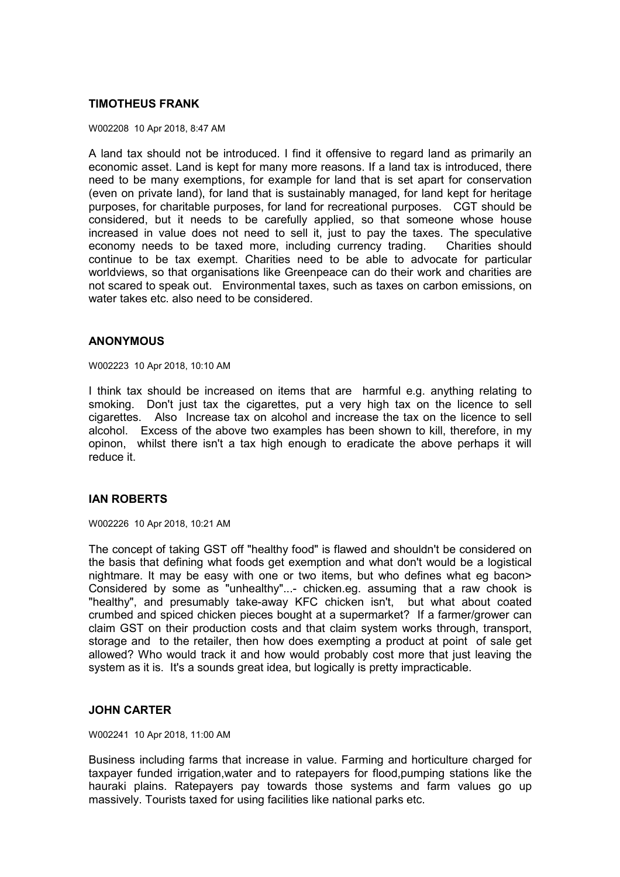### TIMOTHEUS FRANK

W002208 10 Apr 2018, 8:47 AM

A land tax should not be introduced. I find it offensive to regard land as primarily an economic asset. Land is kept for many more reasons. If a land tax is introduced, there need to be many exemptions, for example for land that is set apart for conservation (even on private land), for land that is sustainably managed, for land kept for heritage purposes, for charitable purposes, for land for recreational purposes. CGT should be considered, but it needs to be carefully applied, so that someone whose house increased in value does not need to sell it, just to pay the taxes. The speculative economy needs to be taxed more, including currency trading. Charities should continue to be tax exempt. Charities need to be able to advocate for particular worldviews, so that organisations like Greenpeace can do their work and charities are not scared to speak out. Environmental taxes, such as taxes on carbon emissions, on water takes etc. also need to be considered.

### ANONYMOUS

W002223 10 Apr 2018, 10:10 AM

I think tax should be increased on items that are harmful e.g. anything relating to smoking. Don't just tax the cigarettes, put a very high tax on the licence to sell cigarettes. Also Increase tax on alcohol and increase the tax on the licence to sell alcohol. Excess of the above two examples has been shown to kill, therefore, in my opinon, whilst there isn't a tax high enough to eradicate the above perhaps it will reduce it.

### IAN ROBERTS

W002226 10 Apr 2018, 10:21 AM

The concept of taking GST off "healthy food" is flawed and shouldn't be considered on the basis that defining what foods get exemption and what don't would be a logistical nightmare. It may be easy with one or two items, but who defines what eg bacon> Considered by some as "unhealthy"...- chicken.eg. assuming that a raw chook is "healthy", and presumably take-away KFC chicken isn't, but what about coated crumbed and spiced chicken pieces bought at a supermarket? If a farmer/grower can claim GST on their production costs and that claim system works through, transport, storage and to the retailer, then how does exempting a product at point of sale get allowed? Who would track it and how would probably cost more that just leaving the system as it is. It's a sounds great idea, but logically is pretty impracticable.

### JOHN CARTER

W002241 10 Apr 2018, 11:00 AM

Business including farms that increase in value. Farming and horticulture charged for taxpayer funded irrigation,water and to ratepayers for flood,pumping stations like the hauraki plains. Ratepayers pay towards those systems and farm values go up massively. Tourists taxed for using facilities like national parks etc.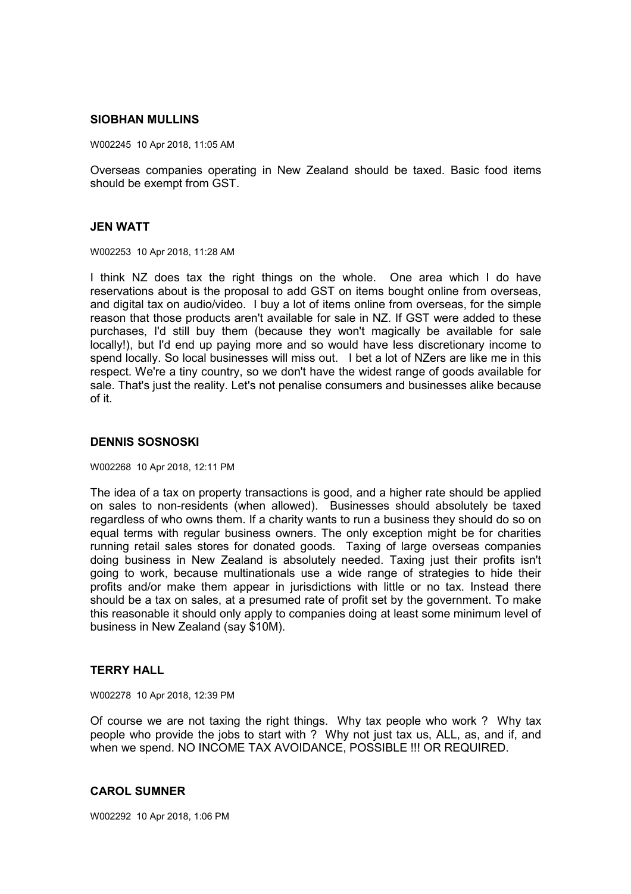### SIOBHAN MULLINS

W002245 10 Apr 2018, 11:05 AM

Overseas companies operating in New Zealand should be taxed. Basic food items should be exempt from GST.

### JEN WATT

W002253 10 Apr 2018, 11:28 AM

I think NZ does tax the right things on the whole. One area which I do have reservations about is the proposal to add GST on items bought online from overseas, and digital tax on audio/video. I buy a lot of items online from overseas, for the simple reason that those products aren't available for sale in NZ. If GST were added to these purchases, I'd still buy them (because they won't magically be available for sale locally!), but I'd end up paying more and so would have less discretionary income to spend locally. So local businesses will miss out. I bet a lot of NZers are like me in this respect. We're a tiny country, so we don't have the widest range of goods available for sale. That's just the reality. Let's not penalise consumers and businesses alike because of it.

### DENNIS SOSNOSKI

W002268 10 Apr 2018, 12:11 PM

The idea of a tax on property transactions is good, and a higher rate should be applied on sales to non-residents (when allowed). Businesses should absolutely be taxed regardless of who owns them. If a charity wants to run a business they should do so on equal terms with regular business owners. The only exception might be for charities running retail sales stores for donated goods. Taxing of large overseas companies doing business in New Zealand is absolutely needed. Taxing just their profits isn't going to work, because multinationals use a wide range of strategies to hide their profits and/or make them appear in jurisdictions with little or no tax. Instead there should be a tax on sales, at a presumed rate of profit set by the government. To make this reasonable it should only apply to companies doing at least some minimum level of business in New Zealand (say $10M).

### TERRY HALL

W002278 10 Apr 2018, 12:39 PM

Of course we are not taxing the right things. Why tax people who work ? Why tax people who provide the jobs to start with ? Why not just tax us, ALL, as, and if, and when we spend. NO INCOME TAX AVOIDANCE, POSSIBLE !!! OR REQUIRED.

### CAROL SUMNER

W002292 10 Apr 2018, 1:06 PM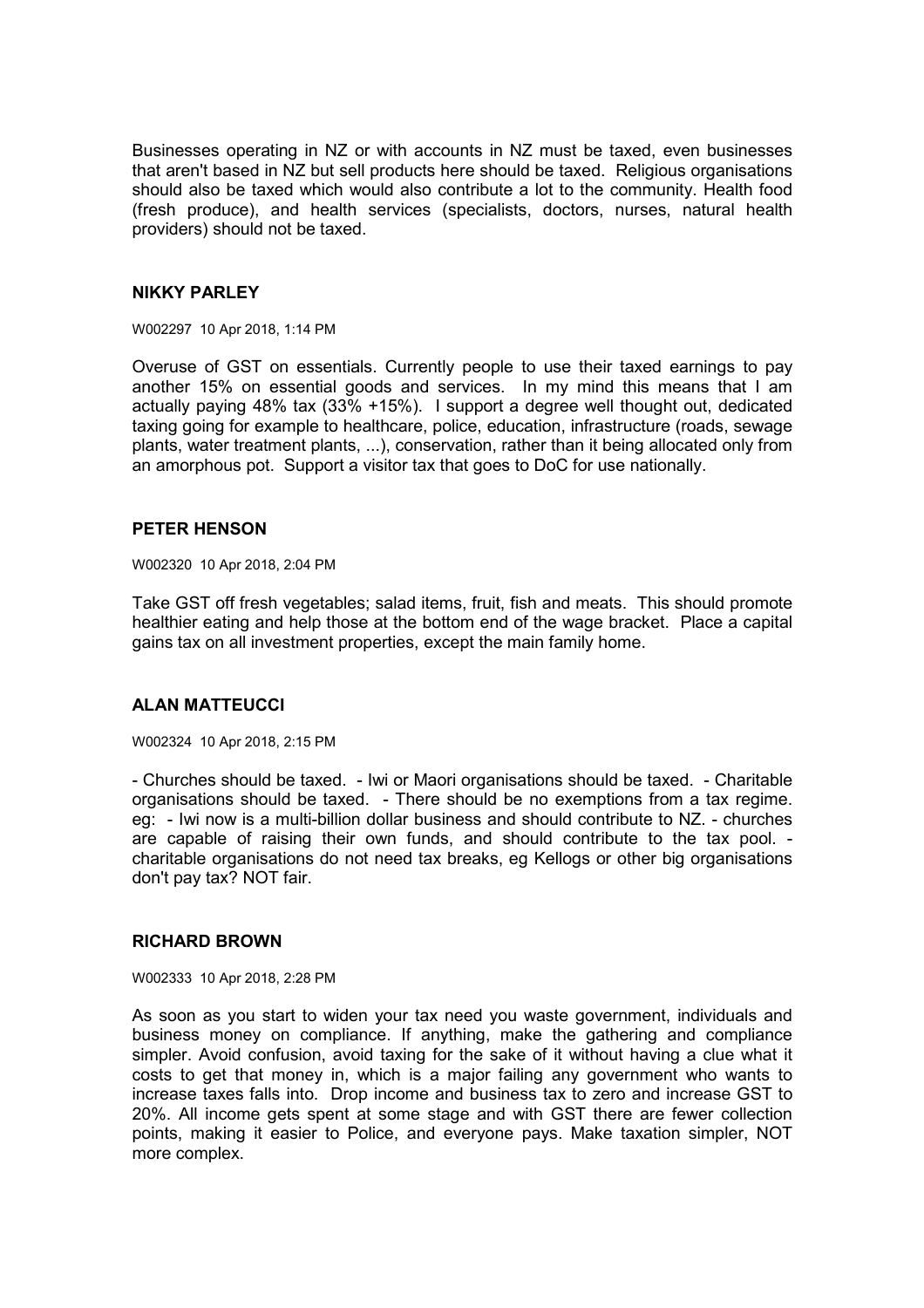Businesses operating in NZ or with accounts in NZ must be taxed, even businesses that aren't based in NZ but sell products here should be taxed. Religious organisations should also be taxed which would also contribute a lot to the community. Health food (fresh produce), and health services (specialists, doctors, nurses, natural health providers) should not be taxed.

### NIKKY PARLEY

W002297 10 Apr 2018, 1:14 PM

Overuse of GST on essentials. Currently people to use their taxed earnings to pay another 15% on essential goods and services. In my mind this means that I am actually paying 48% tax (33% +15%). I support a degree well thought out, dedicated taxing going for example to healthcare, police, education, infrastructure (roads, sewage plants, water treatment plants, ...), conservation, rather than it being allocated only from an amorphous pot. Support a visitor tax that goes to DoC for use nationally.

### PETER HENSON

W002320 10 Apr 2018, 2:04 PM

Take GST off fresh vegetables; salad items, fruit, fish and meats. This should promote healthier eating and help those at the bottom end of the wage bracket. Place a capital gains tax on all investment properties, except the main family home.

### ALAN MATTEUCCI

W002324 10 Apr 2018, 2:15 PM

- Churches should be taxed. - Iwi or Maori organisations should be taxed. - Charitable organisations should be taxed. - There should be no exemptions from a tax regime. eg: - Iwi now is a multi-billion dollar business and should contribute to NZ. - churches are capable of raising their own funds, and should contribute to the tax pool. - charitable organisations do not need tax breaks, eg Kellogs or other big organisations don't pay tax? NOT fair.

### RICHARD BROWN

W002333 10 Apr 2018, 2:28 PM

As soon as you start to widen your tax need you waste government, individuals and business money on compliance. If anything, make the gathering and compliance simpler. Avoid confusion, avoid taxing for the sake of it without having a clue what it costs to get that money in, which is a major failing any government who wants to increase taxes falls into. Drop income and business tax to zero and increase GST to 20%. All income gets spent at some stage and with GST there are fewer collection points, making it easier to Police, and everyone pays. Make taxation simpler, NOT more complex.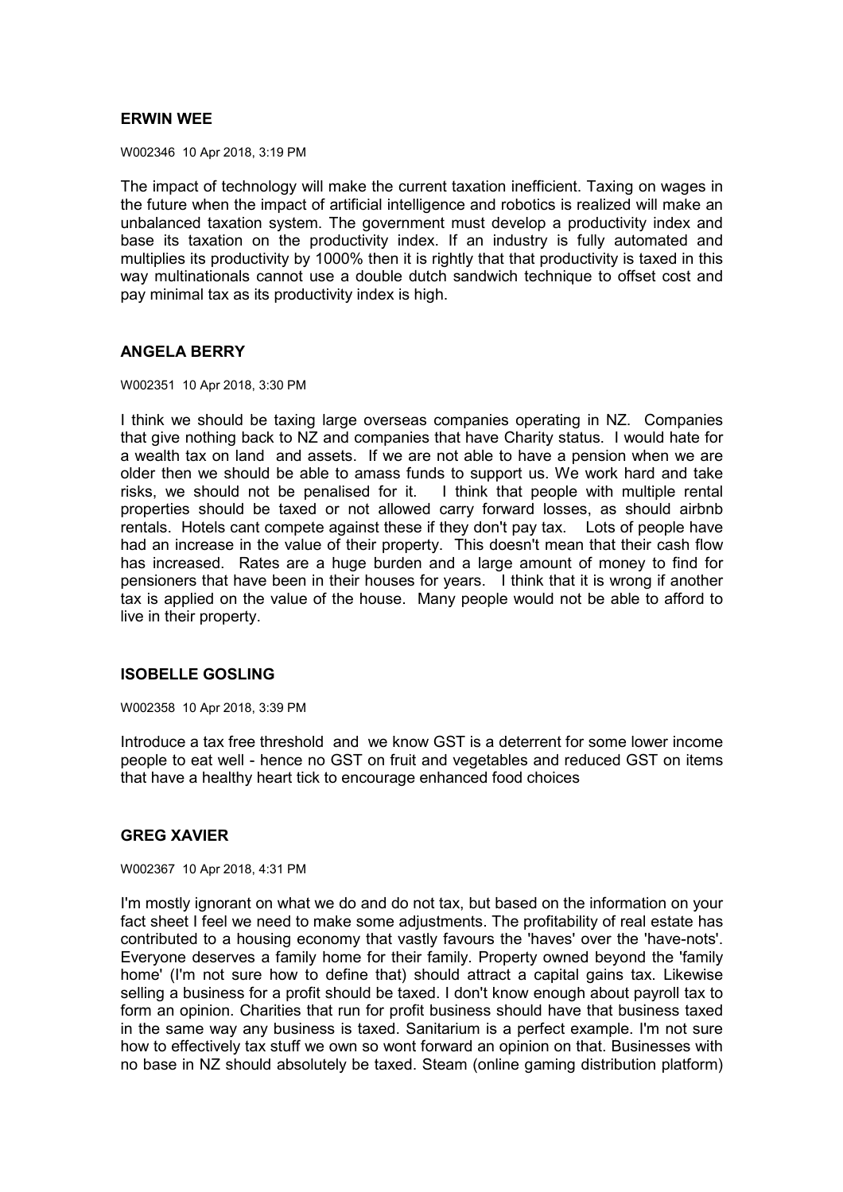## ERWIN WEE

W002346 10 Apr 2018, 3:19 PM

The impact of technology will make the current taxation inefficient. Taxing on wages in the future when the impact of artificial intelligence and robotics is realized will make an unbalanced taxation system. The government must develop a productivity index and base its taxation on the productivity index. If an industry is fully automated and multiplies its productivity by 1000% then it is rightly that that productivity is taxed in this way multinationals cannot use a double dutch sandwich technique to offset cost and pay minimal tax as its productivity index is high.

## ANGELA BERRY

W002351 10 Apr 2018, 3:30 PM

I think we should be taxing large overseas companies operating in NZ. Companies that give nothing back to NZ and companies that have Charity status. I would hate for a wealth tax on land and assets. If we are not able to have a pension when we are older then we should be able to amass funds to support us. We work hard and take risks, we should not be penalised for it. I think that people with multiple rental properties should be taxed or not allowed carry forward losses, as should airbnb rentals. Hotels cant compete against these if they don't pay tax. Lots of people have had an increase in the value of their property. This doesn't mean that their cash flow has increased. Rates are a huge burden and a large amount of money to find for pensioners that have been in their houses for years. I think that it is wrong if another tax is applied on the value of the house. Many people would not be able to afford to live in their property.

## ISOBELLE GOSLING

W002358 10 Apr 2018, 3:39 PM

Introduce a tax free threshold and we know GST is a deterrent for some lower income people to eat well - hence no GST on fruit and vegetables and reduced GST on items that have a healthy heart tick to encourage enhanced food choices

## GREG XAVIER

W002367 10 Apr 2018, 4:31 PM

I'm mostly ignorant on what we do and do not tax, but based on the information on your fact sheet I feel we need to make some adjustments. The profitability of real estate has contributed to a housing economy that vastly favours the 'haves' over the 'have-nots'. Everyone deserves a family home for their family. Property owned beyond the 'family home' (I'm not sure how to define that) should attract a capital gains tax. Likewise selling a business for a profit should be taxed. I don't know enough about payroll tax to form an opinion. Charities that run for profit business should have that business taxed in the same way any business is taxed. Sanitarium is a perfect example. I'm not sure how to effectively tax stuff we own so wont forward an opinion on that. Businesses with no base in NZ should absolutely be taxed. Steam (online gaming distribution platform)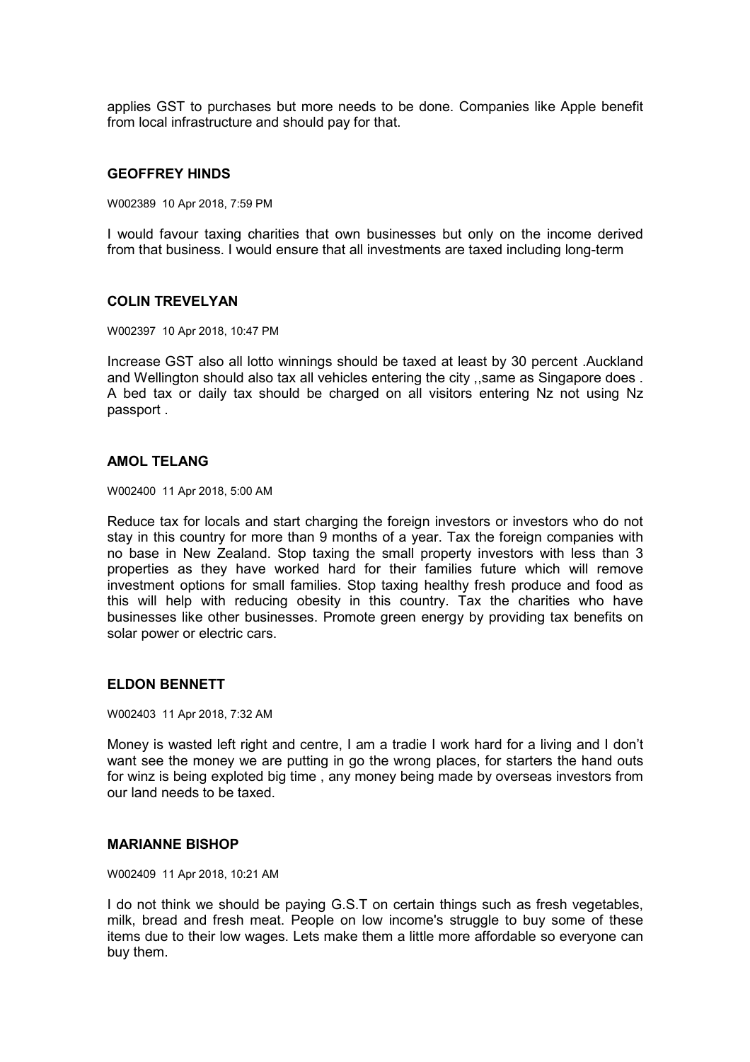applies GST to purchases but more needs to be done. Companies like Apple benefit from local infrastructure and should pay for that.

### GEOFFREY HINDS

W002389 10 Apr 2018, 7:59 PM

I would favour taxing charities that own businesses but only on the income derived from that business. I would ensure that all investments are taxed including long-term

### COLIN TREVELYAN

W002397 10 Apr 2018, 10:47 PM

Increase GST also all lotto winnings should be taxed at least by 30 percent .Auckland and Wellington should also tax all vehicles entering the city ,,same as Singapore does . A bed tax or daily tax should be charged on all visitors entering Nz not using Nz passport .

### AMOL TELANG

W002400 11 Apr 2018, 5:00 AM

Reduce tax for locals and start charging the foreign investors or investors who do not stay in this country for more than 9 months of a year. Tax the foreign companies with no base in New Zealand. Stop taxing the small property investors with less than 3 properties as they have worked hard for their families future which will remove investment options for small families. Stop taxing healthy fresh produce and food as this will help with reducing obesity in this country. Tax the charities who have businesses like other businesses. Promote green energy by providing tax benefits on solar power or electric cars.

### ELDON BENNETT

W002403 11 Apr 2018, 7:32 AM

Money is wasted left right and centre, I am a tradie I work hard for a living and I don't want see the money we are putting in go the wrong places, for starters the hand outs for winz is being exploted big time , any money being made by overseas investors from our land needs to be taxed.

### MARIANNE BISHOP

W002409 11 Apr 2018, 10:21 AM

I do not think we should be paying G.S.T on certain things such as fresh vegetables, milk, bread and fresh meat. People on low income's struggle to buy some of these items due to their low wages. Lets make them a little more affordable so everyone can buy them.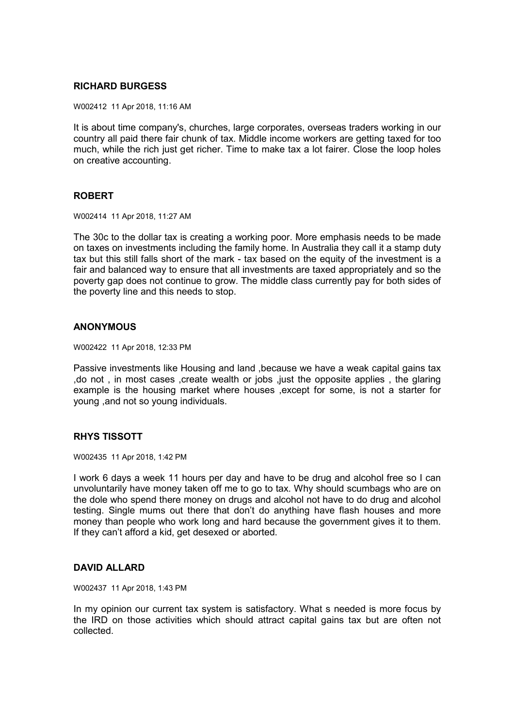## RICHARD BURGESS

W002412 11 Apr 2018, 11:16 AM

It is about time company's, churches, large corporates, overseas traders working in our country all paid there fair chunk of tax. Middle income workers are getting taxed for too much, while the rich just get richer. Time to make tax a lot fairer. Close the loop holes on creative accounting.

## ROBERT

W002414 11 Apr 2018, 11:27 AM

The 30c to the dollar tax is creating a working poor. More emphasis needs to be made on taxes on investments including the family home. In Australia they call it a stamp duty tax but this still falls short of the mark - tax based on the equity of the investment is a fair and balanced way to ensure that all investments are taxed appropriately and so the poverty gap does not continue to grow. The middle class currently pay for both sides of the poverty line and this needs to stop.

## ANONYMOUS

W002422 11 Apr 2018, 12:33 PM

Passive investments like Housing and land ,because we have a weak capital gains tax ,do not , in most cases ,create wealth or jobs ,just the opposite applies , the glaring example is the housing market where houses ,except for some, is not a starter for young ,and not so young individuals.

## RHYS TISSOTT

W002435 11 Apr 2018, 1:42 PM

I work 6 days a week 11 hours per day and have to be drug and alcohol free so I can unvoluntarily have money taken off me to go to tax. Why should scumbags who are on the dole who spend there money on drugs and alcohol not have to do drug and alcohol testing. Single mums out there that don't do anything have flash houses and more money than people who work long and hard because the government gives it to them. If they can't afford a kid, get desexed or aborted.

## DAVID ALLARD

W002437 11 Apr 2018, 1:43 PM

In my opinion our current tax system is satisfactory. What s needed is more focus by the IRD on those activities which should attract capital gains tax but are often not collected.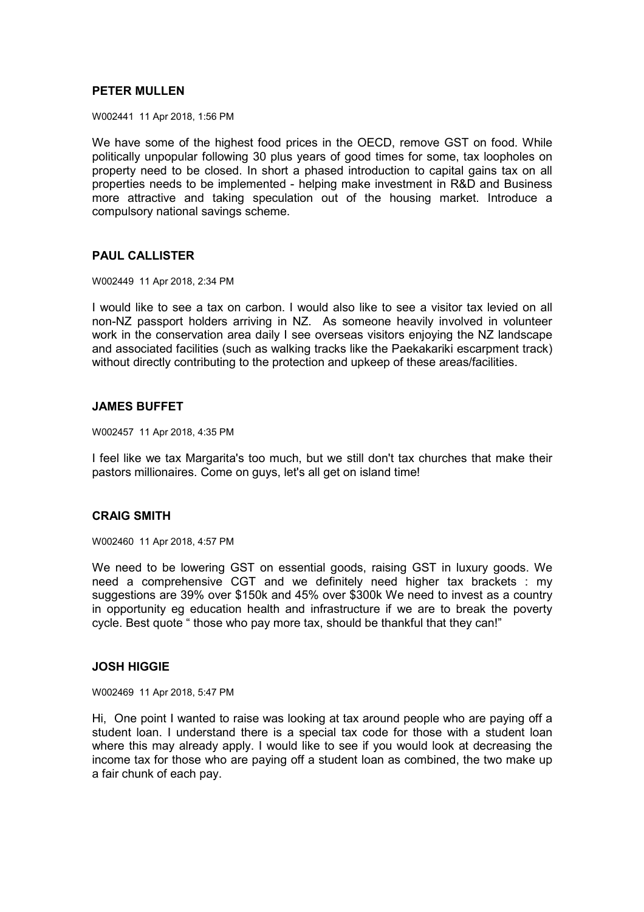**PETER MULLEN**

W002441 11 Apr 2018, 1:56 PM

We have some of the highest food prices in the OECD, remove GST on food. While politically unpopular following 30 plus years of good times for some, tax loopholes on property need to be closed. In short a phased introduction to capital gains tax on all properties needs to be implemented - helping make investment in R&D and Business more attractive and taking speculation out of the housing market. Introduce a compulsory national savings scheme.

**PAUL CALLISTER**

W002449 11 Apr 2018, 2:34 PM

I would like to see a tax on carbon. I would also like to see a visitor tax levied on all non-NZ passport holders arriving in NZ. As someone heavily involved in volunteer work in the conservation area daily I see overseas visitors enjoying the NZ landscape and associated facilities (such as walking tracks like the Paekakariki escarpment track) without directly contributing to the protection and upkeep of these areas/facilities.

**JAMES BUFFET**

W002457 11 Apr 2018, 4:35 PM

I feel like we tax Margarita's too much, but we still don't tax churches that make their pastors millionaires. Come on guys, let's all get on island time!

**CRAIG SMITH**

W002460 11 Apr 2018, 4:57 PM

We need to be lowering GST on essential goods, raising GST in luxury goods. We need a comprehensive CGT and we definitely need higher tax brackets : my suggestions are 39% over $150k and 45% over $300k We need to invest as a country in opportunity eg education health and infrastructure if we are to break the poverty cycle. Best quote " those who pay more tax, should be thankful that they can!"

**JOSH HIGGIE**

W002469 11 Apr 2018, 5:47 PM

Hi, One point I wanted to raise was looking at tax around people who are paying off a student loan. I understand there is a special tax code for those with a student loan where this may already apply. I would like to see if you would look at decreasing the income tax for those who are paying off a student loan as combined, the two make up a fair chunk of each pay.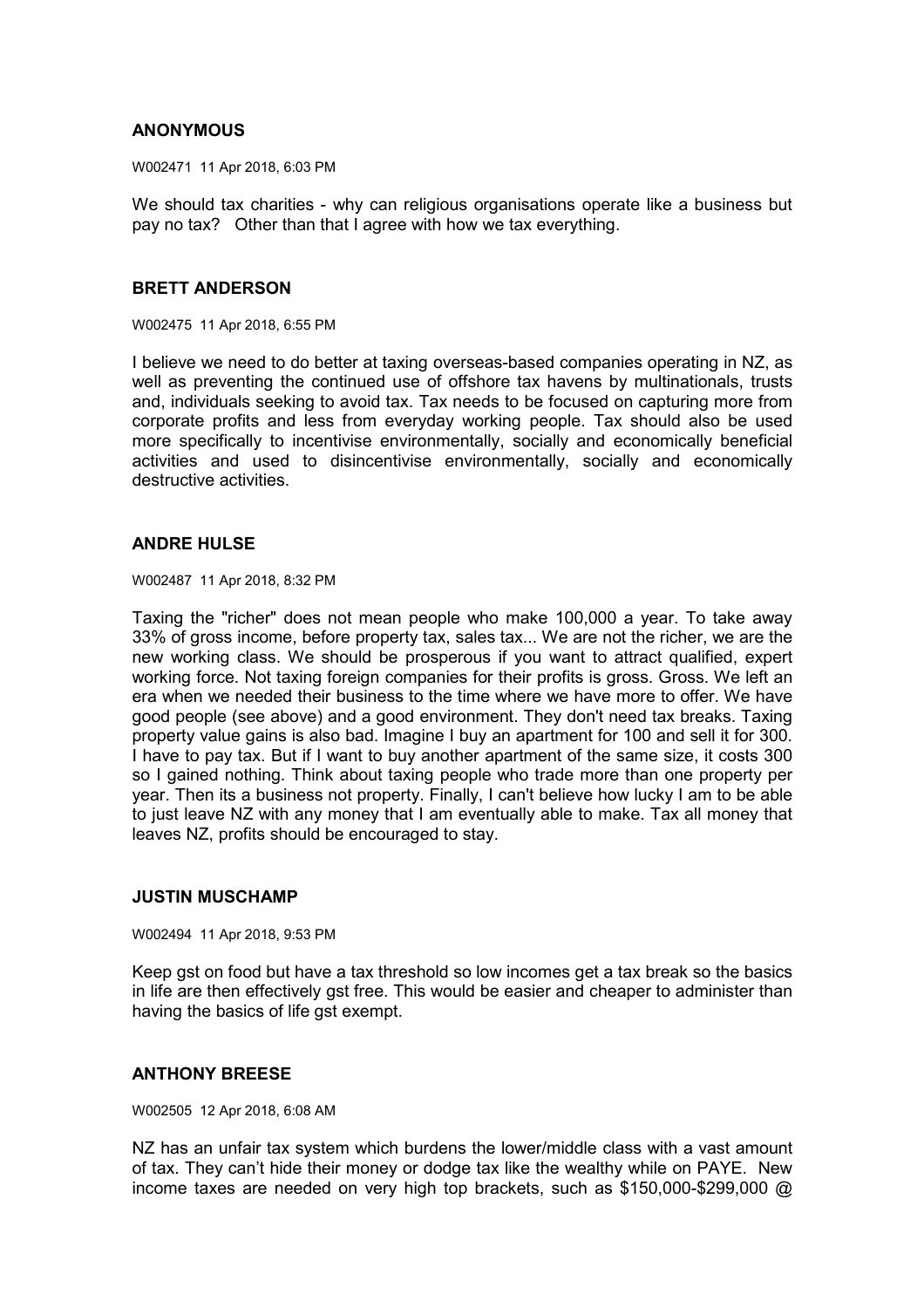**ANONYMOUS**

W002471 11 Apr 2018, 6:03 PM

We should tax charities - why can religious organisations operate like a business but pay no tax? Other than that I agree with how we tax everything.

**BRETT ANDERSON**

W002475 11 Apr 2018, 6:55 PM

I believe we need to do better at taxing overseas-based companies operating in NZ, as well as preventing the continued use of offshore tax havens by multinationals, trusts and, individuals seeking to avoid tax. Tax needs to be focused on capturing more from corporate profits and less from everyday working people. Tax should also be used more specifically to incentivise environmentally, socially and economically beneficial activities and used to disincentivise environmentally, socially and economically destructive activities.

**ANDRE HULSE**

W002487 11 Apr 2018, 8:32 PM

Taxing the "richer" does not mean people who make 100,000 a year. To take away 33% of gross income, before property tax, sales tax... We are not the richer, we are the new working class. We should be prosperous if you want to attract qualified, expert working force. Not taxing foreign companies for their profits is gross. Gross. We left an era when we needed their business to the time where we have more to offer. We have good people (see above) and a good environment. They don't need tax breaks. Taxing property value gains is also bad. Imagine I buy an apartment for 100 and sell it for 300. I have to pay tax. But if I want to buy another apartment of the same size, it costs 300 so I gained nothing. Think about taxing people who trade more than one property per year. Then its a business not property. Finally, I can't believe how lucky I am to be able to just leave NZ with any money that I am eventually able to make. Tax all money that leaves NZ, profits should be encouraged to stay.

**JUSTIN MUSCHAMP**

W002494 11 Apr 2018, 9:53 PM

Keep gst on food but have a tax threshold so low incomes get a tax break so the basics in life are then effectively gst free. This would be easier and cheaper to administer than having the basics of life gst exempt.

**ANTHONY BREESE**

W002505 12 Apr 2018, 6:08 AM

NZ has an unfair tax system which burdens the lower/middle class with a vast amount of tax. They can't hide their money or dodge tax like the wealthy while on PAYE. New income taxes are needed on very high top brackets, such as $150,000-$299,000 @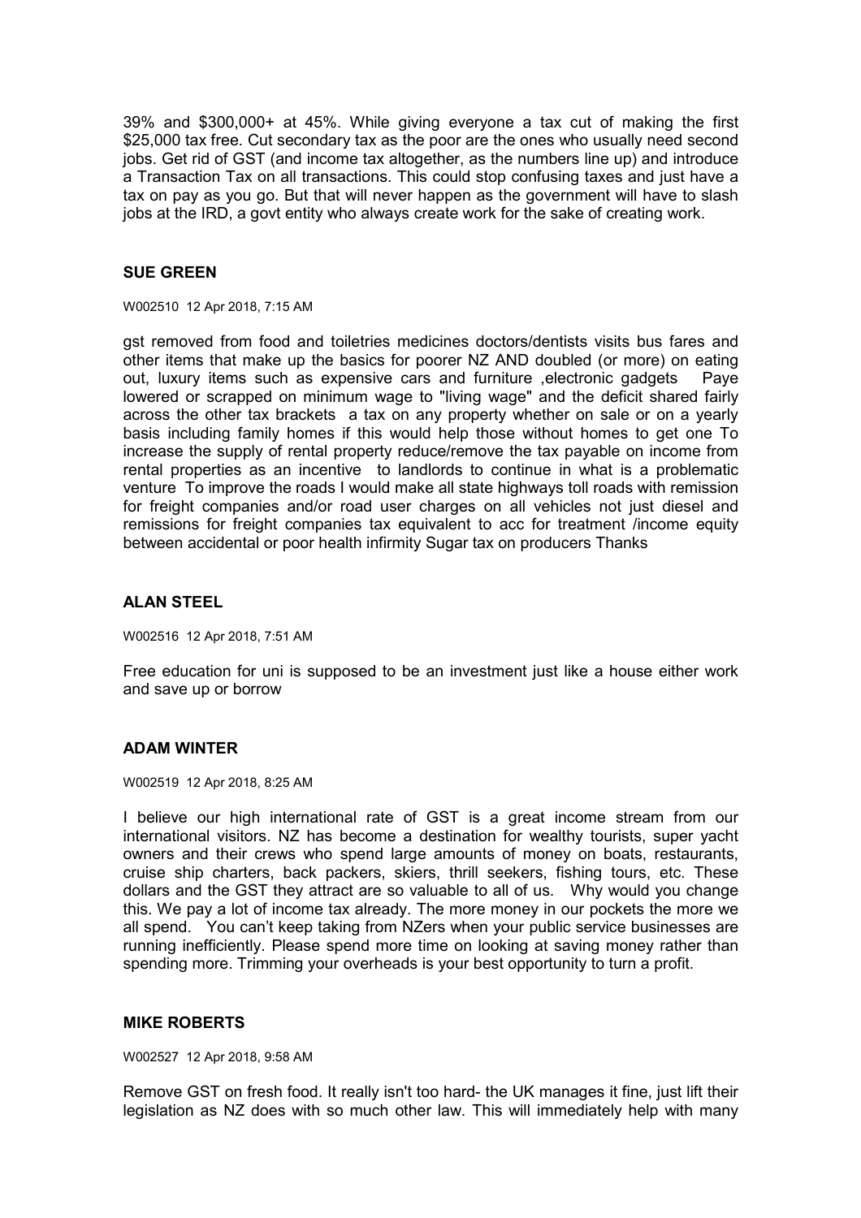39% and $300,000+ at 45%. While giving everyone a tax cut of making the first $25,000 tax free. Cut secondary tax as the poor are the ones who usually need second jobs. Get rid of GST (and income tax altogether, as the numbers line up) and introduce a Transaction Tax on all transactions. This could stop confusing taxes and just have a tax on pay as you go. But that will never happen as the government will have to slash jobs at the IRD, a govt entity who always create work for the sake of creating work.

### SUE GREEN

W002510 12 Apr 2018, 7:15 AM

gst removed from food and toiletries medicines doctors/dentists visits bus fares and other items that make up the basics for poorer NZ AND doubled (or more) on eating out, luxury items such as expensive cars and furniture ,electronic gadgets Paye lowered or scrapped on minimum wage to "living wage" and the deficit shared fairly across the other tax brackets a tax on any property whether on sale or on a yearly basis including family homes if this would help those without homes to get one To increase the supply of rental property reduce/remove the tax payable on income from rental properties as an incentive to landlords to continue in what is a problematic venture To improve the roads I would make all state highways toll roads with remission for freight companies and/or road user charges on all vehicles not just diesel and remissions for freight companies tax equivalent to acc for treatment /income equity between accidental or poor health infirmity Sugar tax on producers Thanks

### ALAN STEEL

W002516 12 Apr 2018, 7:51 AM

Free education for uni is supposed to be an investment just like a house either work and save up or borrow

### ADAM WINTER

W002519 12 Apr 2018, 8:25 AM

I believe our high international rate of GST is a great income stream from our international visitors. NZ has become a destination for wealthy tourists, super yacht owners and their crews who spend large amounts of money on boats, restaurants, cruise ship charters, back packers, skiers, thrill seekers, fishing tours, etc. These dollars and the GST they attract are so valuable to all of us. Why would you change this. We pay a lot of income tax already. The more money in our pockets the more we all spend. You can't keep taking from NZers when your public service businesses are running inefficiently. Please spend more time on looking at saving money rather than spending more. Trimming your overheads is your best opportunity to turn a profit.

### MIKE ROBERTS

W002527 12 Apr 2018, 9:58 AM

Remove GST on fresh food. It really isn't too hard- the UK manages it fine, just lift their legislation as NZ does with so much other law. This will immediately help with many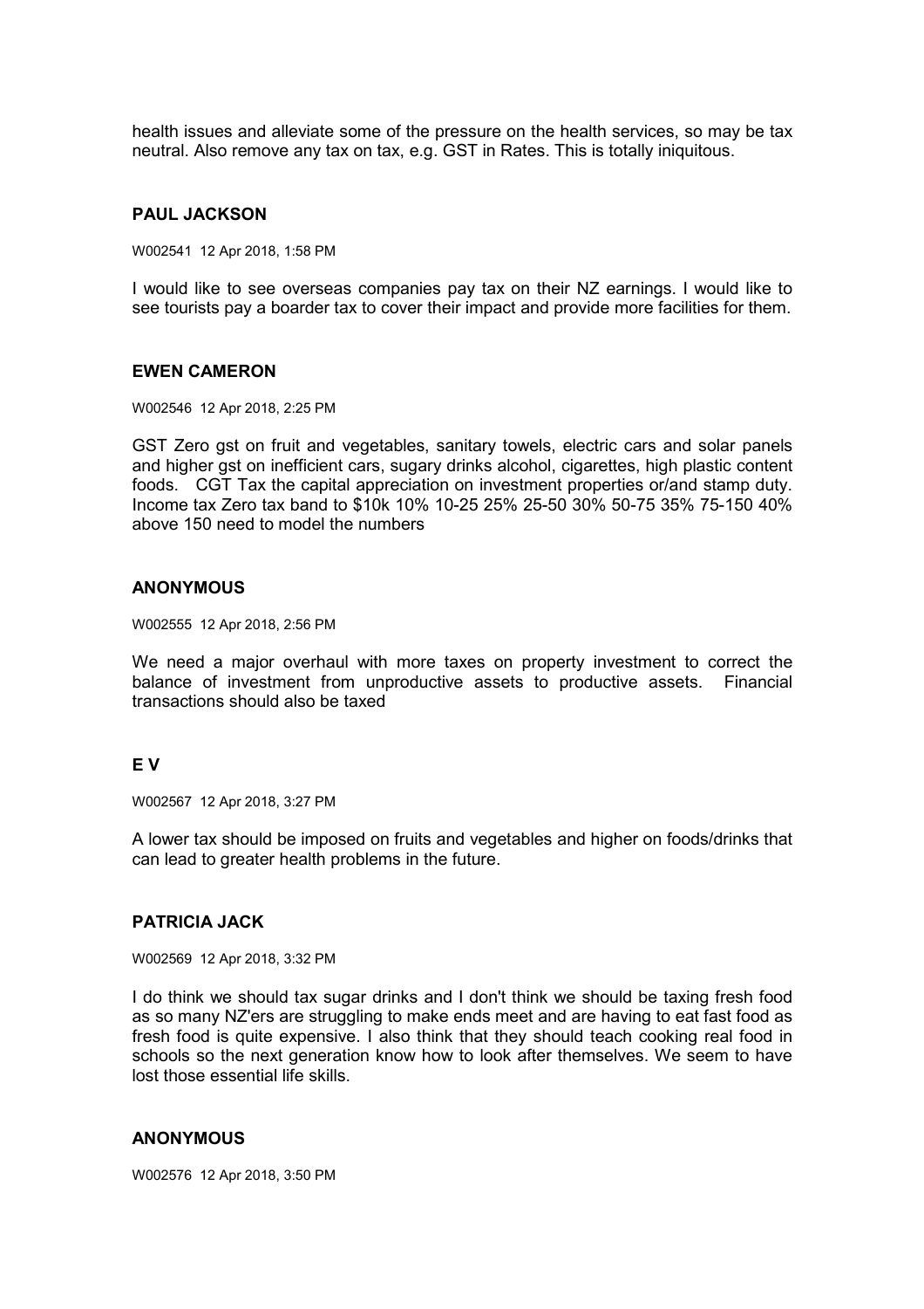health issues and alleviate some of the pressure on the health services, so may be tax neutral. Also remove any tax on tax, e.g. GST in Rates. This is totally iniquitous.

### PAUL JACKSON

W002541 12 Apr 2018, 1:58 PM

I would like to see overseas companies pay tax on their NZ earnings. I would like to see tourists pay a boarder tax to cover their impact and provide more facilities for them.

### EWEN CAMERON

W002546 12 Apr 2018, 2:25 PM

GST Zero gst on fruit and vegetables, sanitary towels, electric cars and solar panels and higher gst on inefficient cars, sugary drinks alcohol, cigarettes, high plastic content foods. CGT Tax the capital appreciation on investment properties or/and stamp duty. Income tax Zero tax band to $10k 10% 10-25 25% 25-50 30% 50-75 35% 75-150 40% above 150 need to model the numbers

### ANONYMOUS

W002555 12 Apr 2018, 2:56 PM

We need a major overhaul with more taxes on property investment to correct the balance of investment from unproductive assets to productive assets. Financial transactions should also be taxed

### E V

W002567 12 Apr 2018, 3:27 PM

A lower tax should be imposed on fruits and vegetables and higher on foods/drinks that can lead to greater health problems in the future.

### PATRICIA JACK

W002569 12 Apr 2018, 3:32 PM

I do think we should tax sugar drinks and I don't think we should be taxing fresh food as so many NZ'ers are struggling to make ends meet and are having to eat fast food as fresh food is quite expensive. I also think that they should teach cooking real food in schools so the next generation know how to look after themselves. We seem to have lost those essential life skills.

### ANONYMOUS

W002576 12 Apr 2018, 3:50 PM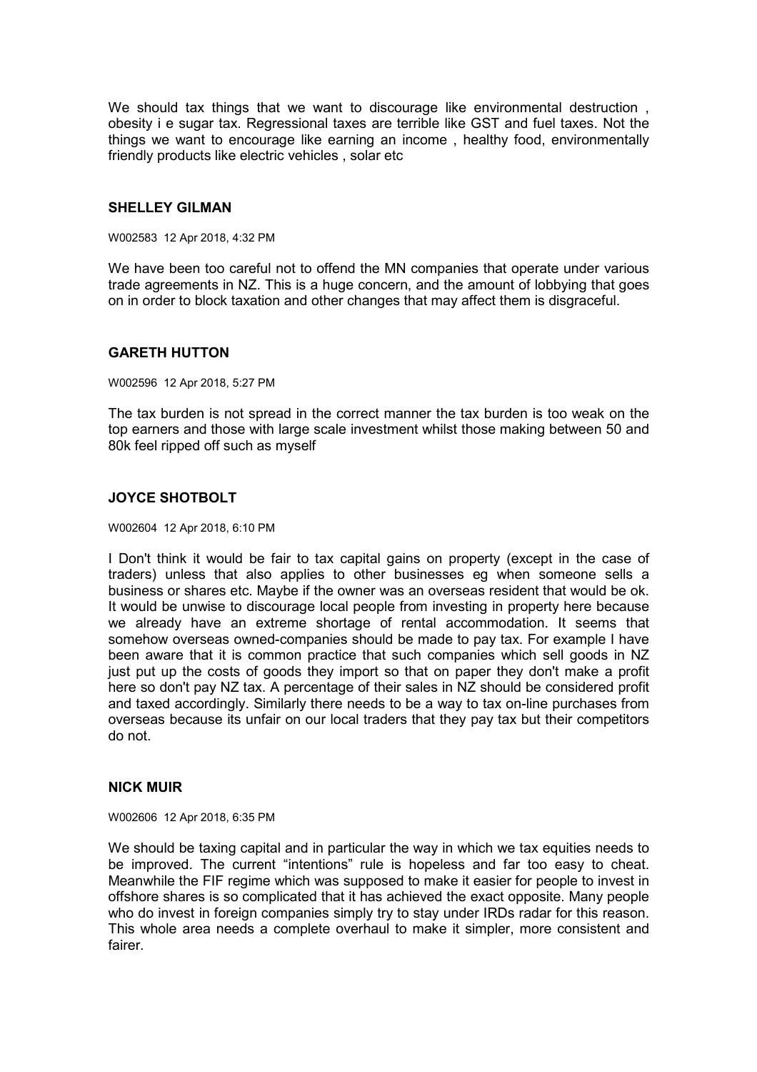We should tax things that we want to discourage like environmental destruction , obesity i e sugar tax. Regressional taxes are terrible like GST and fuel taxes. Not the things we want to encourage like earning an income , healthy food, environmentally friendly products like electric vehicles , solar etc

### SHELLEY GILMAN

W002583 12 Apr 2018, 4:32 PM

We have been too careful not to offend the MN companies that operate under various trade agreements in NZ. This is a huge concern, and the amount of lobbying that goes on in order to block taxation and other changes that may affect them is disgraceful.

### GARETH HUTTON

W002596 12 Apr 2018, 5:27 PM

The tax burden is not spread in the correct manner the tax burden is too weak on the top earners and those with large scale investment whilst those making between 50 and 80k feel ripped off such as myself

### JOYCE SHOTBOLT

W002604 12 Apr 2018, 6:10 PM

I Don't think it would be fair to tax capital gains on property (except in the case of traders) unless that also applies to other businesses eg when someone sells a business or shares etc. Maybe if the owner was an overseas resident that would be ok. It would be unwise to discourage local people from investing in property here because we already have an extreme shortage of rental accommodation. It seems that somehow overseas owned-companies should be made to pay tax. For example I have been aware that it is common practice that such companies which sell goods in NZ just put up the costs of goods they import so that on paper they don't make a profit here so don't pay NZ tax. A percentage of their sales in NZ should be considered profit and taxed accordingly. Similarly there needs to be a way to tax on-line purchases from overseas because its unfair on our local traders that they pay tax but their competitors do not.

### NICK MUIR

W002606 12 Apr 2018, 6:35 PM

We should be taxing capital and in particular the way in which we tax equities needs to be improved. The current "intentions" rule is hopeless and far too easy to cheat. Meanwhile the FIF regime which was supposed to make it easier for people to invest in offshore shares is so complicated that it has achieved the exact opposite. Many people who do invest in foreign companies simply try to stay under IRDs radar for this reason. This whole area needs a complete overhaul to make it simpler, more consistent and fairer.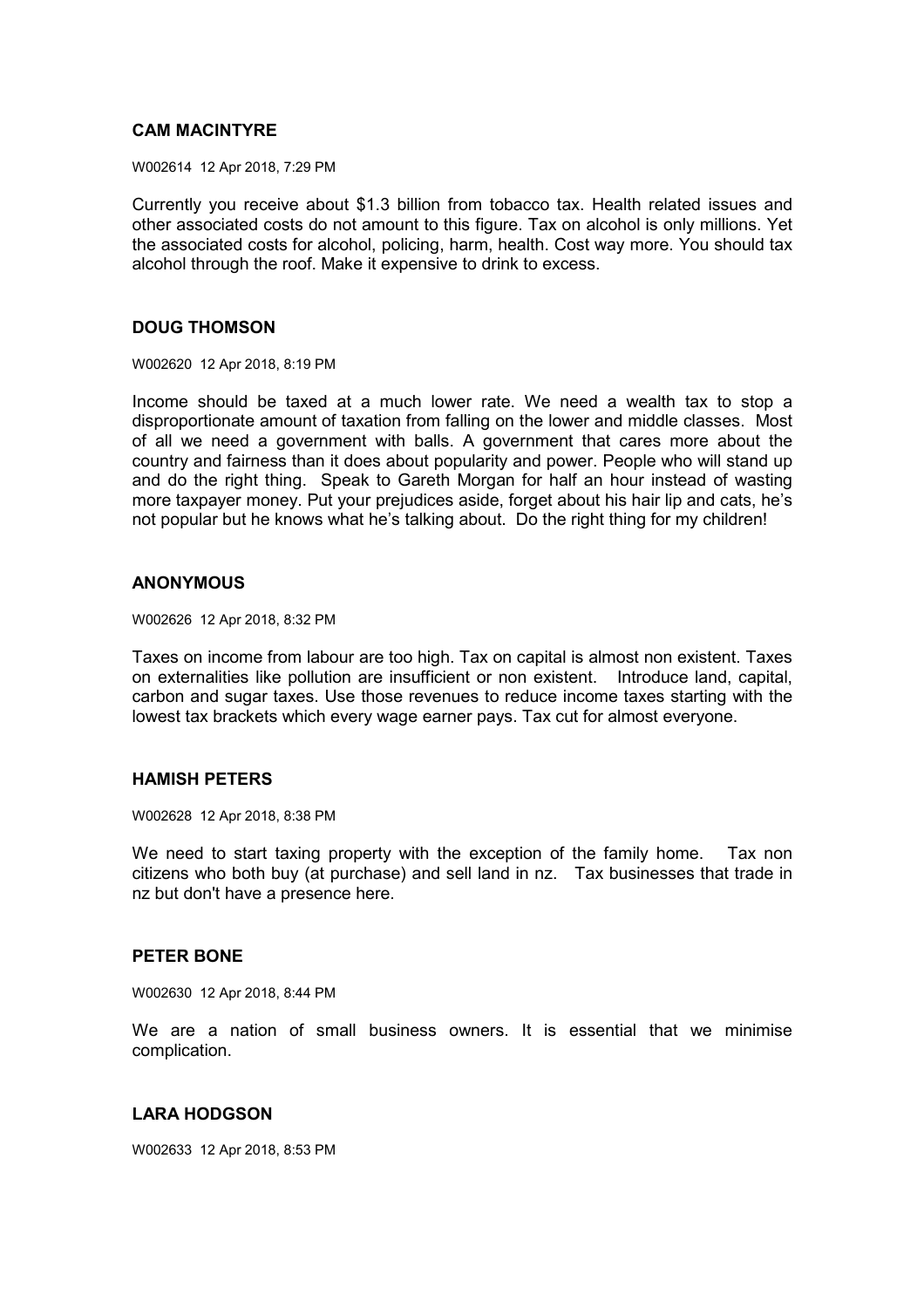### CAM MACINTYRE

W002614 12 Apr 2018, 7:29 PM

Currently you receive about $1.3 billion from tobacco tax. Health related issues and other associated costs do not amount to this figure. Tax on alcohol is only millions. Yet the associated costs for alcohol, policing, harm, health. Cost way more. You should tax alcohol through the roof. Make it expensive to drink to excess.

### DOUG THOMSON

W002620 12 Apr 2018, 8:19 PM

Income should be taxed at a much lower rate. We need a wealth tax to stop a disproportionate amount of taxation from falling on the lower and middle classes. Most of all we need a government with balls. A government that cares more about the country and fairness than it does about popularity and power. People who will stand up and do the right thing. Speak to Gareth Morgan for half an hour instead of wasting more taxpayer money. Put your prejudices aside, forget about his hair lip and cats, he's not popular but he knows what he's talking about. Do the right thing for my children!

### ANONYMOUS

W002626 12 Apr 2018, 8:32 PM

Taxes on income from labour are too high. Tax on capital is almost non existent. Taxes on externalities like pollution are insufficient or non existent. Introduce land, capital, carbon and sugar taxes. Use those revenues to reduce income taxes starting with the lowest tax brackets which every wage earner pays. Tax cut for almost everyone.

### HAMISH PETERS

W002628 12 Apr 2018, 8:38 PM

We need to start taxing property with the exception of the family home. Tax non citizens who both buy (at purchase) and sell land in nz. Tax businesses that trade in nz but don't have a presence here.

### PETER BONE

W002630 12 Apr 2018, 8:44 PM

We are a nation of small business owners. It is essential that we minimise complication.

### LARA HODGSON

W002633 12 Apr 2018, 8:53 PM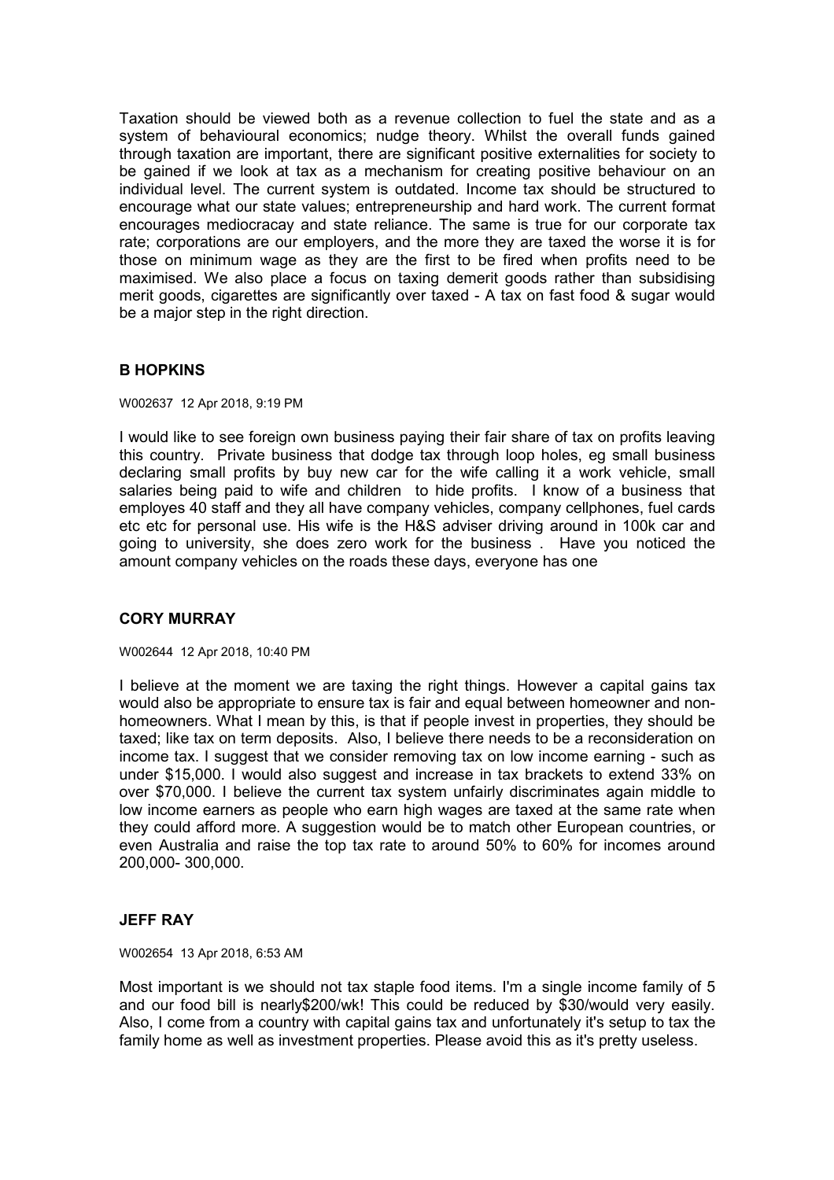Taxation should be viewed both as a revenue collection to fuel the state and as a system of behavioural economics; nudge theory. Whilst the overall funds gained through taxation are important, there are significant positive externalities for society to be gained if we look at tax as a mechanism for creating positive behaviour on an individual level. The current system is outdated. Income tax should be structured to encourage what our state values; entrepreneurship and hard work. The current format encourages mediocracay and state reliance. The same is true for our corporate tax rate; corporations are our employers, and the more they are taxed the worse it is for those on minimum wage as they are the first to be fired when profits need to be maximised. We also place a focus on taxing demerit goods rather than subsidising merit goods, cigarettes are significantly over taxed - A tax on fast food & sugar would be a major step in the right direction.

### B HOPKINS

W002637 12 Apr 2018, 9:19 PM

I would like to see foreign own business paying their fair share of tax on profits leaving this country. Private business that dodge tax through loop holes, eg small business declaring small profits by buy new car for the wife calling it a work vehicle, small salaries being paid to wife and children to hide profits. I know of a business that employes 40 staff and they all have company vehicles, company cellphones, fuel cards etc etc for personal use. His wife is the H&S adviser driving around in 100k car and going to university, she does zero work for the business . Have you noticed the amount company vehicles on the roads these days, everyone has one

### CORY MURRAY

W002644 12 Apr 2018, 10:40 PM

I believe at the moment we are taxing the right things. However a capital gains tax would also be appropriate to ensure tax is fair and equal between homeowner and non-homeowners. What I mean by this, is that if people invest in properties, they should be taxed; like tax on term deposits. Also, I believe there needs to be a reconsideration on income tax. I suggest that we consider removing tax on low income earning - such as under $15,000. I would also suggest and increase in tax brackets to extend 33% on over $70,000. I believe the current tax system unfairly discriminates again middle to low income earners as people who earn high wages are taxed at the same rate when they could afford more. A suggestion would be to match other European countries, or even Australia and raise the top tax rate to around 50% to 60% for incomes around 200,000- 300,000.

### JEFF RAY

W002654 13 Apr 2018, 6:53 AM

Most important is we should not tax staple food items. I'm a single income family of 5 and our food bill is nearly$200/wk! This could be reduced by $30/would very easily. Also, I come from a country with capital gains tax and unfortunately it's setup to tax the family home as well as investment properties. Please avoid this as it's pretty useless.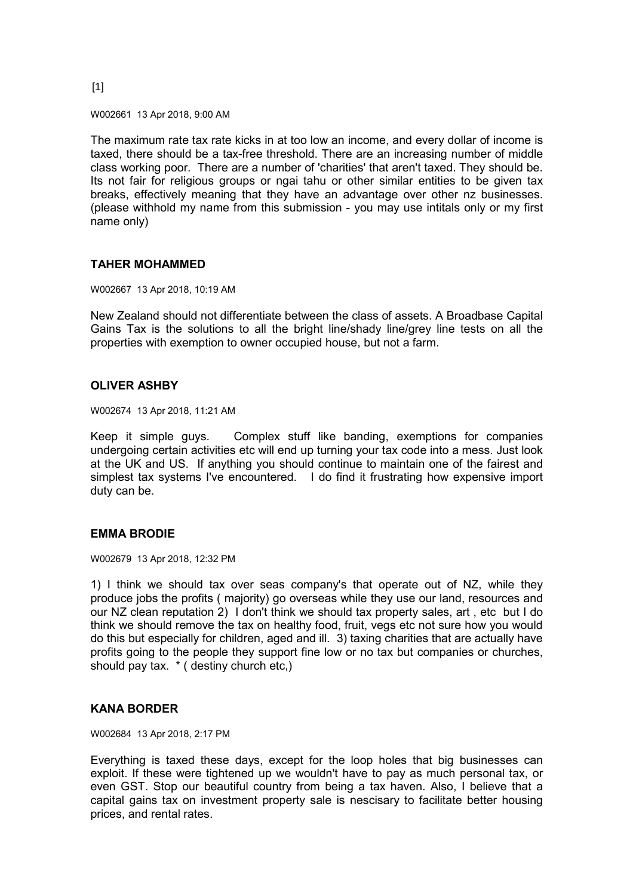[1]

W002661 13 Apr 2018, 9:00 AM

The maximum rate tax rate kicks in at too low an income, and every dollar of income is taxed, there should be a tax-free threshold. There are an increasing number of middle class working poor. There are a number of 'charities' that aren't taxed. They should be. Its not fair for religious groups or ngai tahu or other similar entities to be given tax breaks, effectively meaning that they have an advantage over other nz businesses. (please withhold my name from this submission - you may use intitals only or my first name only)

**TAHER MOHAMMED**

W002667 13 Apr 2018, 10:19 AM

New Zealand should not differentiate between the class of assets. A Broadbase Capital Gains Tax is the solutions to all the bright line/shady line/grey line tests on all the properties with exemption to owner occupied house, but not a farm.

**OLIVER ASHBY**

W002674 13 Apr 2018, 11:21 AM

Keep it simple guys. Complex stuff like banding, exemptions for companies undergoing certain activities etc will end up turning your tax code into a mess. Just look at the UK and US. If anything you should continue to maintain one of the fairest and simplest tax systems I've encountered. I do find it frustrating how expensive import duty can be.

**EMMA BRODIE**

W002679 13 Apr 2018, 12:32 PM

1) I think we should tax over seas company's that operate out of NZ, while they produce jobs the profits ( majority) go overseas while they use our land, resources and our NZ clean reputation 2) I don't think we should tax property sales, art , etc but I do think we should remove the tax on healthy food, fruit, vegs etc not sure how you would do this but especially for children, aged and ill. 3) taxing charities that are actually have profits going to the people they support fine low or no tax but companies or churches, should pay tax. * ( destiny church etc,)

**KANA BORDER**

W002684 13 Apr 2018, 2:17 PM

Everything is taxed these days, except for the loop holes that big businesses can exploit. If these were tightened up we wouldn't have to pay as much personal tax, or even GST. Stop our beautiful country from being a tax haven. Also, I believe that a capital gains tax on investment property sale is nescisary to facilitate better housing prices, and rental rates.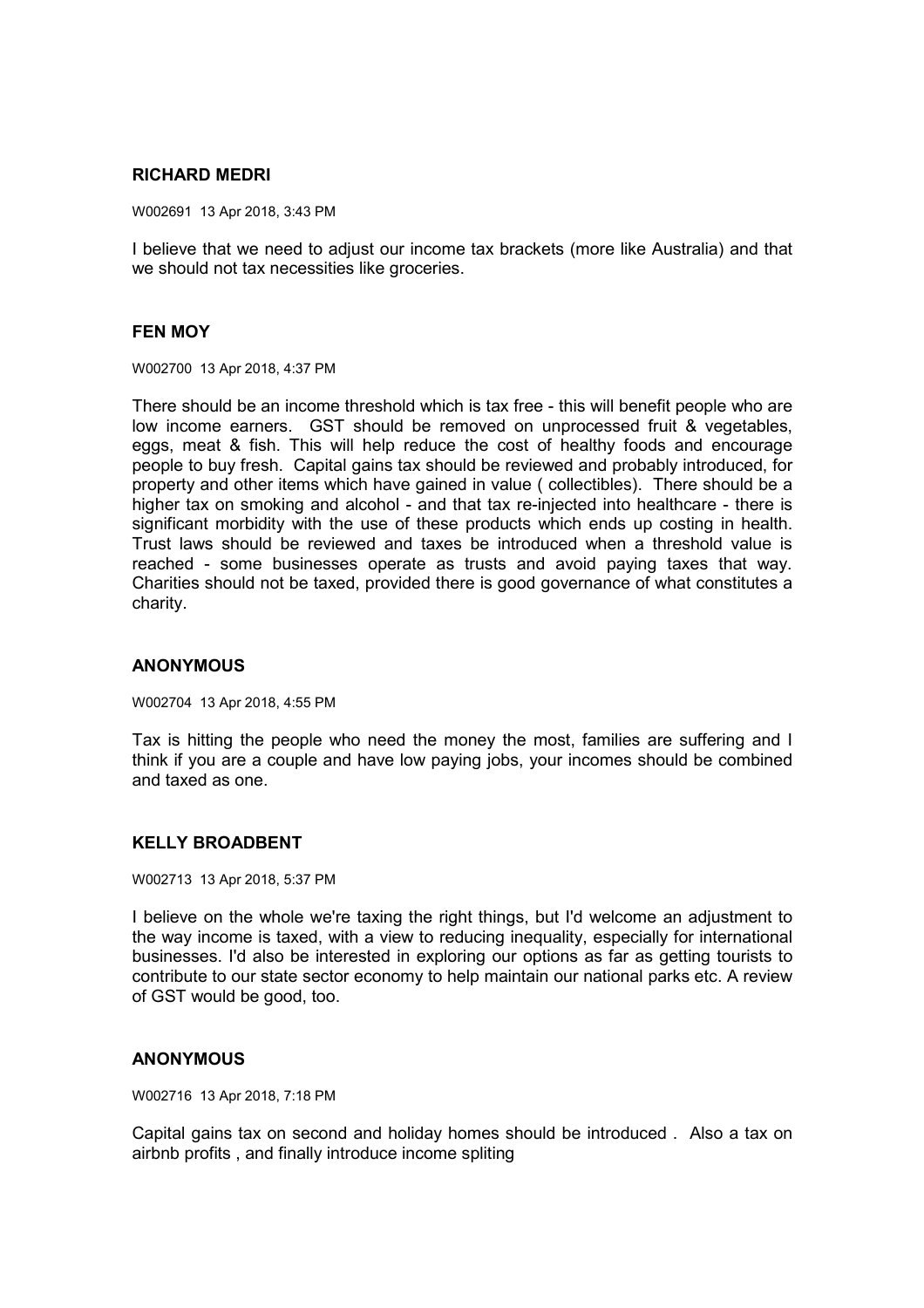**RICHARD MEDRI**

W002691 13 Apr 2018, 3:43 PM

I believe that we need to adjust our income tax brackets (more like Australia) and that we should not tax necessities like groceries.

**FEN MOY**

W002700 13 Apr 2018, 4:37 PM

There should be an income threshold which is tax free - this will benefit people who are low income earners. GST should be removed on unprocessed fruit & vegetables, eggs, meat & fish. This will help reduce the cost of healthy foods and encourage people to buy fresh. Capital gains tax should be reviewed and probably introduced, for property and other items which have gained in value ( collectibles). There should be a higher tax on smoking and alcohol - and that tax re-injected into healthcare - there is significant morbidity with the use of these products which ends up costing in health. Trust laws should be reviewed and taxes be introduced when a threshold value is reached - some businesses operate as trusts and avoid paying taxes that way. Charities should not be taxed, provided there is good governance of what constitutes a charity.

**ANONYMOUS**

W002704 13 Apr 2018, 4:55 PM

Tax is hitting the people who need the money the most, families are suffering and I think if you are a couple and have low paying jobs, your incomes should be combined and taxed as one.

**KELLY BROADBENT**

W002713 13 Apr 2018, 5:37 PM

I believe on the whole we're taxing the right things, but I'd welcome an adjustment to the way income is taxed, with a view to reducing inequality, especially for international businesses. I'd also be interested in exploring our options as far as getting tourists to contribute to our state sector economy to help maintain our national parks etc. A review of GST would be good, too.

**ANONYMOUS**

W002716 13 Apr 2018, 7:18 PM

Capital gains tax on second and holiday homes should be introduced . Also a tax on airbnb profits , and finally introduce income spliting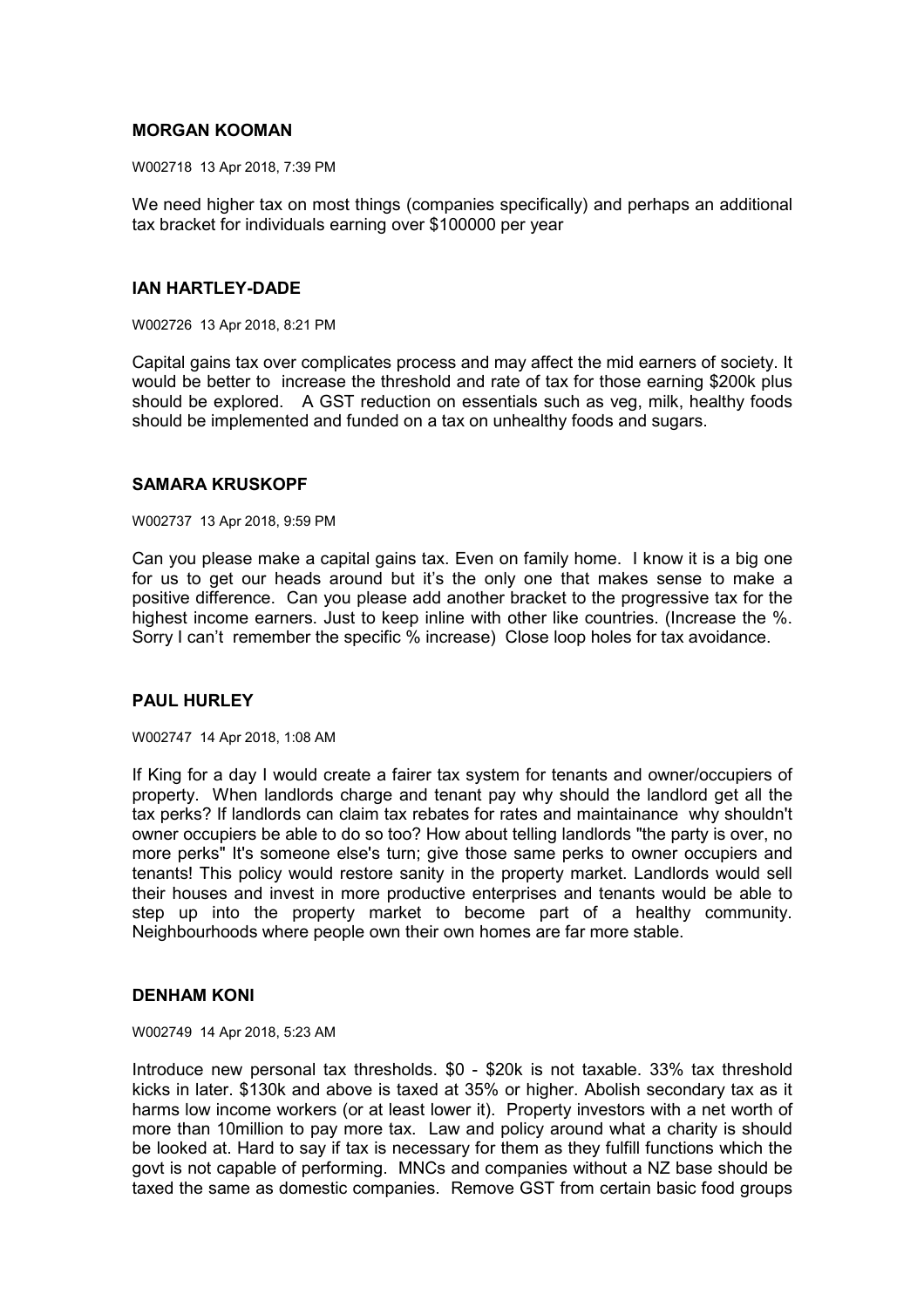**MORGAN KOOMAN**

W002718 13 Apr 2018, 7:39 PM

We need higher tax on most things (companies specifically) and perhaps an additional tax bracket for individuals earning over $100000 per year

**IAN HARTLEY-DADE**

W002726 13 Apr 2018, 8:21 PM

Capital gains tax over complicates process and may affect the mid earners of society. It would be better to increase the threshold and rate of tax for those earning $200k plus should be explored. A GST reduction on essentials such as veg, milk, healthy foods should be implemented and funded on a tax on unhealthy foods and sugars.

**SAMARA KRUSKOPF**

W002737 13 Apr 2018, 9:59 PM

Can you please make a capital gains tax. Even on family home. I know it is a big one for us to get our heads around but it's the only one that makes sense to make a positive difference. Can you please add another bracket to the progressive tax for the highest income earners. Just to keep inline with other like countries. (Increase the %. Sorry I can't remember the specific % increase) Close loop holes for tax avoidance.

**PAUL HURLEY**

W002747 14 Apr 2018, 1:08 AM

If King for a day I would create a fairer tax system for tenants and owner/occupiers of property. When landlords charge and tenant pay why should the landlord get all the tax perks? If landlords can claim tax rebates for rates and maintainance why shouldn't owner occupiers be able to do so too? How about telling landlords "the party is over, no more perks" It's someone else's turn; give those same perks to owner occupiers and tenants! This policy would restore sanity in the property market. Landlords would sell their houses and invest in more productive enterprises and tenants would be able to step up into the property market to become part of a healthy community. Neighbourhoods where people own their own homes are far more stable.

**DENHAM KONI**

W002749 14 Apr 2018, 5:23 AM

Introduce new personal tax thresholds. $0 - $20k is not taxable. 33% tax threshold kicks in later. $130k and above is taxed at 35% or higher. Abolish secondary tax as it harms low income workers (or at least lower it). Property investors with a net worth of more than 10million to pay more tax. Law and policy around what a charity is should be looked at. Hard to say if tax is necessary for them as they fulfill functions which the govt is not capable of performing. MNCs and companies without a NZ base should be taxed the same as domestic companies. Remove GST from certain basic food groups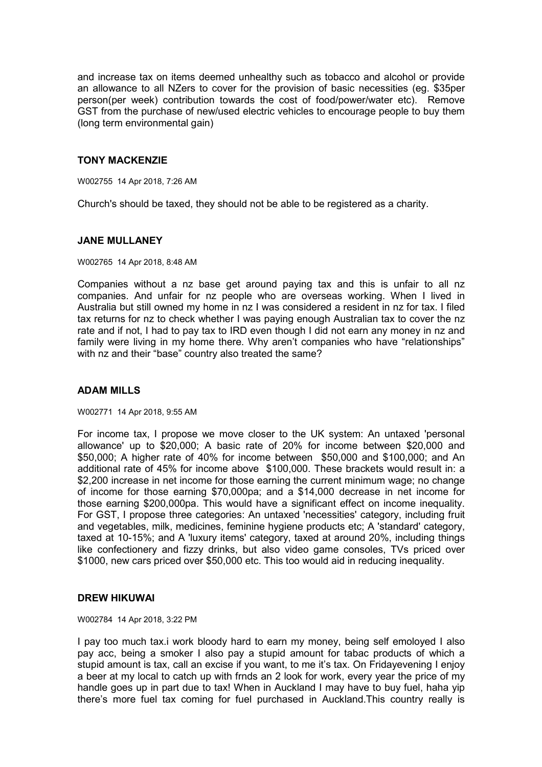and increase tax on items deemed unhealthy such as tobacco and alcohol or provide an allowance to all NZers to cover for the provision of basic necessities (eg. $35per person(per week) contribution towards the cost of food/power/water etc). Remove GST from the purchase of new/used electric vehicles to encourage people to buy them (long term environmental gain)

### TONY MACKENZIE

W002755 14 Apr 2018, 7:26 AM

Church's should be taxed, they should not be able to be registered as a charity.

### JANE MULLANEY

W002765 14 Apr 2018, 8:48 AM

Companies without a nz base get around paying tax and this is unfair to all nz companies. And unfair for nz people who are overseas working. When I lived in Australia but still owned my home in nz I was considered a resident in nz for tax. I filed tax returns for nz to check whether I was paying enough Australian tax to cover the nz rate and if not, I had to pay tax to IRD even though I did not earn any money in nz and family were living in my home there. Why aren't companies who have "relationships" with nz and their "base" country also treated the same?

### ADAM MILLS

W002771 14 Apr 2018, 9:55 AM

For income tax, I propose we move closer to the UK system: An untaxed 'personal allowance' up to $20,000; A basic rate of 20% for income between $20,000 and $50,000; A higher rate of 40% for income between $50,000 and $100,000; and An additional rate of 45% for income above $100,000. These brackets would result in: a $2,200 increase in net income for those earning the current minimum wage; no change of income for those earning $70,000pa; and a $14,000 decrease in net income for those earning $200,000pa. This would have a significant effect on income inequality. For GST, I propose three categories: An untaxed 'necessities' category, including fruit and vegetables, milk, medicines, feminine hygiene products etc; A 'standard' category, taxed at 10-15%; and A 'luxury items' category, taxed at around 20%, including things like confectionery and fizzy drinks, but also video game consoles, TVs priced over $1000, new cars priced over $50,000 etc. This too would aid in reducing inequality.

### DREW HIKUWAI

W002784 14 Apr 2018, 3:22 PM

I pay too much tax.i work bloody hard to earn my money, being self emoloyed I also pay acc, being a smoker I also pay a stupid amount for tabac products of which a stupid amount is tax, call an excise if you want, to me it's tax. On Fridayevening I enjoy a beer at my local to catch up with frnds an 2 look for work, every year the price of my handle goes up in part due to tax! When in Auckland I may have to buy fuel, haha yip there's more fuel tax coming for fuel purchased in Auckland.This country really is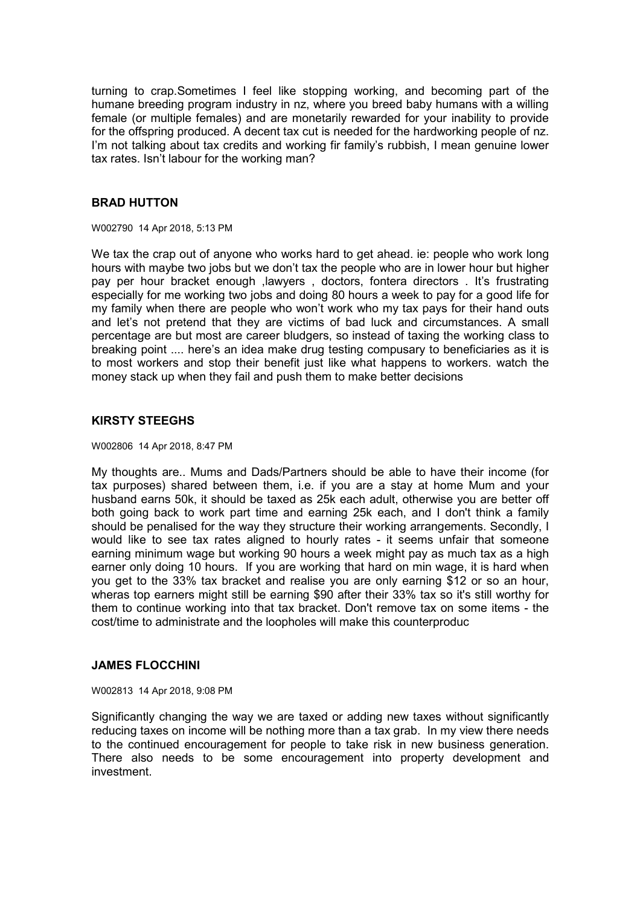turning to crap.Sometimes I feel like stopping working, and becoming part of the humane breeding program industry in nz, where you breed baby humans with a willing female (or multiple females) and are monetarily rewarded for your inability to provide for the offspring produced. A decent tax cut is needed for the hardworking people of nz. I'm not talking about tax credits and working fir family's rubbish, I mean genuine lower tax rates. Isn't labour for the working man?

## BRAD HUTTON

W002790 14 Apr 2018, 5:13 PM

We tax the crap out of anyone who works hard to get ahead. ie: people who work long hours with maybe two jobs but we don't tax the people who are in lower hour but higher pay per hour bracket enough ,lawyers , doctors, fontera directors . It's frustrating especially for me working two jobs and doing 80 hours a week to pay for a good life for my family when there are people who won't work who my tax pays for their hand outs and let's not pretend that they are victims of bad luck and circumstances. A small percentage are but most are career bludgers, so instead of taxing the working class to breaking point .... here's an idea make drug testing compusary to beneficiaries as it is to most workers and stop their benefit just like what happens to workers. watch the money stack up when they fail and push them to make better decisions

## KIRSTY STEEGHS

W002806 14 Apr 2018, 8:47 PM

My thoughts are.. Mums and Dads/Partners should be able to have their income (for tax purposes) shared between them, i.e. if you are a stay at home Mum and your husband earns 50k, it should be taxed as 25k each adult, otherwise you are better off both going back to work part time and earning 25k each, and I don't think a family should be penalised for the way they structure their working arrangements. Secondly, I would like to see tax rates aligned to hourly rates - it seems unfair that someone earning minimum wage but working 90 hours a week might pay as much tax as a high earner only doing 10 hours. If you are working that hard on min wage, it is hard when you get to the 33% tax bracket and realise you are only earning $12 or so an hour, wheras top earners might still be earning $90 after their 33% tax so it's still worthy for them to continue working into that tax bracket. Don't remove tax on some items - the cost/time to administrate and the loopholes will make this counterproduc

## JAMES FLOCCHINI

W002813 14 Apr 2018, 9:08 PM

Significantly changing the way we are taxed or adding new taxes without significantly reducing taxes on income will be nothing more than a tax grab. In my view there needs to the continued encouragement for people to take risk in new business generation. There also needs to be some encouragement into property development and investment.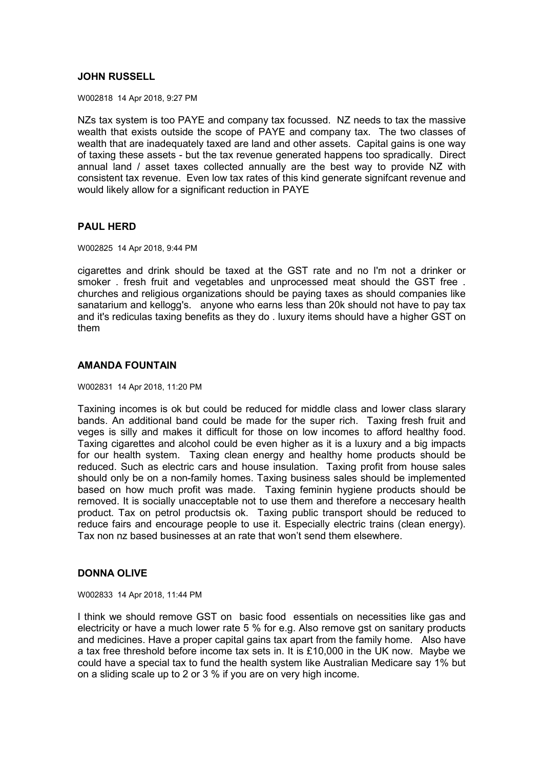**JOHN RUSSELL**

W002818 14 Apr 2018, 9:27 PM

NZs tax system is too PAYE and company tax focussed. NZ needs to tax the massive wealth that exists outside the scope of PAYE and company tax. The two classes of wealth that are inadequately taxed are land and other assets. Capital gains is one way of taxing these assets - but the tax revenue generated happens too spradically. Direct annual land / asset taxes collected annually are the best way to provide NZ with consistent tax revenue. Even low tax rates of this kind generate signifcant revenue and would likely allow for a significant reduction in PAYE

**PAUL HERD**

W002825 14 Apr 2018, 9:44 PM

cigarettes and drink should be taxed at the GST rate and no I'm not a drinker or smoker . fresh fruit and vegetables and unprocessed meat should the GST free . churches and religious organizations should be paying taxes as should companies like sanatarium and kellogg's. anyone who earns less than 20k should not have to pay tax and it's rediculas taxing benefits as they do . luxury items should have a higher GST on them

**AMANDA FOUNTAIN**

W002831 14 Apr 2018, 11:20 PM

Taxining incomes is ok but could be reduced for middle class and lower class slarary bands. An additional band could be made for the super rich. Taxing fresh fruit and veges is silly and makes it difficult for those on low incomes to afford healthy food. Taxing cigarettes and alcohol could be even higher as it is a luxury and a big impacts for our health system. Taxing clean energy and healthy home products should be reduced. Such as electric cars and house insulation. Taxing profit from house sales should only be on a non-family homes. Taxing business sales should be implemented based on how much profit was made. Taxing feminin hygiene products should be removed. It is socially unacceptable not to use them and therefore a neccesary health product. Tax on petrol productsis ok. Taxing public transport should be reduced to reduce fairs and encourage people to use it. Especially electric trains (clean energy). Tax non nz based businesses at an rate that won't send them elsewhere.

**DONNA OLIVE**

W002833 14 Apr 2018, 11:44 PM

I think we should remove GST on basic food essentials on necessities like gas and electricity or have a much lower rate 5 % for e.g. Also remove gst on sanitary products and medicines. Have a proper capital gains tax apart from the family home. Also have a tax free threshold before income tax sets in. It is £10,000 in the UK now. Maybe we could have a special tax to fund the health system like Australian Medicare say 1% but on a sliding scale up to 2 or 3 % if you are on very high income.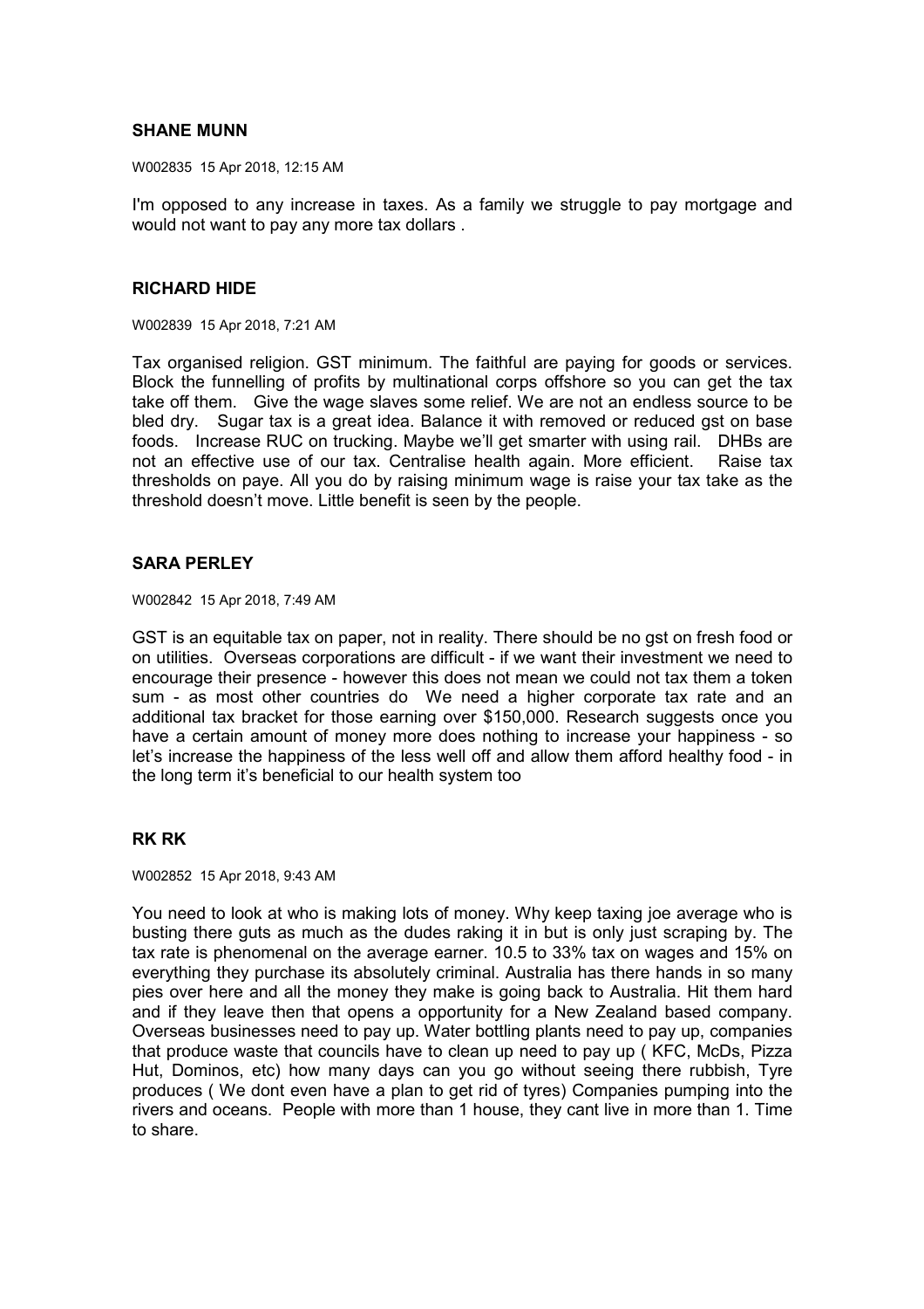**SHANE MUNN**

W002835 15 Apr 2018, 12:15 AM

I'm opposed to any increase in taxes. As a family we struggle to pay mortgage and would not want to pay any more tax dollars .

**RICHARD HIDE**

W002839 15 Apr 2018, 7:21 AM

Tax organised religion. GST minimum. The faithful are paying for goods or services. Block the funnelling of profits by multinational corps offshore so you can get the tax take off them. Give the wage slaves some relief. We are not an endless source to be bled dry. Sugar tax is a great idea. Balance it with removed or reduced gst on base foods. Increase RUC on trucking. Maybe we'll get smarter with using rail. DHBs are not an effective use of our tax. Centralise health again. More efficient. Raise tax thresholds on paye. All you do by raising minimum wage is raise your tax take as the threshold doesn't move. Little benefit is seen by the people.

**SARA PERLEY**

W002842 15 Apr 2018, 7:49 AM

GST is an equitable tax on paper, not in reality. There should be no gst on fresh food or on utilities. Overseas corporations are difficult - if we want their investment we need to encourage their presence - however this does not mean we could not tax them a token sum - as most other countries do We need a higher corporate tax rate and an additional tax bracket for those earning over $150,000. Research suggests once you have a certain amount of money more does nothing to increase your happiness - so let's increase the happiness of the less well off and allow them afford healthy food - in the long term it's beneficial to our health system too

**RK RK**

W002852 15 Apr 2018, 9:43 AM

You need to look at who is making lots of money. Why keep taxing joe average who is busting there guts as much as the dudes raking it in but is only just scraping by. The tax rate is phenomenal on the average earner. 10.5 to 33% tax on wages and 15% on everything they purchase its absolutely criminal. Australia has there hands in so many pies over here and all the money they make is going back to Australia. Hit them hard and if they leave then that opens a opportunity for a New Zealand based company. Overseas businesses need to pay up. Water bottling plants need to pay up, companies that produce waste that councils have to clean up need to pay up ( KFC, McDs, Pizza Hut, Dominos, etc) how many days can you go without seeing there rubbish, Tyre produces ( We dont even have a plan to get rid of tyres) Companies pumping into the rivers and oceans. People with more than 1 house, they cant live in more than 1. Time to share.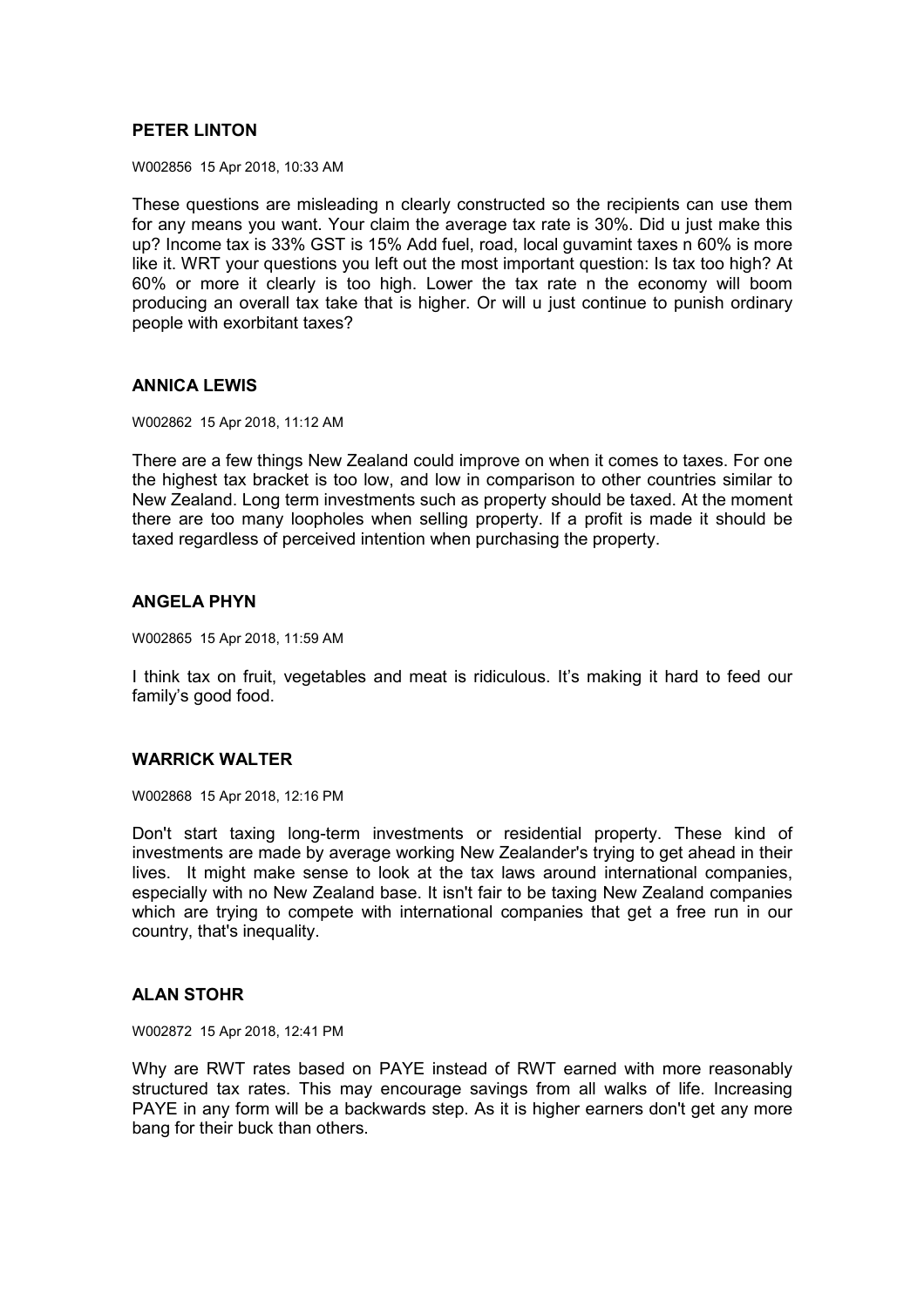**PETER LINTON**

W002856 15 Apr 2018, 10:33 AM

These questions are misleading n clearly constructed so the recipients can use them for any means you want. Your claim the average tax rate is 30%. Did u just make this up? Income tax is 33% GST is 15% Add fuel, road, local guvamint taxes n 60% is more like it. WRT your questions you left out the most important question: Is tax too high? At 60% or more it clearly is too high. Lower the tax rate n the economy will boom producing an overall tax take that is higher. Or will u just continue to punish ordinary people with exorbitant taxes?

**ANNICA LEWIS**

W002862 15 Apr 2018, 11:12 AM

There are a few things New Zealand could improve on when it comes to taxes. For one the highest tax bracket is too low, and low in comparison to other countries similar to New Zealand. Long term investments such as property should be taxed. At the moment there are too many loopholes when selling property. If a profit is made it should be taxed regardless of perceived intention when purchasing the property.

**ANGELA PHYN**

W002865 15 Apr 2018, 11:59 AM

I think tax on fruit, vegetables and meat is ridiculous. It's making it hard to feed our family's good food.

**WARRICK WALTER**

W002868 15 Apr 2018, 12:16 PM

Don't start taxing long-term investments or residential property. These kind of investments are made by average working New Zealander's trying to get ahead in their lives. It might make sense to look at the tax laws around international companies, especially with no New Zealand base. It isn't fair to be taxing New Zealand companies which are trying to compete with international companies that get a free run in our country, that's inequality.

**ALAN STOHR**

W002872 15 Apr 2018, 12:41 PM

Why are RWT rates based on PAYE instead of RWT earned with more reasonably structured tax rates. This may encourage savings from all walks of life. Increasing PAYE in any form will be a backwards step. As it is higher earners don't get any more bang for their buck than others.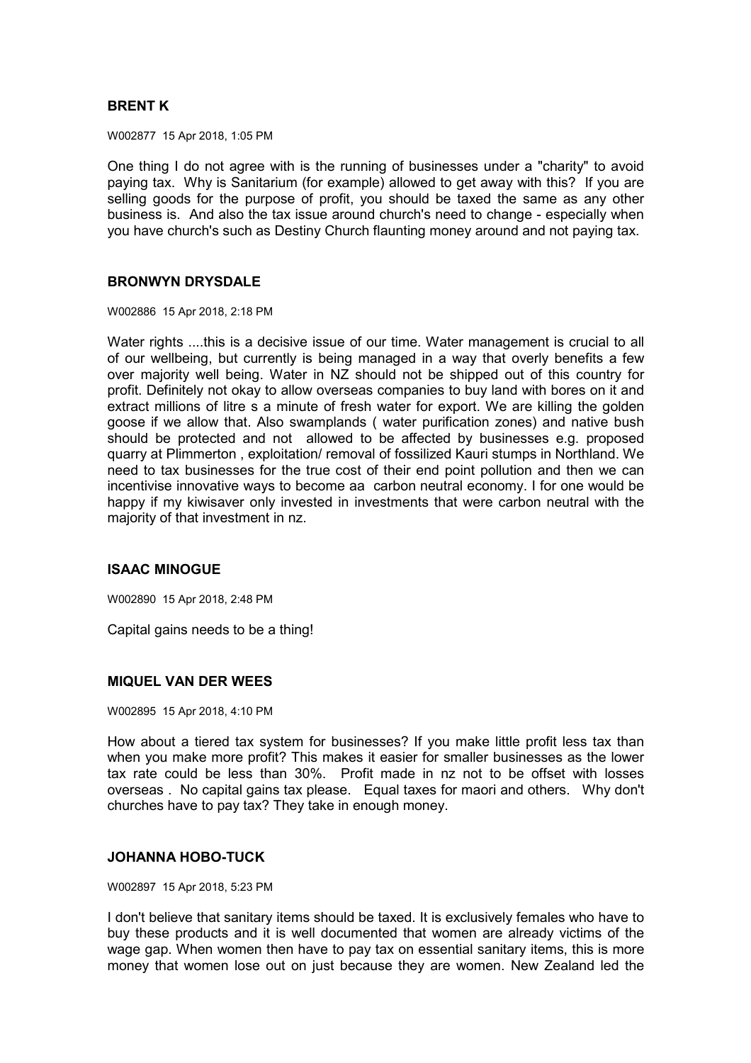**BRENT K**

W002877 15 Apr 2018, 1:05 PM

One thing I do not agree with is the running of businesses under a "charity" to avoid paying tax. Why is Sanitarium (for example) allowed to get away with this? If you are selling goods for the purpose of profit, you should be taxed the same as any other business is. And also the tax issue around church's need to change - especially when you have church's such as Destiny Church flaunting money around and not paying tax.

**BRONWYN DRYSDALE**

W002886 15 Apr 2018, 2:18 PM

Water rights ....this is a decisive issue of our time. Water management is crucial to all of our wellbeing, but currently is being managed in a way that overly benefits a few over majority well being. Water in NZ should not be shipped out of this country for profit. Definitely not okay to allow overseas companies to buy land with bores on it and extract millions of litre s a minute of fresh water for export. We are killing the golden goose if we allow that. Also swamplands ( water purification zones) and native bush should be protected and not allowed to be affected by businesses e.g. proposed quarry at Plimmerton , exploitation/ removal of fossilized Kauri stumps in Northland. We need to tax businesses for the true cost of their end point pollution and then we can incentivise innovative ways to become aa carbon neutral economy. I for one would be happy if my kiwisaver only invested in investments that were carbon neutral with the majority of that investment in nz.

**ISAAC MINOGUE**

W002890 15 Apr 2018, 2:48 PM

Capital gains needs to be a thing!

**MIQUEL VAN DER WEES**

W002895 15 Apr 2018, 4:10 PM

How about a tiered tax system for businesses? If you make little profit less tax than when you make more profit? This makes it easier for smaller businesses as the lower tax rate could be less than 30%. Profit made in nz not to be offset with losses overseas . No capital gains tax please. Equal taxes for maori and others. Why don't churches have to pay tax? They take in enough money.

**JOHANNA HOBO-TUCK**

W002897 15 Apr 2018, 5:23 PM

I don't believe that sanitary items should be taxed. It is exclusively females who have to buy these products and it is well documented that women are already victims of the wage gap. When women then have to pay tax on essential sanitary items, this is more money that women lose out on just because they are women. New Zealand led the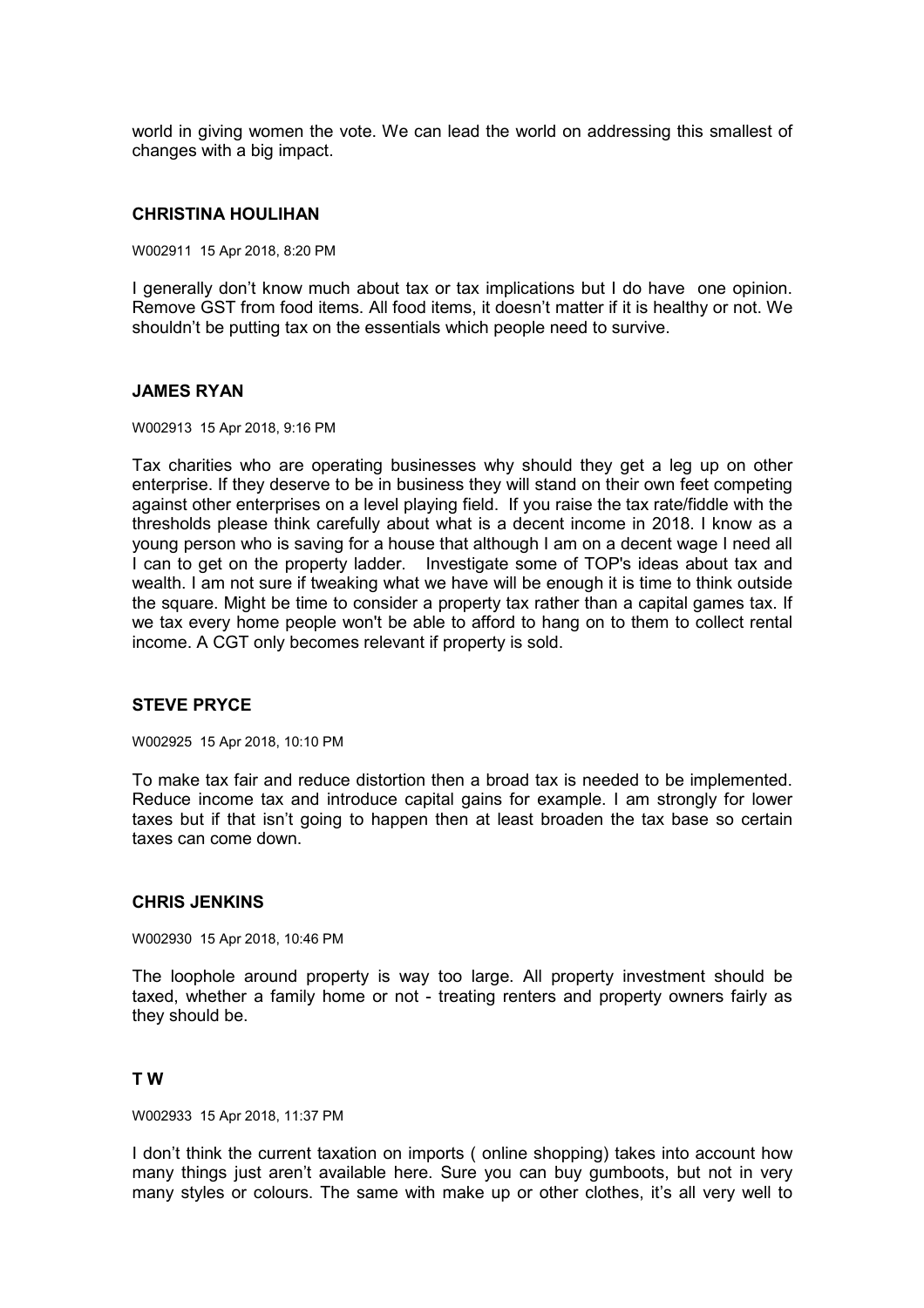world in giving women the vote. We can lead the world on addressing this smallest of changes with a big impact.

### CHRISTINA HOULIHAN

W002911 15 Apr 2018, 8:20 PM

I generally don't know much about tax or tax implications but I do have one opinion. Remove GST from food items. All food items, it doesn't matter if it is healthy or not. We shouldn't be putting tax on the essentials which people need to survive.

### JAMES RYAN

W002913 15 Apr 2018, 9:16 PM

Tax charities who are operating businesses why should they get a leg up on other enterprise. If they deserve to be in business they will stand on their own feet competing against other enterprises on a level playing field. If you raise the tax rate/fiddle with the thresholds please think carefully about what is a decent income in 2018. I know as a young person who is saving for a house that although I am on a decent wage I need all I can to get on the property ladder. Investigate some of TOP's ideas about tax and wealth. I am not sure if tweaking what we have will be enough it is time to think outside the square. Might be time to consider a property tax rather than a capital games tax. If we tax every home people won't be able to afford to hang on to them to collect rental income. A CGT only becomes relevant if property is sold.

### STEVE PRYCE

W002925 15 Apr 2018, 10:10 PM

To make tax fair and reduce distortion then a broad tax is needed to be implemented. Reduce income tax and introduce capital gains for example. I am strongly for lower taxes but if that isn't going to happen then at least broaden the tax base so certain taxes can come down.

### CHRIS JENKINS

W002930 15 Apr 2018, 10:46 PM

The loophole around property is way too large. All property investment should be taxed, whether a family home or not - treating renters and property owners fairly as they should be.

### T W

W002933 15 Apr 2018, 11:37 PM

I don't think the current taxation on imports ( online shopping) takes into account how many things just aren't available here. Sure you can buy gumboots, but not in very many styles or colours. The same with make up or other clothes, it's all very well to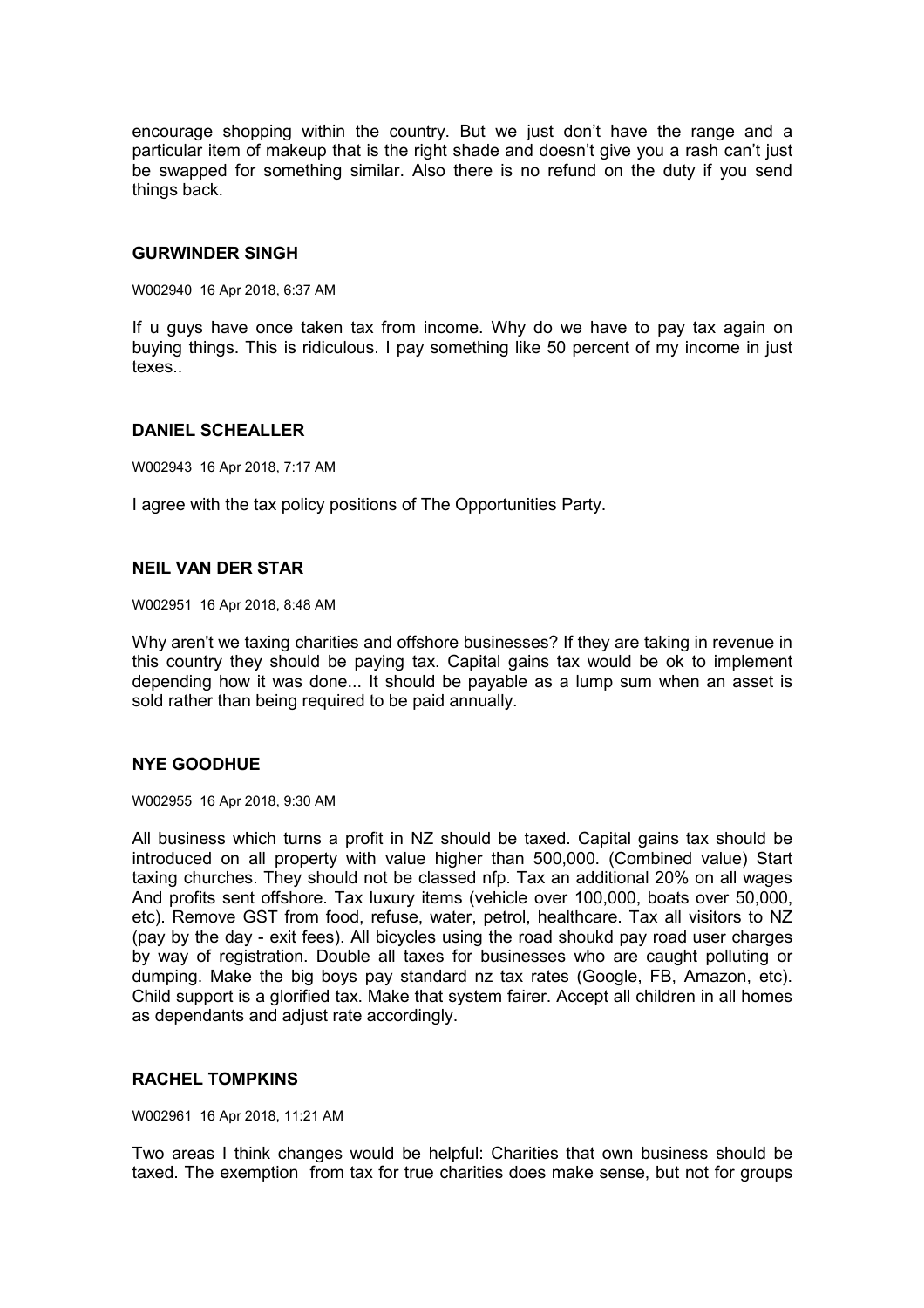encourage shopping within the country. But we just don't have the range and a particular item of makeup that is the right shade and doesn't give you a rash can't just be swapped for something similar. Also there is no refund on the duty if you send things back.

### GURWINDER SINGH

W002940 16 Apr 2018, 6:37 AM

If u guys have once taken tax from income. Why do we have to pay tax again on buying things. This is ridiculous. I pay something like 50 percent of my income in just texes..

### DANIEL SCHEALLER

W002943 16 Apr 2018, 7:17 AM

I agree with the tax policy positions of The Opportunities Party.

### NEIL VAN DER STAR

W002951 16 Apr 2018, 8:48 AM

Why aren't we taxing charities and offshore businesses? If they are taking in revenue in this country they should be paying tax. Capital gains tax would be ok to implement depending how it was done... It should be payable as a lump sum when an asset is sold rather than being required to be paid annually.

### NYE GOODHUE

W002955 16 Apr 2018, 9:30 AM

All business which turns a profit in NZ should be taxed. Capital gains tax should be introduced on all property with value higher than 500,000. (Combined value) Start taxing churches. They should not be classed nfp. Tax an additional 20% on all wages And profits sent offshore. Tax luxury items (vehicle over 100,000, boats over 50,000, etc). Remove GST from food, refuse, water, petrol, healthcare. Tax all visitors to NZ (pay by the day - exit fees). All bicycles using the road shoukd pay road user charges by way of registration. Double all taxes for businesses who are caught polluting or dumping. Make the big boys pay standard nz tax rates (Google, FB, Amazon, etc). Child support is a glorified tax. Make that system fairer. Accept all children in all homes as dependants and adjust rate accordingly.

### RACHEL TOMPKINS

W002961 16 Apr 2018, 11:21 AM

Two areas I think changes would be helpful: Charities that own business should be taxed. The exemption from tax for true charities does make sense, but not for groups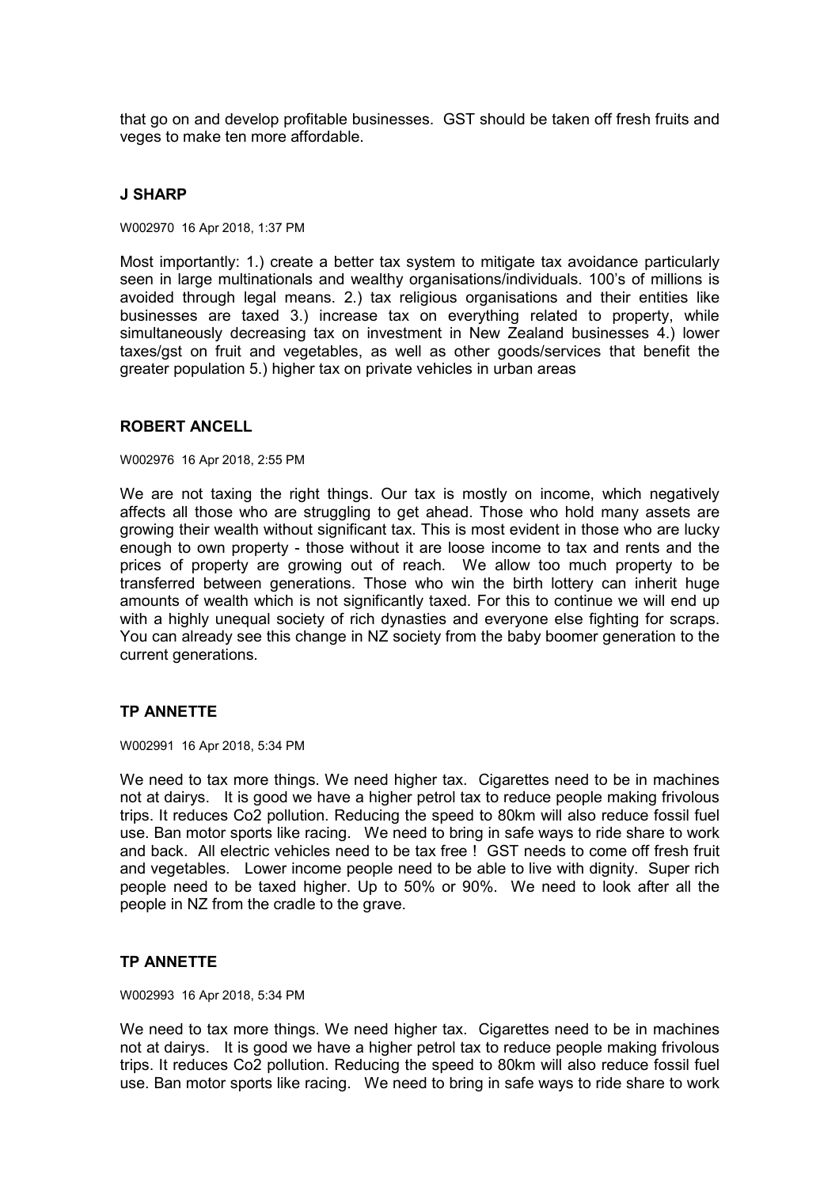that go on and develop profitable businesses. GST should be taken off fresh fruits and veges to make ten more affordable.

### J SHARP

W002970 16 Apr 2018, 1:37 PM

Most importantly: 1.) create a better tax system to mitigate tax avoidance particularly seen in large multinationals and wealthy organisations/individuals. 100's of millions is avoided through legal means. 2.) tax religious organisations and their entities like businesses are taxed 3.) increase tax on everything related to property, while simultaneously decreasing tax on investment in New Zealand businesses 4.) lower taxes/gst on fruit and vegetables, as well as other goods/services that benefit the greater population 5.) higher tax on private vehicles in urban areas

### ROBERT ANCELL

W002976 16 Apr 2018, 2:55 PM

We are not taxing the right things. Our tax is mostly on income, which negatively affects all those who are struggling to get ahead. Those who hold many assets are growing their wealth without significant tax. This is most evident in those who are lucky enough to own property - those without it are loose income to tax and rents and the prices of property are growing out of reach. We allow too much property to be transferred between generations. Those who win the birth lottery can inherit huge amounts of wealth which is not significantly taxed. For this to continue we will end up with a highly unequal society of rich dynasties and everyone else fighting for scraps. You can already see this change in NZ society from the baby boomer generation to the current generations.

### TP ANNETTE

W002991 16 Apr 2018, 5:34 PM

We need to tax more things. We need higher tax. Cigarettes need to be in machines not at dairys. It is good we have a higher petrol tax to reduce people making frivolous trips. It reduces Co2 pollution. Reducing the speed to 80km will also reduce fossil fuel use. Ban motor sports like racing. We need to bring in safe ways to ride share to work and back. All electric vehicles need to be tax free ! GST needs to come off fresh fruit and vegetables. Lower income people need to be able to live with dignity. Super rich people need to be taxed higher. Up to 50% or 90%. We need to look after all the people in NZ from the cradle to the grave.

### TP ANNETTE

W002993 16 Apr 2018, 5:34 PM

We need to tax more things. We need higher tax. Cigarettes need to be in machines not at dairys. It is good we have a higher petrol tax to reduce people making frivolous trips. It reduces Co2 pollution. Reducing the speed to 80km will also reduce fossil fuel use. Ban motor sports like racing. We need to bring in safe ways to ride share to work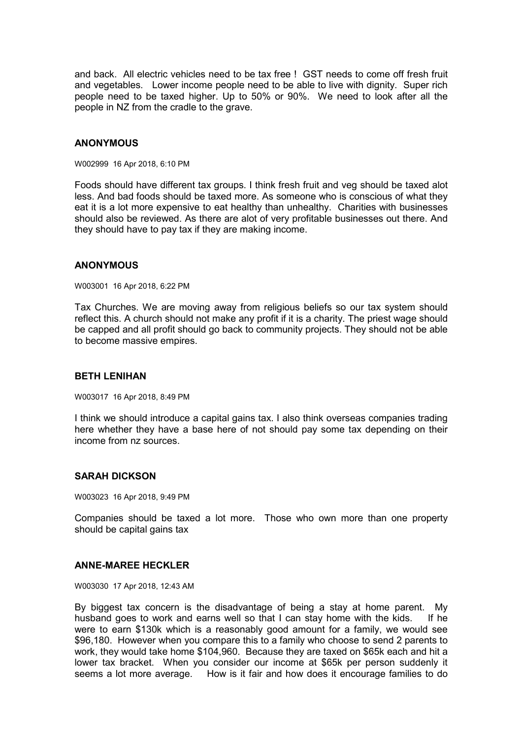and back. All electric vehicles need to be tax free ! GST needs to come off fresh fruit and vegetables. Lower income people need to be able to live with dignity. Super rich people need to be taxed higher. Up to 50% or 90%. We need to look after all the people in NZ from the cradle to the grave.

### ANONYMOUS

W002999 16 Apr 2018, 6:10 PM

Foods should have different tax groups. I think fresh fruit and veg should be taxed alot less. And bad foods should be taxed more. As someone who is conscious of what they eat it is a lot more expensive to eat healthy than unhealthy. Charities with businesses should also be reviewed. As there are alot of very profitable businesses out there. And they should have to pay tax if they are making income.

### ANONYMOUS

W003001 16 Apr 2018, 6:22 PM

Tax Churches. We are moving away from religious beliefs so our tax system should reflect this. A church should not make any profit if it is a charity. The priest wage should be capped and all profit should go back to community projects. They should not be able to become massive empires.

### BETH LENIHAN

W003017 16 Apr 2018, 8:49 PM

I think we should introduce a capital gains tax. I also think overseas companies trading here whether they have a base here of not should pay some tax depending on their income from nz sources.

### SARAH DICKSON

W003023 16 Apr 2018, 9:49 PM

Companies should be taxed a lot more. Those who own more than one property should be capital gains tax

### ANNE-MAREE HECKLER

W003030 17 Apr 2018, 12:43 AM

By biggest tax concern is the disadvantage of being a stay at home parent. My husband goes to work and earns well so that I can stay home with the kids. If he were to earn $130k which is a reasonably good amount for a family, we would see $96,180. However when you compare this to a family who choose to send 2 parents to work, they would take home $104,960. Because they are taxed on $65k each and hit a lower tax bracket. When you consider our income at $65k per person suddenly it seems a lot more average. How is it fair and how does it encourage families to do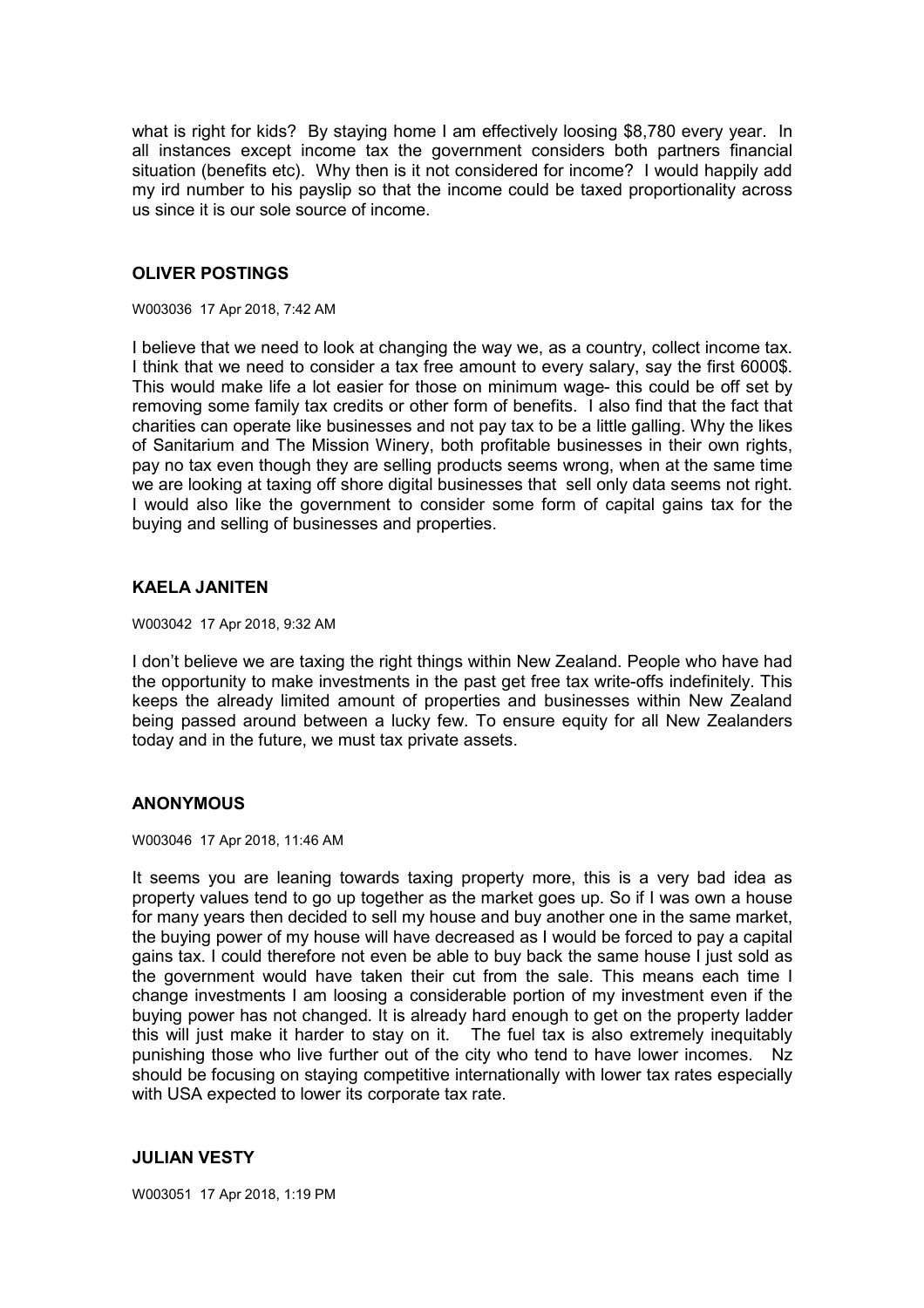what is right for kids? By staying home I am effectively loosing $8,780 every year. In all instances except income tax the government considers both partners financial situation (benefits etc). Why then is it not considered for income? I would happily add my ird number to his payslip so that the income could be taxed proportionality across us since it is our sole source of income.

### OLIVER POSTINGS

W003036 17 Apr 2018, 7:42 AM

I believe that we need to look at changing the way we, as a country, collect income tax. I think that we need to consider a tax free amount to every salary, say the first 6000$. This would make life a lot easier for those on minimum wage- this could be off set by removing some family tax credits or other form of benefits. I also find that the fact that charities can operate like businesses and not pay tax to be a little galling. Why the likes of Sanitarium and The Mission Winery, both profitable businesses in their own rights, pay no tax even though they are selling products seems wrong, when at the same time we are looking at taxing off shore digital businesses that sell only data seems not right. I would also like the government to consider some form of capital gains tax for the buying and selling of businesses and properties.

### KAELA JANITEN

W003042 17 Apr 2018, 9:32 AM

I don't believe we are taxing the right things within New Zealand. People who have had the opportunity to make investments in the past get free tax write-offs indefinitely. This keeps the already limited amount of properties and businesses within New Zealand being passed around between a lucky few. To ensure equity for all New Zealanders today and in the future, we must tax private assets.

### ANONYMOUS

W003046 17 Apr 2018, 11:46 AM

It seems you are leaning towards taxing property more, this is a very bad idea as property values tend to go up together as the market goes up. So if I was own a house for many years then decided to sell my house and buy another one in the same market, the buying power of my house will have decreased as I would be forced to pay a capital gains tax. I could therefore not even be able to buy back the same house I just sold as the government would have taken their cut from the sale. This means each time I change investments I am loosing a considerable portion of my investment even if the buying power has not changed. It is already hard enough to get on the property ladder this will just make it harder to stay on it. The fuel tax is also extremely inequitably punishing those who live further out of the city who tend to have lower incomes. Nz should be focusing on staying competitive internationally with lower tax rates especially with USA expected to lower its corporate tax rate.

### JULIAN VESTY

W003051 17 Apr 2018, 1:19 PM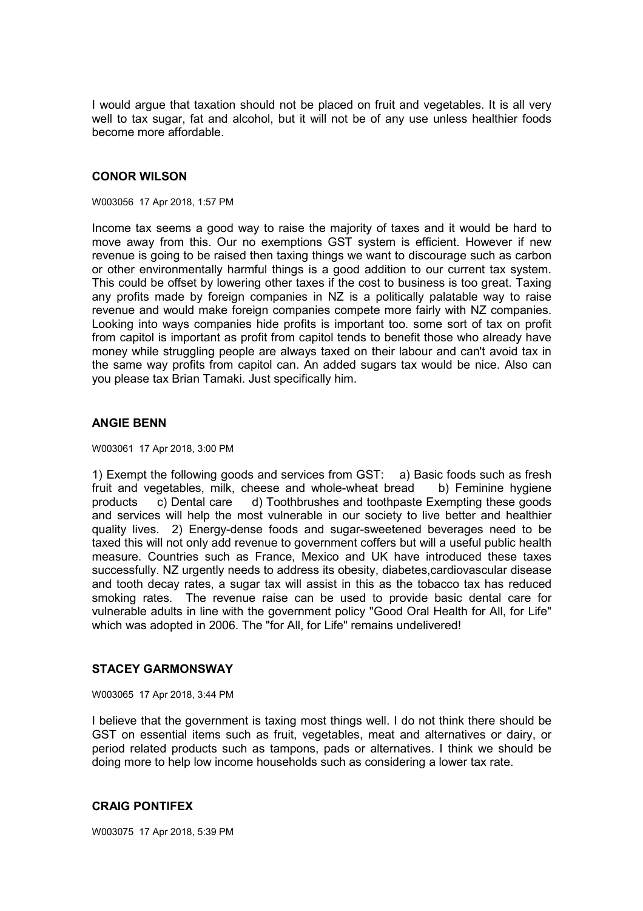I would argue that taxation should not be placed on fruit and vegetables. It is all very well to tax sugar, fat and alcohol, but it will not be of any use unless healthier foods become more affordable.

### CONOR WILSON

W003056 17 Apr 2018, 1:57 PM

Income tax seems a good way to raise the majority of taxes and it would be hard to move away from this. Our no exemptions GST system is efficient. However if new revenue is going to be raised then taxing things we want to discourage such as carbon or other environmentally harmful things is a good addition to our current tax system. This could be offset by lowering other taxes if the cost to business is too great. Taxing any profits made by foreign companies in NZ is a politically palatable way to raise revenue and would make foreign companies compete more fairly with NZ companies. Looking into ways companies hide profits is important too. some sort of tax on profit from capitol is important as profit from capitol tends to benefit those who already have money while struggling people are always taxed on their labour and can't avoid tax in the same way profits from capitol can. An added sugars tax would be nice. Also can you please tax Brian Tamaki. Just specifically him.

### ANGIE BENN

W003061 17 Apr 2018, 3:00 PM

1) Exempt the following goods and services from GST: a) Basic foods such as fresh fruit and vegetables, milk, cheese and whole-wheat bread b) Feminine hygiene products c) Dental care d) Toothbrushes and toothpaste Exempting these goods and services will help the most vulnerable in our society to live better and healthier quality lives. 2) Energy-dense foods and sugar-sweetened beverages need to be taxed this will not only add revenue to government coffers but will a useful public health measure. Countries such as France, Mexico and UK have introduced these taxes successfully. NZ urgently needs to address its obesity, diabetes,cardiovascular disease and tooth decay rates, a sugar tax will assist in this as the tobacco tax has reduced smoking rates. The revenue raise can be used to provide basic dental care for vulnerable adults in line with the government policy "Good Oral Health for All, for Life" which was adopted in 2006. The "for All, for Life" remains undelivered!

### STACEY GARMONSWAY

W003065 17 Apr 2018, 3:44 PM

I believe that the government is taxing most things well. I do not think there should be GST on essential items such as fruit, vegetables, meat and alternatives or dairy, or period related products such as tampons, pads or alternatives. I think we should be doing more to help low income households such as considering a lower tax rate.

### CRAIG PONTIFEX

W003075 17 Apr 2018, 5:39 PM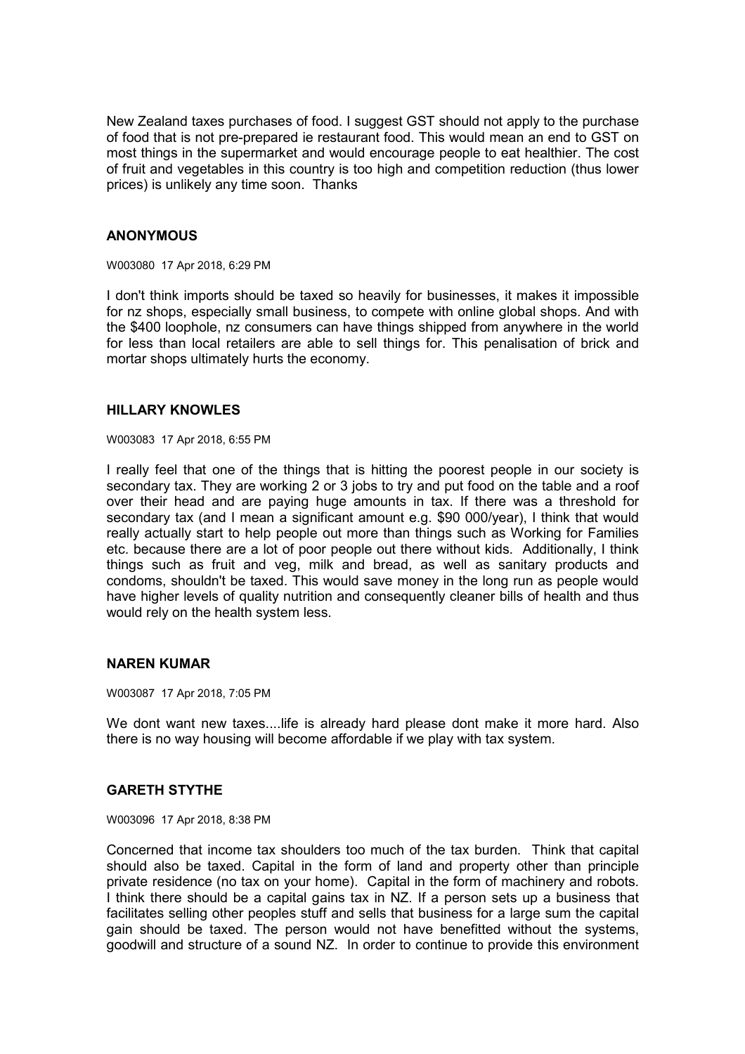New Zealand taxes purchases of food. I suggest GST should not apply to the purchase of food that is not pre-prepared ie restaurant food. This would mean an end to GST on most things in the supermarket and would encourage people to eat healthier. The cost of fruit and vegetables in this country is too high and competition reduction (thus lower prices) is unlikely any time soon. Thanks

### ANONYMOUS

W003080 17 Apr 2018, 6:29 PM

I don't think imports should be taxed so heavily for businesses, it makes it impossible for nz shops, especially small business, to compete with online global shops. And with the $400 loophole, nz consumers can have things shipped from anywhere in the world for less than local retailers are able to sell things for. This penalisation of brick and mortar shops ultimately hurts the economy.

### HILLARY KNOWLES

W003083 17 Apr 2018, 6:55 PM

I really feel that one of the things that is hitting the poorest people in our society is secondary tax. They are working 2 or 3 jobs to try and put food on the table and a roof over their head and are paying huge amounts in tax. If there was a threshold for secondary tax (and I mean a significant amount e.g. $90 000/year), I think that would really actually start to help people out more than things such as Working for Families etc. because there are a lot of poor people out there without kids. Additionally, I think things such as fruit and veg, milk and bread, as well as sanitary products and condoms, shouldn't be taxed. This would save money in the long run as people would have higher levels of quality nutrition and consequently cleaner bills of health and thus would rely on the health system less.

### NAREN KUMAR

W003087 17 Apr 2018, 7:05 PM

We dont want new taxes....life is already hard please dont make it more hard. Also there is no way housing will become affordable if we play with tax system.

### GARETH STYTHE

W003096 17 Apr 2018, 8:38 PM

Concerned that income tax shoulders too much of the tax burden. Think that capital should also be taxed. Capital in the form of land and property other than principle private residence (no tax on your home). Capital in the form of machinery and robots. I think there should be a capital gains tax in NZ. If a person sets up a business that facilitates selling other peoples stuff and sells that business for a large sum the capital gain should be taxed. The person would not have benefitted without the systems, goodwill and structure of a sound NZ. In order to continue to provide this environment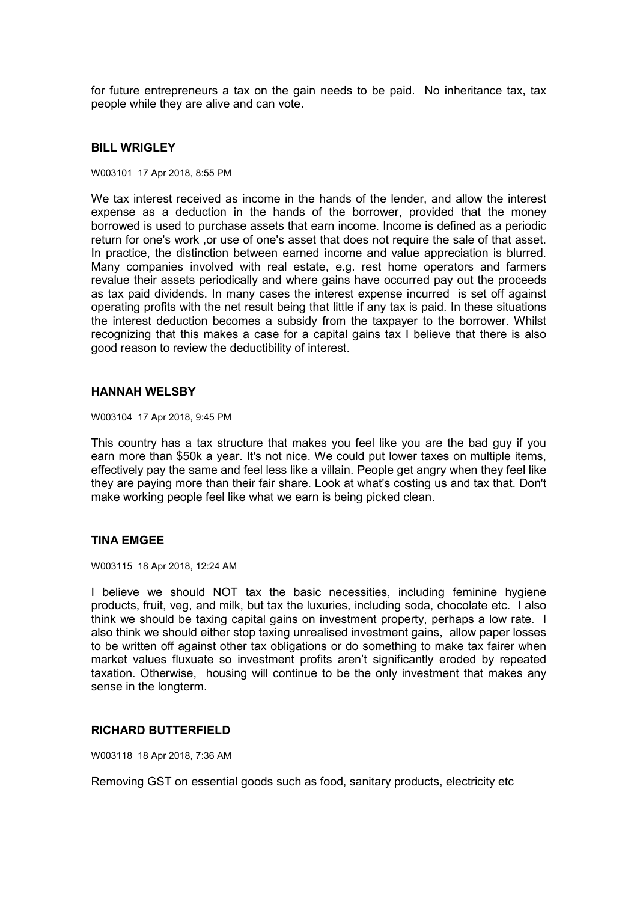for future entrepreneurs a tax on the gain needs to be paid. No inheritance tax, tax people while they are alive and can vote.

### BILL WRIGLEY

W003101 17 Apr 2018, 8:55 PM

We tax interest received as income in the hands of the lender, and allow the interest expense as a deduction in the hands of the borrower, provided that the money borrowed is used to purchase assets that earn income. Income is defined as a periodic return for one's work ,or use of one's asset that does not require the sale of that asset. In practice, the distinction between earned income and value appreciation is blurred. Many companies involved with real estate, e.g. rest home operators and farmers revalue their assets periodically and where gains have occurred pay out the proceeds as tax paid dividends. In many cases the interest expense incurred is set off against operating profits with the net result being that little if any tax is paid. In these situations the interest deduction becomes a subsidy from the taxpayer to the borrower. Whilst recognizing that this makes a case for a capital gains tax I believe that there is also good reason to review the deductibility of interest.

### HANNAH WELSBY

W003104 17 Apr 2018, 9:45 PM

This country has a tax structure that makes you feel like you are the bad guy if you earn more than $50k a year. It's not nice. We could put lower taxes on multiple items, effectively pay the same and feel less like a villain. People get angry when they feel like they are paying more than their fair share. Look at what's costing us and tax that. Don't make working people feel like what we earn is being picked clean.

### TINA EMGEE

W003115 18 Apr 2018, 12:24 AM

I believe we should NOT tax the basic necessities, including feminine hygiene products, fruit, veg, and milk, but tax the luxuries, including soda, chocolate etc. I also think we should be taxing capital gains on investment property, perhaps a low rate. I also think we should either stop taxing unrealised investment gains, allow paper losses to be written off against other tax obligations or do something to make tax fairer when market values fluxuate so investment profits aren't significantly eroded by repeated taxation. Otherwise, housing will continue to be the only investment that makes any sense in the longterm.

### RICHARD BUTTERFIELD

W003118 18 Apr 2018, 7:36 AM

Removing GST on essential goods such as food, sanitary products, electricity etc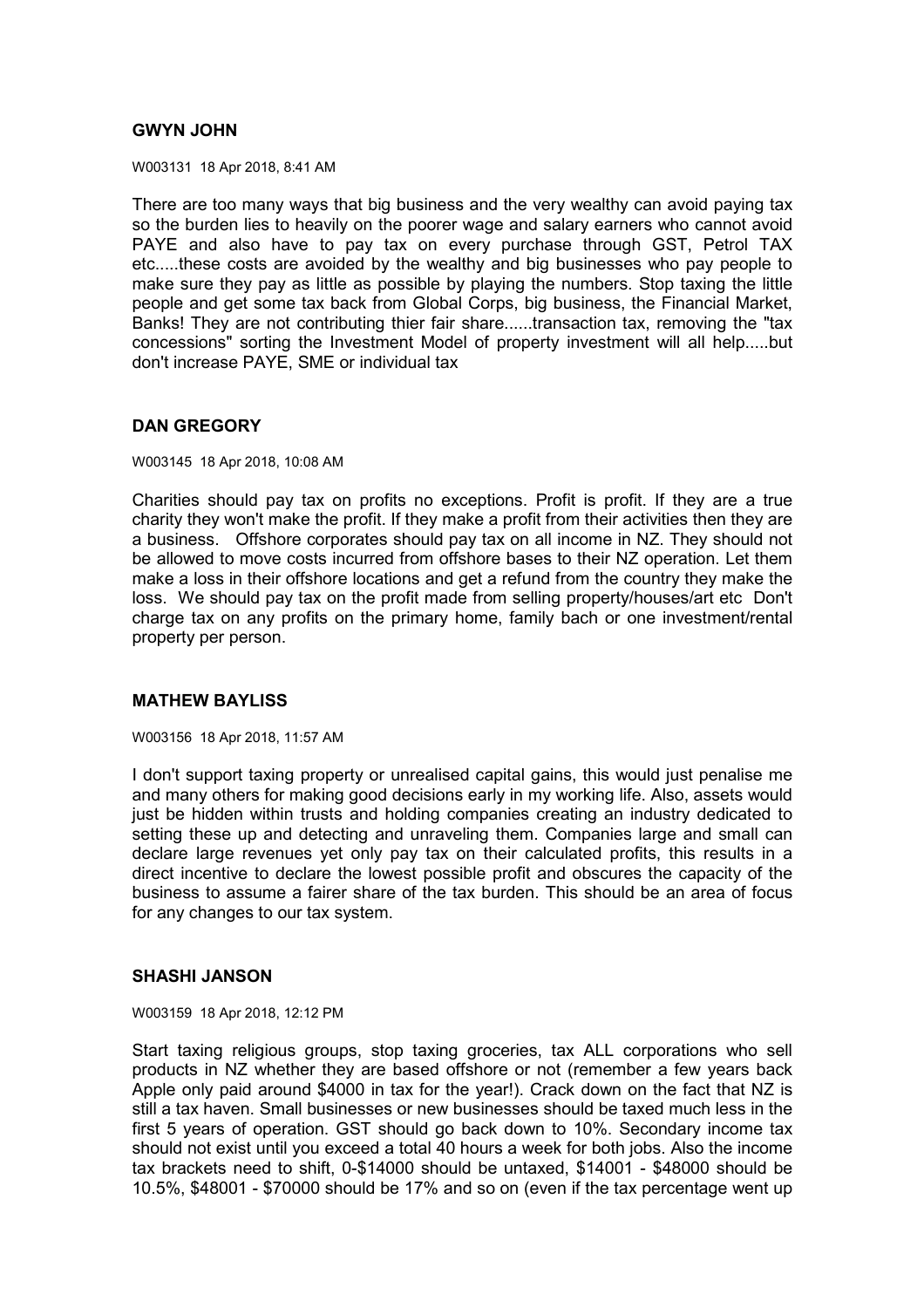### GWYN JOHN

W003131 18 Apr 2018, 8:41 AM

There are too many ways that big business and the very wealthy can avoid paying tax so the burden lies to heavily on the poorer wage and salary earners who cannot avoid PAYE and also have to pay tax on every purchase through GST, Petrol TAX etc.....these costs are avoided by the wealthy and big businesses who pay people to make sure they pay as little as possible by playing the numbers. Stop taxing the little people and get some tax back from Global Corps, big business, the Financial Market, Banks! They are not contributing thier fair share......transaction tax, removing the "tax concessions" sorting the Investment Model of property investment will all help.....but don't increase PAYE, SME or individual tax

### DAN GREGORY

W003145 18 Apr 2018, 10:08 AM

Charities should pay tax on profits no exceptions. Profit is profit. If they are a true charity they won't make the profit. If they make a profit from their activities then they are a business. Offshore corporates should pay tax on all income in NZ. They should not be allowed to move costs incurred from offshore bases to their NZ operation. Let them make a loss in their offshore locations and get a refund from the country they make the loss. We should pay tax on the profit made from selling property/houses/art etc Don't charge tax on any profits on the primary home, family bach or one investment/rental property per person.

### MATHEW BAYLISS

W003156 18 Apr 2018, 11:57 AM

I don't support taxing property or unrealised capital gains, this would just penalise me and many others for making good decisions early in my working life. Also, assets would just be hidden within trusts and holding companies creating an industry dedicated to setting these up and detecting and unraveling them. Companies large and small can declare large revenues yet only pay tax on their calculated profits, this results in a direct incentive to declare the lowest possible profit and obscures the capacity of the business to assume a fairer share of the tax burden. This should be an area of focus for any changes to our tax system.

### SHASHI JANSON

W003159 18 Apr 2018, 12:12 PM

Start taxing religious groups, stop taxing groceries, tax ALL corporations who sell products in NZ whether they are based offshore or not (remember a few years back Apple only paid around $4000 in tax for the year!). Crack down on the fact that NZ is still a tax haven. Small businesses or new businesses should be taxed much less in the first 5 years of operation. GST should go back down to 10%. Secondary income tax should not exist until you exceed a total 40 hours a week for both jobs. Also the income tax brackets need to shift, 0-$14000 should be untaxed, $14001 - $48000 should be 10.5%, $48001 - $70000 should be 17% and so on (even if the tax percentage went up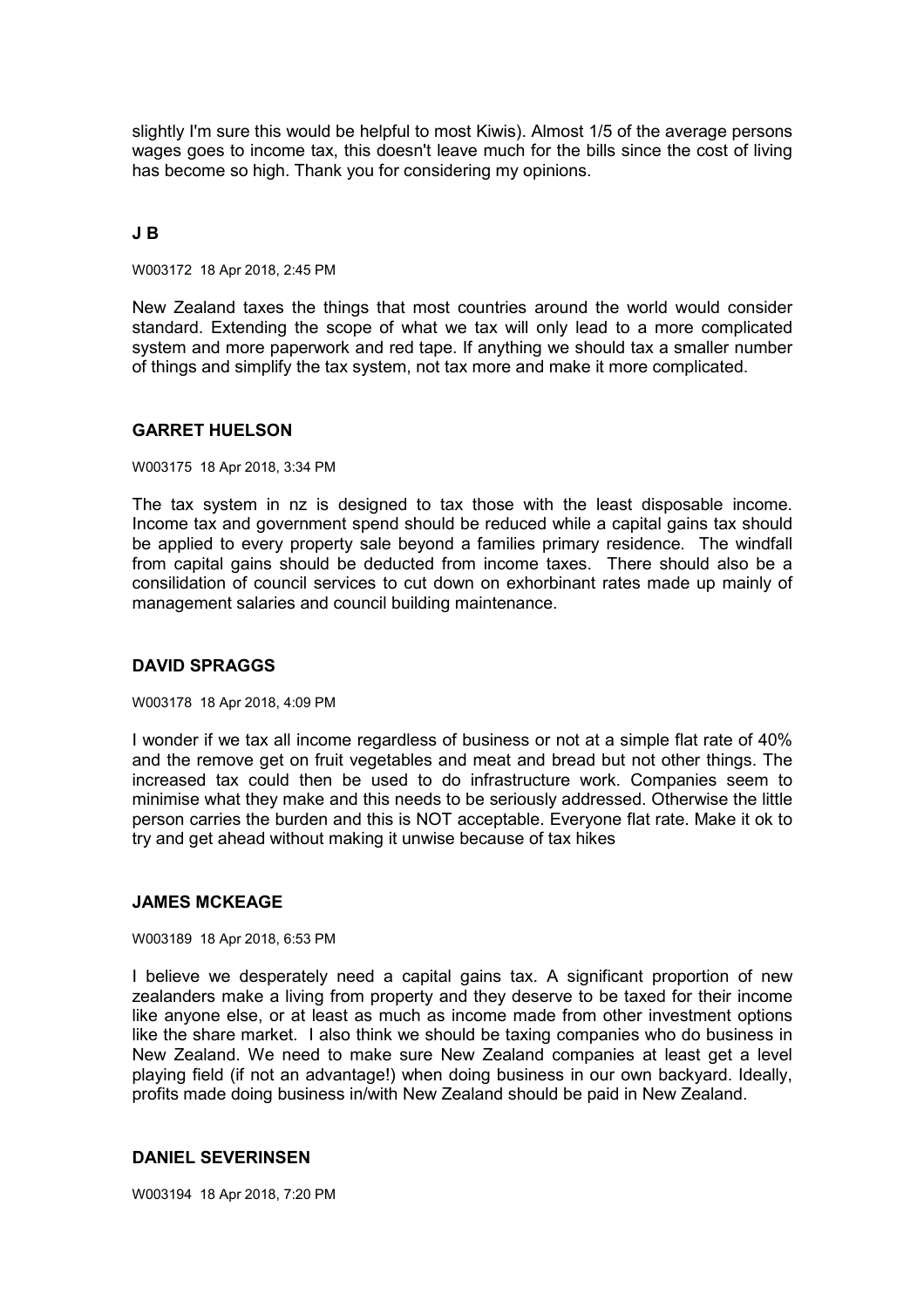slightly I'm sure this would be helpful to most Kiwis). Almost 1/5 of the average persons wages goes to income tax, this doesn't leave much for the bills since the cost of living has become so high. Thank you for considering my opinions.

### J B

W003172 18 Apr 2018, 2:45 PM

New Zealand taxes the things that most countries around the world would consider standard. Extending the scope of what we tax will only lead to a more complicated system and more paperwork and red tape. If anything we should tax a smaller number of things and simplify the tax system, not tax more and make it more complicated.

### GARRET HUELSON

W003175 18 Apr 2018, 3:34 PM

The tax system in nz is designed to tax those with the least disposable income. Income tax and government spend should be reduced while a capital gains tax should be applied to every property sale beyond a families primary residence. The windfall from capital gains should be deducted from income taxes. There should also be a consilidation of council services to cut down on exhorbinant rates made up mainly of management salaries and council building maintenance.

### DAVID SPRAGGS

W003178 18 Apr 2018, 4:09 PM

I wonder if we tax all income regardless of business or not at a simple flat rate of 40% and the remove get on fruit vegetables and meat and bread but not other things. The increased tax could then be used to do infrastructure work. Companies seem to minimise what they make and this needs to be seriously addressed. Otherwise the little person carries the burden and this is NOT acceptable. Everyone flat rate. Make it ok to try and get ahead without making it unwise because of tax hikes

### JAMES MCKEAGE

W003189 18 Apr 2018, 6:53 PM

I believe we desperately need a capital gains tax. A significant proportion of new zealanders make a living from property and they deserve to be taxed for their income like anyone else, or at least as much as income made from other investment options like the share market. I also think we should be taxing companies who do business in New Zealand. We need to make sure New Zealand companies at least get a level playing field (if not an advantage!) when doing business in our own backyard. Ideally, profits made doing business in/with New Zealand should be paid in New Zealand.

### DANIEL SEVERINSEN

W003194 18 Apr 2018, 7:20 PM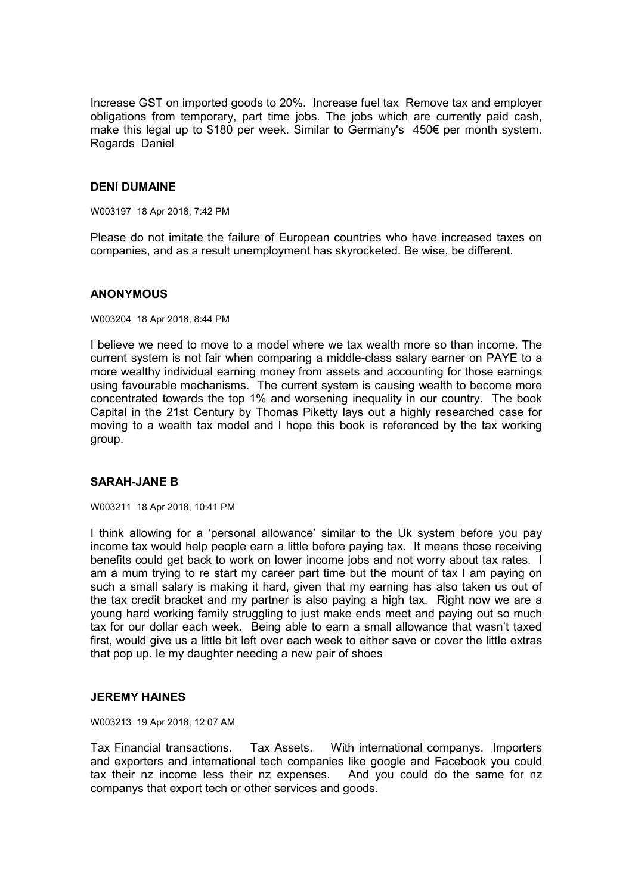Increase GST on imported goods to 20%. Increase fuel tax Remove tax and employer obligations from temporary, part time jobs. The jobs which are currently paid cash, make this legal up to $180 per week. Similar to Germany's 450€ per month system. Regards Daniel

### DENI DUMAINE

W003197 18 Apr 2018, 7:42 PM

Please do not imitate the failure of European countries who have increased taxes on companies, and as a result unemployment has skyrocketed. Be wise, be different.

### ANONYMOUS

W003204 18 Apr 2018, 8:44 PM

I believe we need to move to a model where we tax wealth more so than income. The current system is not fair when comparing a middle-class salary earner on PAYE to a more wealthy individual earning money from assets and accounting for those earnings using favourable mechanisms. The current system is causing wealth to become more concentrated towards the top 1% and worsening inequality in our country. The book Capital in the 21st Century by Thomas Piketty lays out a highly researched case for moving to a wealth tax model and I hope this book is referenced by the tax working group.

### SARAH-JANE B

W003211 18 Apr 2018, 10:41 PM

I think allowing for a 'personal allowance' similar to the Uk system before you pay income tax would help people earn a little before paying tax. It means those receiving benefits could get back to work on lower income jobs and not worry about tax rates. I am a mum trying to re start my career part time but the mount of tax I am paying on such a small salary is making it hard, given that my earning has also taken us out of the tax credit bracket and my partner is also paying a high tax. Right now we are a young hard working family struggling to just make ends meet and paying out so much tax for our dollar each week. Being able to earn a small allowance that wasn't taxed first, would give us a little bit left over each week to either save or cover the little extras that pop up. Ie my daughter needing a new pair of shoes

### JEREMY HAINES

W003213 19 Apr 2018, 12:07 AM

Tax Financial transactions. Tax Assets. With international companys. Importers and exporters and international tech companies like google and Facebook you could tax their nz income less their nz expenses. And you could do the same for nz companys that export tech or other services and goods.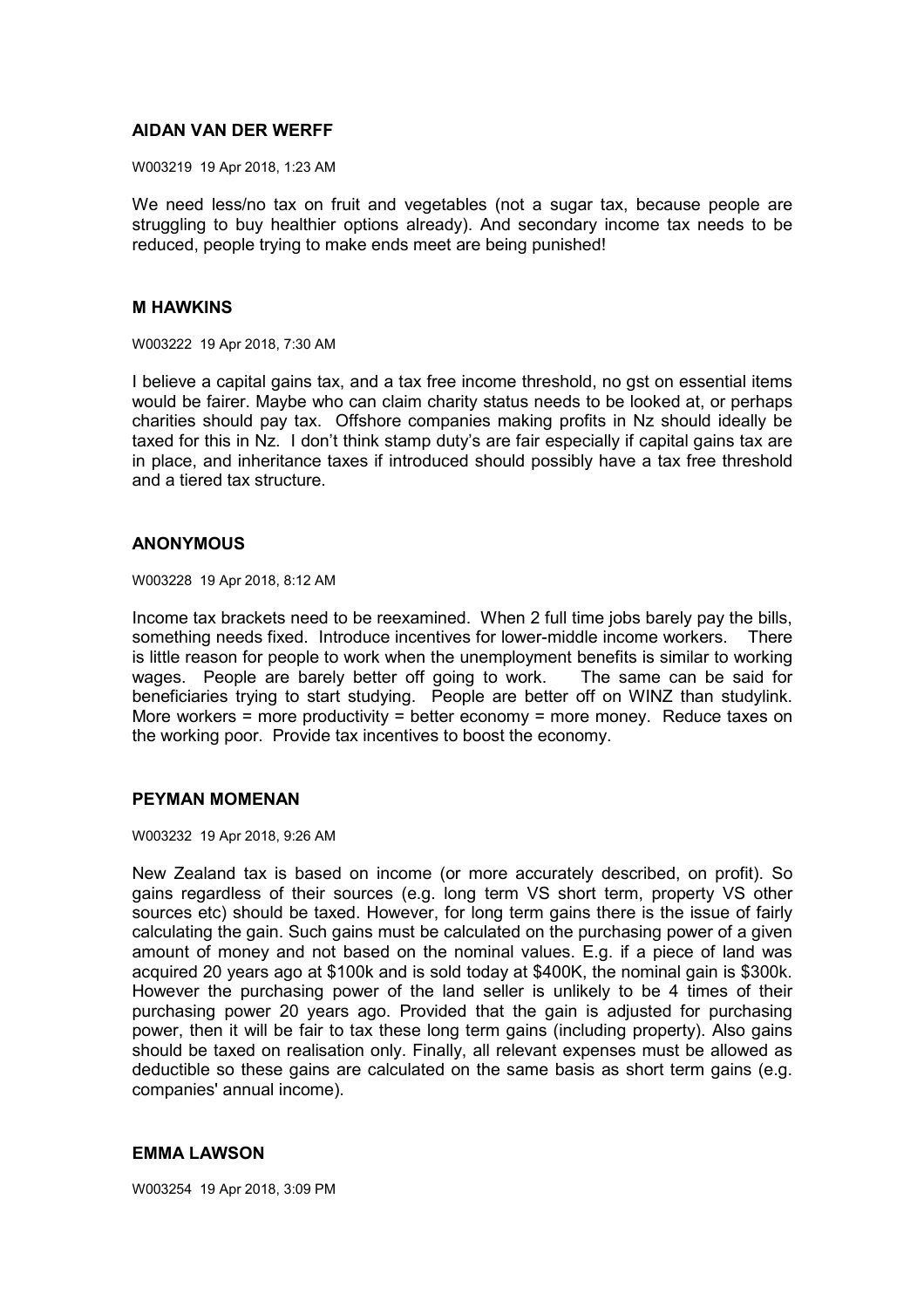**AIDAN VAN DER WERFF**

W003219 19 Apr 2018, 1:23 AM

We need less/no tax on fruit and vegetables (not a sugar tax, because people are struggling to buy healthier options already). And secondary income tax needs to be reduced, people trying to make ends meet are being punished!

**M HAWKINS**

W003222 19 Apr 2018, 7:30 AM

I believe a capital gains tax, and a tax free income threshold, no gst on essential items would be fairer. Maybe who can claim charity status needs to be looked at, or perhaps charities should pay tax. Offshore companies making profits in Nz should ideally be taxed for this in Nz. I don't think stamp duty's are fair especially if capital gains tax are in place, and inheritance taxes if introduced should possibly have a tax free threshold and a tiered tax structure.

**ANONYMOUS**

W003228 19 Apr 2018, 8:12 AM

Income tax brackets need to be reexamined. When 2 full time jobs barely pay the bills, something needs fixed. Introduce incentives for lower-middle income workers. There is little reason for people to work when the unemployment benefits is similar to working wages. People are barely better off going to work. The same can be said for beneficiaries trying to start studying. People are better off on WINZ than studylink. More workers = more productivity = better economy = more money. Reduce taxes on the working poor. Provide tax incentives to boost the economy.

**PEYMAN MOMENAN**

W003232 19 Apr 2018, 9:26 AM

New Zealand tax is based on income (or more accurately described, on profit). So gains regardless of their sources (e.g. long term VS short term, property VS other sources etc) should be taxed. However, for long term gains there is the issue of fairly calculating the gain. Such gains must be calculated on the purchasing power of a given amount of money and not based on the nominal values. E.g. if a piece of land was acquired 20 years ago at $100k and is sold today at $400K, the nominal gain is $300k. However the purchasing power of the land seller is unlikely to be 4 times of their purchasing power 20 years ago. Provided that the gain is adjusted for purchasing power, then it will be fair to tax these long term gains (including property). Also gains should be taxed on realisation only. Finally, all relevant expenses must be allowed as deductible so these gains are calculated on the same basis as short term gains (e.g. companies' annual income).

**EMMA LAWSON**

W003254 19 Apr 2018, 3:09 PM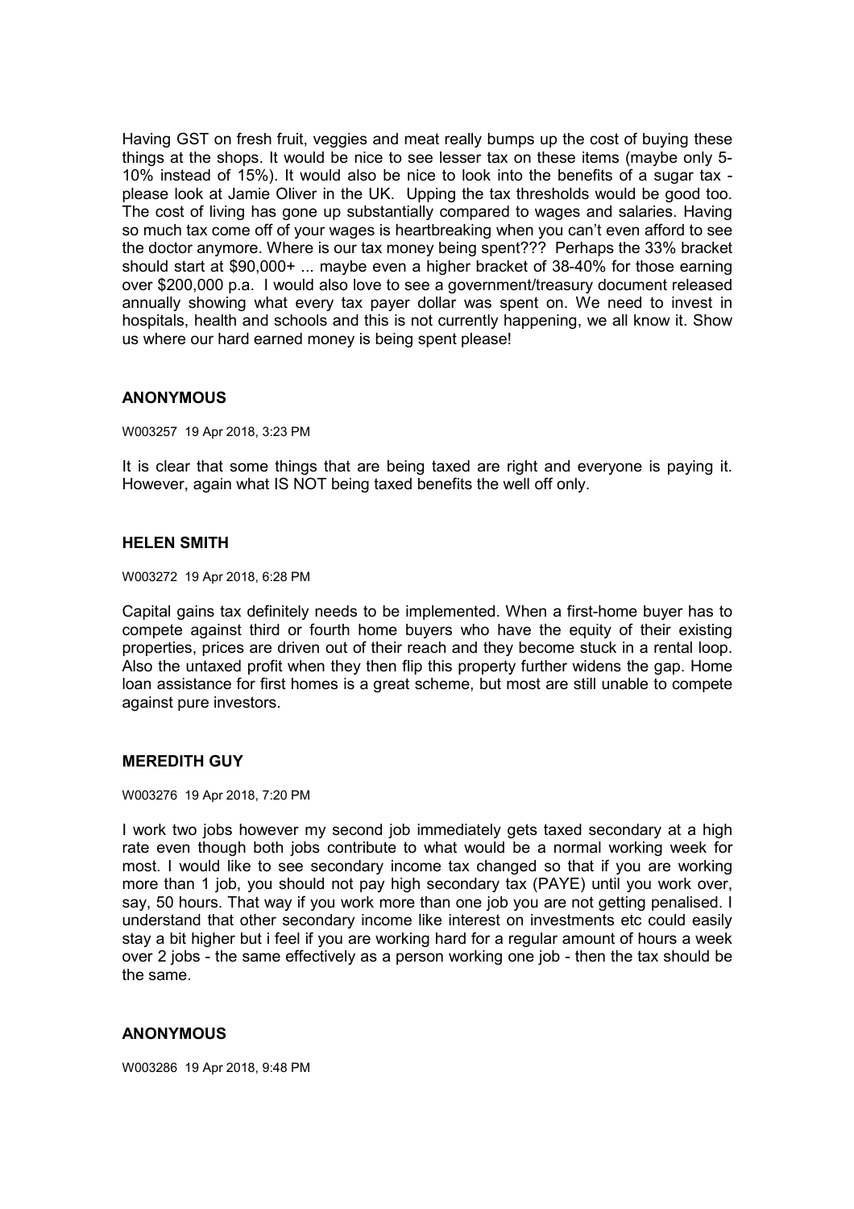Having GST on fresh fruit, veggies and meat really bumps up the cost of buying these things at the shops. It would be nice to see lesser tax on these items (maybe only 5-10% instead of 15%). It would also be nice to look into the benefits of a sugar tax - please look at Jamie Oliver in the UK. Upping the tax thresholds would be good too. The cost of living has gone up substantially compared to wages and salaries. Having so much tax come off of your wages is heartbreaking when you can't even afford to see the doctor anymore. Where is our tax money being spent??? Perhaps the 33% bracket should start at $90,000+ ... maybe even a higher bracket of 38-40% for those earning over $200,000 p.a. I would also love to see a government/treasury document released annually showing what every tax payer dollar was spent on. We need to invest in hospitals, health and schools and this is not currently happening, we all know it. Show us where our hard earned money is being spent please!

### ANONYMOUS

W003257 19 Apr 2018, 3:23 PM

It is clear that some things that are being taxed are right and everyone is paying it. However, again what IS NOT being taxed benefits the well off only.

### HELEN SMITH

W003272 19 Apr 2018, 6:28 PM

Capital gains tax definitely needs to be implemented. When a first-home buyer has to compete against third or fourth home buyers who have the equity of their existing properties, prices are driven out of their reach and they become stuck in a rental loop. Also the untaxed profit when they then flip this property further widens the gap. Home loan assistance for first homes is a great scheme, but most are still unable to compete against pure investors.

### MEREDITH GUY

W003276 19 Apr 2018, 7:20 PM

I work two jobs however my second job immediately gets taxed secondary at a high rate even though both jobs contribute to what would be a normal working week for most. I would like to see secondary income tax changed so that if you are working more than 1 job, you should not pay high secondary tax (PAYE) until you work over, say, 50 hours. That way if you work more than one job you are not getting penalised. I understand that other secondary income like interest on investments etc could easily stay a bit higher but i feel if you are working hard for a regular amount of hours a week over 2 jobs - the same effectively as a person working one job - then the tax should be the same.

### ANONYMOUS

W003286 19 Apr 2018, 9:48 PM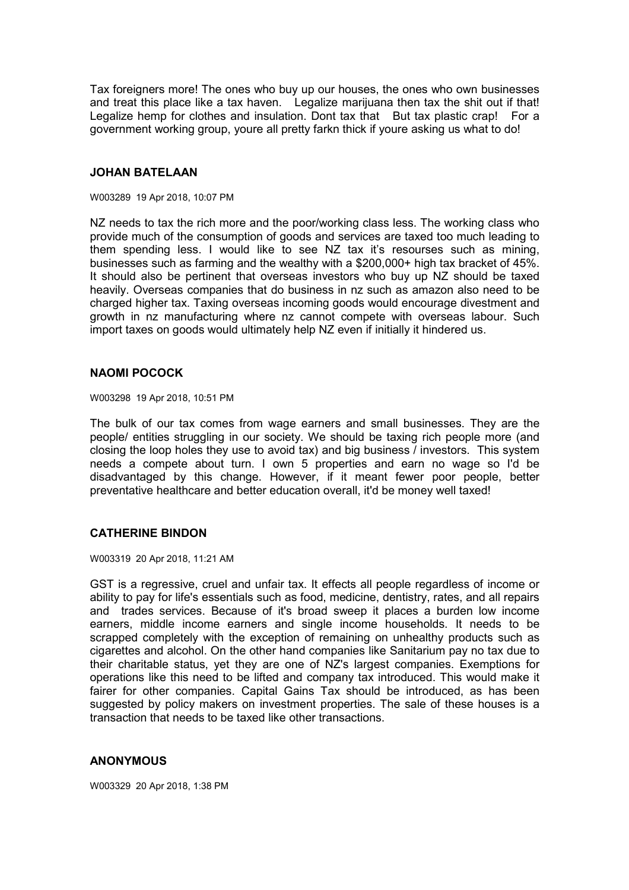Tax foreigners more! The ones who buy up our houses, the ones who own businesses and treat this place like a tax haven. Legalize marijuana then tax the shit out if that! Legalize hemp for clothes and insulation. Dont tax that But tax plastic crap! For a government working group, youre all pretty farkn thick if youre asking us what to do!

### JOHAN BATELAAN

W003289 19 Apr 2018, 10:07 PM

NZ needs to tax the rich more and the poor/working class less. The working class who provide much of the consumption of goods and services are taxed too much leading to them spending less. I would like to see NZ tax it's resourses such as mining, businesses such as farming and the wealthy with a $200,000+ high tax bracket of 45%. It should also be pertinent that overseas investors who buy up NZ should be taxed heavily. Overseas companies that do business in nz such as amazon also need to be charged higher tax. Taxing overseas incoming goods would encourage divestment and growth in nz manufacturing where nz cannot compete with overseas labour. Such import taxes on goods would ultimately help NZ even if initially it hindered us.

### NAOMI POCOCK

W003298 19 Apr 2018, 10:51 PM

The bulk of our tax comes from wage earners and small businesses. They are the people/ entities struggling in our society. We should be taxing rich people more (and closing the loop holes they use to avoid tax) and big business / investors. This system needs a compete about turn. I own 5 properties and earn no wage so I'd be disadvantaged by this change. However, if it meant fewer poor people, better preventative healthcare and better education overall, it'd be money well taxed!

### CATHERINE BINDON

W003319 20 Apr 2018, 11:21 AM

GST is a regressive, cruel and unfair tax. It effects all people regardless of income or ability to pay for life's essentials such as food, medicine, dentistry, rates, and all repairs and trades services. Because of it's broad sweep it places a burden low income earners, middle income earners and single income households. It needs to be scrapped completely with the exception of remaining on unhealthy products such as cigarettes and alcohol. On the other hand companies like Sanitarium pay no tax due to their charitable status, yet they are one of NZ's largest companies. Exemptions for operations like this need to be lifted and company tax introduced. This would make it fairer for other companies. Capital Gains Tax should be introduced, as has been suggested by policy makers on investment properties. The sale of these houses is a transaction that needs to be taxed like other transactions.

### ANONYMOUS

W003329 20 Apr 2018, 1:38 PM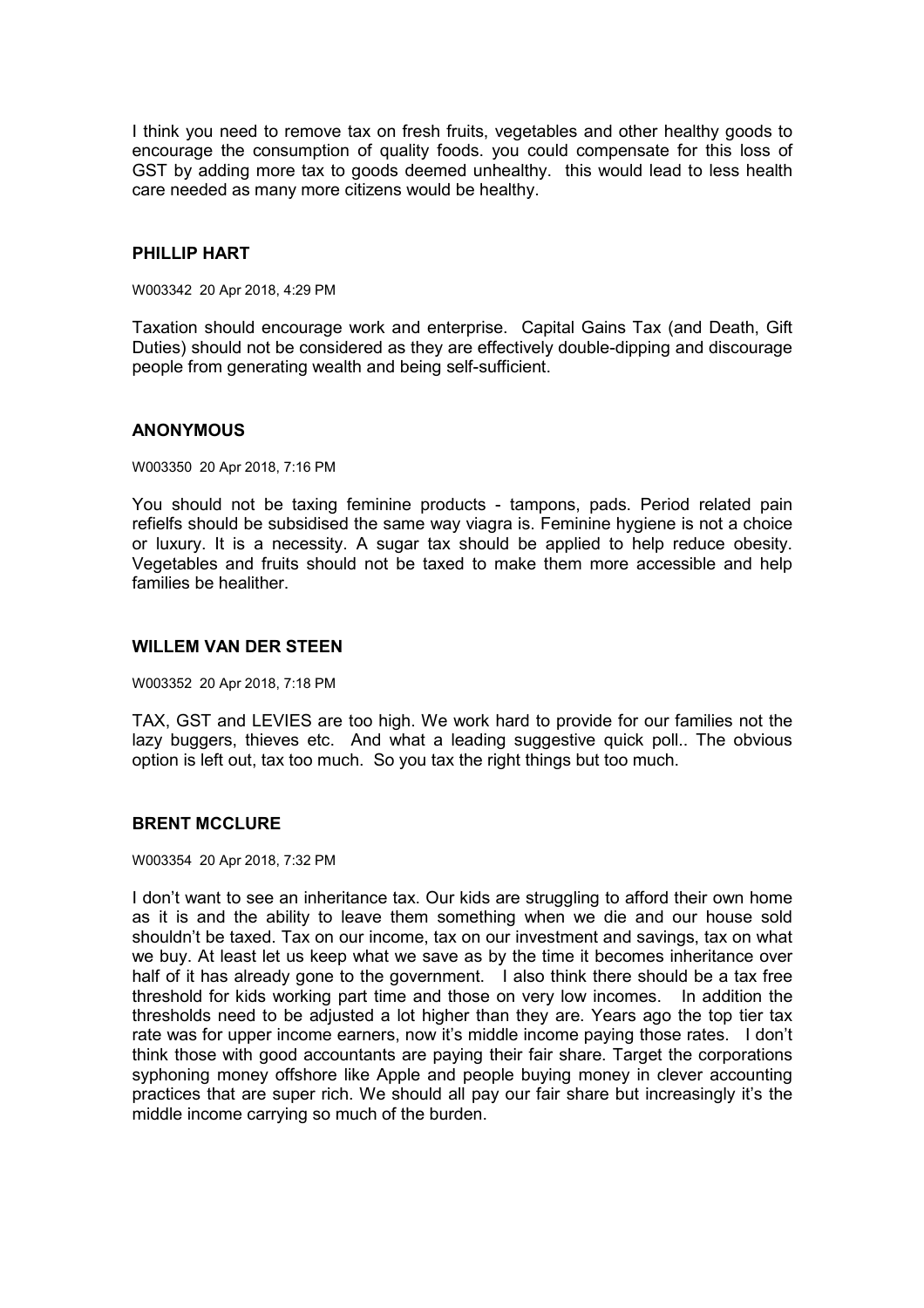I think you need to remove tax on fresh fruits, vegetables and other healthy goods to encourage the consumption of quality foods. you could compensate for this loss of GST by adding more tax to goods deemed unhealthy. this would lead to less health care needed as many more citizens would be healthy.

### PHILLIP HART

W003342 20 Apr 2018, 4:29 PM

Taxation should encourage work and enterprise. Capital Gains Tax (and Death, Gift Duties) should not be considered as they are effectively double-dipping and discourage people from generating wealth and being self-sufficient.

### ANONYMOUS

W003350 20 Apr 2018, 7:16 PM

You should not be taxing feminine products - tampons, pads. Period related pain refielfs should be subsidised the same way viagra is. Feminine hygiene is not a choice or luxury. It is a necessity. A sugar tax should be applied to help reduce obesity. Vegetables and fruits should not be taxed to make them more accessible and help families be healither.

### WILLEM VAN DER STEEN

W003352 20 Apr 2018, 7:18 PM

TAX, GST and LEVIES are too high. We work hard to provide for our families not the lazy buggers, thieves etc. And what a leading suggestive quick poll.. The obvious option is left out, tax too much. So you tax the right things but too much.

### BRENT MCCLURE

W003354 20 Apr 2018, 7:32 PM

I don't want to see an inheritance tax. Our kids are struggling to afford their own home as it is and the ability to leave them something when we die and our house sold shouldn't be taxed. Tax on our income, tax on our investment and savings, tax on what we buy. At least let us keep what we save as by the time it becomes inheritance over half of it has already gone to the government. I also think there should be a tax free threshold for kids working part time and those on very low incomes. In addition the thresholds need to be adjusted a lot higher than they are. Years ago the top tier tax rate was for upper income earners, now it's middle income paying those rates. I don't think those with good accountants are paying their fair share. Target the corporations syphoning money offshore like Apple and people buying money in clever accounting practices that are super rich. We should all pay our fair share but increasingly it's the middle income carrying so much of the burden.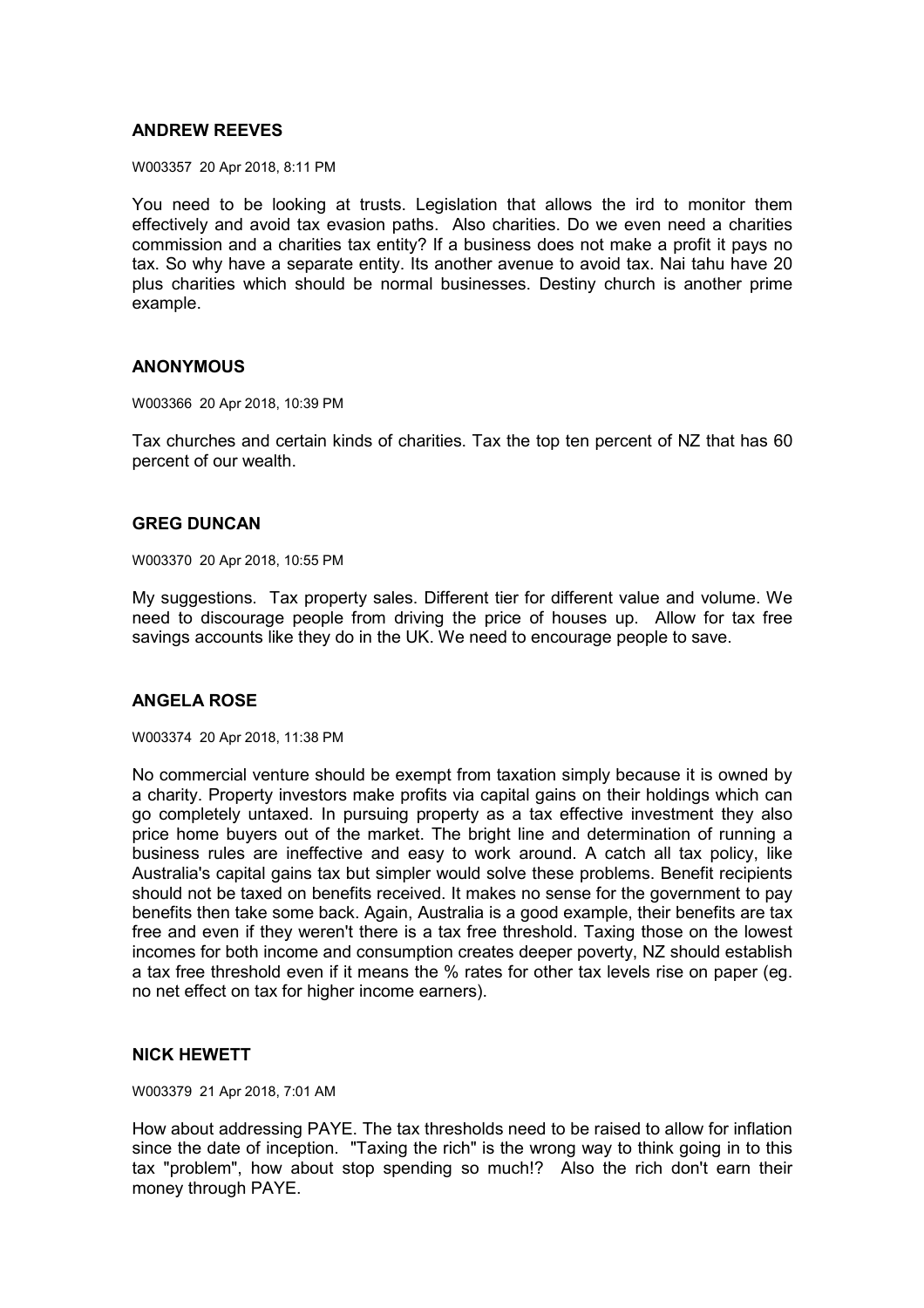**ANDREW REEVES**

W003357 20 Apr 2018, 8:11 PM

You need to be looking at trusts. Legislation that allows the ird to monitor them effectively and avoid tax evasion paths. Also charities. Do we even need a charities commission and a charities tax entity? If a business does not make a profit it pays no tax. So why have a separate entity. Its another avenue to avoid tax. Nai tahu have 20 plus charities which should be normal businesses. Destiny church is another prime example.

**ANONYMOUS**

W003366 20 Apr 2018, 10:39 PM

Tax churches and certain kinds of charities. Tax the top ten percent of NZ that has 60 percent of our wealth.

**GREG DUNCAN**

W003370 20 Apr 2018, 10:55 PM

My suggestions. Tax property sales. Different tier for different value and volume. We need to discourage people from driving the price of houses up. Allow for tax free savings accounts like they do in the UK. We need to encourage people to save.

**ANGELA ROSE**

W003374 20 Apr 2018, 11:38 PM

No commercial venture should be exempt from taxation simply because it is owned by a charity. Property investors make profits via capital gains on their holdings which can go completely untaxed. In pursuing property as a tax effective investment they also price home buyers out of the market. The bright line and determination of running a business rules are ineffective and easy to work around. A catch all tax policy, like Australia's capital gains tax but simpler would solve these problems. Benefit recipients should not be taxed on benefits received. It makes no sense for the government to pay benefits then take some back. Again, Australia is a good example, their benefits are tax free and even if they weren't there is a tax free threshold. Taxing those on the lowest incomes for both income and consumption creates deeper poverty, NZ should establish a tax free threshold even if it means the % rates for other tax levels rise on paper (eg. no net effect on tax for higher income earners).

**NICK HEWETT**

W003379 21 Apr 2018, 7:01 AM

How about addressing PAYE. The tax thresholds need to be raised to allow for inflation since the date of inception. "Taxing the rich" is the wrong way to think going in to this tax "problem", how about stop spending so much!? Also the rich don't earn their money through PAYE.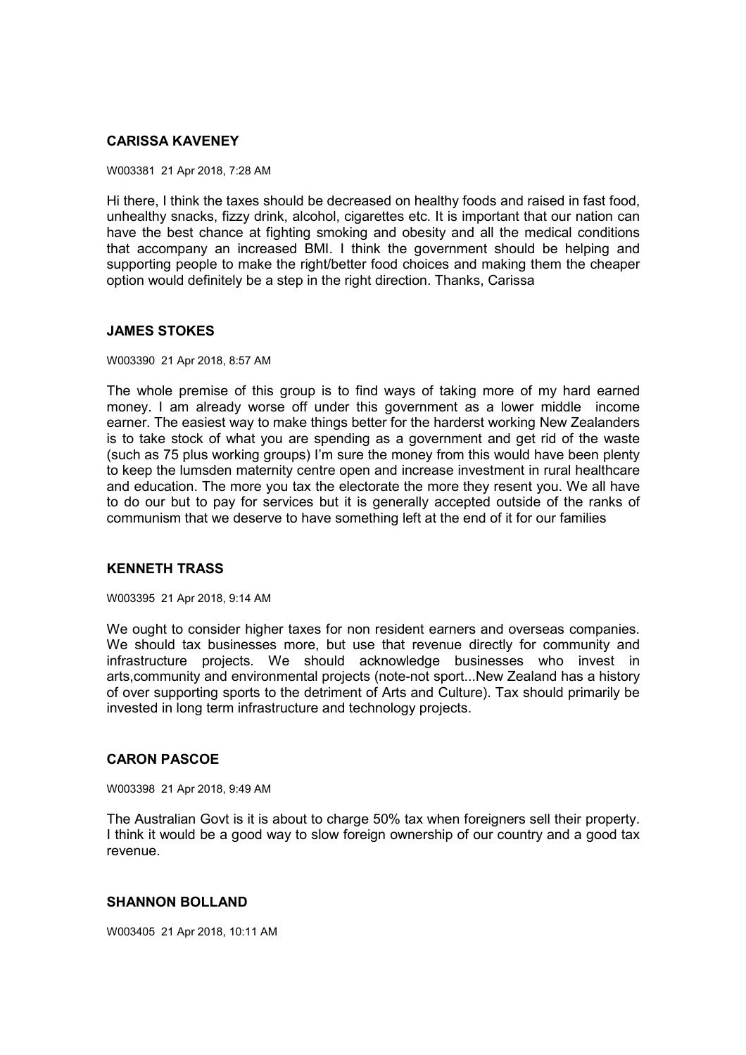**CARISSA KAVENEY**

W003381 21 Apr 2018, 7:28 AM

Hi there, I think the taxes should be decreased on healthy foods and raised in fast food, unhealthy snacks, fizzy drink, alcohol, cigarettes etc. It is important that our nation can have the best chance at fighting smoking and obesity and all the medical conditions that accompany an increased BMI. I think the government should be helping and supporting people to make the right/better food choices and making them the cheaper option would definitely be a step in the right direction. Thanks, Carissa

**JAMES STOKES**

W003390 21 Apr 2018, 8:57 AM

The whole premise of this group is to find ways of taking more of my hard earned money. I am already worse off under this government as a lower middle income earner. The easiest way to make things better for the harderst working New Zealanders is to take stock of what you are spending as a government and get rid of the waste (such as 75 plus working groups) I'm sure the money from this would have been plenty to keep the lumsden maternity centre open and increase investment in rural healthcare and education. The more you tax the electorate the more they resent you. We all have to do our but to pay for services but it is generally accepted outside of the ranks of communism that we deserve to have something left at the end of it for our families

**KENNETH TRASS**

W003395 21 Apr 2018, 9:14 AM

We ought to consider higher taxes for non resident earners and overseas companies. We should tax businesses more, but use that revenue directly for community and infrastructure projects. We should acknowledge businesses who invest in arts,community and environmental projects (note-not sport...New Zealand has a history of over supporting sports to the detriment of Arts and Culture). Tax should primarily be invested in long term infrastructure and technology projects.

**CARON PASCOE**

W003398 21 Apr 2018, 9:49 AM

The Australian Govt is it is about to charge 50% tax when foreigners sell their property. I think it would be a good way to slow foreign ownership of our country and a good tax revenue.

**SHANNON BOLLAND**

W003405 21 Apr 2018, 10:11 AM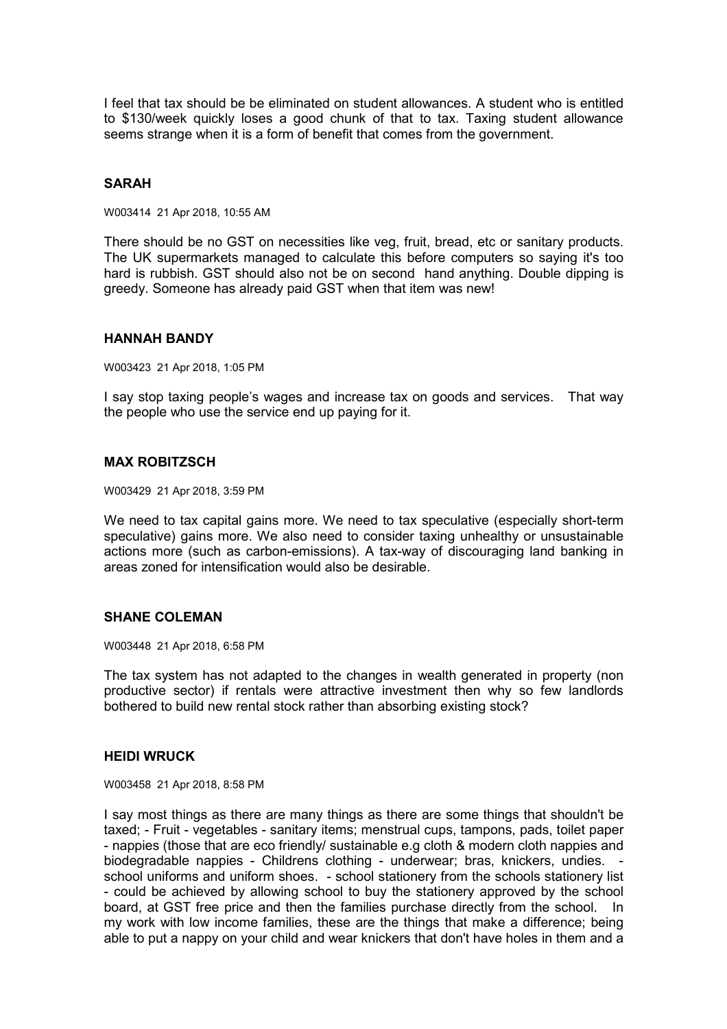I feel that tax should be be eliminated on student allowances. A student who is entitled to $130/week quickly loses a good chunk of that to tax. Taxing student allowance seems strange when it is a form of benefit that comes from the government.

### SARAH

W003414 21 Apr 2018, 10:55 AM

There should be no GST on necessities like veg, fruit, bread, etc or sanitary products. The UK supermarkets managed to calculate this before computers so saying it's too hard is rubbish. GST should also not be on second hand anything. Double dipping is greedy. Someone has already paid GST when that item was new!

### HANNAH BANDY

W003423 21 Apr 2018, 1:05 PM

I say stop taxing people's wages and increase tax on goods and services. That way the people who use the service end up paying for it.

### MAX ROBITZSCH

W003429 21 Apr 2018, 3:59 PM

We need to tax capital gains more. We need to tax speculative (especially short-term speculative) gains more. We also need to consider taxing unhealthy or unsustainable actions more (such as carbon-emissions). A tax-way of discouraging land banking in areas zoned for intensification would also be desirable.

### SHANE COLEMAN

W003448 21 Apr 2018, 6:58 PM

The tax system has not adapted to the changes in wealth generated in property (non productive sector) if rentals were attractive investment then why so few landlords bothered to build new rental stock rather than absorbing existing stock?

### HEIDI WRUCK

W003458 21 Apr 2018, 8:58 PM

I say most things as there are many things as there are some things that shouldn't be taxed; - Fruit - vegetables - sanitary items; menstrual cups, tampons, pads, toilet paper - nappies (those that are eco friendly/ sustainable e.g cloth & modern cloth nappies and biodegradable nappies - Childrens clothing - underwear; bras, knickers, undies. - school uniforms and uniform shoes. - school stationery from the schools stationery list - could be achieved by allowing school to buy the stationery approved by the school board, at GST free price and then the families purchase directly from the school. In my work with low income families, these are the things that make a difference; being able to put a nappy on your child and wear knickers that don't have holes in them and a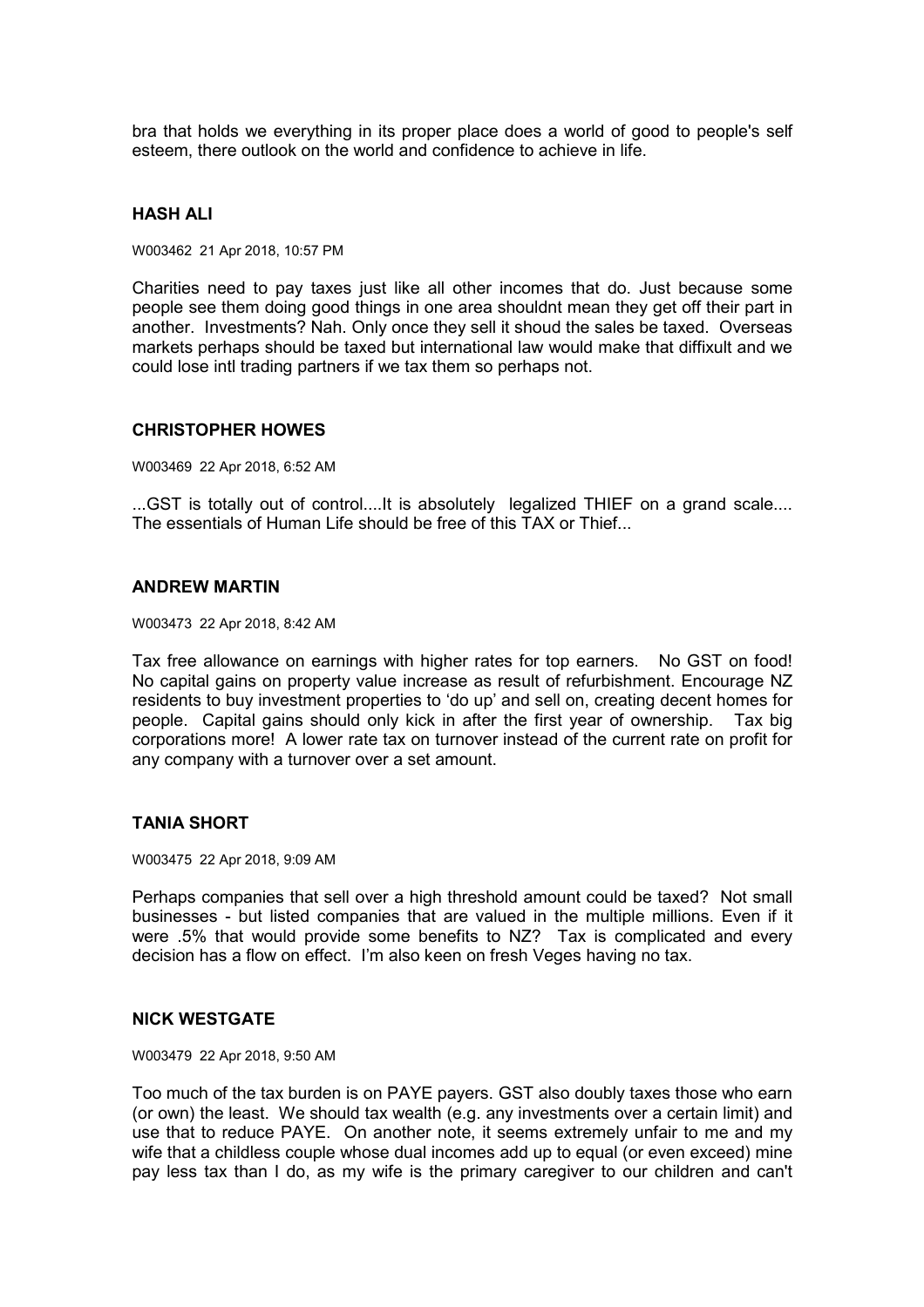bra that holds we everything in its proper place does a world of good to people's self esteem, there outlook on the world and confidence to achieve in life.

### HASH ALI

W003462 21 Apr 2018, 10:57 PM

Charities need to pay taxes just like all other incomes that do. Just because some people see them doing good things in one area shouldnt mean they get off their part in another. Investments? Nah. Only once they sell it shoud the sales be taxed. Overseas markets perhaps should be taxed but international law would make that diffixult and we could lose intl trading partners if we tax them so perhaps not.

### CHRISTOPHER HOWES

W003469 22 Apr 2018, 6:52 AM

...GST is totally out of control....It is absolutely legalized THIEF on a grand scale.... The essentials of Human Life should be free of this TAX or Thief...

### ANDREW MARTIN

W003473 22 Apr 2018, 8:42 AM

Tax free allowance on earnings with higher rates for top earners. No GST on food! No capital gains on property value increase as result of refurbishment. Encourage NZ residents to buy investment properties to 'do up' and sell on, creating decent homes for people. Capital gains should only kick in after the first year of ownership. Tax big corporations more! A lower rate tax on turnover instead of the current rate on profit for any company with a turnover over a set amount.

### TANIA SHORT

W003475 22 Apr 2018, 9:09 AM

Perhaps companies that sell over a high threshold amount could be taxed? Not small businesses - but listed companies that are valued in the multiple millions. Even if it were .5% that would provide some benefits to NZ? Tax is complicated and every decision has a flow on effect. I'm also keen on fresh Veges having no tax.

### NICK WESTGATE

W003479 22 Apr 2018, 9:50 AM

Too much of the tax burden is on PAYE payers. GST also doubly taxes those who earn (or own) the least. We should tax wealth (e.g. any investments over a certain limit) and use that to reduce PAYE. On another note, it seems extremely unfair to me and my wife that a childless couple whose dual incomes add up to equal (or even exceed) mine pay less tax than I do, as my wife is the primary caregiver to our children and can't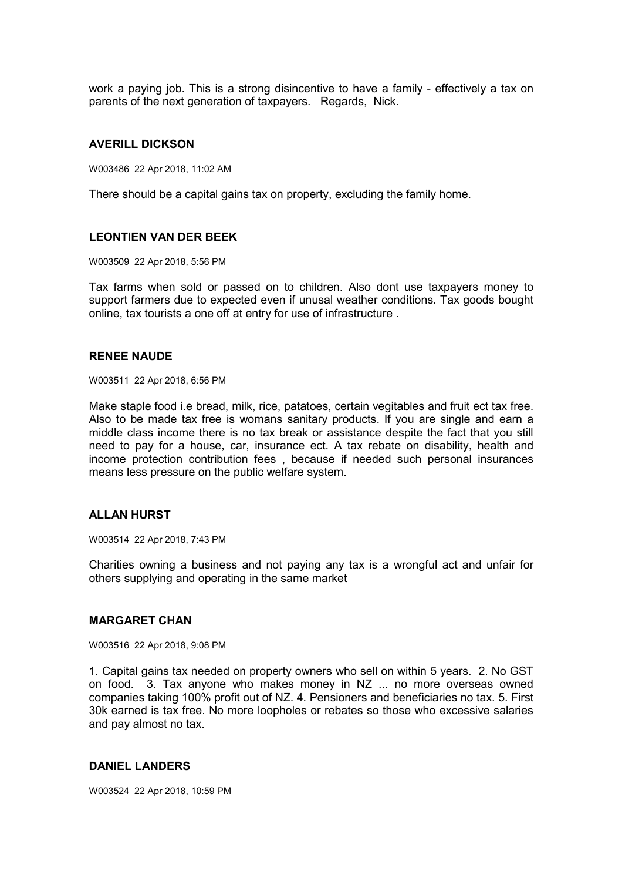work a paying job. This is a strong disincentive to have a family - effectively a tax on parents of the next generation of taxpayers. Regards, Nick.

### AVERILL DICKSON

W003486 22 Apr 2018, 11:02 AM

There should be a capital gains tax on property, excluding the family home.

### LEONTIEN VAN DER BEEK

W003509 22 Apr 2018, 5:56 PM

Tax farms when sold or passed on to children. Also dont use taxpayers money to support farmers due to expected even if unusal weather conditions. Tax goods bought online, tax tourists a one off at entry for use of infrastructure .

### RENEE NAUDE

W003511 22 Apr 2018, 6:56 PM

Make staple food i.e bread, milk, rice, patatoes, certain vegitables and fruit ect tax free. Also to be made tax free is womans sanitary products. If you are single and earn a middle class income there is no tax break or assistance despite the fact that you still need to pay for a house, car, insurance ect. A tax rebate on disability, health and income protection contribution fees , because if needed such personal insurances means less pressure on the public welfare system.

### ALLAN HURST

W003514 22 Apr 2018, 7:43 PM

Charities owning a business and not paying any tax is a wrongful act and unfair for others supplying and operating in the same market

### MARGARET CHAN

W003516 22 Apr 2018, 9:08 PM

1. Capital gains tax needed on property owners who sell on within 5 years. 2. No GST on food. 3. Tax anyone who makes money in NZ ... no more overseas owned companies taking 100% profit out of NZ. 4. Pensioners and beneficiaries no tax. 5. First 30k earned is tax free. No more loopholes or rebates so those who excessive salaries and pay almost no tax.

### DANIEL LANDERS

W003524 22 Apr 2018, 10:59 PM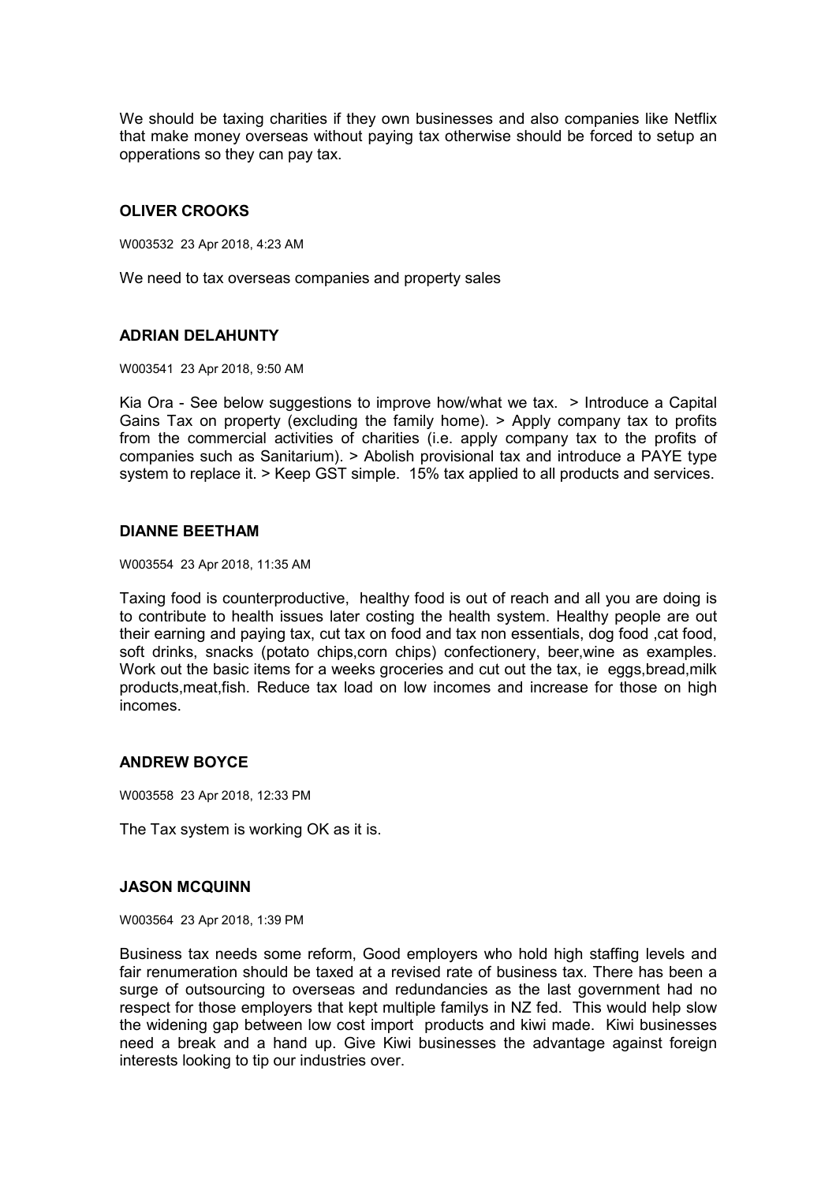We should be taxing charities if they own businesses and also companies like Netflix that make money overseas without paying tax otherwise should be forced to setup an opperations so they can pay tax.

### OLIVER CROOKS

W003532 23 Apr 2018, 4:23 AM

We need to tax overseas companies and property sales

### ADRIAN DELAHUNTY

W003541 23 Apr 2018, 9:50 AM

Kia Ora - See below suggestions to improve how/what we tax. > Introduce a Capital Gains Tax on property (excluding the family home). > Apply company tax to profits from the commercial activities of charities (i.e. apply company tax to the profits of companies such as Sanitarium). > Abolish provisional tax and introduce a PAYE type system to replace it. > Keep GST simple. 15% tax applied to all products and services.

### DIANNE BEETHAM

W003554 23 Apr 2018, 11:35 AM

Taxing food is counterproductive, healthy food is out of reach and all you are doing is to contribute to health issues later costing the health system. Healthy people are out their earning and paying tax, cut tax on food and tax non essentials, dog food ,cat food, soft drinks, snacks (potato chips,corn chips) confectionery, beer,wine as examples. Work out the basic items for a weeks groceries and cut out the tax, ie eggs,bread,milk products,meat,fish. Reduce tax load on low incomes and increase for those on high incomes.

### ANDREW BOYCE

W003558 23 Apr 2018, 12:33 PM

The Tax system is working OK as it is.

### JASON MCQUINN

W003564 23 Apr 2018, 1:39 PM

Business tax needs some reform, Good employers who hold high staffing levels and fair renumeration should be taxed at a revised rate of business tax. There has been a surge of outsourcing to overseas and redundancies as the last government had no respect for those employers that kept multiple familys in NZ fed. This would help slow the widening gap between low cost import products and kiwi made. Kiwi businesses need a break and a hand up. Give Kiwi businesses the advantage against foreign interests looking to tip our industries over.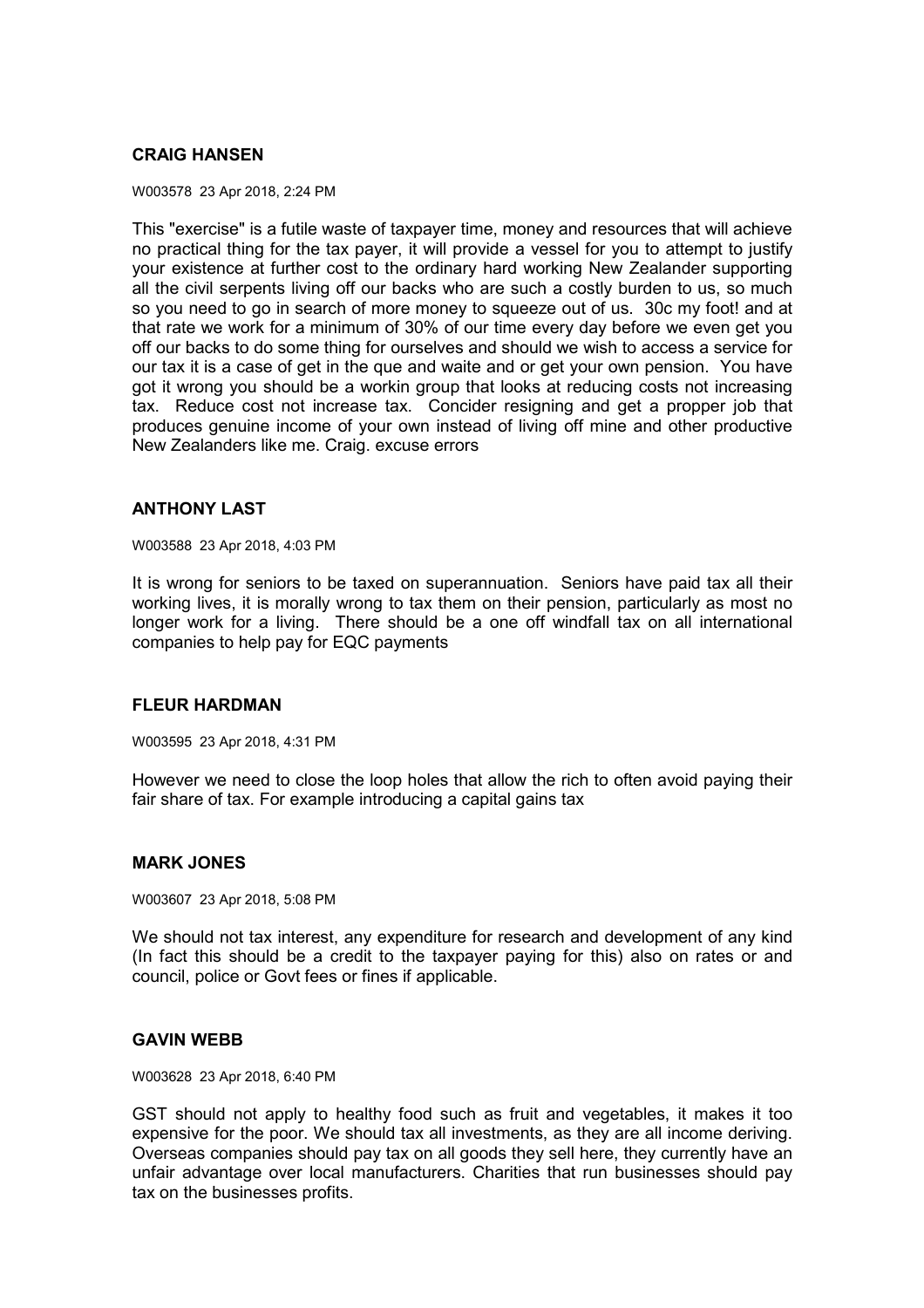### CRAIG HANSEN

W003578 23 Apr 2018, 2:24 PM

This "exercise" is a futile waste of taxpayer time, money and resources that will achieve no practical thing for the tax payer, it will provide a vessel for you to attempt to justify your existence at further cost to the ordinary hard working New Zealander supporting all the civil serpents living off our backs who are such a costly burden to us, so much so you need to go in search of more money to squeeze out of us. 30c my foot! and at that rate we work for a minimum of 30% of our time every day before we even get you off our backs to do some thing for ourselves and should we wish to access a service for our tax it is a case of get in the que and waite and or get your own pension. You have got it wrong you should be a workin group that looks at reducing costs not increasing tax. Reduce cost not increase tax. Concider resigning and get a propper job that produces genuine income of your own instead of living off mine and other productive New Zealanders like me. Craig. excuse errors

### ANTHONY LAST

W003588 23 Apr 2018, 4:03 PM

It is wrong for seniors to be taxed on superannuation. Seniors have paid tax all their working lives, it is morally wrong to tax them on their pension, particularly as most no longer work for a living. There should be a one off windfall tax on all international companies to help pay for EQC payments

### FLEUR HARDMAN

W003595 23 Apr 2018, 4:31 PM

However we need to close the loop holes that allow the rich to often avoid paying their fair share of tax. For example introducing a capital gains tax

### MARK JONES

W003607 23 Apr 2018, 5:08 PM

We should not tax interest, any expenditure for research and development of any kind (In fact this should be a credit to the taxpayer paying for this) also on rates or and council, police or Govt fees or fines if applicable.

### GAVIN WEBB

W003628 23 Apr 2018, 6:40 PM

GST should not apply to healthy food such as fruit and vegetables, it makes it too expensive for the poor. We should tax all investments, as they are all income deriving. Overseas companies should pay tax on all goods they sell here, they currently have an unfair advantage over local manufacturers. Charities that run businesses should pay tax on the businesses profits.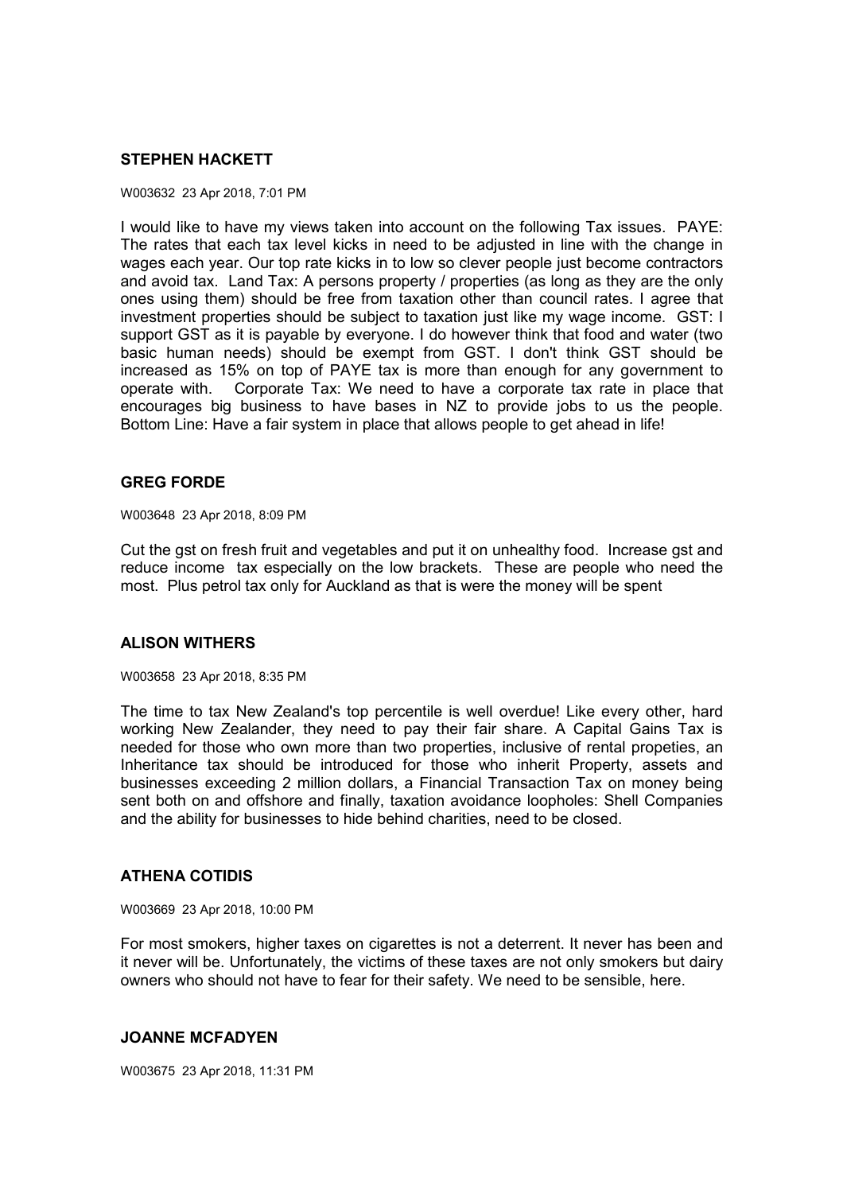**STEPHEN HACKETT**

W003632 23 Apr 2018, 7:01 PM

I would like to have my views taken into account on the following Tax issues. PAYE: The rates that each tax level kicks in need to be adjusted in line with the change in wages each year. Our top rate kicks in to low so clever people just become contractors and avoid tax. Land Tax: A persons property / properties (as long as they are the only ones using them) should be free from taxation other than council rates. I agree that investment properties should be subject to taxation just like my wage income. GST: I support GST as it is payable by everyone. I do however think that food and water (two basic human needs) should be exempt from GST. I don't think GST should be increased as 15% on top of PAYE tax is more than enough for any government to operate with. Corporate Tax: We need to have a corporate tax rate in place that encourages big business to have bases in NZ to provide jobs to us the people. Bottom Line: Have a fair system in place that allows people to get ahead in life!

**GREG FORDE**

W003648 23 Apr 2018, 8:09 PM

Cut the gst on fresh fruit and vegetables and put it on unhealthy food. Increase gst and reduce income tax especially on the low brackets. These are people who need the most. Plus petrol tax only for Auckland as that is were the money will be spent

**ALISON WITHERS**

W003658 23 Apr 2018, 8:35 PM

The time to tax New Zealand's top percentile is well overdue! Like every other, hard working New Zealander, they need to pay their fair share. A Capital Gains Tax is needed for those who own more than two properties, inclusive of rental propeties, an Inheritance tax should be introduced for those who inherit Property, assets and businesses exceeding 2 million dollars, a Financial Transaction Tax on money being sent both on and offshore and finally, taxation avoidance loopholes: Shell Companies and the ability for businesses to hide behind charities, need to be closed.

**ATHENA COTIDIS**

W003669 23 Apr 2018, 10:00 PM

For most smokers, higher taxes on cigarettes is not a deterrent. It never has been and it never will be. Unfortunately, the victims of these taxes are not only smokers but dairy owners who should not have to fear for their safety. We need to be sensible, here.

**JOANNE MCFADYEN**

W003675 23 Apr 2018, 11:31 PM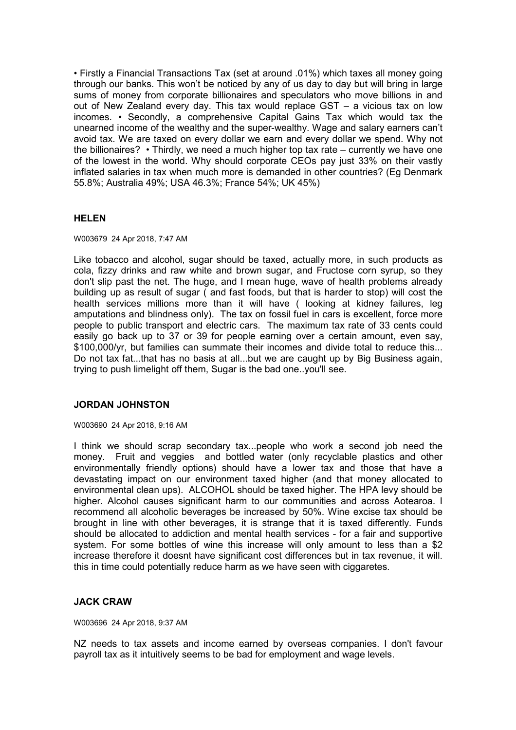• Firstly a Financial Transactions Tax (set at around .01%) which taxes all money going through our banks. This won't be noticed by any of us day to day but will bring in large sums of money from corporate billionaires and speculators who move billions in and out of New Zealand every day. This tax would replace GST – a vicious tax on low incomes. • Secondly, a comprehensive Capital Gains Tax which would tax the unearned income of the wealthy and the super-wealthy. Wage and salary earners can't avoid tax. We are taxed on every dollar we earn and every dollar we spend. Why not the billionaires? • Thirdly, we need a much higher top tax rate – currently we have one of the lowest in the world. Why should corporate CEOs pay just 33% on their vastly inflated salaries in tax when much more is demanded in other countries? (Eg Denmark 55.8%; Australia 49%; USA 46.3%; France 54%; UK 45%)

## HELEN

W003679 24 Apr 2018, 7:47 AM

Like tobacco and alcohol, sugar should be taxed, actually more, in such products as cola, fizzy drinks and raw white and brown sugar, and Fructose corn syrup, so they don't slip past the net. The huge, and I mean huge, wave of health problems already building up as result of sugar ( and fast foods, but that is harder to stop) will cost the health services millions more than it will have ( looking at kidney failures, leg amputations and blindness only). The tax on fossil fuel in cars is excellent, force more people to public transport and electric cars. The maximum tax rate of 33 cents could easily go back up to 37 or 39 for people earning over a certain amount, even say, $100,000/yr, but families can summate their incomes and divide total to reduce this... Do not tax fat...that has no basis at all...but we are caught up by Big Business again, trying to push limelight off them, Sugar is the bad one..you'll see.

## JORDAN JOHNSTON

W003690 24 Apr 2018, 9:16 AM

I think we should scrap secondary tax...people who work a second job need the money. Fruit and veggies and bottled water (only recyclable plastics and other environmentally friendly options) should have a lower tax and those that have a devastating impact on our environment taxed higher (and that money allocated to environmental clean ups). ALCOHOL should be taxed higher. The HPA levy should be higher. Alcohol causes significant harm to our communities and across Aotearoa. I recommend all alcoholic beverages be increased by 50%. Wine excise tax should be brought in line with other beverages, it is strange that it is taxed differently. Funds should be allocated to addiction and mental health services - for a fair and supportive system. For some bottles of wine this increase will only amount to less than a $2 increase therefore it doesnt have significant cost differences but in tax revenue, it will. this in time could potentially reduce harm as we have seen with ciggaretes.

## JACK CRAW

W003696 24 Apr 2018, 9:37 AM

NZ needs to tax assets and income earned by overseas companies. I don't favour payroll tax as it intuitively seems to be bad for employment and wage levels.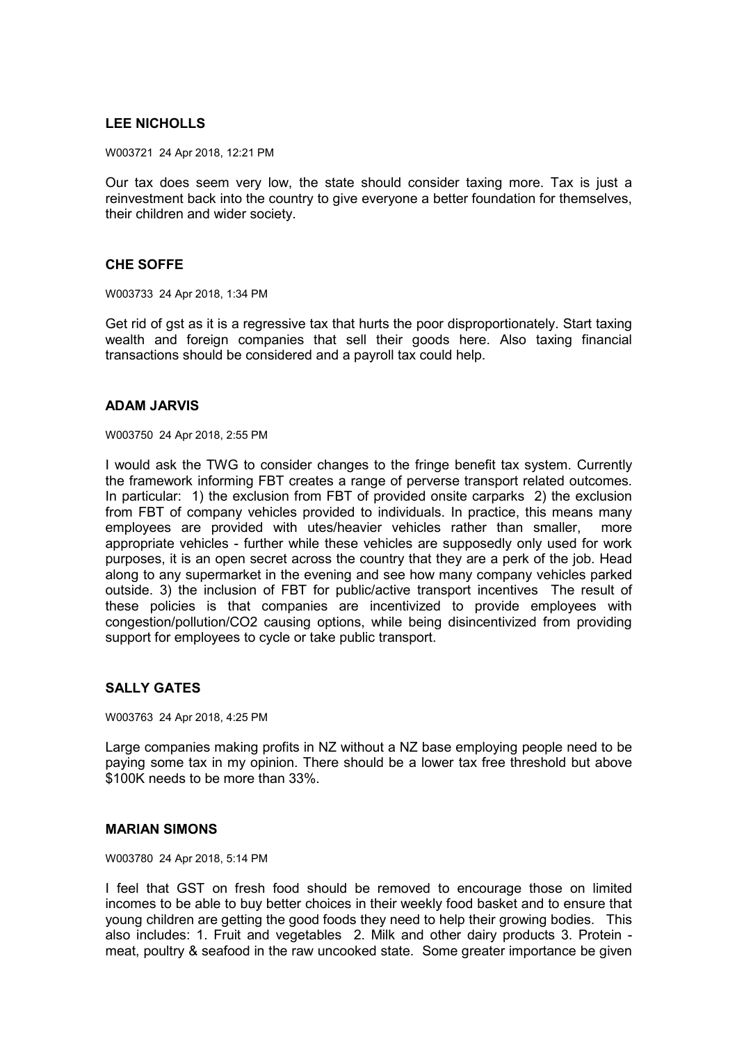**LEE NICHOLLS**

W003721 24 Apr 2018, 12:21 PM

Our tax does seem very low, the state should consider taxing more. Tax is just a reinvestment back into the country to give everyone a better foundation for themselves, their children and wider society.

**CHE SOFFE**

W003733 24 Apr 2018, 1:34 PM

Get rid of gst as it is a regressive tax that hurts the poor disproportionately. Start taxing wealth and foreign companies that sell their goods here. Also taxing financial transactions should be considered and a payroll tax could help.

**ADAM JARVIS**

W003750 24 Apr 2018, 2:55 PM

I would ask the TWG to consider changes to the fringe benefit tax system. Currently the framework informing FBT creates a range of perverse transport related outcomes. In particular: 1) the exclusion from FBT of provided onsite carparks 2) the exclusion from FBT of company vehicles provided to individuals. In practice, this means many employees are provided with utes/heavier vehicles rather than smaller, more appropriate vehicles - further while these vehicles are supposedly only used for work purposes, it is an open secret across the country that they are a perk of the job. Head along to any supermarket in the evening and see how many company vehicles parked outside. 3) the inclusion of FBT for public/active transport incentives The result of these policies is that companies are incentivized to provide employees with congestion/pollution/CO2 causing options, while being disincentivized from providing support for employees to cycle or take public transport.

**SALLY GATES**

W003763 24 Apr 2018, 4:25 PM

Large companies making profits in NZ without a NZ base employing people need to be paying some tax in my opinion. There should be a lower tax free threshold but above $100K needs to be more than 33%.

**MARIAN SIMONS**

W003780 24 Apr 2018, 5:14 PM

I feel that GST on fresh food should be removed to encourage those on limited incomes to be able to buy better choices in their weekly food basket and to ensure that young children are getting the good foods they need to help their growing bodies. This also includes: 1. Fruit and vegetables 2. Milk and other dairy products 3. Protein - meat, poultry & seafood in the raw uncooked state. Some greater importance be given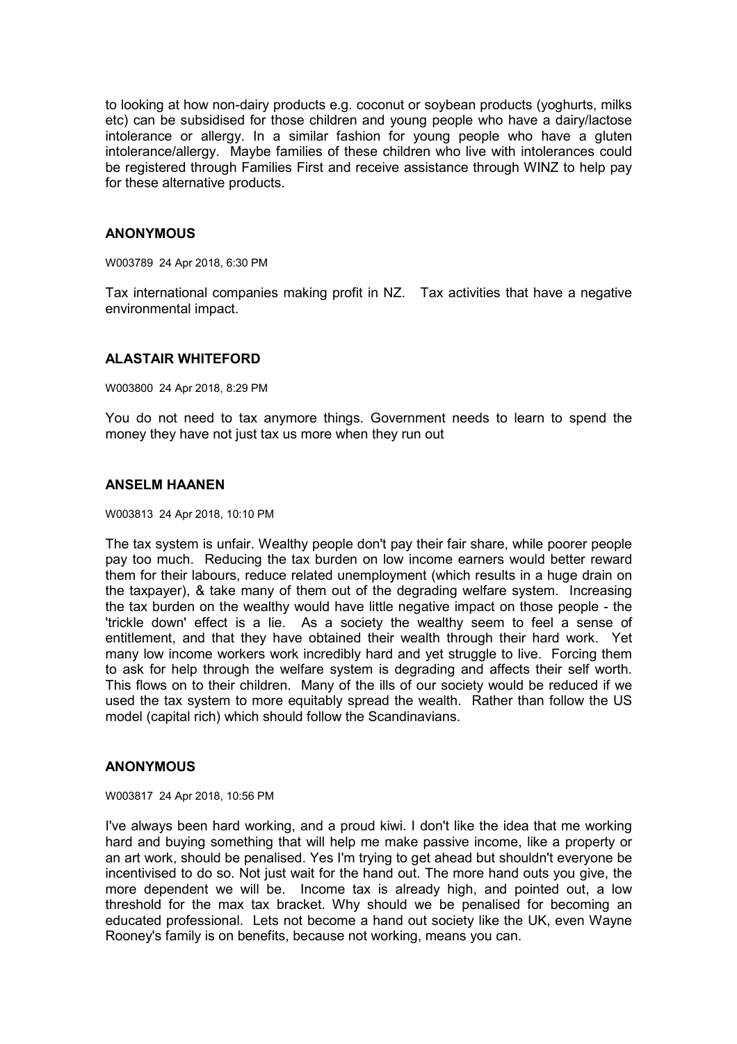to looking at how non-dairy products e.g. coconut or soybean products (yoghurts, milks etc) can be subsidised for those children and young people who have a dairy/lactose intolerance or allergy. In a similar fashion for young people who have a gluten intolerance/allergy. Maybe families of these children who live with intolerances could be registered through Families First and receive assistance through WINZ to help pay for these alternative products.

### ANONYMOUS

W003789 24 Apr 2018, 6:30 PM

Tax international companies making profit in NZ. Tax activities that have a negative environmental impact.

### ALASTAIR WHITEFORD

W003800 24 Apr 2018, 8:29 PM

You do not need to tax anymore things. Government needs to learn to spend the money they have not just tax us more when they run out

### ANSELM HAANEN

W003813 24 Apr 2018, 10:10 PM

The tax system is unfair. Wealthy people don't pay their fair share, while poorer people pay too much. Reducing the tax burden on low income earners would better reward them for their labours, reduce related unemployment (which results in a huge drain on the taxpayer), & take many of them out of the degrading welfare system. Increasing the tax burden on the wealthy would have little negative impact on those people - the 'trickle down' effect is a lie. As a society the wealthy seem to feel a sense of entitlement, and that they have obtained their wealth through their hard work. Yet many low income workers work incredibly hard and yet struggle to live. Forcing them to ask for help through the welfare system is degrading and affects their self worth. This flows on to their children. Many of the ills of our society would be reduced if we used the tax system to more equitably spread the wealth. Rather than follow the US model (capital rich) which should follow the Scandinavians.

### ANONYMOUS

W003817 24 Apr 2018, 10:56 PM

I've always been hard working, and a proud kiwi. I don't like the idea that me working hard and buying something that will help me make passive income, like a property or an art work, should be penalised. Yes I'm trying to get ahead but shouldn't everyone be incentivised to do so. Not just wait for the hand out. The more hand outs you give, the more dependent we will be. Income tax is already high, and pointed out, a low threshold for the max tax bracket. Why should we be penalised for becoming an educated professional. Lets not become a hand out society like the UK, even Wayne Rooney's family is on benefits, because not working, means you can.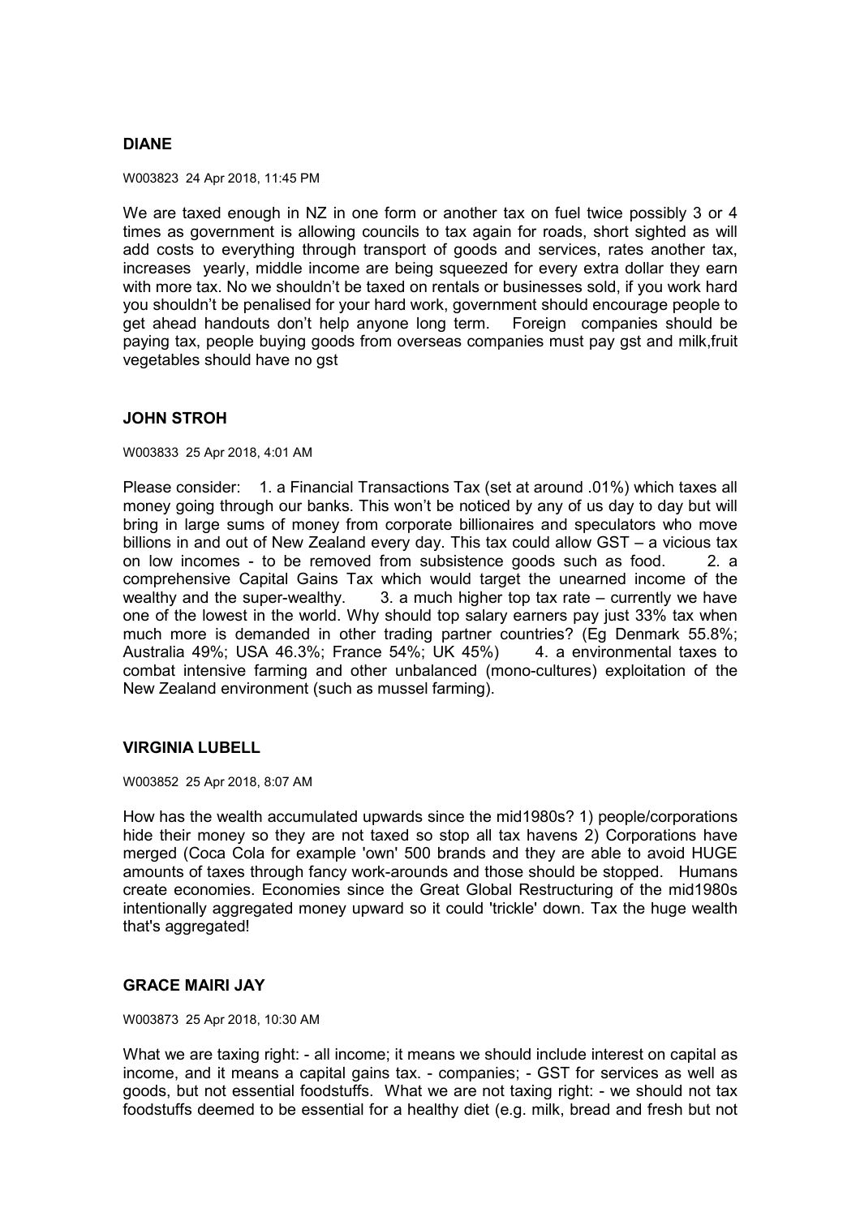**DIANE**

W003823 24 Apr 2018, 11:45 PM

We are taxed enough in NZ in one form or another tax on fuel twice possibly 3 or 4 times as government is allowing councils to tax again for roads, short sighted as will add costs to everything through transport of goods and services, rates another tax, increases yearly, middle income are being squeezed for every extra dollar they earn with more tax. No we shouldn't be taxed on rentals or businesses sold, if you work hard you shouldn't be penalised for your hard work, government should encourage people to get ahead handouts don't help anyone long term. Foreign companies should be paying tax, people buying goods from overseas companies must pay gst and milk,fruit vegetables should have no gst

**JOHN STROH**

W003833 25 Apr 2018, 4:01 AM

Please consider: 1. a Financial Transactions Tax (set at around .01%) which taxes all money going through our banks. This won't be noticed by any of us day to day but will bring in large sums of money from corporate billionaires and speculators who move billions in and out of New Zealand every day. This tax could allow GST – a vicious tax on low incomes - to be removed from subsistence goods such as food. 2. a comprehensive Capital Gains Tax which would target the unearned income of the wealthy and the super-wealthy. 3. a much higher top tax rate – currently we have one of the lowest in the world. Why should top salary earners pay just 33% tax when much more is demanded in other trading partner countries? (Eg Denmark 55.8%; Australia 49%; USA 46.3%; France 54%; UK 45%) 4. a environmental taxes to combat intensive farming and other unbalanced (mono-cultures) exploitation of the New Zealand environment (such as mussel farming).

**VIRGINIA LUBELL**

W003852 25 Apr 2018, 8:07 AM

How has the wealth accumulated upwards since the mid1980s? 1) people/corporations hide their money so they are not taxed so stop all tax havens 2) Corporations have merged (Coca Cola for example 'own' 500 brands and they are able to avoid HUGE amounts of taxes through fancy work-arounds and those should be stopped. Humans create economies. Economies since the Great Global Restructuring of the mid1980s intentionally aggregated money upward so it could 'trickle' down. Tax the huge wealth that's aggregated!

**GRACE MAIRI JAY**

W003873 25 Apr 2018, 10:30 AM

What we are taxing right: - all income; it means we should include interest on capital as income, and it means a capital gains tax. - companies; - GST for services as well as goods, but not essential foodstuffs. What we are not taxing right: - we should not tax foodstuffs deemed to be essential for a healthy diet (e.g. milk, bread and fresh but not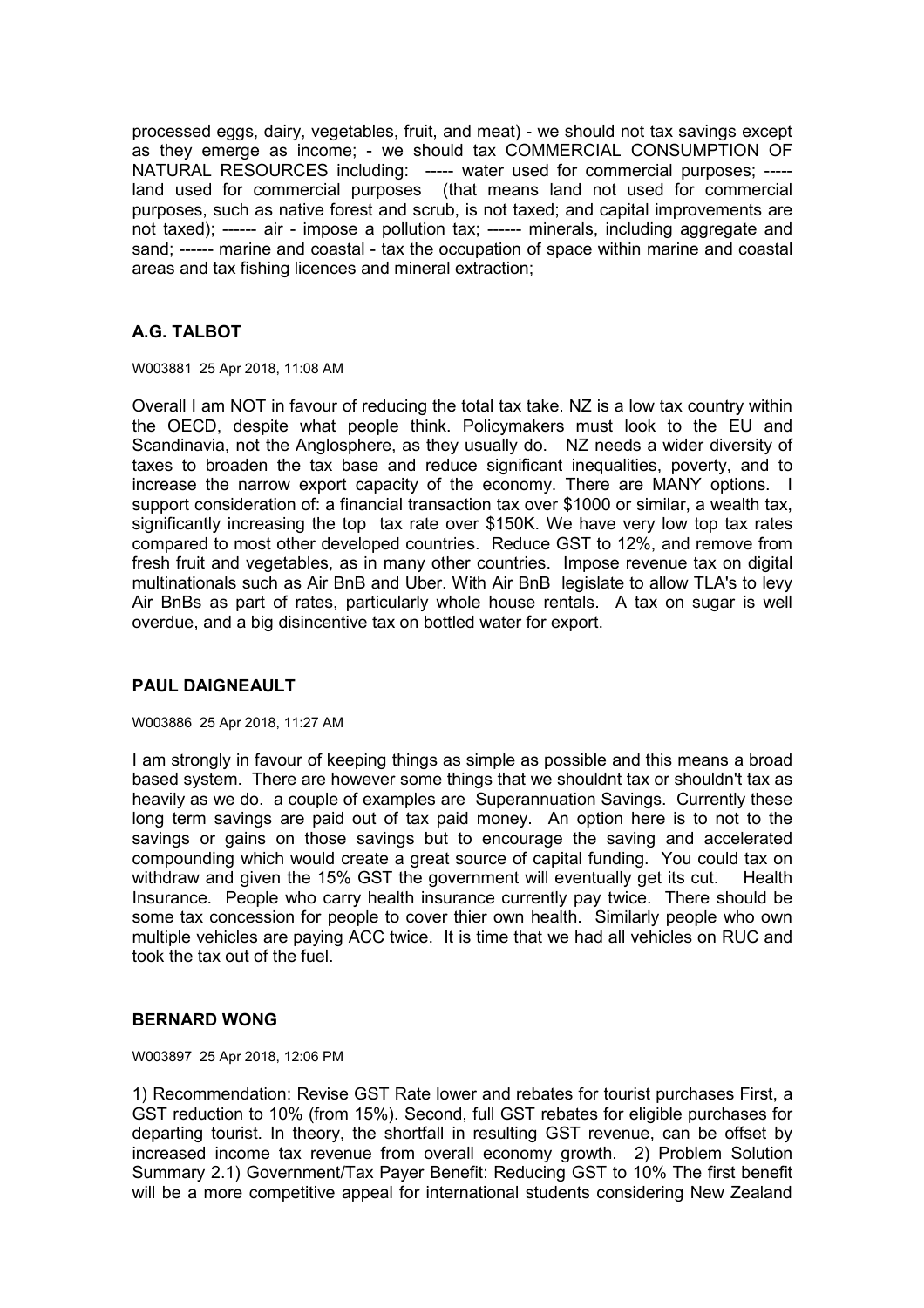processed eggs, dairy, vegetables, fruit, and meat) - we should not tax savings except as they emerge as income; - we should tax COMMERCIAL CONSUMPTION OF NATURAL RESOURCES including: ----- water used for commercial purposes; ----- land used for commercial purposes (that means land not used for commercial purposes, such as native forest and scrub, is not taxed; and capital improvements are not taxed); ------ air - impose a pollution tax; ------ minerals, including aggregate and sand; ------ marine and coastal - tax the occupation of space within marine and coastal areas and tax fishing licences and mineral extraction;

### A.G. TALBOT

W003881 25 Apr 2018, 11:08 AM

Overall I am NOT in favour of reducing the total tax take. NZ is a low tax country within the OECD, despite what people think. Policymakers must look to the EU and Scandinavia, not the Anglosphere, as they usually do. NZ needs a wider diversity of taxes to broaden the tax base and reduce significant inequalities, poverty, and to increase the narrow export capacity of the economy. There are MANY options. I support consideration of: a financial transaction tax over $1000 or similar, a wealth tax, significantly increasing the top tax rate over $150K. We have very low top tax rates compared to most other developed countries. Reduce GST to 12%, and remove from fresh fruit and vegetables, as in many other countries. Impose revenue tax on digital multinationals such as Air BnB and Uber. With Air BnB legislate to allow TLA's to levy Air BnBs as part of rates, particularly whole house rentals. A tax on sugar is well overdue, and a big disincentive tax on bottled water for export.

### PAUL DAIGNEAULT

W003886 25 Apr 2018, 11:27 AM

I am strongly in favour of keeping things as simple as possible and this means a broad based system. There are however some things that we shouldnt tax or shouldn't tax as heavily as we do. a couple of examples are Superannuation Savings. Currently these long term savings are paid out of tax paid money. An option here is to not to the savings or gains on those savings but to encourage the saving and accelerated compounding which would create a great source of capital funding. You could tax on withdraw and given the 15% GST the government will eventually get its cut. Health Insurance. People who carry health insurance currently pay twice. There should be some tax concession for people to cover thier own health. Similarly people who own multiple vehicles are paying ACC twice. It is time that we had all vehicles on RUC and took the tax out of the fuel.

### BERNARD WONG

W003897 25 Apr 2018, 12:06 PM

1) Recommendation: Revise GST Rate lower and rebates for tourist purchases First, a GST reduction to 10% (from 15%). Second, full GST rebates for eligible purchases for departing tourist. In theory, the shortfall in resulting GST revenue, can be offset by increased income tax revenue from overall economy growth. 2) Problem Solution Summary 2.1) Government/Tax Payer Benefit: Reducing GST to 10% The first benefit will be a more competitive appeal for international students considering New Zealand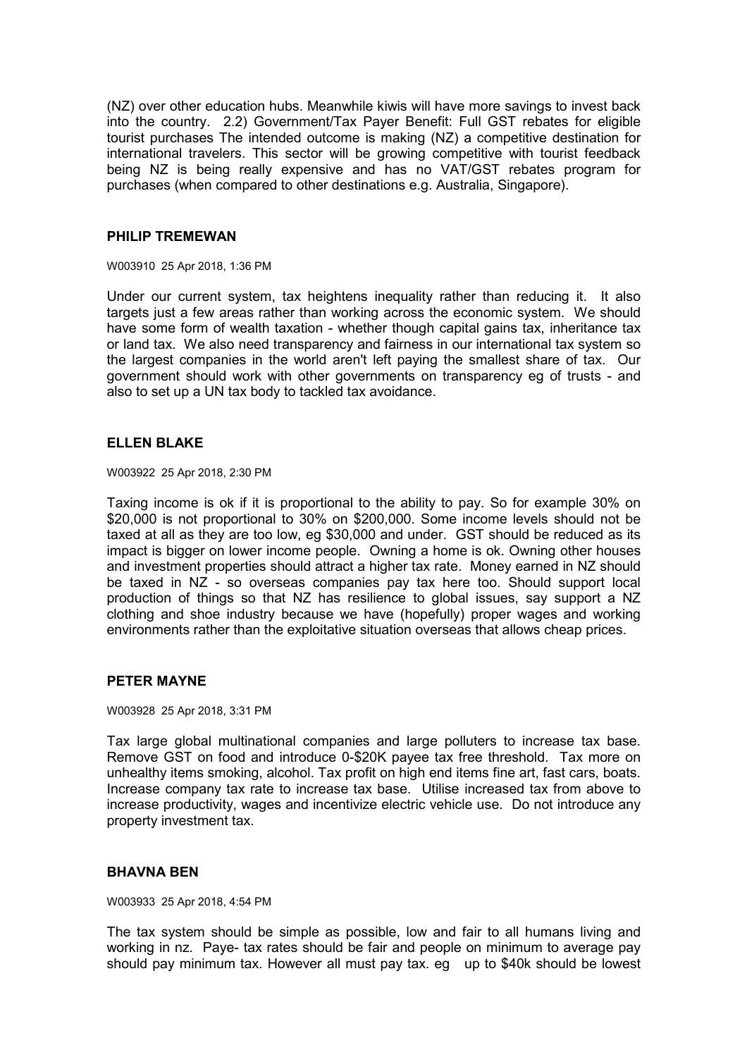(NZ) over other education hubs. Meanwhile kiwis will have more savings to invest back into the country. 2.2) Government/Tax Payer Benefit: Full GST rebates for eligible tourist purchases The intended outcome is making (NZ) a competitive destination for international travelers. This sector will be growing competitive with tourist feedback being NZ is being really expensive and has no VAT/GST rebates program for purchases (when compared to other destinations e.g. Australia, Singapore).

**PHILIP TREMEWAN**

W003910 25 Apr 2018, 1:36 PM

Under our current system, tax heightens inequality rather than reducing it. It also targets just a few areas rather than working across the economic system. We should have some form of wealth taxation - whether though capital gains tax, inheritance tax or land tax. We also need transparency and fairness in our international tax system so the largest companies in the world aren't left paying the smallest share of tax. Our government should work with other governments on transparency eg of trusts - and also to set up a UN tax body to tackled tax avoidance.

**ELLEN BLAKE**

W003922 25 Apr 2018, 2:30 PM

Taxing income is ok if it is proportional to the ability to pay. So for example 30% on $20,000 is not proportional to 30% on $200,000. Some income levels should not be taxed at all as they are too low, eg $30,000 and under. GST should be reduced as its impact is bigger on lower income people. Owning a home is ok. Owning other houses and investment properties should attract a higher tax rate. Money earned in NZ should be taxed in NZ - so overseas companies pay tax here too. Should support local production of things so that NZ has resilience to global issues, say support a NZ clothing and shoe industry because we have (hopefully) proper wages and working environments rather than the exploitative situation overseas that allows cheap prices.

**PETER MAYNE**

W003928 25 Apr 2018, 3:31 PM

Tax large global multinational companies and large polluters to increase tax base. Remove GST on food and introduce 0-$20K payee tax free threshold. Tax more on unhealthy items smoking, alcohol. Tax profit on high end items fine art, fast cars, boats. Increase company tax rate to increase tax base. Utilise increased tax from above to increase productivity, wages and incentivize electric vehicle use. Do not introduce any property investment tax.

**BHAVNA BEN**

W003933 25 Apr 2018, 4:54 PM

The tax system should be simple as possible, low and fair to all humans living and working in nz. Paye- tax rates should be fair and people on minimum to average pay should pay minimum tax. However all must pay tax. eg up to $40k should be lowest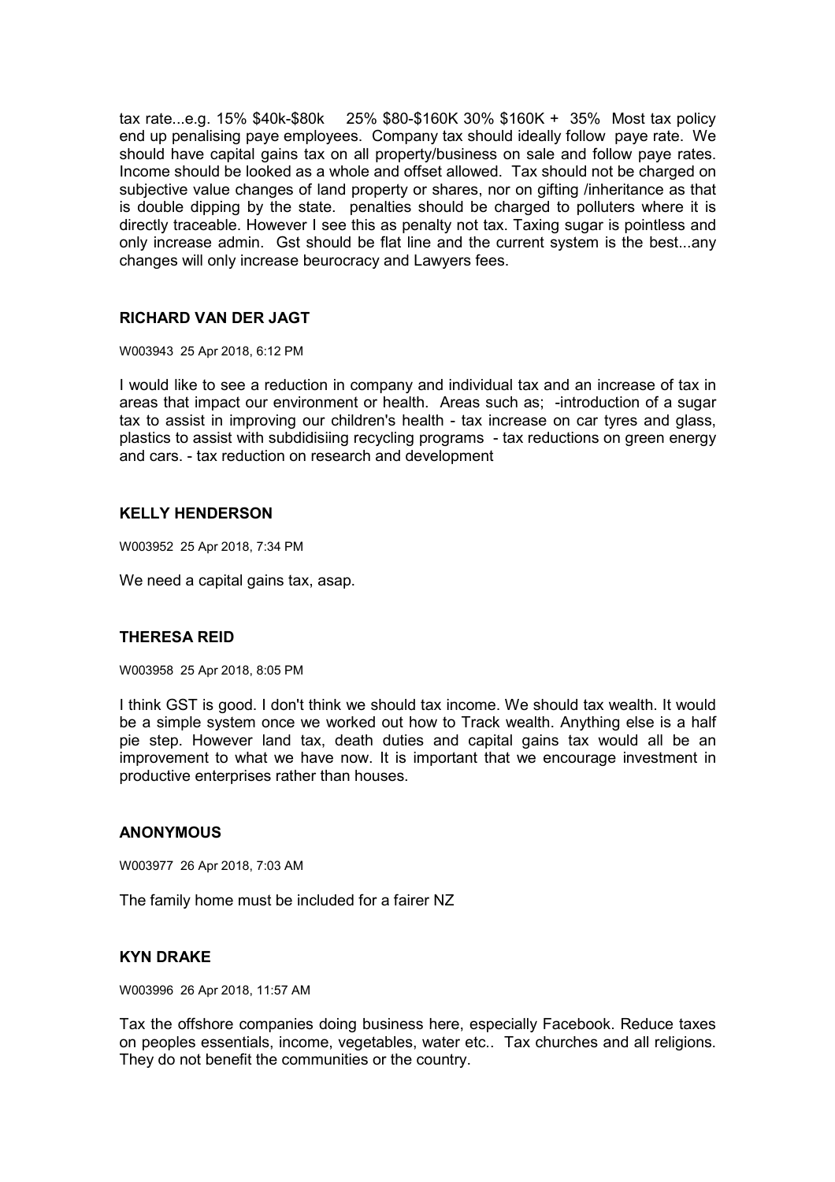tax rate...e.g. 15% $40k-$80k 25% $80-$160K 30% $160K + 35% Most tax policy end up penalising paye employees. Company tax should ideally follow paye rate. We should have capital gains tax on all property/business on sale and follow paye rates. Income should be looked as a whole and offset allowed. Tax should not be charged on subjective value changes of land property or shares, nor on gifting /inheritance as that is double dipping by the state. penalties should be charged to polluters where it is directly traceable. However I see this as penalty not tax. Taxing sugar is pointless and only increase admin. Gst should be flat line and the current system is the best...any changes will only increase beurocracy and Lawyers fees.

### RICHARD VAN DER JAGT

W003943 25 Apr 2018, 6:12 PM

I would like to see a reduction in company and individual tax and an increase of tax in areas that impact our environment or health. Areas such as; -introduction of a sugar tax to assist in improving our children's health - tax increase on car tyres and glass, plastics to assist with subdidisiing recycling programs - tax reductions on green energy and cars. - tax reduction on research and development

### KELLY HENDERSON

W003952 25 Apr 2018, 7:34 PM

We need a capital gains tax, asap.

### THERESA REID

W003958 25 Apr 2018, 8:05 PM

I think GST is good. I don't think we should tax income. We should tax wealth. It would be a simple system once we worked out how to Track wealth. Anything else is a half pie step. However land tax, death duties and capital gains tax would all be an improvement to what we have now. It is important that we encourage investment in productive enterprises rather than houses.

### ANONYMOUS

W003977 26 Apr 2018, 7:03 AM

The family home must be included for a fairer NZ

### KYN DRAKE

W003996 26 Apr 2018, 11:57 AM

Tax the offshore companies doing business here, especially Facebook. Reduce taxes on peoples essentials, income, vegetables, water etc.. Tax churches and all religions. They do not benefit the communities or the country.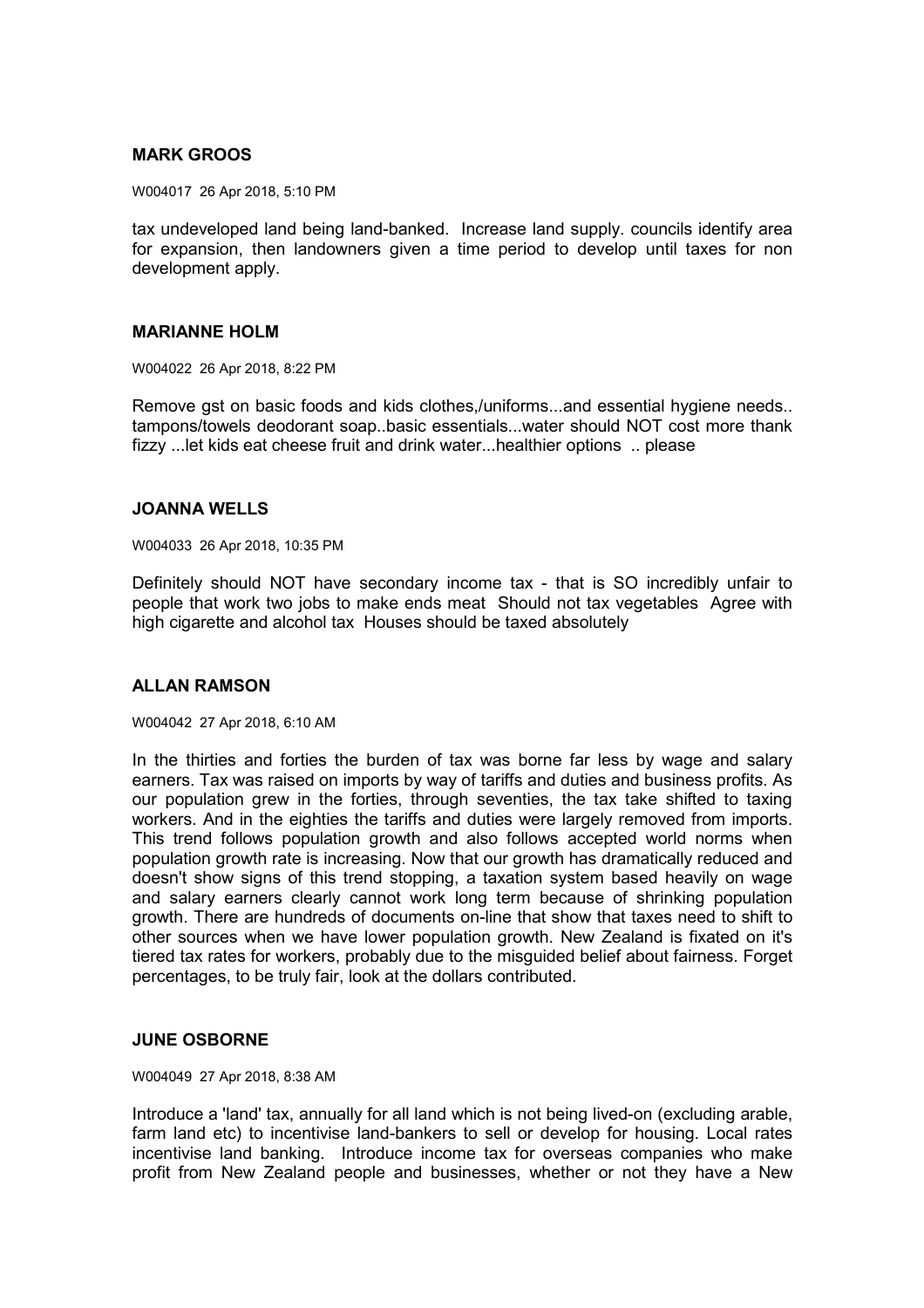**MARK GROOS**

W004017 26 Apr 2018, 5:10 PM

tax undeveloped land being land-banked. Increase land supply. councils identify area for expansion, then landowners given a time period to develop until taxes for non development apply.

**MARIANNE HOLM**

W004022 26 Apr 2018, 8:22 PM

Remove gst on basic foods and kids clothes,/uniforms...and essential hygiene needs.. tampons/towels deodorant soap..basic essentials...water should NOT cost more thank fizzy ...let kids eat cheese fruit and drink water...healthier options .. please

**JOANNA WELLS**

W004033 26 Apr 2018, 10:35 PM

Definitely should NOT have secondary income tax - that is SO incredibly unfair to people that work two jobs to make ends meat Should not tax vegetables Agree with high cigarette and alcohol tax Houses should be taxed absolutely

**ALLAN RAMSON**

W004042 27 Apr 2018, 6:10 AM

In the thirties and forties the burden of tax was borne far less by wage and salary earners. Tax was raised on imports by way of tariffs and duties and business profits. As our population grew in the forties, through seventies, the tax take shifted to taxing workers. And in the eighties the tariffs and duties were largely removed from imports. This trend follows population growth and also follows accepted world norms when population growth rate is increasing. Now that our growth has dramatically reduced and doesn't show signs of this trend stopping, a taxation system based heavily on wage and salary earners clearly cannot work long term because of shrinking population growth. There are hundreds of documents on-line that show that taxes need to shift to other sources when we have lower population growth. New Zealand is fixated on it's tiered tax rates for workers, probably due to the misguided belief about fairness. Forget percentages, to be truly fair, look at the dollars contributed.

**JUNE OSBORNE**

W004049 27 Apr 2018, 8:38 AM

Introduce a 'land' tax, annually for all land which is not being lived-on (excluding arable, farm land etc) to incentivise land-bankers to sell or develop for housing. Local rates incentivise land banking. Introduce income tax for overseas companies who make profit from New Zealand people and businesses, whether or not they have a New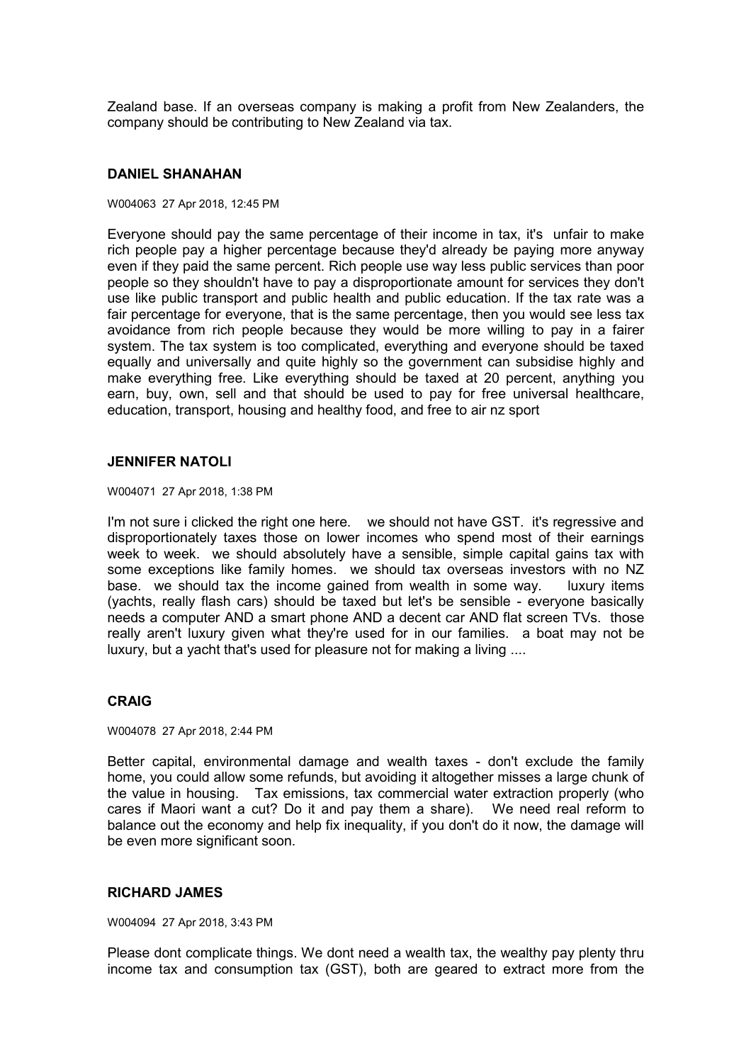Zealand base. If an overseas company is making a profit from New Zealanders, the company should be contributing to New Zealand via tax.

### DANIEL SHANAHAN

W004063 27 Apr 2018, 12:45 PM

Everyone should pay the same percentage of their income in tax, it's unfair to make rich people pay a higher percentage because they'd already be paying more anyway even if they paid the same percent. Rich people use way less public services than poor people so they shouldn't have to pay a disproportionate amount for services they don't use like public transport and public health and public education. If the tax rate was a fair percentage for everyone, that is the same percentage, then you would see less tax avoidance from rich people because they would be more willing to pay in a fairer system. The tax system is too complicated, everything and everyone should be taxed equally and universally and quite highly so the government can subsidise highly and make everything free. Like everything should be taxed at 20 percent, anything you earn, buy, own, sell and that should be used to pay for free universal healthcare, education, transport, housing and healthy food, and free to air nz sport

### JENNIFER NATOLI

W004071 27 Apr 2018, 1:38 PM

I'm not sure i clicked the right one here. we should not have GST. it's regressive and disproportionately taxes those on lower incomes who spend most of their earnings week to week. we should absolutely have a sensible, simple capital gains tax with some exceptions like family homes. we should tax overseas investors with no NZ base. we should tax the income gained from wealth in some way. luxury items (yachts, really flash cars) should be taxed but let's be sensible - everyone basically needs a computer AND a smart phone AND a decent car AND flat screen TVs. those really aren't luxury given what they're used for in our families. a boat may not be luxury, but a yacht that's used for pleasure not for making a living ....

### CRAIG

W004078 27 Apr 2018, 2:44 PM

Better capital, environmental damage and wealth taxes - don't exclude the family home, you could allow some refunds, but avoiding it altogether misses a large chunk of the value in housing. Tax emissions, tax commercial water extraction properly (who cares if Maori want a cut? Do it and pay them a share). We need real reform to balance out the economy and help fix inequality, if you don't do it now, the damage will be even more significant soon.

### RICHARD JAMES

W004094 27 Apr 2018, 3:43 PM

Please dont complicate things. We dont need a wealth tax, the wealthy pay plenty thru income tax and consumption tax (GST), both are geared to extract more from the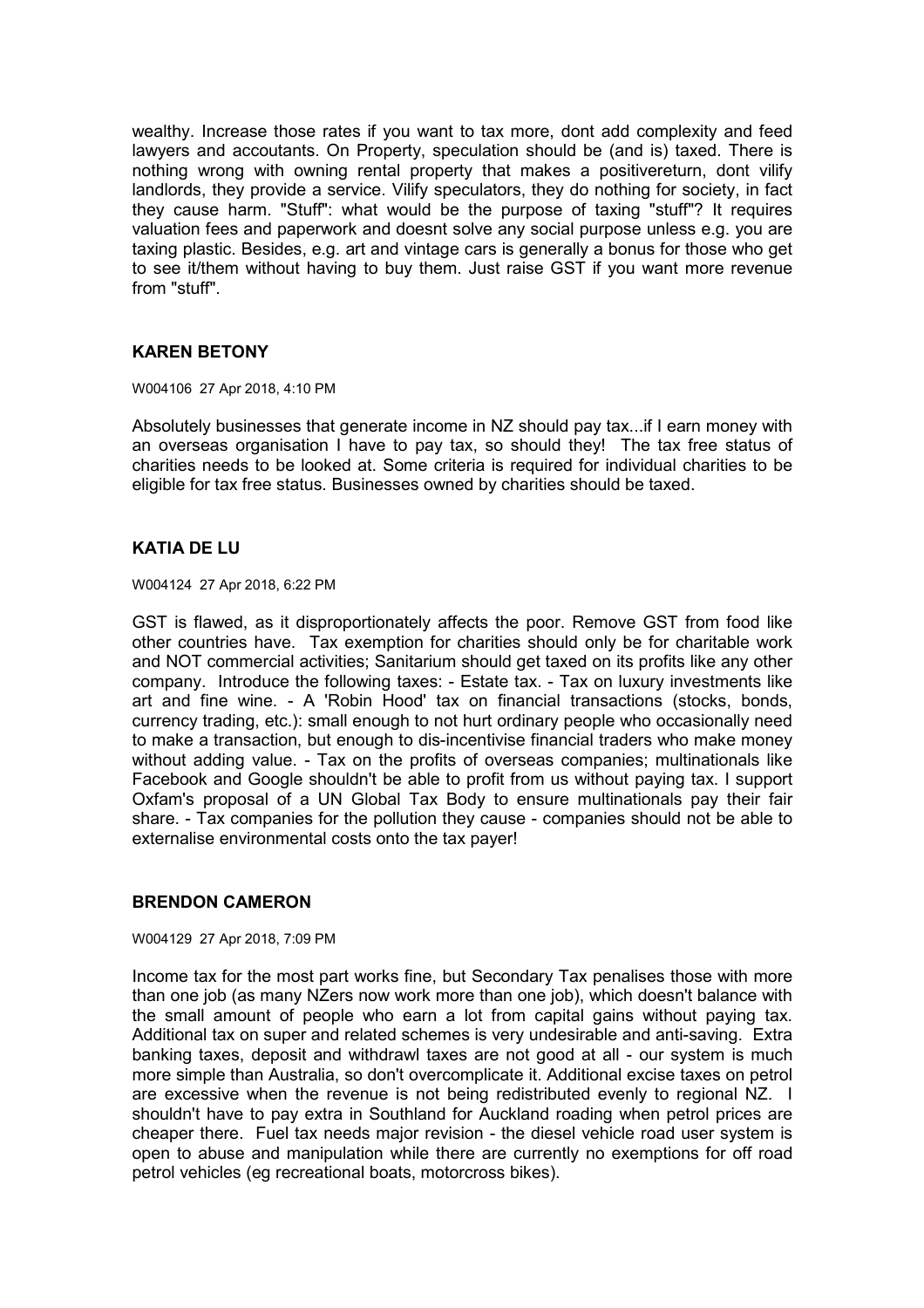wealthy. Increase those rates if you want to tax more, dont add complexity and feed lawyers and accoutants. On Property, speculation should be (and is) taxed. There is nothing wrong with owning rental property that makes a positivereturn, dont vilify landlords, they provide a service. Vilify speculators, they do nothing for society, in fact they cause harm. "Stuff": what would be the purpose of taxing "stuff"? It requires valuation fees and paperwork and doesnt solve any social purpose unless e.g. you are taxing plastic. Besides, e.g. art and vintage cars is generally a bonus for those who get to see it/them without having to buy them. Just raise GST if you want more revenue from "stuff".

### KAREN BETONY

W004106 27 Apr 2018, 4:10 PM

Absolutely businesses that generate income in NZ should pay tax...if I earn money with an overseas organisation I have to pay tax, so should they! The tax free status of charities needs to be looked at. Some criteria is required for individual charities to be eligible for tax free status. Businesses owned by charities should be taxed.

### KATIA DE LU

W004124 27 Apr 2018, 6:22 PM

GST is flawed, as it disproportionately affects the poor. Remove GST from food like other countries have. Tax exemption for charities should only be for charitable work and NOT commercial activities; Sanitarium should get taxed on its profits like any other company. Introduce the following taxes: - Estate tax. - Tax on luxury investments like art and fine wine. - A 'Robin Hood' tax on financial transactions (stocks, bonds, currency trading, etc.): small enough to not hurt ordinary people who occasionally need to make a transaction, but enough to dis-incentivise financial traders who make money without adding value. - Tax on the profits of overseas companies; multinationals like Facebook and Google shouldn't be able to profit from us without paying tax. I support Oxfam's proposal of a UN Global Tax Body to ensure multinationals pay their fair share. - Tax companies for the pollution they cause - companies should not be able to externalise environmental costs onto the tax payer!

### BRENDON CAMERON

W004129 27 Apr 2018, 7:09 PM

Income tax for the most part works fine, but Secondary Tax penalises those with more than one job (as many NZers now work more than one job), which doesn't balance with the small amount of people who earn a lot from capital gains without paying tax. Additional tax on super and related schemes is very undesirable and anti-saving. Extra banking taxes, deposit and withdrawl taxes are not good at all - our system is much more simple than Australia, so don't overcomplicate it. Additional excise taxes on petrol are excessive when the revenue is not being redistributed evenly to regional NZ. I shouldn't have to pay extra in Southland for Auckland roading when petrol prices are cheaper there. Fuel tax needs major revision - the diesel vehicle road user system is open to abuse and manipulation while there are currently no exemptions for off road petrol vehicles (eg recreational boats, motorcross bikes).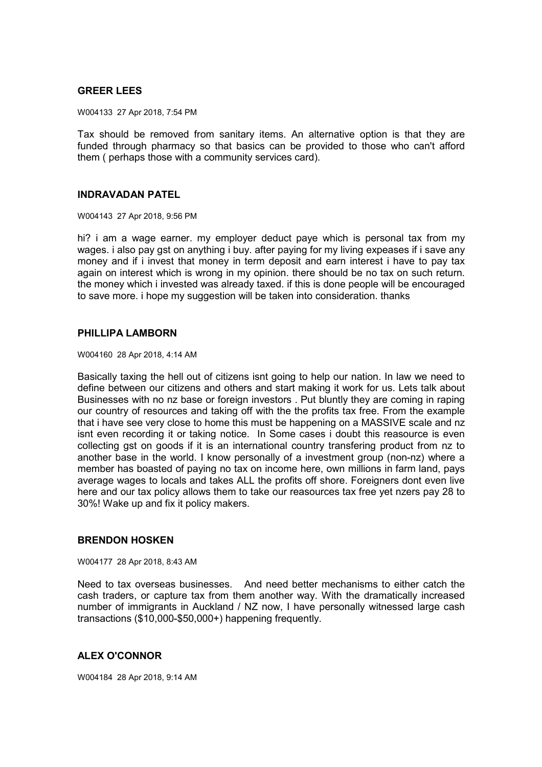### GREER LEES

W004133 27 Apr 2018, 7:54 PM

Tax should be removed from sanitary items. An alternative option is that they are funded through pharmacy so that basics can be provided to those who can't afford them ( perhaps those with a community services card).

### INDRAVADAN PATEL

W004143 27 Apr 2018, 9:56 PM

hi? i am a wage earner. my employer deduct paye which is personal tax from my wages. i also pay gst on anything i buy. after paying for my living expeases if i save any money and if i invest that money in term deposit and earn interest i have to pay tax again on interest which is wrong in my opinion. there should be no tax on such return. the money which i invested was already taxed. if this is done people will be encouraged to save more. i hope my suggestion will be taken into consideration. thanks

### PHILLIPA LAMBORN

W004160 28 Apr 2018, 4:14 AM

Basically taxing the hell out of citizens isnt going to help our nation. In law we need to define between our citizens and others and start making it work for us. Lets talk about Businesses with no nz base or foreign investors . Put bluntly they are coming in raping our country of resources and taking off with the the profits tax free. From the example that i have see very close to home this must be happening on a MASSIVE scale and nz isnt even recording it or taking notice. In Some cases i doubt this reasource is even collecting gst on goods if it is an international country transfering product from nz to another base in the world. I know personally of a investment group (non-nz) where a member has boasted of paying no tax on income here, own millions in farm land, pays average wages to locals and takes ALL the profits off shore. Foreigners dont even live here and our tax policy allows them to take our reasources tax free yet nzers pay 28 to 30%! Wake up and fix it policy makers.

### BRENDON HOSKEN

W004177 28 Apr 2018, 8:43 AM

Need to tax overseas businesses. And need better mechanisms to either catch the cash traders, or capture tax from them another way. With the dramatically increased number of immigrants in Auckland / NZ now, I have personally witnessed large cash transactions ($10,000-$50,000+) happening frequently.

### ALEX O'CONNOR

W004184 28 Apr 2018, 9:14 AM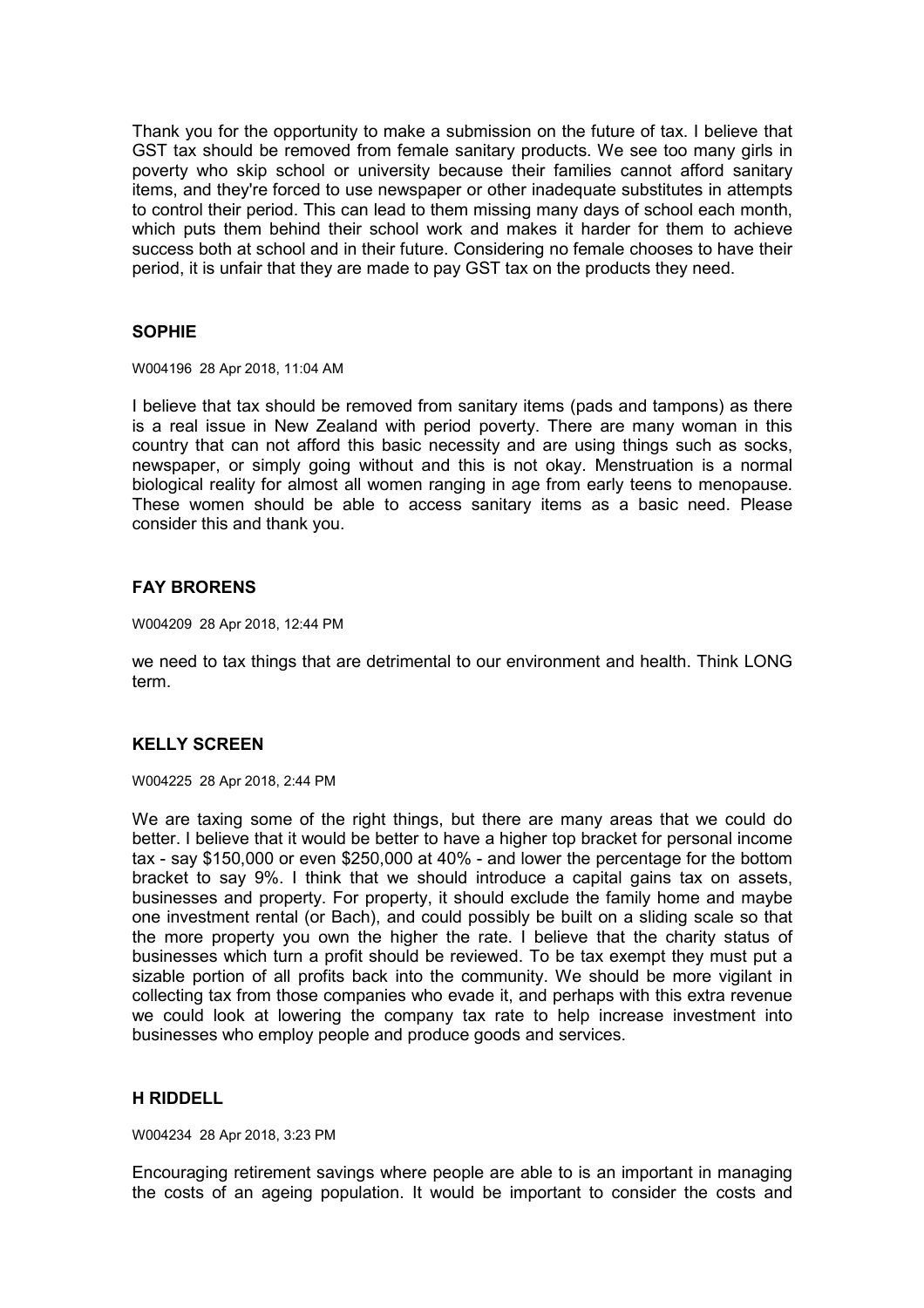Thank you for the opportunity to make a submission on the future of tax. I believe that GST tax should be removed from female sanitary products. We see too many girls in poverty who skip school or university because their families cannot afford sanitary items, and they're forced to use newspaper or other inadequate substitutes in attempts to control their period. This can lead to them missing many days of school each month, which puts them behind their school work and makes it harder for them to achieve success both at school and in their future. Considering no female chooses to have their period, it is unfair that they are made to pay GST tax on the products they need.

### SOPHIE

W004196 28 Apr 2018, 11:04 AM

I believe that tax should be removed from sanitary items (pads and tampons) as there is a real issue in New Zealand with period poverty. There are many woman in this country that can not afford this basic necessity and are using things such as socks, newspaper, or simply going without and this is not okay. Menstruation is a normal biological reality for almost all women ranging in age from early teens to menopause. These women should be able to access sanitary items as a basic need. Please consider this and thank you.

### FAY BRORENS

W004209 28 Apr 2018, 12:44 PM

we need to tax things that are detrimental to our environment and health. Think LONG term.

### KELLY SCREEN

W004225 28 Apr 2018, 2:44 PM

We are taxing some of the right things, but there are many areas that we could do better. I believe that it would be better to have a higher top bracket for personal income tax - say $150,000 or even $250,000 at 40% - and lower the percentage for the bottom bracket to say 9%. I think that we should introduce a capital gains tax on assets, businesses and property. For property, it should exclude the family home and maybe one investment rental (or Bach), and could possibly be built on a sliding scale so that the more property you own the higher the rate. I believe that the charity status of businesses which turn a profit should be reviewed. To be tax exempt they must put a sizable portion of all profits back into the community. We should be more vigilant in collecting tax from those companies who evade it, and perhaps with this extra revenue we could look at lowering the company tax rate to help increase investment into businesses who employ people and produce goods and services.

### H RIDDELL

W004234 28 Apr 2018, 3:23 PM

Encouraging retirement savings where people are able to is an important in managing the costs of an ageing population. It would be important to consider the costs and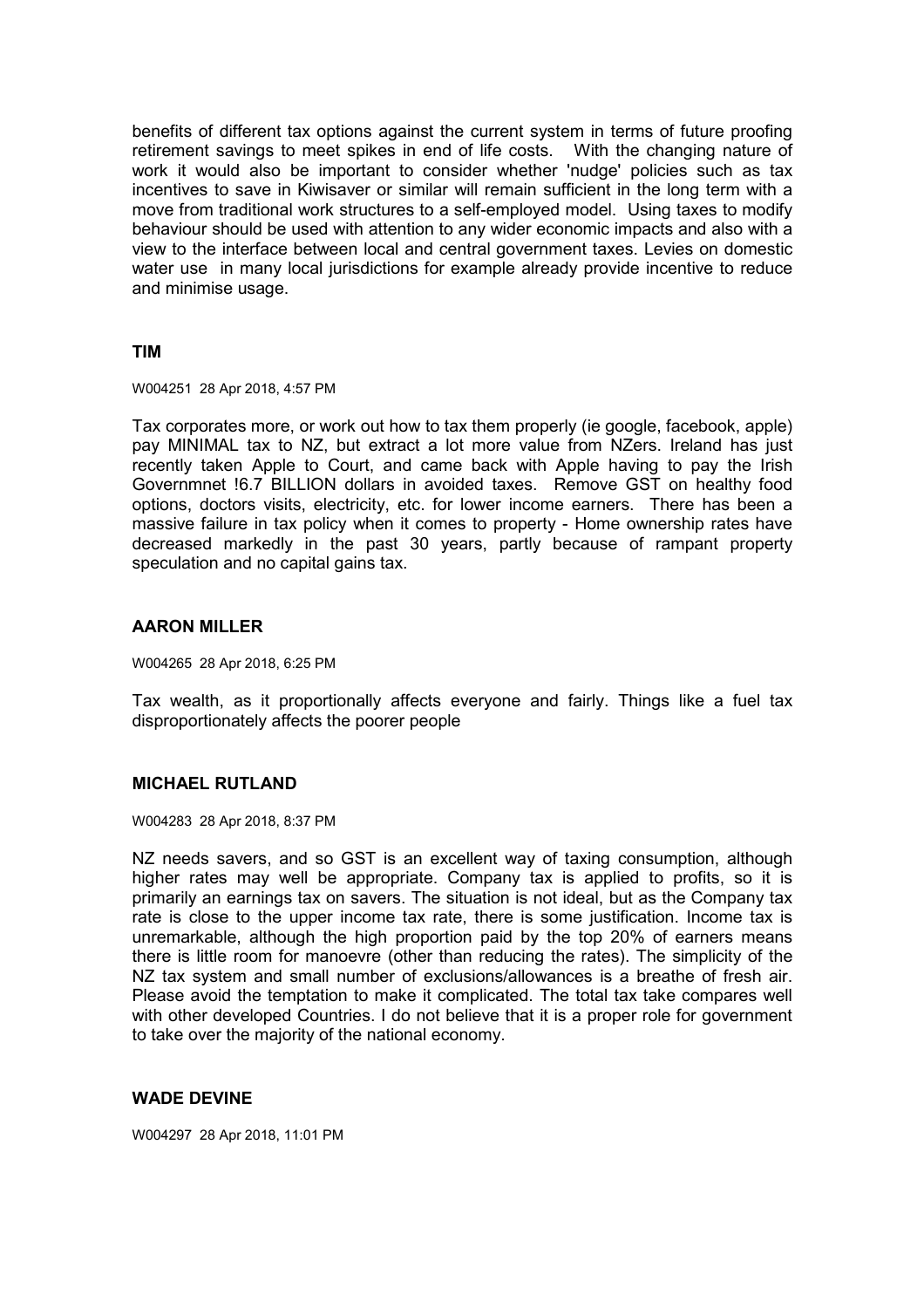benefits of different tax options against the current system in terms of future proofing retirement savings to meet spikes in end of life costs. With the changing nature of work it would also be important to consider whether 'nudge' policies such as tax incentives to save in Kiwisaver or similar will remain sufficient in the long term with a move from traditional work structures to a self-employed model. Using taxes to modify behaviour should be used with attention to any wider economic impacts and also with a view to the interface between local and central government taxes. Levies on domestic water use in many local jurisdictions for example already provide incentive to reduce and minimise usage.

**TIM**

W004251 28 Apr 2018, 4:57 PM

Tax corporates more, or work out how to tax them properly (ie google, facebook, apple) pay MINIMAL tax to NZ, but extract a lot more value from NZers. Ireland has just recently taken Apple to Court, and came back with Apple having to pay the Irish Governmnet !6.7 BILLION dollars in avoided taxes. Remove GST on healthy food options, doctors visits, electricity, etc. for lower income earners. There has been a massive failure in tax policy when it comes to property - Home ownership rates have decreased markedly in the past 30 years, partly because of rampant property speculation and no capital gains tax.

**AARON MILLER**

W004265 28 Apr 2018, 6:25 PM

Tax wealth, as it proportionally affects everyone and fairly. Things like a fuel tax disproportionately affects the poorer people

**MICHAEL RUTLAND**

W004283 28 Apr 2018, 8:37 PM

NZ needs savers, and so GST is an excellent way of taxing consumption, although higher rates may well be appropriate. Company tax is applied to profits, so it is primarily an earnings tax on savers. The situation is not ideal, but as the Company tax rate is close to the upper income tax rate, there is some justification. Income tax is unremarkable, although the high proportion paid by the top 20% of earners means there is little room for manoevre (other than reducing the rates). The simplicity of the NZ tax system and small number of exclusions/allowances is a breathe of fresh air. Please avoid the temptation to make it complicated. The total tax take compares well with other developed Countries. I do not believe that it is a proper role for government to take over the majority of the national economy.

**WADE DEVINE**

W004297 28 Apr 2018, 11:01 PM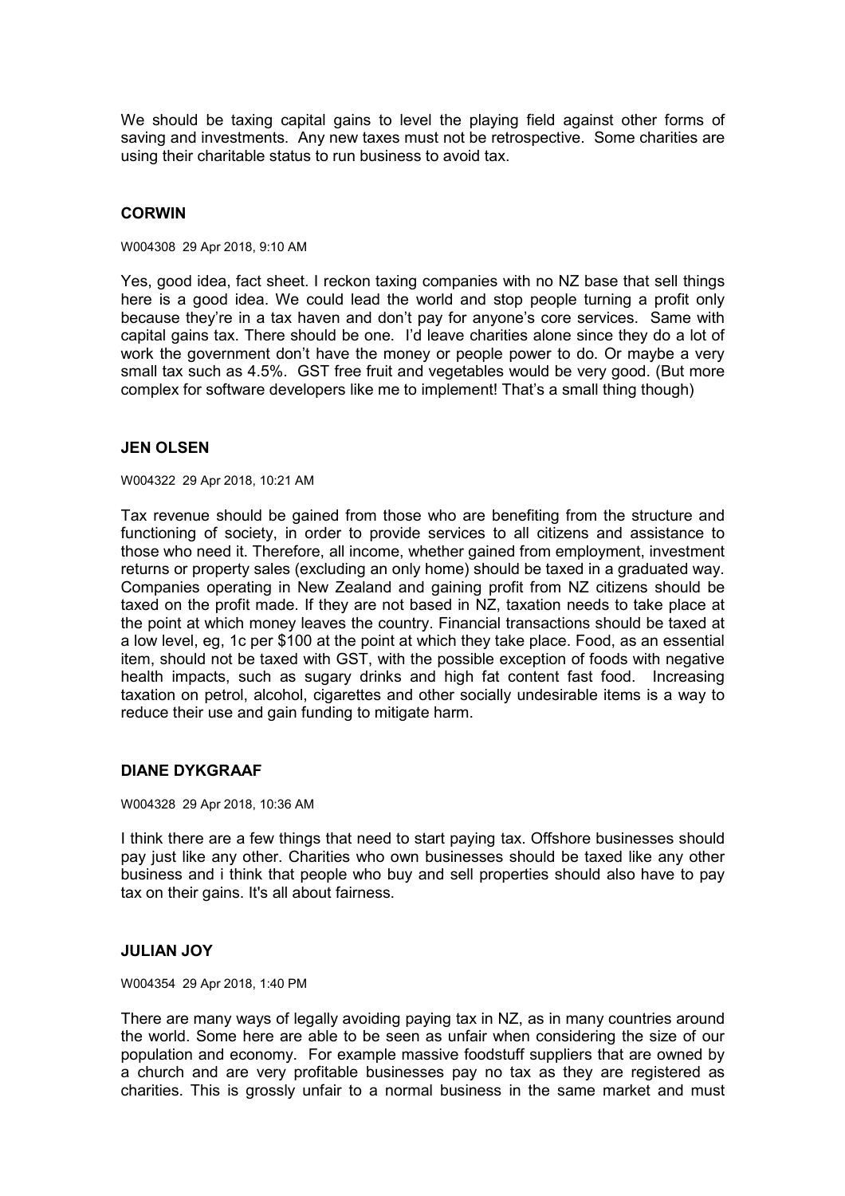We should be taxing capital gains to level the playing field against other forms of saving and investments. Any new taxes must not be retrospective. Some charities are using their charitable status to run business to avoid tax.

## CORWIN

W004308 29 Apr 2018, 9:10 AM

Yes, good idea, fact sheet. I reckon taxing companies with no NZ base that sell things here is a good idea. We could lead the world and stop people turning a profit only because they're in a tax haven and don't pay for anyone's core services. Same with capital gains tax. There should be one. I'd leave charities alone since they do a lot of work the government don't have the money or people power to do. Or maybe a very small tax such as 4.5%. GST free fruit and vegetables would be very good. (But more complex for software developers like me to implement! That's a small thing though)

## JEN OLSEN

W004322 29 Apr 2018, 10:21 AM

Tax revenue should be gained from those who are benefiting from the structure and functioning of society, in order to provide services to all citizens and assistance to those who need it. Therefore, all income, whether gained from employment, investment returns or property sales (excluding an only home) should be taxed in a graduated way. Companies operating in New Zealand and gaining profit from NZ citizens should be taxed on the profit made. If they are not based in NZ, taxation needs to take place at the point at which money leaves the country. Financial transactions should be taxed at a low level, eg, 1c per $100 at the point at which they take place. Food, as an essential item, should not be taxed with GST, with the possible exception of foods with negative health impacts, such as sugary drinks and high fat content fast food. Increasing taxation on petrol, alcohol, cigarettes and other socially undesirable items is a way to reduce their use and gain funding to mitigate harm.

## DIANE DYKGRAAF

W004328 29 Apr 2018, 10:36 AM

I think there are a few things that need to start paying tax. Offshore businesses should pay just like any other. Charities who own businesses should be taxed like any other business and i think that people who buy and sell properties should also have to pay tax on their gains. It's all about fairness.

## JULIAN JOY

W004354 29 Apr 2018, 1:40 PM

There are many ways of legally avoiding paying tax in NZ, as in many countries around the world. Some here are able to be seen as unfair when considering the size of our population and economy. For example massive foodstuff suppliers that are owned by a church and are very profitable businesses pay no tax as they are registered as charities. This is grossly unfair to a normal business in the same market and must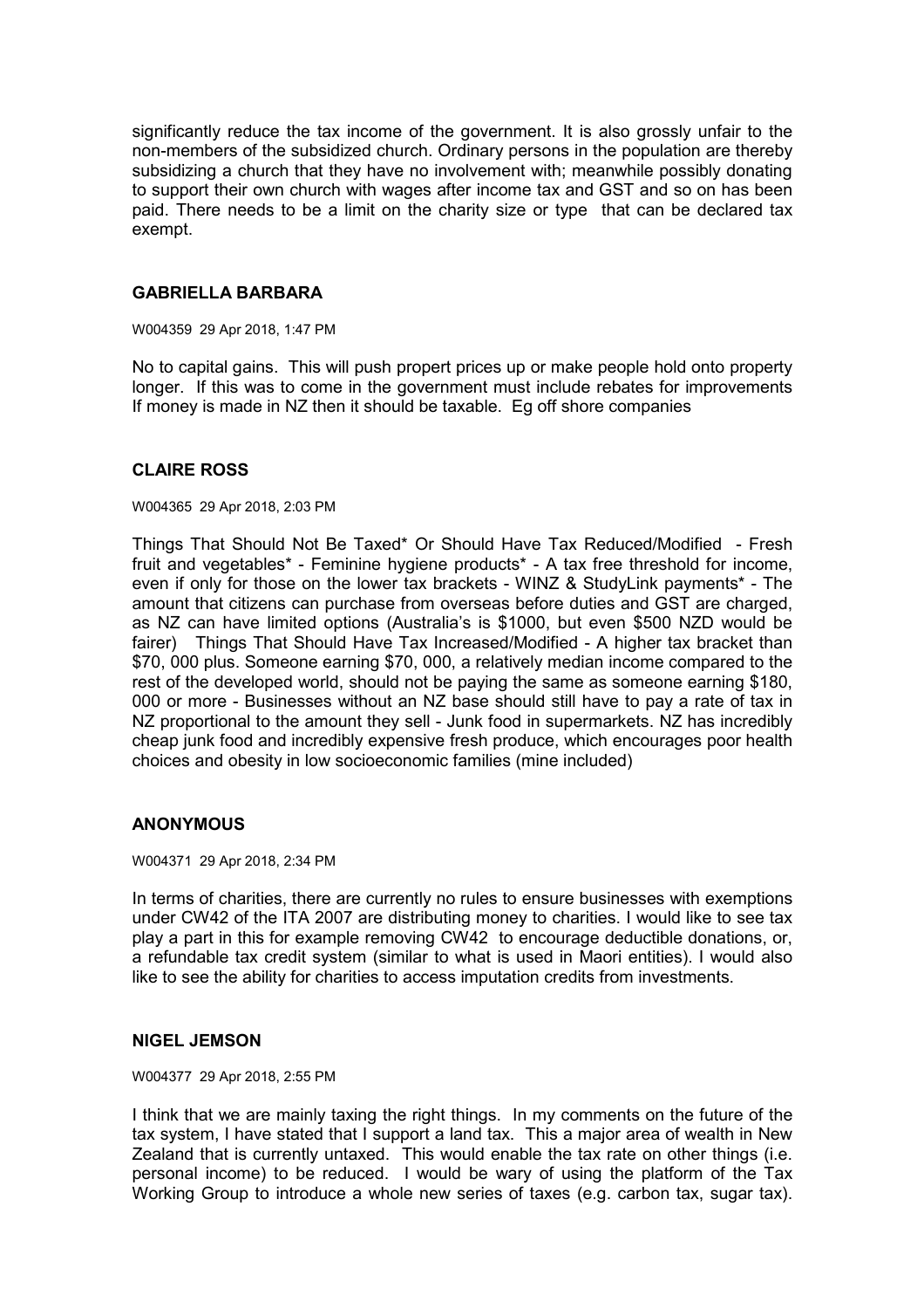significantly reduce the tax income of the government. It is also grossly unfair to the non-members of the subsidized church. Ordinary persons in the population are thereby subsidizing a church that they have no involvement with; meanwhile possibly donating to support their own church with wages after income tax and GST and so on has been paid. There needs to be a limit on the charity size or type that can be declared tax exempt.

### GABRIELLA BARBARA

W004359 29 Apr 2018, 1:47 PM

No to capital gains. This will push propert prices up or make people hold onto property longer. If this was to come in the government must include rebates for improvements If money is made in NZ then it should be taxable. Eg off shore companies

### CLAIRE ROSS

W004365 29 Apr 2018, 2:03 PM

Things That Should Not Be Taxed* Or Should Have Tax Reduced/Modified - Fresh fruit and vegetables* - Feminine hygiene products* - A tax free threshold for income, even if only for those on the lower tax brackets - WINZ & StudyLink payments* - The amount that citizens can purchase from overseas before duties and GST are charged, as NZ can have limited options (Australia's is $1000, but even $500 NZD would be fairer) Things That Should Have Tax Increased/Modified - A higher tax bracket than $70, 000 plus. Someone earning $70, 000, a relatively median income compared to the rest of the developed world, should not be paying the same as someone earning $180, 000 or more - Businesses without an NZ base should still have to pay a rate of tax in NZ proportional to the amount they sell - Junk food in supermarkets. NZ has incredibly cheap junk food and incredibly expensive fresh produce, which encourages poor health choices and obesity in low socioeconomic families (mine included)

### ANONYMOUS

W004371 29 Apr 2018, 2:34 PM

In terms of charities, there are currently no rules to ensure businesses with exemptions under CW42 of the ITA 2007 are distributing money to charities. I would like to see tax play a part in this for example removing CW42 to encourage deductible donations, or, a refundable tax credit system (similar to what is used in Maori entities). I would also like to see the ability for charities to access imputation credits from investments.

### NIGEL JEMSON

W004377 29 Apr 2018, 2:55 PM

I think that we are mainly taxing the right things. In my comments on the future of the tax system, I have stated that I support a land tax. This a major area of wealth in New Zealand that is currently untaxed. This would enable the tax rate on other things (i.e. personal income) to be reduced. I would be wary of using the platform of the Tax Working Group to introduce a whole new series of taxes (e.g. carbon tax, sugar tax).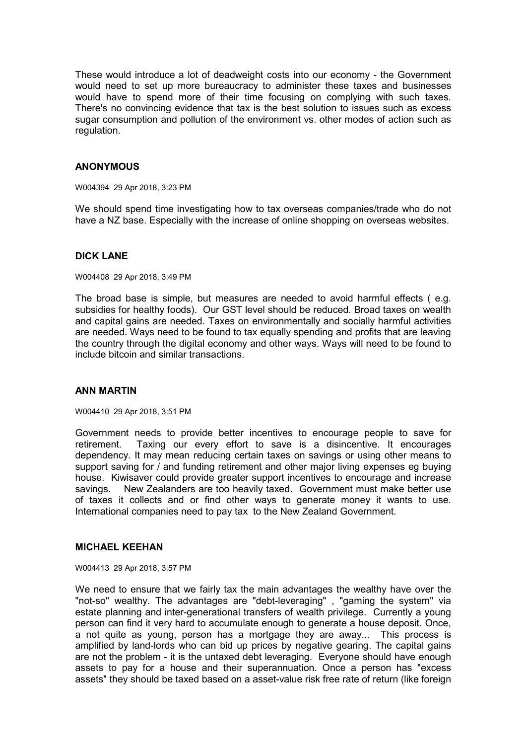These would introduce a lot of deadweight costs into our economy - the Government would need to set up more bureaucracy to administer these taxes and businesses would have to spend more of their time focusing on complying with such taxes. There's no convincing evidence that tax is the best solution to issues such as excess sugar consumption and pollution of the environment vs. other modes of action such as regulation.

**ANONYMOUS**

W004394 29 Apr 2018, 3:23 PM

We should spend time investigating how to tax overseas companies/trade who do not have a NZ base. Especially with the increase of online shopping on overseas websites.

**DICK LANE**

W004408 29 Apr 2018, 3:49 PM

The broad base is simple, but measures are needed to avoid harmful effects ( e.g. subsidies for healthy foods). Our GST level should be reduced. Broad taxes on wealth and capital gains are needed. Taxes on environmentally and socially harmful activities are needed. Ways need to be found to tax equally spending and profits that are leaving the country through the digital economy and other ways. Ways will need to be found to include bitcoin and similar transactions.

**ANN MARTIN**

W004410 29 Apr 2018, 3:51 PM

Government needs to provide better incentives to encourage people to save for retirement. Taxing our every effort to save is a disincentive. It encourages dependency. It may mean reducing certain taxes on savings or using other means to support saving for / and funding retirement and other major living expenses eg buying house. Kiwisaver could provide greater support incentives to encourage and increase savings. New Zealanders are too heavily taxed. Government must make better use of taxes it collects and or find other ways to generate money it wants to use. International companies need to pay tax to the New Zealand Government.

**MICHAEL KEEHAN**

W004413 29 Apr 2018, 3:57 PM

We need to ensure that we fairly tax the main advantages the wealthy have over the "not-so" wealthy. The advantages are "debt-leveraging" , "gaming the system" via estate planning and inter-generational transfers of wealth privilege. Currently a young person can find it very hard to accumulate enough to generate a house deposit. Once, a not quite as young, person has a mortgage they are away... This process is amplified by land-lords who can bid up prices by negative gearing. The capital gains are not the problem - it is the untaxed debt leveraging. Everyone should have enough assets to pay for a house and their superannuation. Once a person has "excess assets" they should be taxed based on a asset-value risk free rate of return (like foreign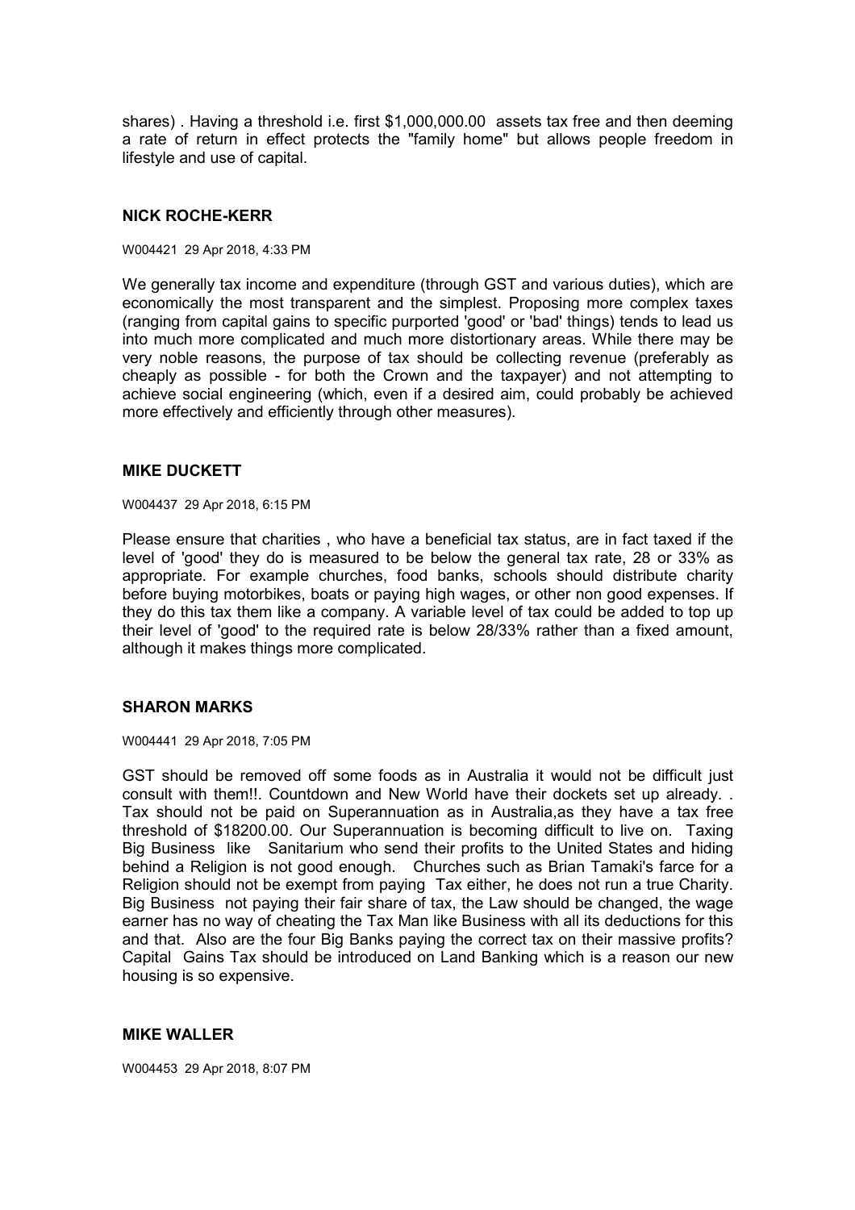shares) . Having a threshold i.e. first $1,000,000.00 assets tax free and then deeming a rate of return in effect protects the "family home" but allows people freedom in lifestyle and use of capital.

### NICK ROCHE-KERR

W004421 29 Apr 2018, 4:33 PM

We generally tax income and expenditure (through GST and various duties), which are economically the most transparent and the simplest. Proposing more complex taxes (ranging from capital gains to specific purported 'good' or 'bad' things) tends to lead us into much more complicated and much more distortionary areas. While there may be very noble reasons, the purpose of tax should be collecting revenue (preferably as cheaply as possible - for both the Crown and the taxpayer) and not attempting to achieve social engineering (which, even if a desired aim, could probably be achieved more effectively and efficiently through other measures).

### MIKE DUCKETT

W004437 29 Apr 2018, 6:15 PM

Please ensure that charities , who have a beneficial tax status, are in fact taxed if the level of 'good' they do is measured to be below the general tax rate, 28 or 33% as appropriate. For example churches, food banks, schools should distribute charity before buying motorbikes, boats or paying high wages, or other non good expenses. If they do this tax them like a company. A variable level of tax could be added to top up their level of 'good' to the required rate is below 28/33% rather than a fixed amount, although it makes things more complicated.

### SHARON MARKS

W004441 29 Apr 2018, 7:05 PM

GST should be removed off some foods as in Australia it would not be difficult just consult with them!!. Countdown and New World have their dockets set up already. . Tax should not be paid on Superannuation as in Australia,as they have a tax free threshold of $18200.00. Our Superannuation is becoming difficult to live on. Taxing Big Business like Sanitarium who send their profits to the United States and hiding behind a Religion is not good enough. Churches such as Brian Tamaki's farce for a Religion should not be exempt from paying Tax either, he does not run a true Charity. Big Business not paying their fair share of tax, the Law should be changed, the wage earner has no way of cheating the Tax Man like Business with all its deductions for this and that. Also are the four Big Banks paying the correct tax on their massive profits? Capital Gains Tax should be introduced on Land Banking which is a reason our new housing is so expensive.

### MIKE WALLER

W004453 29 Apr 2018, 8:07 PM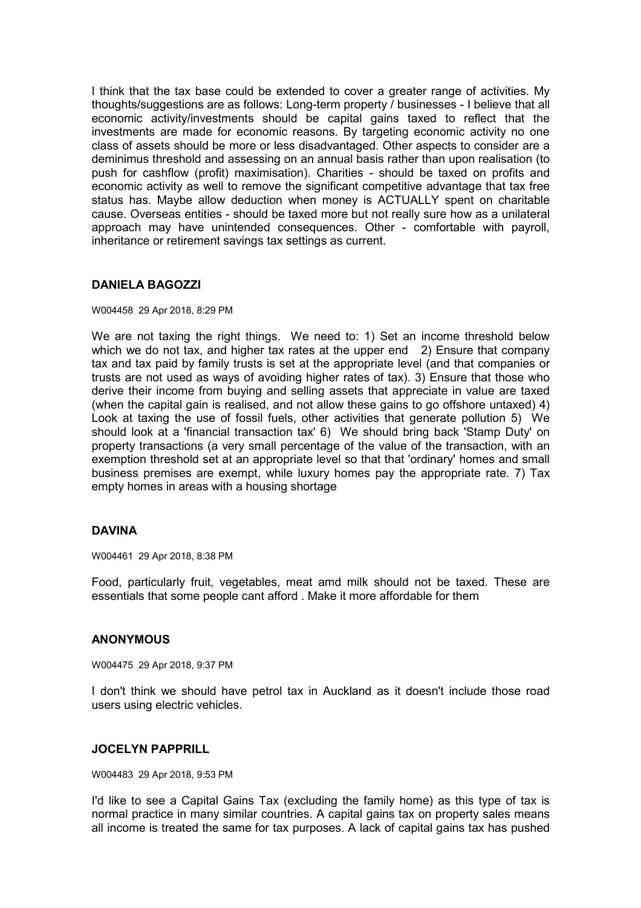I think that the tax base could be extended to cover a greater range of activities. My thoughts/suggestions are as follows: Long-term property / businesses - I believe that all economic activity/investments should be capital gains taxed to reflect that the investments are made for economic reasons. By targeting economic activity no one class of assets should be more or less disadvantaged. Other aspects to consider are a deminimus threshold and assessing on an annual basis rather than upon realisation (to push for cashflow (profit) maximisation). Charities - should be taxed on profits and economic activity as well to remove the significant competitive advantage that tax free status has. Maybe allow deduction when money is ACTUALLY spent on charitable cause. Overseas entities - should be taxed more but not really sure how as a unilateral approach may have unintended consequences. Other - comfortable with payroll, inheritance or retirement savings tax settings as current.

### DANIELA BAGOZZI

W004458 29 Apr 2018, 8:29 PM

We are not taxing the right things. We need to: 1) Set an income threshold below which we do not tax, and higher tax rates at the upper end 2) Ensure that company tax and tax paid by family trusts is set at the appropriate level (and that companies or trusts are not used as ways of avoiding higher rates of tax). 3) Ensure that those who derive their income from buying and selling assets that appreciate in value are taxed (when the capital gain is realised, and not allow these gains to go offshore untaxed) 4) Look at taxing the use of fossil fuels, other activities that generate pollution 5) We should look at a 'financial transaction tax' 6) We should bring back 'Stamp Duty' on property transactions (a very small percentage of the value of the transaction, with an exemption threshold set at an appropriate level so that that 'ordinary' homes and small business premises are exempt, while luxury homes pay the appropriate rate. 7) Tax empty homes in areas with a housing shortage

### DAVINA

W004461 29 Apr 2018, 8:38 PM

Food, particularly fruit, vegetables, meat amd milk should not be taxed. These are essentials that some people cant afford . Make it more affordable for them

### ANONYMOUS

W004475 29 Apr 2018, 9:37 PM

I don't think we should have petrol tax in Auckland as it doesn't include those road users using electric vehicles.

### JOCELYN PAPPRILL

W004483 29 Apr 2018, 9:53 PM

I'd like to see a Capital Gains Tax (excluding the family home) as this type of tax is normal practice in many similar countries. A capital gains tax on property sales means all income is treated the same for tax purposes. A lack of capital gains tax has pushed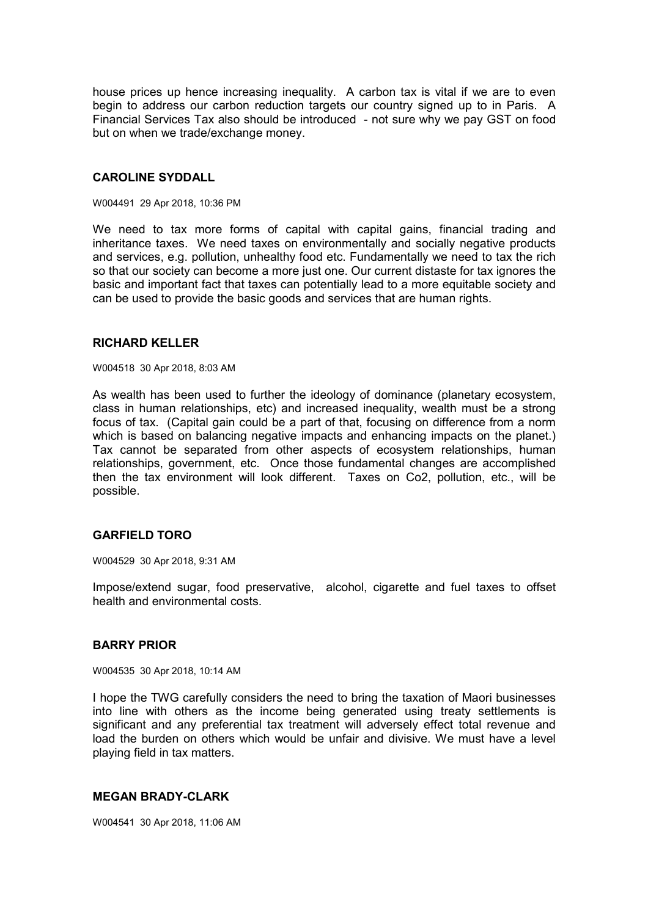house prices up hence increasing inequality. A carbon tax is vital if we are to even begin to address our carbon reduction targets our country signed up to in Paris. A Financial Services Tax also should be introduced - not sure why we pay GST on food but on when we trade/exchange money.

### CAROLINE SYDDALL

W004491 29 Apr 2018, 10:36 PM

We need to tax more forms of capital with capital gains, financial trading and inheritance taxes. We need taxes on environmentally and socially negative products and services, e.g. pollution, unhealthy food etc. Fundamentally we need to tax the rich so that our society can become a more just one. Our current distaste for tax ignores the basic and important fact that taxes can potentially lead to a more equitable society and can be used to provide the basic goods and services that are human rights.

### RICHARD KELLER

W004518 30 Apr 2018, 8:03 AM

As wealth has been used to further the ideology of dominance (planetary ecosystem, class in human relationships, etc) and increased inequality, wealth must be a strong focus of tax. (Capital gain could be a part of that, focusing on difference from a norm which is based on balancing negative impacts and enhancing impacts on the planet.) Tax cannot be separated from other aspects of ecosystem relationships, human relationships, government, etc. Once those fundamental changes are accomplished then the tax environment will look different. Taxes on Co2, pollution, etc., will be possible.

### GARFIELD TORO

W004529 30 Apr 2018, 9:31 AM

Impose/extend sugar, food preservative, alcohol, cigarette and fuel taxes to offset health and environmental costs.

### BARRY PRIOR

W004535 30 Apr 2018, 10:14 AM

I hope the TWG carefully considers the need to bring the taxation of Maori businesses into line with others as the income being generated using treaty settlements is significant and any preferential tax treatment will adversely effect total revenue and load the burden on others which would be unfair and divisive. We must have a level playing field in tax matters.

### MEGAN BRADY-CLARK

W004541 30 Apr 2018, 11:06 AM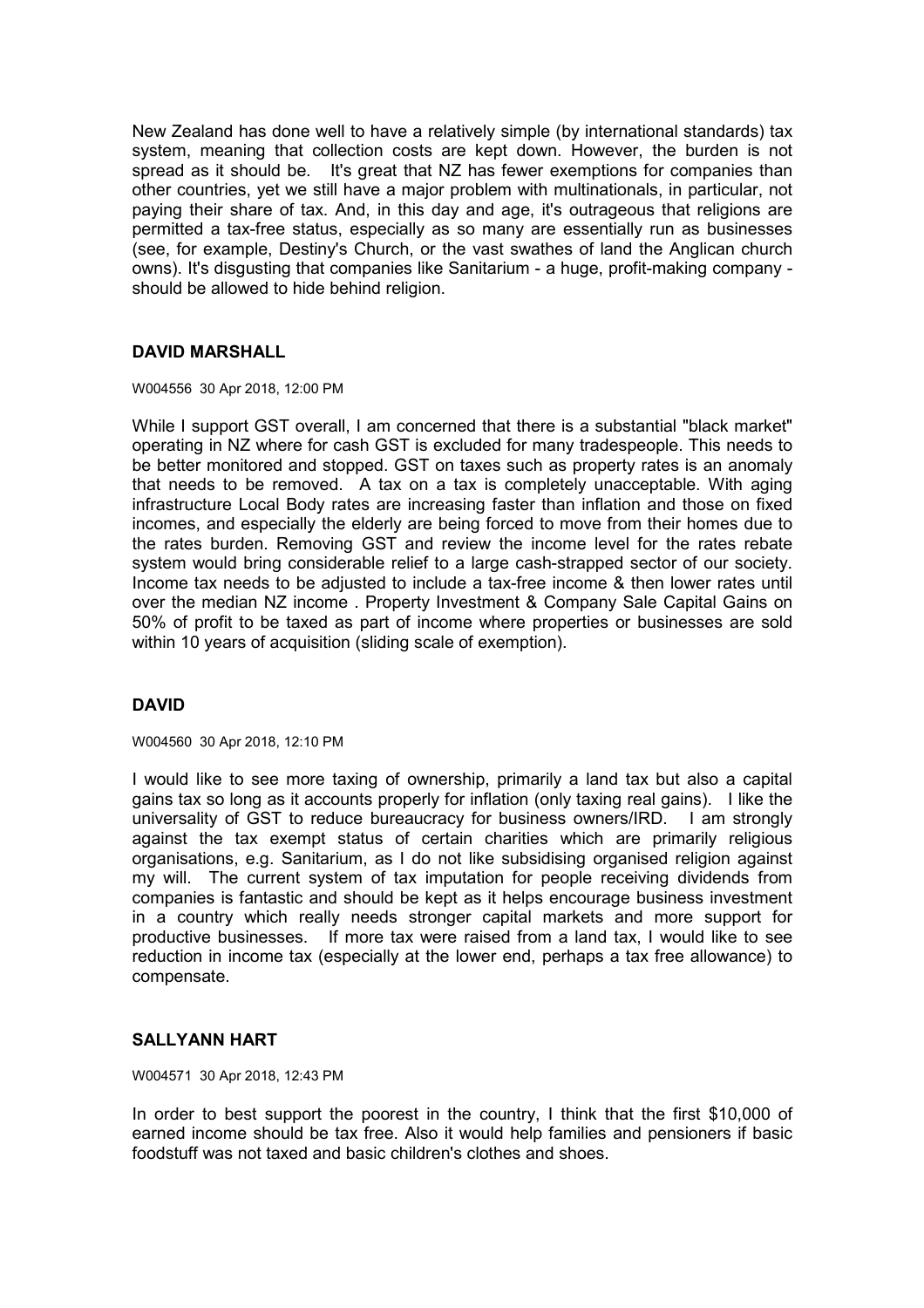New Zealand has done well to have a relatively simple (by international standards) tax system, meaning that collection costs are kept down. However, the burden is not spread as it should be. It's great that NZ has fewer exemptions for companies than other countries, yet we still have a major problem with multinationals, in particular, not paying their share of tax. And, in this day and age, it's outrageous that religions are permitted a tax-free status, especially as so many are essentially run as businesses (see, for example, Destiny's Church, or the vast swathes of land the Anglican church owns). It's disgusting that companies like Sanitarium - a huge, profit-making company - should be allowed to hide behind religion.

### DAVID MARSHALL

W004556 30 Apr 2018, 12:00 PM

While I support GST overall, I am concerned that there is a substantial "black market" operating in NZ where for cash GST is excluded for many tradespeople. This needs to be better monitored and stopped. GST on taxes such as property rates is an anomaly that needs to be removed. A tax on a tax is completely unacceptable. With aging infrastructure Local Body rates are increasing faster than inflation and those on fixed incomes, and especially the elderly are being forced to move from their homes due to the rates burden. Removing GST and review the income level for the rates rebate system would bring considerable relief to a large cash-strapped sector of our society. Income tax needs to be adjusted to include a tax-free income & then lower rates until over the median NZ income . Property Investment & Company Sale Capital Gains on 50% of profit to be taxed as part of income where properties or businesses are sold within 10 years of acquisition (sliding scale of exemption).

### DAVID

W004560 30 Apr 2018, 12:10 PM

I would like to see more taxing of ownership, primarily a land tax but also a capital gains tax so long as it accounts properly for inflation (only taxing real gains). I like the universality of GST to reduce bureaucracy for business owners/IRD. I am strongly against the tax exempt status of certain charities which are primarily religious organisations, e.g. Sanitarium, as I do not like subsidising organised religion against my will. The current system of tax imputation for people receiving dividends from companies is fantastic and should be kept as it helps encourage business investment in a country which really needs stronger capital markets and more support for productive businesses. If more tax were raised from a land tax, I would like to see reduction in income tax (especially at the lower end, perhaps a tax free allowance) to compensate.

### SALLYANN HART

W004571 30 Apr 2018, 12:43 PM

In order to best support the poorest in the country, I think that the first $10,000 of earned income should be tax free. Also it would help families and pensioners if basic foodstuff was not taxed and basic children's clothes and shoes.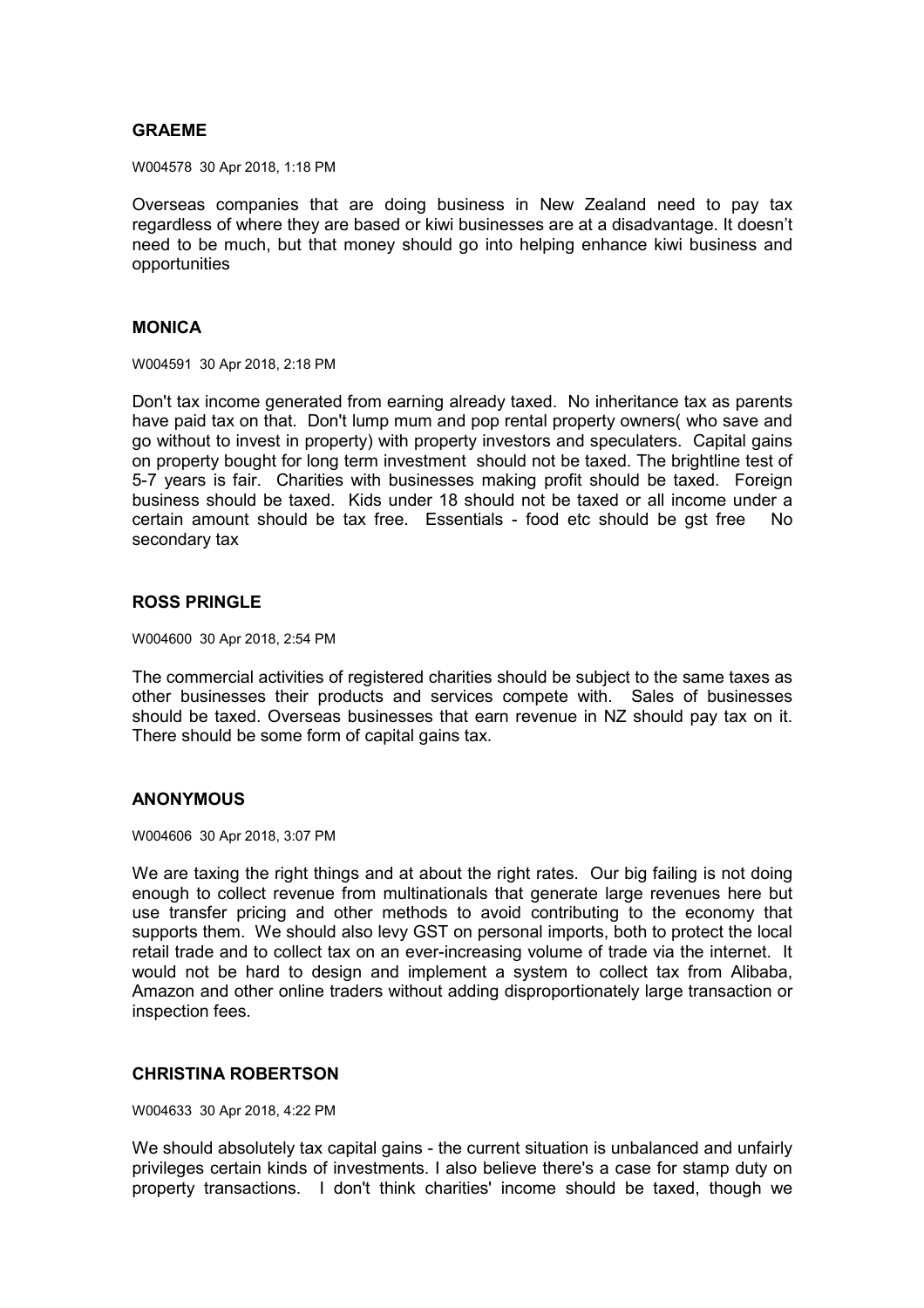**GRAEME**

W004578 30 Apr 2018, 1:18 PM

Overseas companies that are doing business in New Zealand need to pay tax regardless of where they are based or kiwi businesses are at a disadvantage. It doesn't need to be much, but that money should go into helping enhance kiwi business and opportunities

**MONICA**

W004591 30 Apr 2018, 2:18 PM

Don't tax income generated from earning already taxed. No inheritance tax as parents have paid tax on that. Don't lump mum and pop rental property owners( who save and go without to invest in property) with property investors and speculaters. Capital gains on property bought for long term investment should not be taxed. The brightline test of 5-7 years is fair. Charities with businesses making profit should be taxed. Foreign business should be taxed. Kids under 18 should not be taxed or all income under a certain amount should be tax free. Essentials - food etc should be gst free No secondary tax

**ROSS PRINGLE**

W004600 30 Apr 2018, 2:54 PM

The commercial activities of registered charities should be subject to the same taxes as other businesses their products and services compete with. Sales of businesses should be taxed. Overseas businesses that earn revenue in NZ should pay tax on it. There should be some form of capital gains tax.

**ANONYMOUS**

W004606 30 Apr 2018, 3:07 PM

We are taxing the right things and at about the right rates. Our big failing is not doing enough to collect revenue from multinationals that generate large revenues here but use transfer pricing and other methods to avoid contributing to the economy that supports them. We should also levy GST on personal imports, both to protect the local retail trade and to collect tax on an ever-increasing volume of trade via the internet. It would not be hard to design and implement a system to collect tax from Alibaba, Amazon and other online traders without adding disproportionately large transaction or inspection fees.

**CHRISTINA ROBERTSON**

W004633 30 Apr 2018, 4:22 PM

We should absolutely tax capital gains - the current situation is unbalanced and unfairly privileges certain kinds of investments. I also believe there's a case for stamp duty on property transactions. I don't think charities' income should be taxed, though we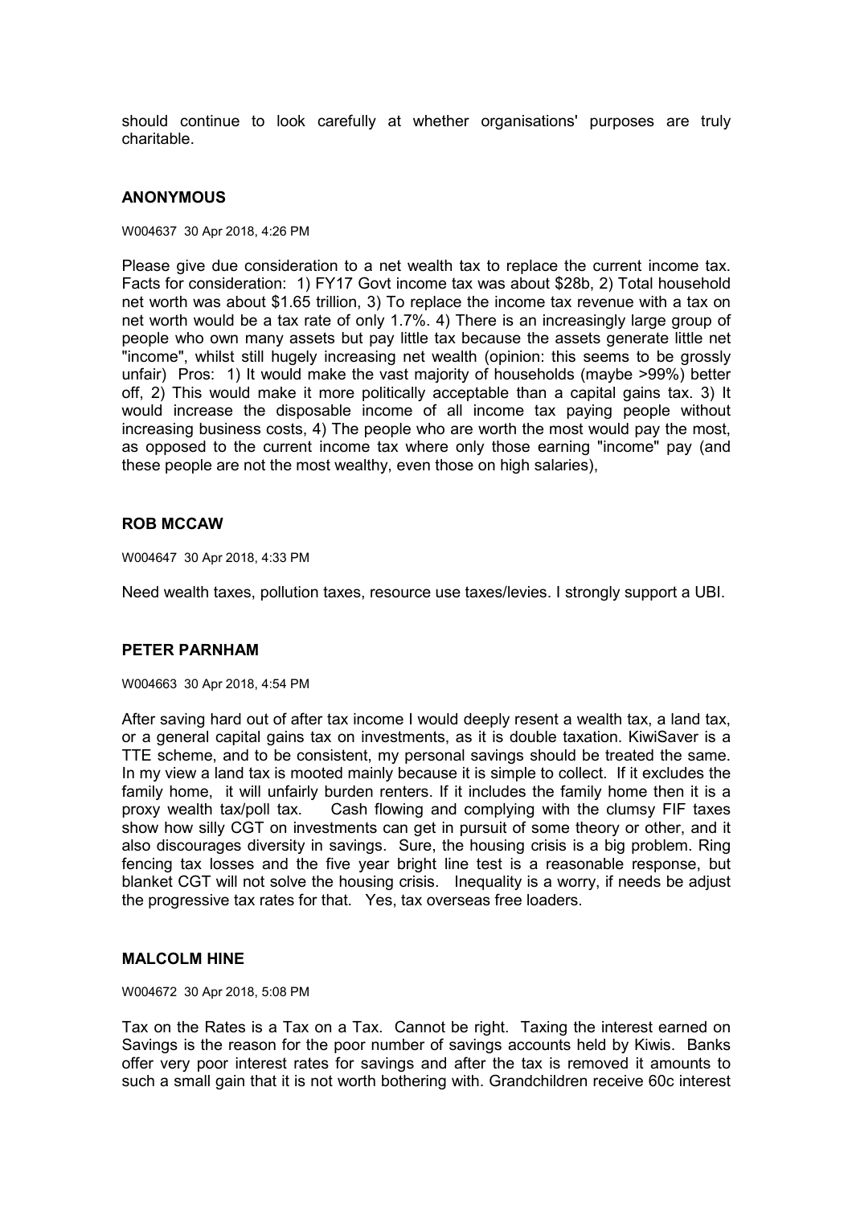should continue to look carefully at whether organisations' purposes are truly charitable.

### ANONYMOUS

W004637 30 Apr 2018, 4:26 PM

Please give due consideration to a net wealth tax to replace the current income tax. Facts for consideration: 1) FY17 Govt income tax was about $28b, 2) Total household net worth was about $1.65 trillion, 3) To replace the income tax revenue with a tax on net worth would be a tax rate of only 1.7%. 4) There is an increasingly large group of people who own many assets but pay little tax because the assets generate little net "income", whilst still hugely increasing net wealth (opinion: this seems to be grossly unfair) Pros: 1) It would make the vast majority of households (maybe >99%) better off, 2) This would make it more politically acceptable than a capital gains tax. 3) It would increase the disposable income of all income tax paying people without increasing business costs, 4) The people who are worth the most would pay the most, as opposed to the current income tax where only those earning "income" pay (and these people are not the most wealthy, even those on high salaries),

### ROB MCCAW

W004647 30 Apr 2018, 4:33 PM

Need wealth taxes, pollution taxes, resource use taxes/levies. I strongly support a UBI.

### PETER PARNHAM

W004663 30 Apr 2018, 4:54 PM

After saving hard out of after tax income I would deeply resent a wealth tax, a land tax, or a general capital gains tax on investments, as it is double taxation. KiwiSaver is a TTE scheme, and to be consistent, my personal savings should be treated the same. In my view a land tax is mooted mainly because it is simple to collect. If it excludes the family home, it will unfairly burden renters. If it includes the family home then it is a proxy wealth tax/poll tax. Cash flowing and complying with the clumsy FIF taxes show how silly CGT on investments can get in pursuit of some theory or other, and it also discourages diversity in savings. Sure, the housing crisis is a big problem. Ring fencing tax losses and the five year bright line test is a reasonable response, but blanket CGT will not solve the housing crisis. Inequality is a worry, if needs be adjust the progressive tax rates for that. Yes, tax overseas free loaders.

### MALCOLM HINE

W004672 30 Apr 2018, 5:08 PM

Tax on the Rates is a Tax on a Tax. Cannot be right. Taxing the interest earned on Savings is the reason for the poor number of savings accounts held by Kiwis. Banks offer very poor interest rates for savings and after the tax is removed it amounts to such a small gain that it is not worth bothering with. Grandchildren receive 60c interest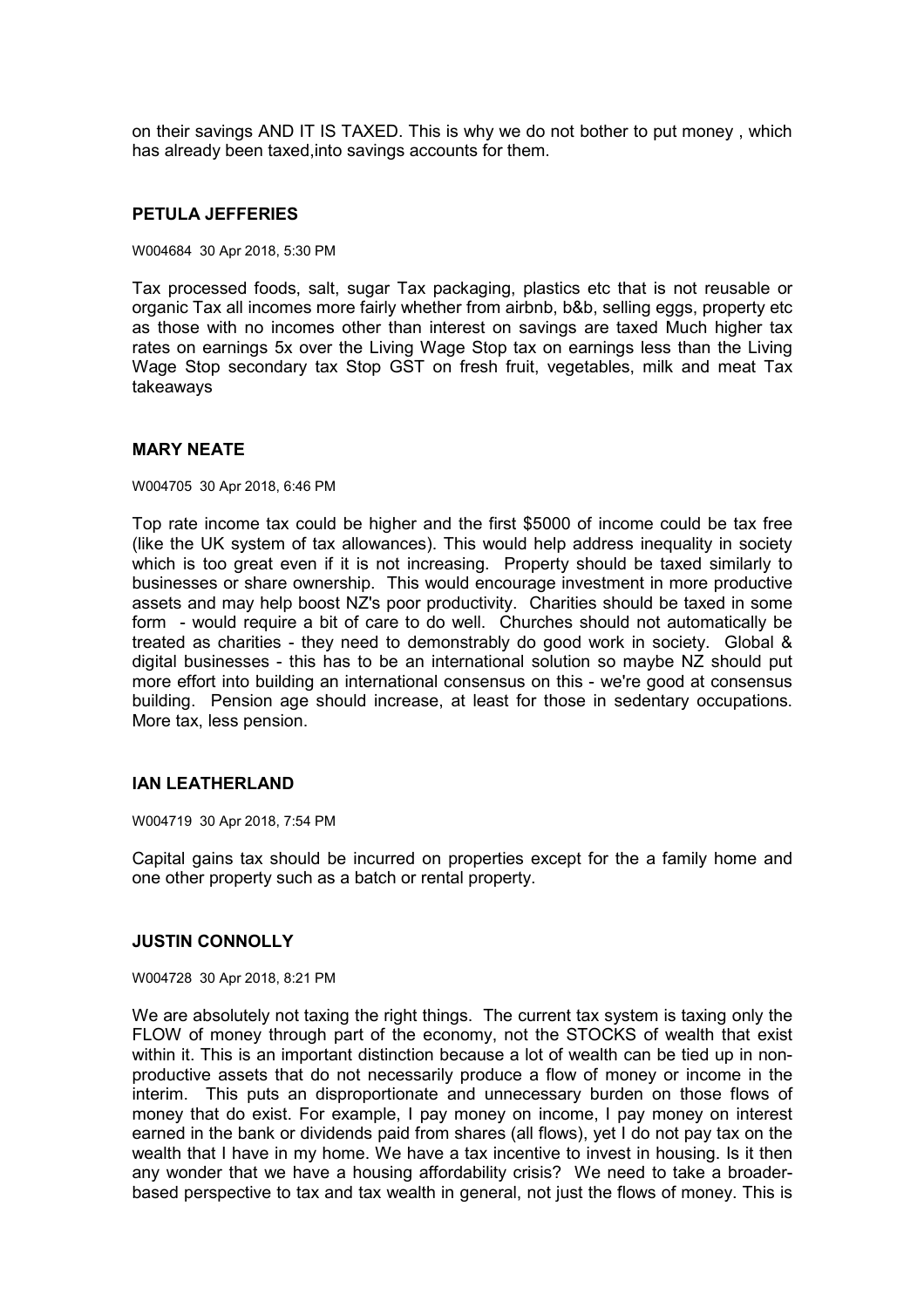on their savings AND IT IS TAXED. This is why we do not bother to put money , which has already been taxed,into savings accounts for them.

**PETULA JEFFERIES**

W004684 30 Apr 2018, 5:30 PM

Tax processed foods, salt, sugar Tax packaging, plastics etc that is not reusable or organic Tax all incomes more fairly whether from airbnb, b&b, selling eggs, property etc as those with no incomes other than interest on savings are taxed Much higher tax rates on earnings 5x over the Living Wage Stop tax on earnings less than the Living Wage Stop secondary tax Stop GST on fresh fruit, vegetables, milk and meat Tax takeaways

**MARY NEATE**

W004705 30 Apr 2018, 6:46 PM

Top rate income tax could be higher and the first $5000 of income could be tax free (like the UK system of tax allowances). This would help address inequality in society which is too great even if it is not increasing. Property should be taxed similarly to businesses or share ownership. This would encourage investment in more productive assets and may help boost NZ's poor productivity. Charities should be taxed in some form - would require a bit of care to do well. Churches should not automatically be treated as charities - they need to demonstrably do good work in society. Global & digital businesses - this has to be an international solution so maybe NZ should put more effort into building an international consensus on this - we're good at consensus building. Pension age should increase, at least for those in sedentary occupations. More tax, less pension.

**IAN LEATHERLAND**

W004719 30 Apr 2018, 7:54 PM

Capital gains tax should be incurred on properties except for the a family home and one other property such as a batch or rental property.

**JUSTIN CONNOLLY**

W004728 30 Apr 2018, 8:21 PM

We are absolutely not taxing the right things. The current tax system is taxing only the FLOW of money through part of the economy, not the STOCKS of wealth that exist within it. This is an important distinction because a lot of wealth can be tied up in non-productive assets that do not necessarily produce a flow of money or income in the interim. This puts an disproportionate and unnecessary burden on those flows of money that do exist. For example, I pay money on income, I pay money on interest earned in the bank or dividends paid from shares (all flows), yet I do not pay tax on the wealth that I have in my home. We have a tax incentive to invest in housing. Is it then any wonder that we have a housing affordability crisis? We need to take a broader-based perspective to tax and tax wealth in general, not just the flows of money. This is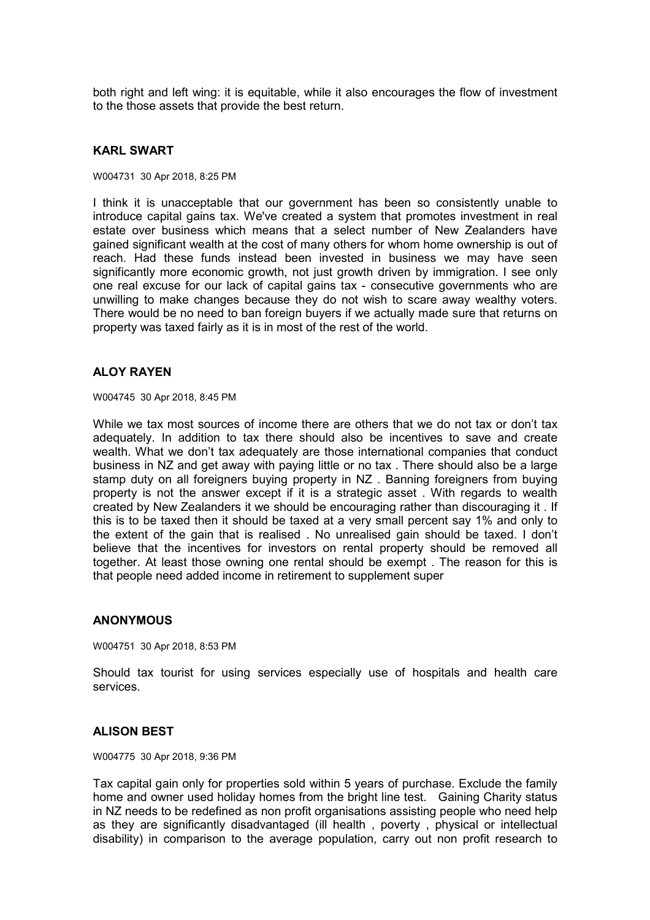both right and left wing: it is equitable, while it also encourages the flow of investment to the those assets that provide the best return.

### KARL SWART

W004731 30 Apr 2018, 8:25 PM

I think it is unacceptable that our government has been so consistently unable to introduce capital gains tax. We've created a system that promotes investment in real estate over business which means that a select number of New Zealanders have gained significant wealth at the cost of many others for whom home ownership is out of reach. Had these funds instead been invested in business we may have seen significantly more economic growth, not just growth driven by immigration. I see only one real excuse for our lack of capital gains tax - consecutive governments who are unwilling to make changes because they do not wish to scare away wealthy voters. There would be no need to ban foreign buyers if we actually made sure that returns on property was taxed fairly as it is in most of the rest of the world.

### ALOY RAYEN

W004745 30 Apr 2018, 8:45 PM

While we tax most sources of income there are others that we do not tax or don't tax adequately. In addition to tax there should also be incentives to save and create wealth. What we don't tax adequately are those international companies that conduct business in NZ and get away with paying little or no tax . There should also be a large stamp duty on all foreigners buying property in NZ . Banning foreigners from buying property is not the answer except if it is a strategic asset . With regards to wealth created by New Zealanders it we should be encouraging rather than discouraging it . If this is to be taxed then it should be taxed at a very small percent say 1% and only to the extent of the gain that is realised . No unrealised gain should be taxed. I don't believe that the incentives for investors on rental property should be removed all together. At least those owning one rental should be exempt . The reason for this is that people need added income in retirement to supplement super

### ANONYMOUS

W004751 30 Apr 2018, 8:53 PM

Should tax tourist for using services especially use of hospitals and health care services.

### ALISON BEST

W004775 30 Apr 2018, 9:36 PM

Tax capital gain only for properties sold within 5 years of purchase. Exclude the family home and owner used holiday homes from the bright line test. Gaining Charity status in NZ needs to be redefined as non profit organisations assisting people who need help as they are significantly disadvantaged (ill health , poverty , physical or intellectual disability) in comparison to the average population, carry out non profit research to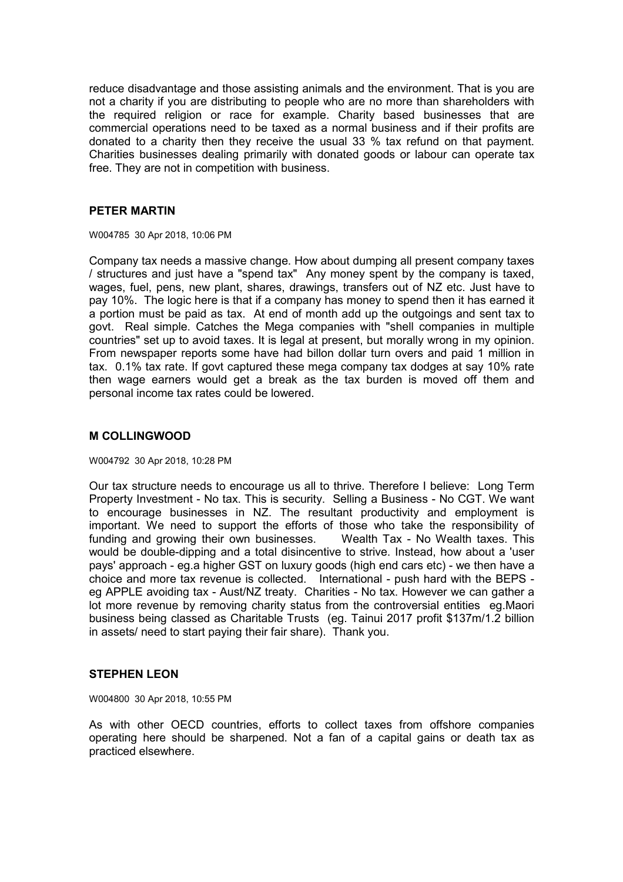reduce disadvantage and those assisting animals and the environment. That is you are not a charity if you are distributing to people who are no more than shareholders with the required religion or race for example. Charity based businesses that are commercial operations need to be taxed as a normal business and if their profits are donated to a charity then they receive the usual 33 % tax refund on that payment. Charities businesses dealing primarily with donated goods or labour can operate tax free. They are not in competition with business.

### PETER MARTIN

W004785 30 Apr 2018, 10:06 PM

Company tax needs a massive change. How about dumping all present company taxes / structures and just have a "spend tax" Any money spent by the company is taxed, wages, fuel, pens, new plant, shares, drawings, transfers out of NZ etc. Just have to pay 10%. The logic here is that if a company has money to spend then it has earned it a portion must be paid as tax. At end of month add up the outgoings and sent tax to govt. Real simple. Catches the Mega companies with "shell companies in multiple countries" set up to avoid taxes. It is legal at present, but morally wrong in my opinion. From newspaper reports some have had billon dollar turn overs and paid 1 million in tax. 0.1% tax rate. If govt captured these mega company tax dodges at say 10% rate then wage earners would get a break as the tax burden is moved off them and personal income tax rates could be lowered.

### M COLLINGWOOD

W004792 30 Apr 2018, 10:28 PM

Our tax structure needs to encourage us all to thrive. Therefore I believe: Long Term Property Investment - No tax. This is security. Selling a Business - No CGT. We want to encourage businesses in NZ. The resultant productivity and employment is important. We need to support the efforts of those who take the responsibility of funding and growing their own businesses. Wealth Tax - No Wealth taxes. This would be double-dipping and a total disincentive to strive. Instead, how about a 'user pays' approach - eg.a higher GST on luxury goods (high end cars etc) - we then have a choice and more tax revenue is collected. International - push hard with the BEPS - eg APPLE avoiding tax - Aust/NZ treaty. Charities - No tax. However we can gather a lot more revenue by removing charity status from the controversial entities eg.Maori business being classed as Charitable Trusts (eg. Tainui 2017 profit $137m/1.2 billion in assets/ need to start paying their fair share). Thank you.

### STEPHEN LEON

W004800 30 Apr 2018, 10:55 PM

As with other OECD countries, efforts to collect taxes from offshore companies operating here should be sharpened. Not a fan of a capital gains or death tax as practiced elsewhere.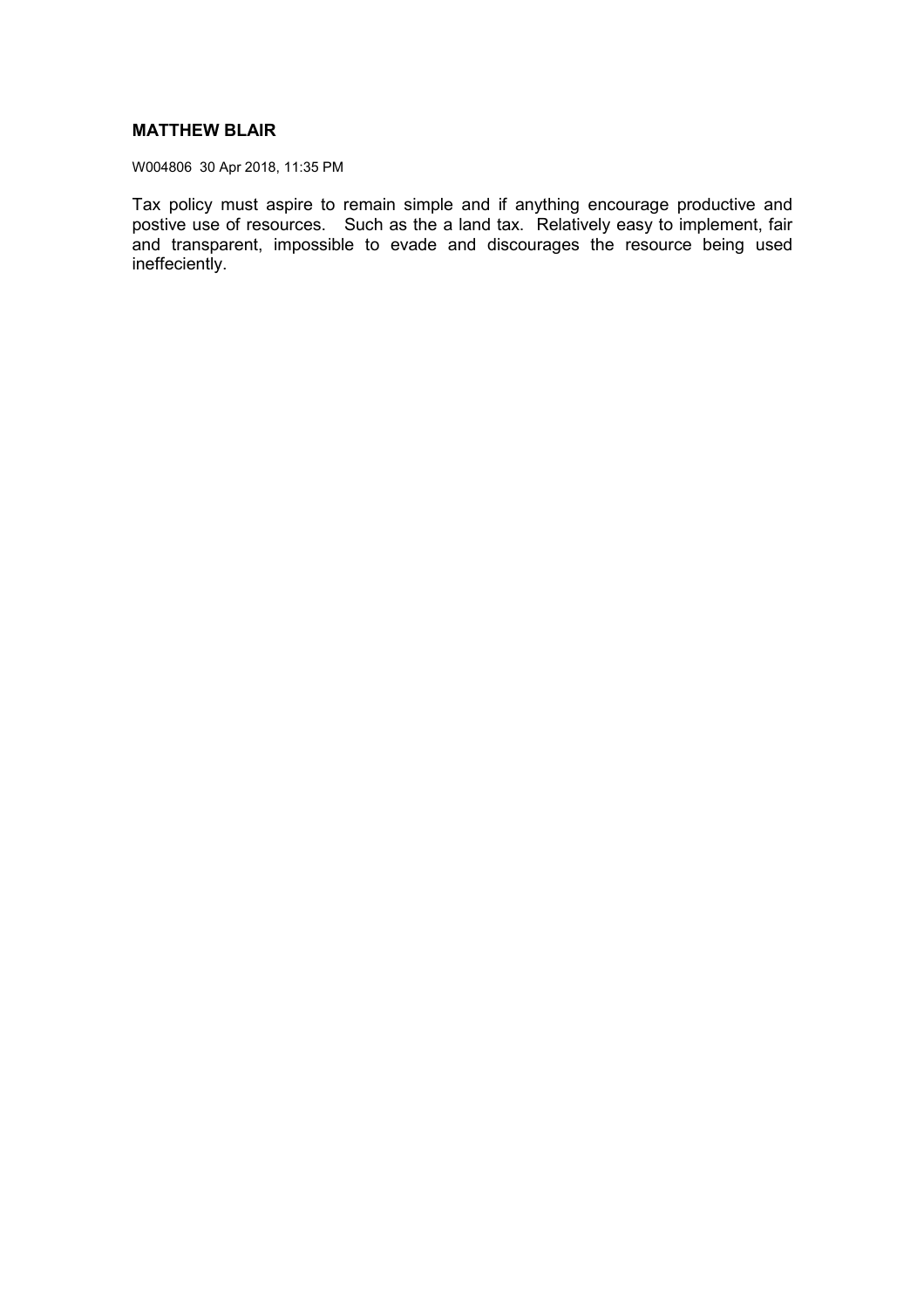**MATTHEW BLAIR**

W004806 30 Apr 2018, 11:35 PM

Tax policy must aspire to remain simple and if anything encourage productive and postive use of resources. Such as the a land tax. Relatively easy to implement, fair and transparent, impossible to evade and discourages the resource being used ineffeciently.